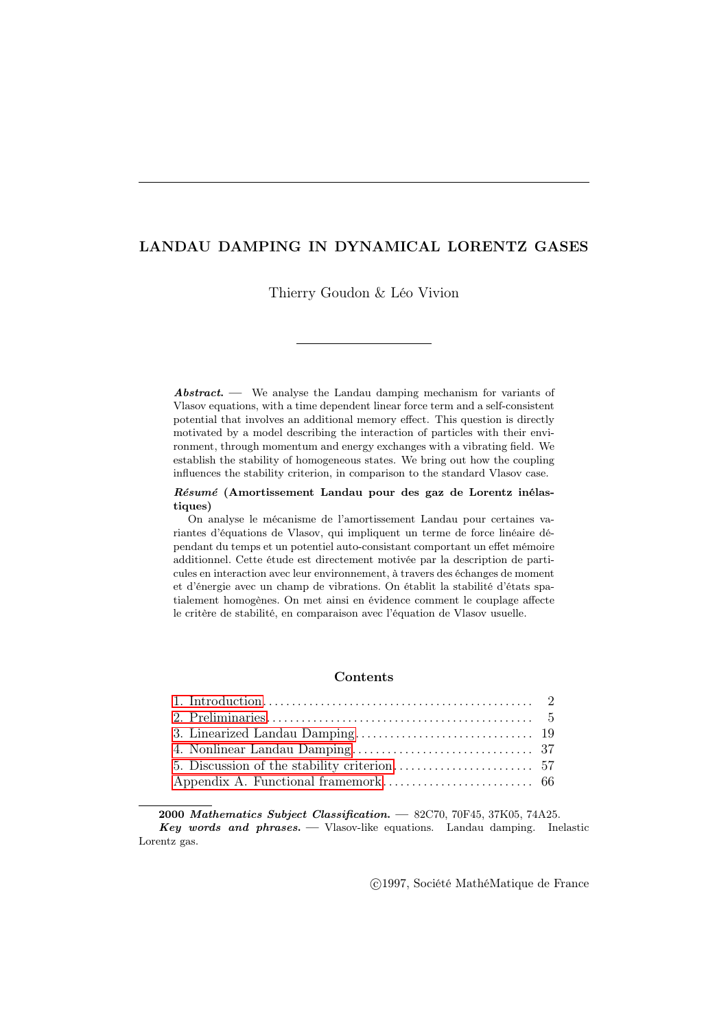# LANDAU DAMPING IN DYNAMICAL LORENTZ GASES

Thierry Goudon & Léo Vivion

***Abstract.*** — We analyse the Landau damping mechanism for variants of Vlasov equations, with a time dependent linear force term and a self-consistent potential that involves an additional memory effect. This question is directly motivated by a model describing the interaction of particles with their environment, through momentum and energy exchanges with a vibrating field. We establish the stability of homogeneous states. We bring out how the coupling influences the stability criterion, in comparison to the standard Vlasov case.

***Résumé*** **(Amortissement Landau pour des gaz de Lorentz inélastiques)**

On analyse le mécanisme de l'amortissement Landau pour certaines variantes d'équations de Vlasov, qui impliquent un terme de force linéaire dépendant du temps et un potentiel auto-consistant comportant un effet mémoire additionnel. Cette étude est directement motivée par la description de particules en interaction avec leur environnement, à travers des échanges de moment et d'énergie avec un champ de vibrations. On établit la stabilité d'états spatialement homogènes. On met ainsi en évidence comment le couplage affecte le critère de stabilité, en comparaison avec l'équation de Vlasov usuelle.

## Contents

1. Introduction .............................................. 2
2. Preliminaries .............................................. 5
3. Linearized Landau Damping .............................................. 19
4. Nonlinear Landau Damping .............................................. 37
5. Discussion of the stability criterion .............................................. 57

Appendix A. Functional framemork .............................................. 66

**2000** ***Mathematics Subject Classification.*** — 82C70, 70F45, 37K05, 74A25.

***Key words and phrases.*** — Vlasov-like equations. Landau damping. Inelastic Lorentz gas.

©1997, Société MathéMatique de France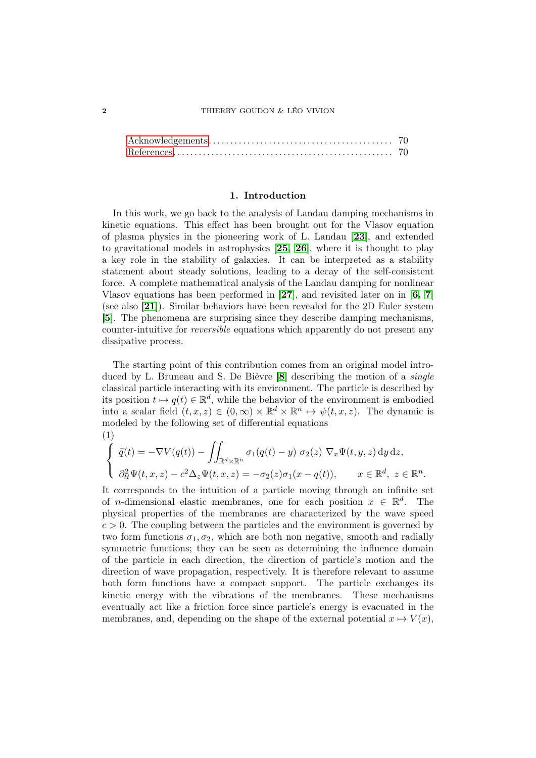Acknowledgements . . . . . . . . . . . . . . . . . . . . . . . . . . . . . . . . . . . . . . . . . . 70
References . . . . . . . . . . . . . . . . . . . . . . . . . . . . . . . . . . . . . . . . . . . . . . . . 70

## 1. Introduction

In this work, we go back to the analysis of Landau damping mechanisms in kinetic equations. This effect has been brought out for the Vlasov equation of plasma physics in the pioneering work of L. Landau [**23**], and extended to gravitational models in astrophysics [**25, 26**], where it is thought to play a key role in the stability of galaxies. It can be interpreted as a stability statement about steady solutions, leading to a decay of the self-consistent force. A complete mathematical analysis of the Landau damping for nonlinear Vlasov equations has been performed in [**27**], and revisited later on in [**6, 7**] (see also [**21**]). Similar behaviors have been revealed for the 2D Euler system [**5**]. The phenomena are surprising since they describe damping mechanisms, counter-intuitive for *reversible* equations which apparently do not present any dissipative process.

The starting point of this contribution comes from an original model introduced by L. Bruneau and S. De Bièvre [**8**] describing the motion of a *single* classical particle interacting with its environment. The particle is described by its position $t \mapsto q(t) \in \mathbb{R}^d$, while the behavior of the environment is embodied into a scalar field $(t, x, z) \in (0, \infty) \times \mathbb{R}^d \times \mathbb{R}^n \mapsto \psi(t, x, z)$. The dynamic is modeled by the following set of differential equations

$$
(1) \quad \left\{ \begin{array}{l} \ddot{q}(t) = -\nabla V(q(t)) - \displaystyle\iint_{\mathbb{R}^d \times \mathbb{R}^n} \sigma_1(q(t) - y)\ \sigma_2(z)\ \nabla_x \Psi(t, y, z) \,\mathrm{d}y \,\mathrm{d}z, \\ \partial^2_{tt} \Psi(t, x, z) - c^2 \Delta_z \Psi(t, x, z) = -\sigma_2(z) \sigma_1(x - q(t)), \qquad x \in \mathbb{R}^d,\ z \in \mathbb{R}^n. \end{array} \right.
$$

It corresponds to the intuition of a particle moving through an infinite set of $n$-dimensional elastic membranes, one for each position $x \in \mathbb{R}^d$. The physical properties of the membranes are characterized by the wave speed $c > 0$. The coupling between the particles and the environment is governed by two form functions $\sigma_1, \sigma_2$, which are both non negative, smooth and radially symmetric functions; they can be seen as determining the influence domain of the particle in each direction, the direction of particle's motion and the direction of wave propagation, respectively. It is therefore relevant to assume both form functions have a compact support. The particle exchanges its kinetic energy with the vibrations of the membranes. These mechanisms eventually act like a friction force since particle's energy is evacuated in the membranes, and, depending on the shape of the external potential $x \mapsto V(x)$,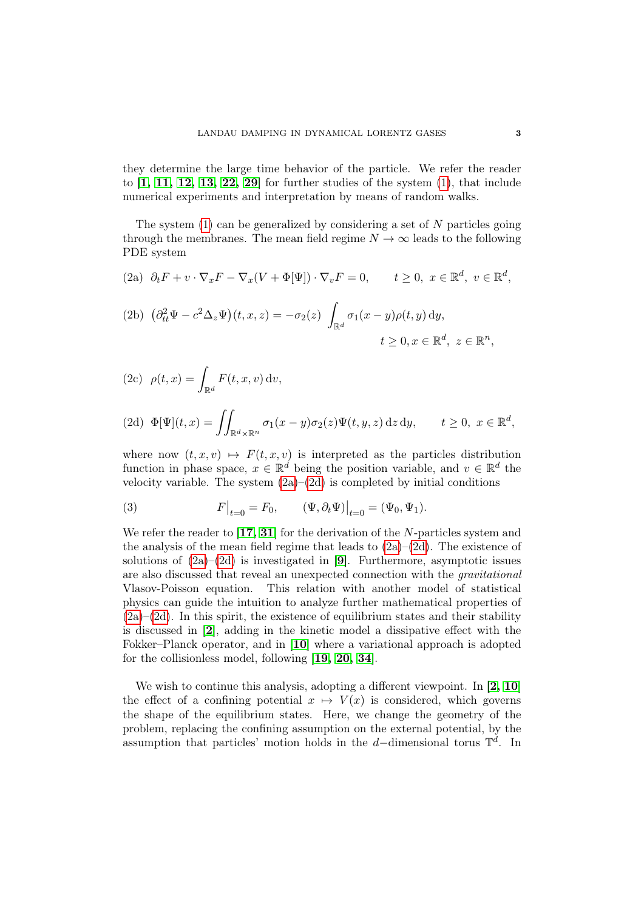they determine the large time behavior of the particle. We refer the reader to [1, 11, 12, 13, 22, 29] for further studies of the system (1), that include numerical experiments and interpretation by means of random walks.

The system (1) can be generalized by considering a set of $N$ particles going through the membranes. The mean field regime $N \to \infty$ leads to the following PDE system

$$\text{(2a)} \quad \partial_t F + v \cdot \nabla_x F - \nabla_x (V + \Phi[\Psi]) \cdot \nabla_v F = 0, \qquad t \geq 0,\ x \in \mathbb{R}^d,\ v \in \mathbb{R}^d,$$

$$\text{(2b)} \quad \left(\partial^2_{tt} \Psi - c^2 \Delta_z \Psi\right)(t, x, z) = -\sigma_2(z) \int_{\mathbb{R}^d} \sigma_1(x - y) \rho(t, y) \, \mathrm{d}y, \qquad t \geq 0, x \in \mathbb{R}^d,\ z \in \mathbb{R}^n,$$

$$\text{(2c)} \quad \rho(t, x) = \int_{\mathbb{R}^d} F(t, x, v) \, \mathrm{d}v,$$

$$\text{(2d)} \quad \Phi[\Psi](t, x) = \iint_{\mathbb{R}^d \times \mathbb{R}^n} \sigma_1(x - y) \sigma_2(z) \Psi(t, y, z) \, \mathrm{d}z \, \mathrm{d}y, \qquad t \geq 0,\ x \in \mathbb{R}^d,$$

where now $(t, x, v) \mapsto F(t, x, v)$ is interpreted as the particles distribution function in phase space, $x \in \mathbb{R}^d$ being the position variable, and $v \in \mathbb{R}^d$ the velocity variable. The system (2a)–(2d) is completed by initial conditions

$$\text{(3)} \qquad F\big|_{t=0} = F_0, \qquad (\Psi, \partial_t \Psi)\big|_{t=0} = (\Psi_0, \Psi_1).$$

We refer the reader to [17, 31] for the derivation of the $N$-particles system and the analysis of the mean field regime that leads to (2a)–(2d). The existence of solutions of (2a)–(2d) is investigated in [9]. Furthermore, asymptotic issues are also discussed that reveal an unexpected connection with the *gravitational* Vlasov-Poisson equation. This relation with another model of statistical physics can guide the intuition to analyze further mathematical properties of (2a)–(2d). In this spirit, the existence of equilibrium states and their stability is discussed in [2], adding in the kinetic model a dissipative effect with the Fokker–Planck operator, and in [10] where a variational approach is adopted for the collisionless model, following [19, 20, 34].

We wish to continue this analysis, adopting a different viewpoint. In [2, 10] the effect of a confining potential $x \mapsto V(x)$ is considered, which governs the shape of the equilibrium states. Here, we change the geometry of the problem, replacing the confining assumption on the external potential, by the assumption that particles' motion holds in the $d$−dimensional torus $\mathbb{T}^d$. In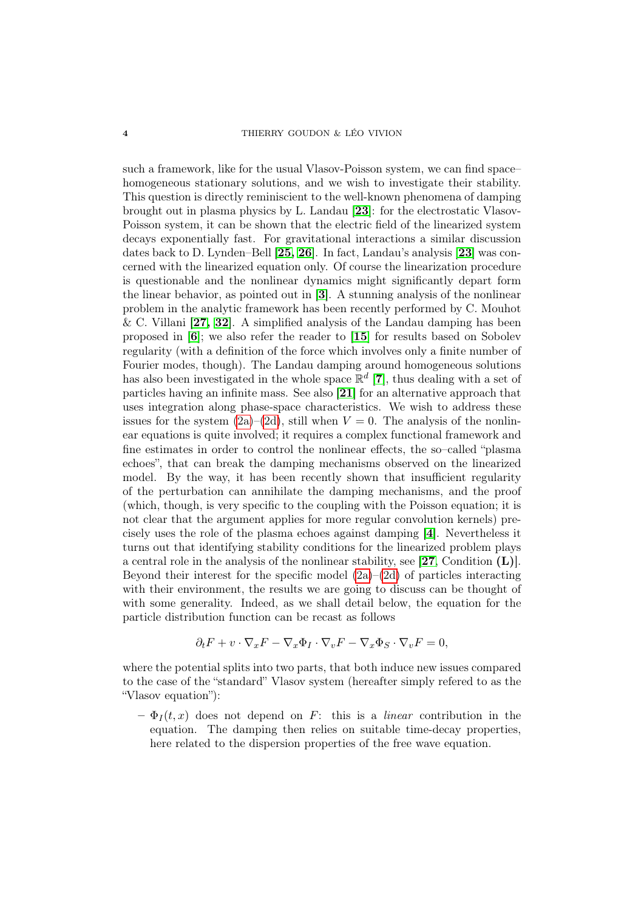such a framework, like for the usual Vlasov-Poisson system, we can find space–homogeneous stationary solutions, and we wish to investigate their stability. This question is directly reminiscient to the well-known phenomena of damping brought out in plasma physics by L. Landau [**23**]: for the electrostatic Vlasov-Poisson system, it can be shown that the electric field of the linearized system decays exponentially fast. For gravitational interactions a similar discussion dates back to D. Lynden–Bell [**25**, **26**]. In fact, Landau's analysis [**23**] was concerned with the linearized equation only. Of course the linearization procedure is questionable and the nonlinear dynamics might significantly depart form the linear behavior, as pointed out in [**3**]. A stunning analysis of the nonlinear problem in the analytic framework has been recently performed by C. Mouhot & C. Villani [**27**, **32**]. A simplified analysis of the Landau damping has been proposed in [**6**]; we also refer the reader to [**15**] for results based on Sobolev regularity (with a definition of the force which involves only a finite number of Fourier modes, though). The Landau damping around homogeneous solutions has also been investigated in the whole space $\mathbb{R}^d$ [**7**], thus dealing with a set of particles having an infinite mass. See also [**21**] for an alternative approach that uses integration along phase-space characteristics. We wish to address these issues for the system (2a)–(2d), still when $V = 0$. The analysis of the nonlinear equations is quite involved; it requires a complex functional framework and fine estimates in order to control the nonlinear effects, the so–called "plasma echoes", that can break the damping mechanisms observed on the linearized model. By the way, it has been recently shown that insufficient regularity of the perturbation can annihilate the damping mechanisms, and the proof (which, though, is very specific to the coupling with the Poisson equation; it is not clear that the argument applies for more regular convolution kernels) precisely uses the role of the plasma echoes against damping [**4**]. Nevertheless it turns out that identifying stability conditions for the linearized problem plays a central role in the analysis of the nonlinear stability, see [**27**, Condition **(L)**]. Beyond their interest for the specific model (2a)–(2d) of particles interacting with their environment, the results we are going to discuss can be thought of with some generality. Indeed, as we shall detail below, the equation for the particle distribution function can be recast as follows

$$\partial_t F + v \cdot \nabla_x F - \nabla_x \Phi_I \cdot \nabla_v F - \nabla_x \Phi_S \cdot \nabla_v F = 0,$$

where the potential splits into two parts, that both induce new issues compared to the case of the "standard" Vlasov system (hereafter simply refered to as the "Vlasov equation"):

- $\Phi_I(t, x)$ does not depend on $F$: this is a *linear* contribution in the equation. The damping then relies on suitable time-decay properties, here related to the dispersion properties of the free wave equation.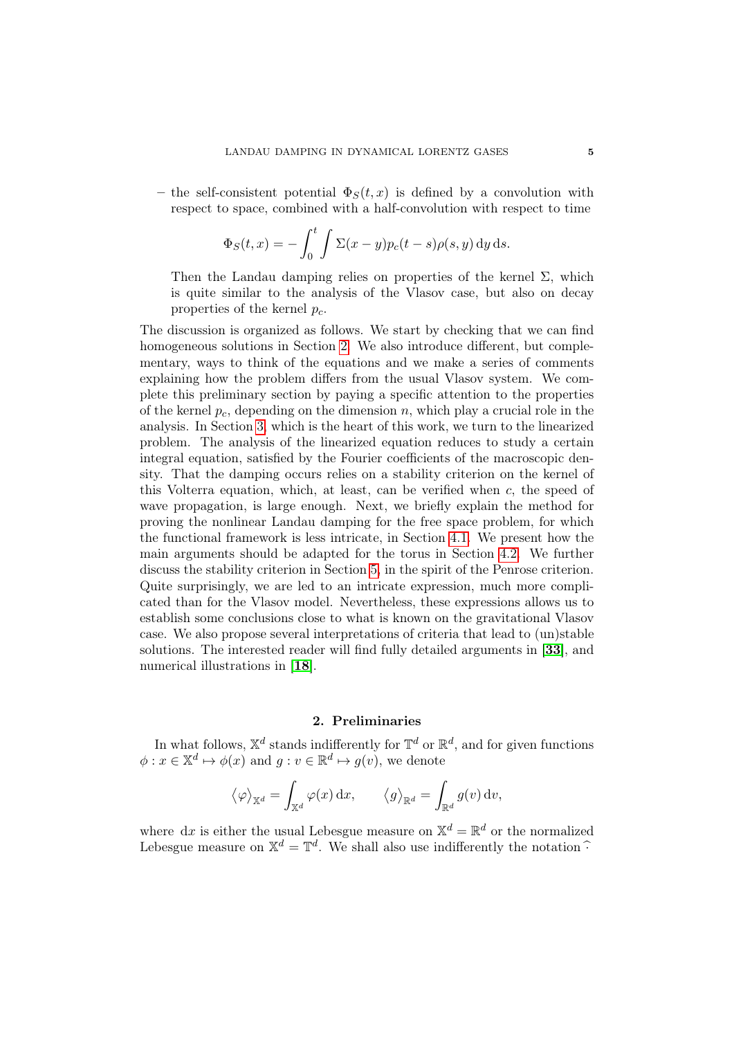– the self-consistent potential $\Phi_S(t, x)$ is defined by a convolution with respect to space, combined with a half-convolution with respect to time

$$\Phi_S(t, x) = -\int_0^t \int \Sigma(x-y) p_c(t-s) \rho(s, y) \, \mathrm{d}y \, \mathrm{d}s.$$

Then the Landau damping relies on properties of the kernel $\Sigma$, which is quite similar to the analysis of the Vlasov case, but also on decay properties of the kernel $p_c$.

The discussion is organized as follows. We start by checking that we can find homogeneous solutions in Section 2. We also introduce different, but complementary, ways to think of the equations and we make a series of comments explaining how the problem differs from the usual Vlasov system. We complete this preliminary section by paying a specific attention to the properties of the kernel $p_c$, depending on the dimension $n$, which play a crucial role in the analysis. In Section 3, which is the heart of this work, we turn to the linearized problem. The analysis of the linearized equation reduces to study a certain integral equation, satisfied by the Fourier coefficients of the macroscopic density. That the damping occurs relies on a stability criterion on the kernel of this Volterra equation, which, at least, can be verified when $c$, the speed of wave propagation, is large enough. Next, we briefly explain the method for proving the nonlinear Landau damping for the free space problem, for which the functional framework is less intricate, in Section 4.1. We present how the main arguments should be adapted for the torus in Section 4.2. We further discuss the stability criterion in Section 5, in the spirit of the Penrose criterion. Quite surprisingly, we are led to an intricate expression, much more complicated than for the Vlasov model. Nevertheless, these expressions allows us to establish some conclusions close to what is known on the gravitational Vlasov case. We also propose several interpretations of criteria that lead to (un)stable solutions. The interested reader will find fully detailed arguments in [**33**], and numerical illustrations in [**18**].

## 2. Preliminaries

In what follows, $\mathbb{X}^d$ stands indifferently for $\mathbb{T}^d$ or $\mathbb{R}^d$, and for given functions $\phi : x \in \mathbb{X}^d \mapsto \phi(x)$ and $g : v \in \mathbb{R}^d \mapsto g(v)$, we denote

$$\langle \varphi \rangle_{\mathbb{X}^d} = \int_{\mathbb{X}^d} \varphi(x) \, \mathrm{d}x, \qquad \langle g \rangle_{\mathbb{R}^d} = \int_{\mathbb{R}^d} g(v) \, \mathrm{d}v,$$

where $\mathrm{d}x$ is either the usual Lebesgue measure on $\mathbb{X}^d = \mathbb{R}^d$ or the normalized Lebesgue measure on $\mathbb{X}^d = \mathbb{T}^d$. We shall also use indifferently the notation $\widehat{\cdot}$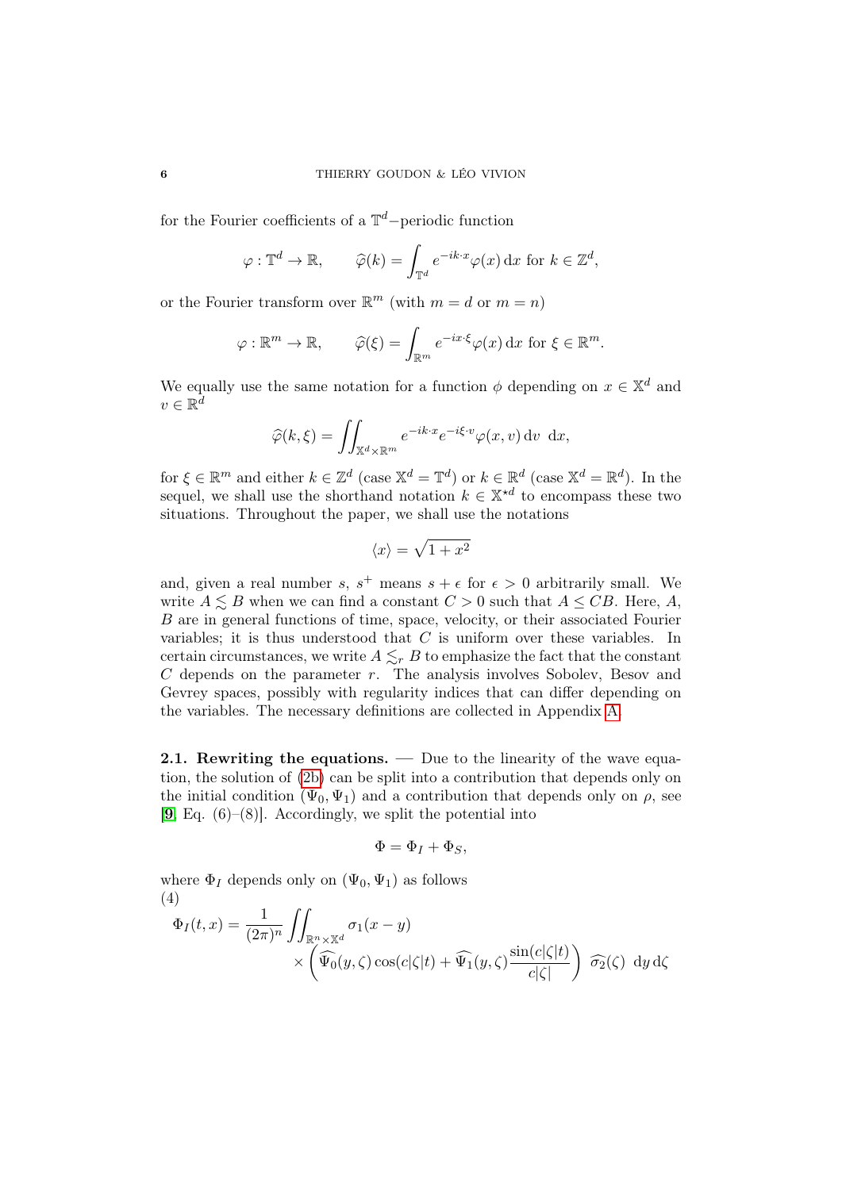for the Fourier coefficients of a $\mathbb{T}^d$−periodic function

$$\varphi : \mathbb{T}^d \to \mathbb{R}, \qquad \widehat{\varphi}(k) = \int_{\mathbb{T}^d} e^{-ik\cdot x}\varphi(x)\,\mathrm{d}x \text{ for } k \in \mathbb{Z}^d,$$

or the Fourier transform over $\mathbb{R}^m$ (with $m = d$ or $m = n$)

$$\varphi : \mathbb{R}^m \to \mathbb{R}, \qquad \widehat{\varphi}(\xi) = \int_{\mathbb{R}^m} e^{-ix\cdot\xi}\varphi(x)\,\mathrm{d}x \text{ for } \xi \in \mathbb{R}^m.$$

We equally use the same notation for a function $\phi$ depending on $x \in \mathbb{X}^d$ and $v \in \mathbb{R}^d$

$$\widehat{\varphi}(k,\xi) = \iint_{\mathbb{X}^d\times\mathbb{R}^m} e^{-ik\cdot x}e^{-i\xi\cdot v}\varphi(x,v)\,\mathrm{d}v\ \mathrm{d}x,$$

for $\xi \in \mathbb{R}^m$ and either $k \in \mathbb{Z}^d$ (case $\mathbb{X}^d = \mathbb{T}^d$) or $k \in \mathbb{R}^d$ (case $\mathbb{X}^d = \mathbb{R}^d$). In the sequel, we shall use the shorthand notation $k \in \mathbb{X}^{\star d}$ to encompass these two situations. Throughout the paper, we shall use the notations

$$\langle x\rangle = \sqrt{1+x^2}$$

and, given a real number $s$, $s^+$ means $s+\epsilon$ for $\epsilon > 0$ arbitrarily small. We write $A \lesssim B$ when we can find a constant $C > 0$ such that $A \leq CB$. Here, $A$, $B$ are in general functions of time, space, velocity, or their associated Fourier variables; it is thus understood that $C$ is uniform over these variables. In certain circumstances, we write $A \lesssim_r B$ to emphasize the fact that the constant $C$ depends on the parameter $r$. The analysis involves Sobolev, Besov and Gevrey spaces, possibly with regularity indices that can differ depending on the variables. The necessary definitions are collected in Appendix A.

**2.1. Rewriting the equations.** — Due to the linearity of the wave equation, the solution of (2b) can be split into a contribution that depends only on the initial condition $(\Psi_0, \Psi_1)$ and a contribution that depends only on $\rho$, see [9, Eq. (6)–(8)]. Accordingly, we split the potential into

$$\Phi = \Phi_I + \Phi_S,$$

where $\Phi_I$ depends only on $(\Psi_0, \Psi_1)$ as follows

$$\begin{aligned}\Phi_I(t,x) = \frac{1}{(2\pi)^n}\iint_{\mathbb{R}^n\times\mathbb{X}^d} &\sigma_1(x-y)\\ &\times\left(\widehat{\Psi_0}(y,\zeta)\cos(c|\zeta|t) + \widehat{\Psi_1}(y,\zeta)\frac{\sin(c|\zeta|t)}{c|\zeta|}\right)\ \widehat{\sigma_2}(\zeta)\ \mathrm{d}y\,\mathrm{d}\zeta\end{aligned} \tag{4}$$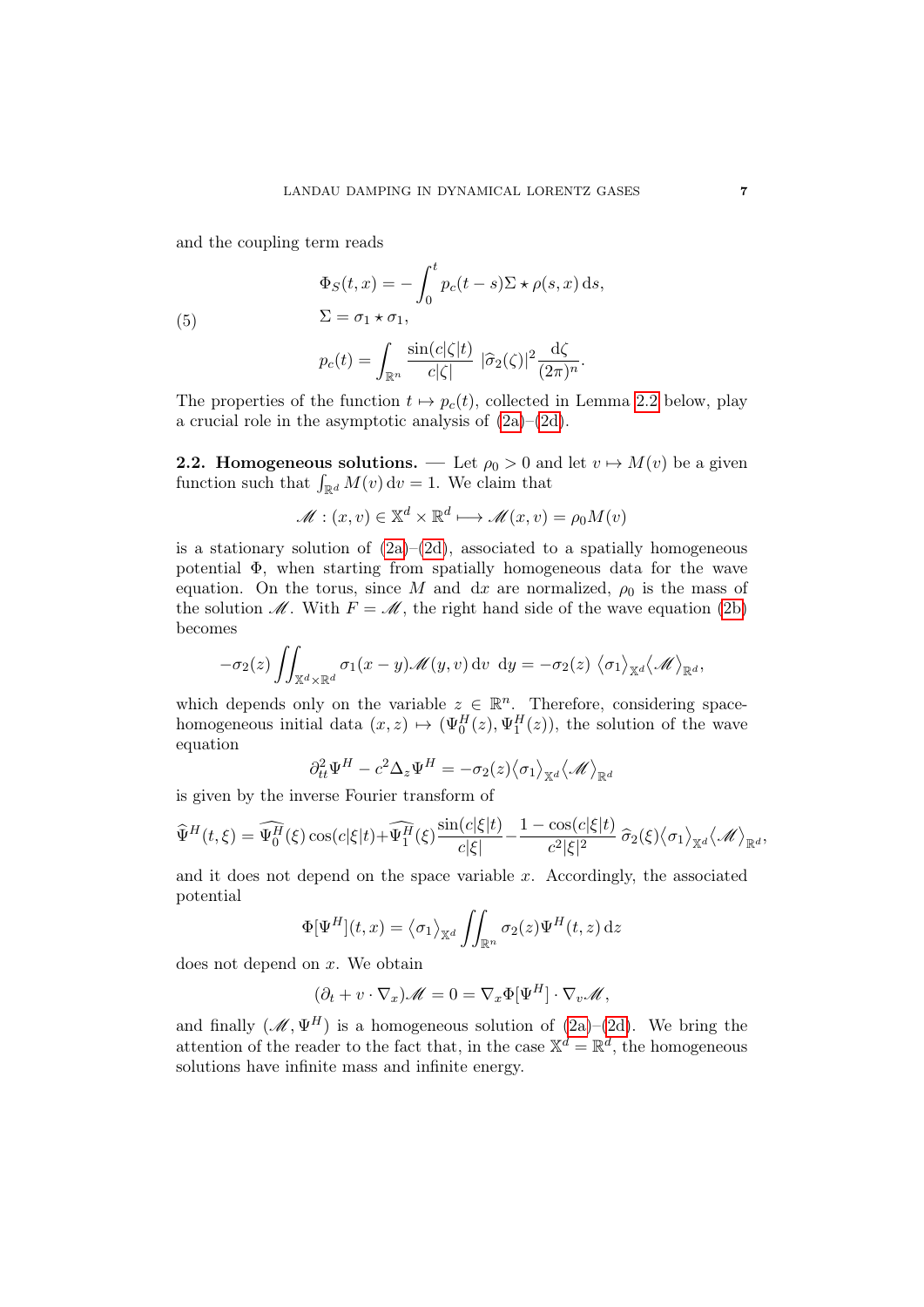and the coupling term reads

$$
\begin{aligned}
&\Phi_S(t,x) = -\int_0^t p_c(t-s)\Sigma \star \rho(s,x)\,\mathrm{d}s, \\
&\Sigma = \sigma_1 \star \sigma_1, \\
&p_c(t) = \int_{\mathbb{R}^n} \frac{\sin(c|\zeta|t)}{c|\zeta|}\ |\widehat{\sigma}_2(\zeta)|^2 \frac{\mathrm{d}\zeta}{(2\pi)^n}.
\end{aligned}
\tag{5}
$$

The properties of the function $t \mapsto p_c(t)$, collected in Lemma 2.2 below, play a crucial role in the asymptotic analysis of (2a)–(2d).

**2.2. Homogeneous solutions.** — Let $\rho_0 > 0$ and let $v \mapsto M(v)$ be a given function such that $\int_{\mathbb{R}^d} M(v)\,\mathrm{d}v = 1$. We claim that

$$
\mathscr{M} : (x,v) \in \mathbb{X}^d \times \mathbb{R}^d \longmapsto \mathscr{M}(x,v) = \rho_0 M(v)
$$

is a stationary solution of (2a)–(2d), associated to a spatially homogeneous potential $\Phi$, when starting from spatially homogeneous data for the wave equation. On the torus, since $M$ and $\mathrm{d}x$ are normalized, $\rho_0$ is the mass of the solution $\mathscr{M}$. With $F = \mathscr{M}$, the right hand side of the wave equation (2b) becomes

$$
-\sigma_2(z) \iint_{\mathbb{X}^d \times \mathbb{R}^d} \sigma_1(x-y)\mathscr{M}(y,v)\,\mathrm{d}v\ \ \mathrm{d}y = -\sigma_2(z)\ \big\langle \sigma_1 \big\rangle_{\mathbb{X}^d} \big\langle \mathscr{M} \big\rangle_{\mathbb{R}^d},
$$

which depends only on the variable $z \in \mathbb{R}^n$. Therefore, considering space-homogeneous initial data $(x,z) \mapsto (\Psi_0^H(z), \Psi_1^H(z))$, the solution of the wave equation

$$
\partial_{tt}^2 \Psi^H - c^2 \Delta_z \Psi^H = -\sigma_2(z) \big\langle \sigma_1 \big\rangle_{\mathbb{X}^d} \big\langle \mathscr{M} \big\rangle_{\mathbb{R}^d}
$$

is given by the inverse Fourier transform of

$$
\widehat{\Psi}^H(t,\xi) = \widehat{\Psi_0^H}(\xi)\cos(c|\xi|t) + \widehat{\Psi_1^H}(\xi)\frac{\sin(c|\xi|t)}{c|\xi|} - \frac{1-\cos(c|\xi|t)}{c^2|\xi|^2}\ \widehat{\sigma}_2(\xi) \big\langle \sigma_1 \big\rangle_{\mathbb{X}^d} \big\langle \mathscr{M} \big\rangle_{\mathbb{R}^d},
$$

and it does not depend on the space variable $x$. Accordingly, the associated potential

$$
\Phi[\Psi^H](t,x) = \big\langle \sigma_1 \big\rangle_{\mathbb{X}^d} \iint_{\mathbb{R}^n} \sigma_2(z)\Psi^H(t,z)\,\mathrm{d}z
$$

does not depend on $x$. We obtain

$$
(\partial_t + v \cdot \nabla_x)\mathscr{M} = 0 = \nabla_x \Phi[\Psi^H] \cdot \nabla_v \mathscr{M},
$$

and finally $(\mathscr{M}, \Psi^H)$ is a homogeneous solution of (2a)–(2d). We bring the attention of the reader to the fact that, in the case $\mathbb{X}^d = \mathbb{R}^d$, the homogeneous solutions have infinite mass and infinite energy.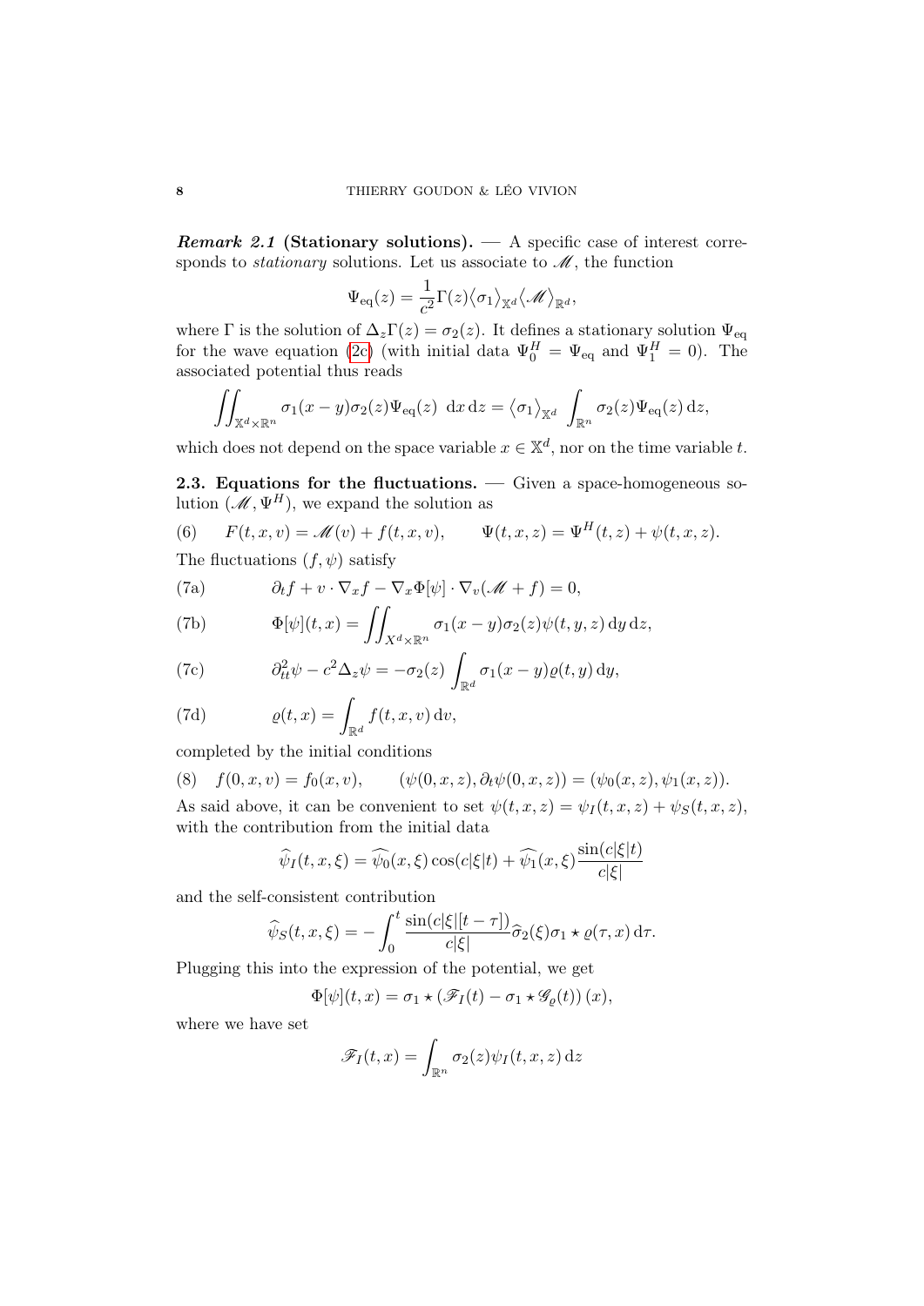*Remark 2.1* **(Stationary solutions).** — A specific case of interest corresponds to *stationary* solutions. Let us associate to $\mathscr{M}$, the function

$$\Psi_{\rm eq}(z) = \frac{1}{c^2}\Gamma(z)\langle\sigma_1\rangle_{\mathbb{X}^d}\langle\mathscr{M}\rangle_{\mathbb{R}^d},$$

where $\Gamma$ is the solution of $\Delta_z\Gamma(z) = \sigma_2(z)$. It defines a stationary solution $\Psi_{\rm eq}$ for the wave equation (2c) (with initial data $\Psi_0^H = \Psi_{\rm eq}$ and $\Psi_1^H = 0$). The associated potential thus reads

$$\iint_{\mathbb{X}^d\times\mathbb{R}^n} \sigma_1(x-y)\sigma_2(z)\Psi_{\rm eq}(z)\ \mathrm{d}x\,\mathrm{d}z = \langle\sigma_1\rangle_{\mathbb{X}^d}\int_{\mathbb{R}^n}\sigma_2(z)\Psi_{\rm eq}(z)\,\mathrm{d}z,$$

which does not depend on the space variable $x \in \mathbb{X}^d$, nor on the time variable $t$.

**2.3. Equations for the fluctuations.** — Given a space-homogeneous solution $(\mathscr{M}, \Psi^H)$, we expand the solution as

$$F(t,x,v) = \mathscr{M}(v) + f(t,x,v), \qquad \Psi(t,x,z) = \Psi^H(t,z) + \psi(t,x,z). \tag{6}$$

The fluctuations $(f,\psi)$ satisfy

$$\partial_t f + v\cdot\nabla_x f - \nabla_x\Phi[\psi]\cdot\nabla_v(\mathscr{M}+f) = 0, \tag{7a}$$

$$\Phi[\psi](t,x) = \iint_{X^d\times\mathbb{R}^n}\sigma_1(x-y)\sigma_2(z)\psi(t,y,z)\,\mathrm{d}y\,\mathrm{d}z, \tag{7b}$$

$$\partial^2_{tt}\psi - c^2\Delta_z\psi = -\sigma_2(z)\int_{\mathbb{R}^d}\sigma_1(x-y)\varrho(t,y)\,\mathrm{d}y, \tag{7c}$$

$$\varrho(t,x) = \int_{\mathbb{R}^d} f(t,x,v)\,\mathrm{d}v, \tag{7d}$$

completed by the initial conditions

$$f(0,x,v) = f_0(x,v), \qquad (\psi(0,x,z),\partial_t\psi(0,x,z)) = (\psi_0(x,z),\psi_1(x,z)). \tag{8}$$

As said above, it can be convenient to set $\psi(t,x,z) = \psi_I(t,x,z) + \psi_S(t,x,z)$, with the contribution from the initial data

$$\widehat{\psi_I}(t,x,\xi) = \widehat{\psi_0}(x,\xi)\cos(c|\xi|t) + \widehat{\psi_1}(x,\xi)\frac{\sin(c|\xi|t)}{c|\xi|}$$

and the self-consistent contribution

$$\widehat{\psi}_S(t,x,\xi) = -\int_0^t \frac{\sin(c|\xi|[t-\tau])}{c|\xi|}\widehat{\sigma}_2(\xi)\sigma_1\star\varrho(\tau,x)\,\mathrm{d}\tau.$$

Plugging this into the expression of the potential, we get

$$\Phi[\psi](t,x) = \sigma_1\star\left(\mathscr{F}_I(t) - \sigma_1\star\mathscr{G}_\varrho(t)\right)(x),$$

where we have set

$$\mathscr{F}_I(t,x) = \int_{\mathbb{R}^n}\sigma_2(z)\psi_I(t,x,z)\,\mathrm{d}z$$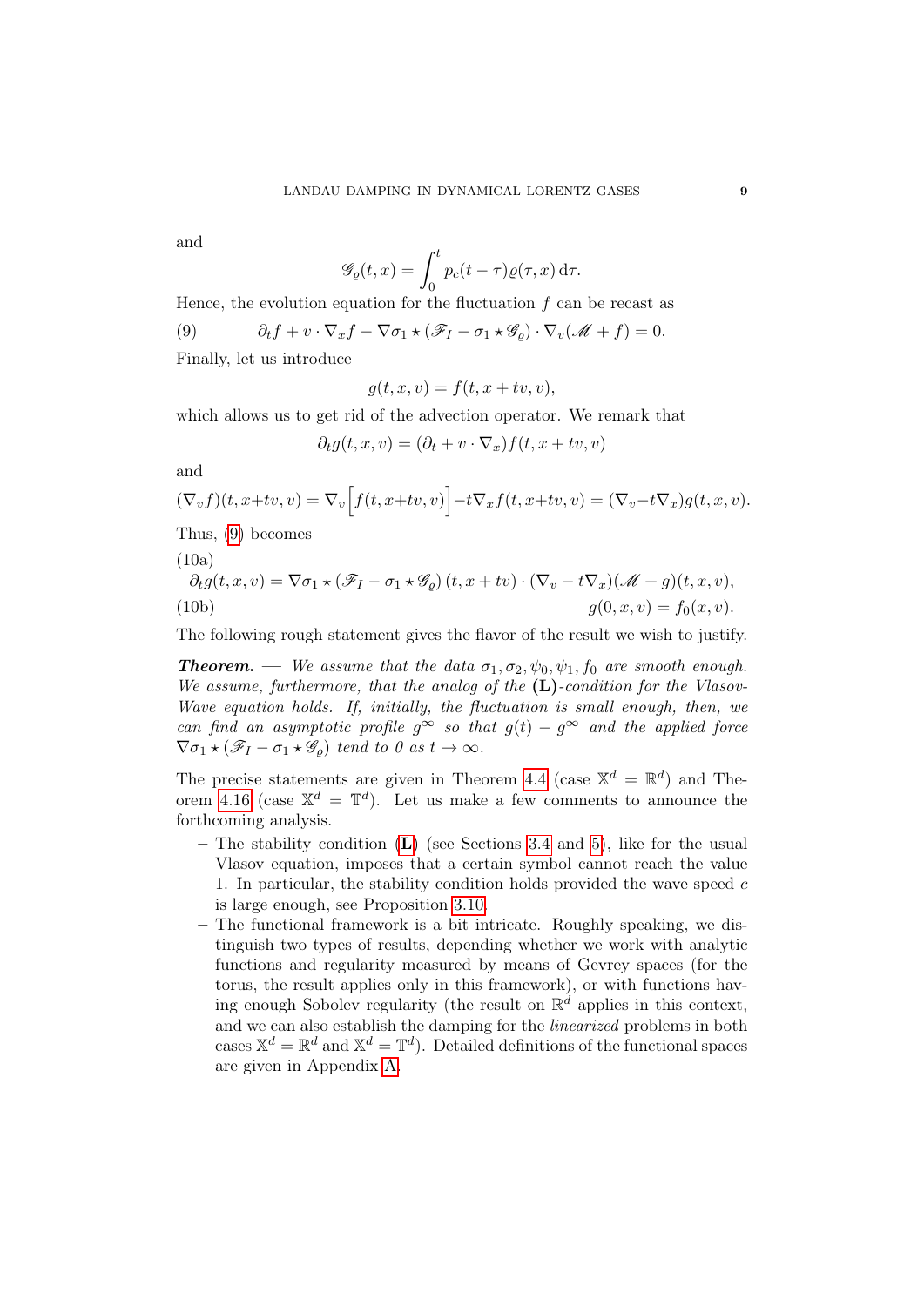and

$$\mathscr{G}_\varrho(t,x) = \int_0^t p_c(t-\tau)\varrho(\tau,x)\,\mathrm{d}\tau.$$

Hence, the evolution equation for the fluctuation $f$ can be recast as

$$\partial_t f + v\cdot\nabla_x f - \nabla\sigma_1 \star (\mathscr{F}_I - \sigma_1 \star \mathscr{G}_\varrho)\cdot\nabla_v(\mathscr{M} + f) = 0. \tag{9}$$

Finally, let us introduce

$$g(t,x,v) = f(t, x+tv, v),$$

which allows us to get rid of the advection operator. We remark that

$$\partial_t g(t,x,v) = (\partial_t + v\cdot\nabla_x) f(t,x+tv,v)$$

and

$$(\nabla_v f)(t,x+tv,v) = \nabla_v\Big[f(t,x+tv,v)\Big] - t\nabla_x f(t,x+tv,v) = (\nabla_v - t\nabla_x)g(t,x,v).$$

Thus, (9) becomes

$$\partial_t g(t,x,v) = \nabla\sigma_1 \star (\mathscr{F}_I - \sigma_1\star\mathscr{G}_\varrho)\,(t,x+tv)\cdot(\nabla_v - t\nabla_x)(\mathscr{M}+g)(t,x,v), \tag{10a}$$

$$g(0,x,v) = f_0(x,v). \tag{10b}$$

The following rough statement gives the flavor of the result we wish to justify.

***Theorem.*** — *We assume that the data $\sigma_1, \sigma_2, \psi_0, \psi_1, f_0$ are smooth enough. We assume, furthermore, that the analog of the* **(L)***-condition for the Vlasov-Wave equation holds. If, initially, the fluctuation is small enough, then, we can find an asymptotic profile $g^\infty$ so that $g(t) - g^\infty$ and the applied force $\nabla\sigma_1 \star (\mathscr{F}_I - \sigma_1 \star \mathscr{G}_\varrho)$ tend to 0 as $t\to\infty$.*

The precise statements are given in Theorem 4.4 (case $\mathbb{X}^d = \mathbb{R}^d$) and Theorem 4.16 (case $\mathbb{X}^d = \mathbb{T}^d$). Let us make a few comments to announce the forthcoming analysis.

- The stability condition (**L**) (see Sections 3.4 and 5), like for the usual Vlasov equation, imposes that a certain symbol cannot reach the value 1. In particular, the stability condition holds provided the wave speed $c$ is large enough, see Proposition 3.10.
- The functional framework is a bit intricate. Roughly speaking, we distinguish two types of results, depending whether we work with analytic functions and regularity measured by means of Gevrey spaces (for the torus, the result applies only in this framework), or with functions having enough Sobolev regularity (the result on $\mathbb{R}^d$ applies in this context, and we can also establish the damping for the *linearized* problems in both cases $\mathbb{X}^d = \mathbb{R}^d$ and $\mathbb{X}^d = \mathbb{T}^d$). Detailed definitions of the functional spaces are given in Appendix A.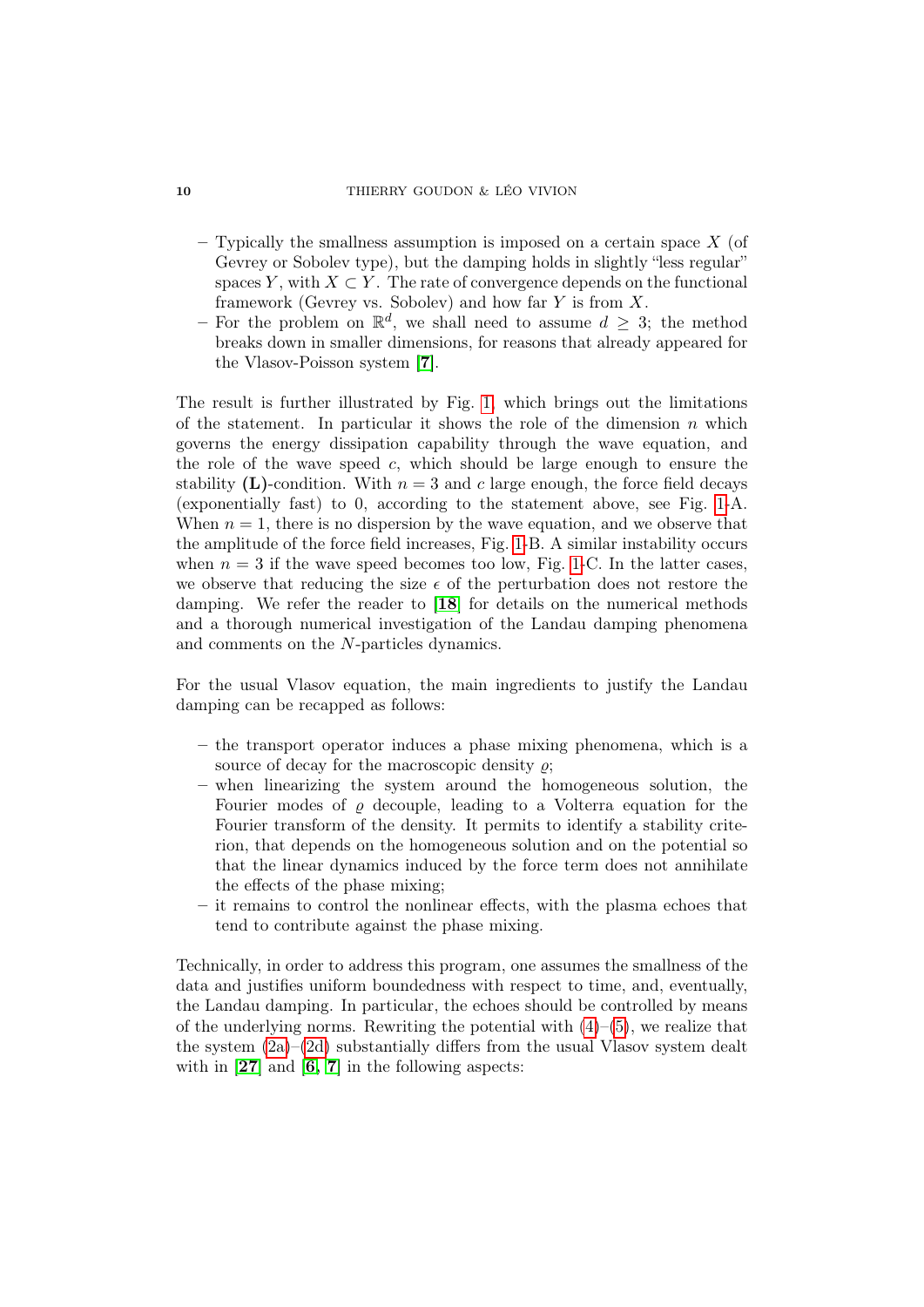- Typically the smallness assumption is imposed on a certain space $X$ (of Gevrey or Sobolev type), but the damping holds in slightly "less regular" spaces $Y$, with $X \subset Y$. The rate of convergence depends on the functional framework (Gevrey vs. Sobolev) and how far $Y$ is from $X$.
- For the problem on $\mathbb{R}^d$, we shall need to assume $d \geq 3$; the method breaks down in smaller dimensions, for reasons that already appeared for the Vlasov-Poisson system [**7**].

The result is further illustrated by Fig. 1, which brings out the limitations of the statement. In particular it shows the role of the dimension $n$ which governs the energy dissipation capability through the wave equation, and the role of the wave speed $c$, which should be large enough to ensure the stability **(L)**-condition. With $n = 3$ and $c$ large enough, the force field decays (exponentially fast) to 0, according to the statement above, see Fig. 1-A. When $n = 1$, there is no dispersion by the wave equation, and we observe that the amplitude of the force field increases, Fig. 1-B. A similar instability occurs when $n = 3$ if the wave speed becomes too low, Fig. 1-C. In the latter cases, we observe that reducing the size $\epsilon$ of the perturbation does not restore the damping. We refer the reader to [**18**] for details on the numerical methods and a thorough numerical investigation of the Landau damping phenomena and comments on the $N$-particles dynamics.

For the usual Vlasov equation, the main ingredients to justify the Landau damping can be recapped as follows:

- the transport operator induces a phase mixing phenomena, which is a source of decay for the macroscopic density $\varrho$;
- when linearizing the system around the homogeneous solution, the Fourier modes of $\varrho$ decouple, leading to a Volterra equation for the Fourier transform of the density. It permits to identify a stability criterion, that depends on the homogeneous solution and on the potential so that the linear dynamics induced by the force term does not annihilate the effects of the phase mixing;
- it remains to control the nonlinear effects, with the plasma echoes that tend to contribute against the phase mixing.

Technically, in order to address this program, one assumes the smallness of the data and justifies uniform boundedness with respect to time, and, eventually, the Landau damping. In particular, the echoes should be controlled by means of the underlying norms. Rewriting the potential with (4)–(5), we realize that the system (2a)–(2d) substantially differs from the usual Vlasov system dealt with in [**27**] and [**6**, **7**] in the following aspects: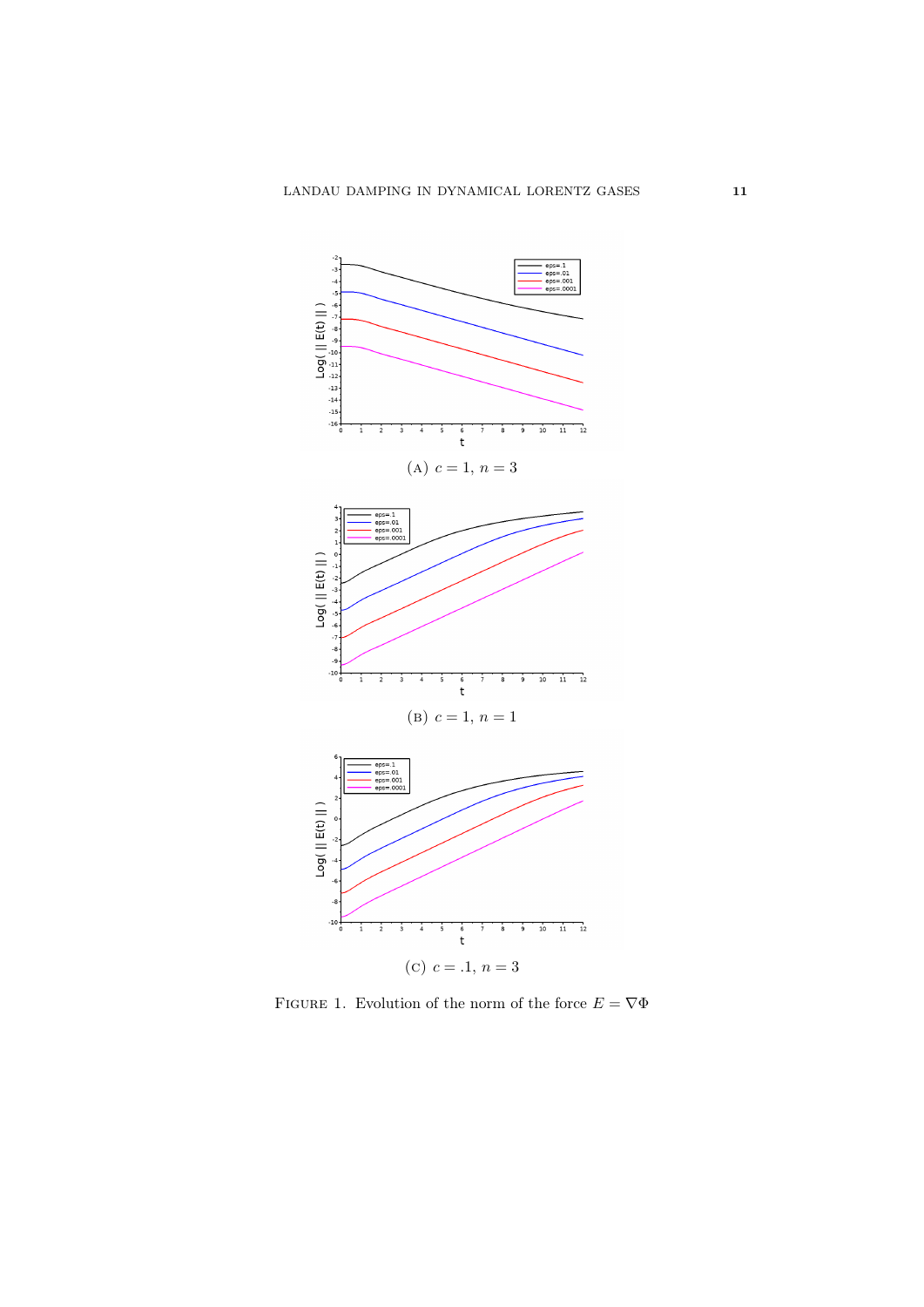(A) $c = 1$, $n = 3$

(B) $c = 1$, $n = 1$

(C) $c = .1$, $n = 3$

FIGURE 1. Evolution of the norm of the force $E = \nabla\Phi$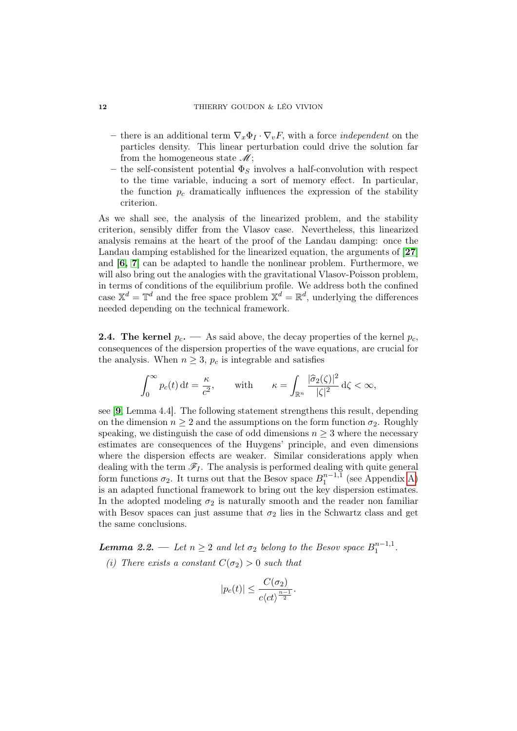– there is an additional term $\nabla_x \Phi_I \cdot \nabla_v F$, with a force *independent* on the particles density. This linear perturbation could drive the solution far from the homogeneous state $\mathscr{M}$;

– the self-consistent potential $\Phi_S$ involves a half-convolution with respect to the time variable, inducing a sort of memory effect. In particular, the function $p_c$ dramatically influences the expression of the stability criterion.

As we shall see, the analysis of the linearized problem, and the stability criterion, sensibly differ from the Vlasov case. Nevertheless, this linearized analysis remains at the heart of the proof of the Landau damping: once the Landau damping established for the linearized equation, the arguments of [**27**] and [**6**, **7**] can be adapted to handle the nonlinear problem. Furthermore, we will also bring out the analogies with the gravitational Vlasov-Poisson problem, in terms of conditions of the equilibrium profile. We address both the confined case $\mathbb{X}^d = \mathbb{T}^d$ and the free space problem $\mathbb{X}^d = \mathbb{R}^d$, underlying the differences needed depending on the technical framework.

**2.4. The kernel $p_c$.** — As said above, the decay properties of the kernel $p_c$, consequences of the dispersion properties of the wave equations, are crucial for the analysis. When $n \geq 3$, $p_c$ is integrable and satisfies

$$\int_0^\infty p_c(t)\,\mathrm{d}t = \frac{\kappa}{c^2}, \qquad \text{with} \qquad \kappa = \int_{\mathbb{R}^n} \frac{|\widehat{\sigma}_2(\zeta)|^2}{|\zeta|^2}\,\mathrm{d}\zeta < \infty,$$

see [**9**, Lemma 4.4]. The following statement strengthens this result, depending on the dimension $n \geq 2$ and the assumptions on the form function $\sigma_2$. Roughly speaking, we distinguish the case of odd dimensions $n \geq 3$ where the necessary estimates are consequences of the Huygens' principle, and even dimensions where the dispersion effects are weaker. Similar considerations apply when dealing with the term $\mathscr{F}_I$. The analysis is performed dealing with quite general form functions $\sigma_2$. It turns out that the Besov space $B_1^{n-1,1}$ (see Appendix A) is an adapted functional framework to bring out the key dispersion estimates. In the adopted modeling $\sigma_2$ is naturally smooth and the reader non familiar with Besov spaces can just assume that $\sigma_2$ lies in the Schwartz class and get the same conclusions.

***Lemma 2.2.*** — *Let $n \geq 2$ and let $\sigma_2$ belong to the Besov space $B_1^{n-1,1}$.*

*(i) There exists a constant $C(\sigma_2) > 0$ such that*

$$|p_c(t)| \leq \frac{C(\sigma_2)}{c\langle ct\rangle^{\frac{n-1}{2}}}.$$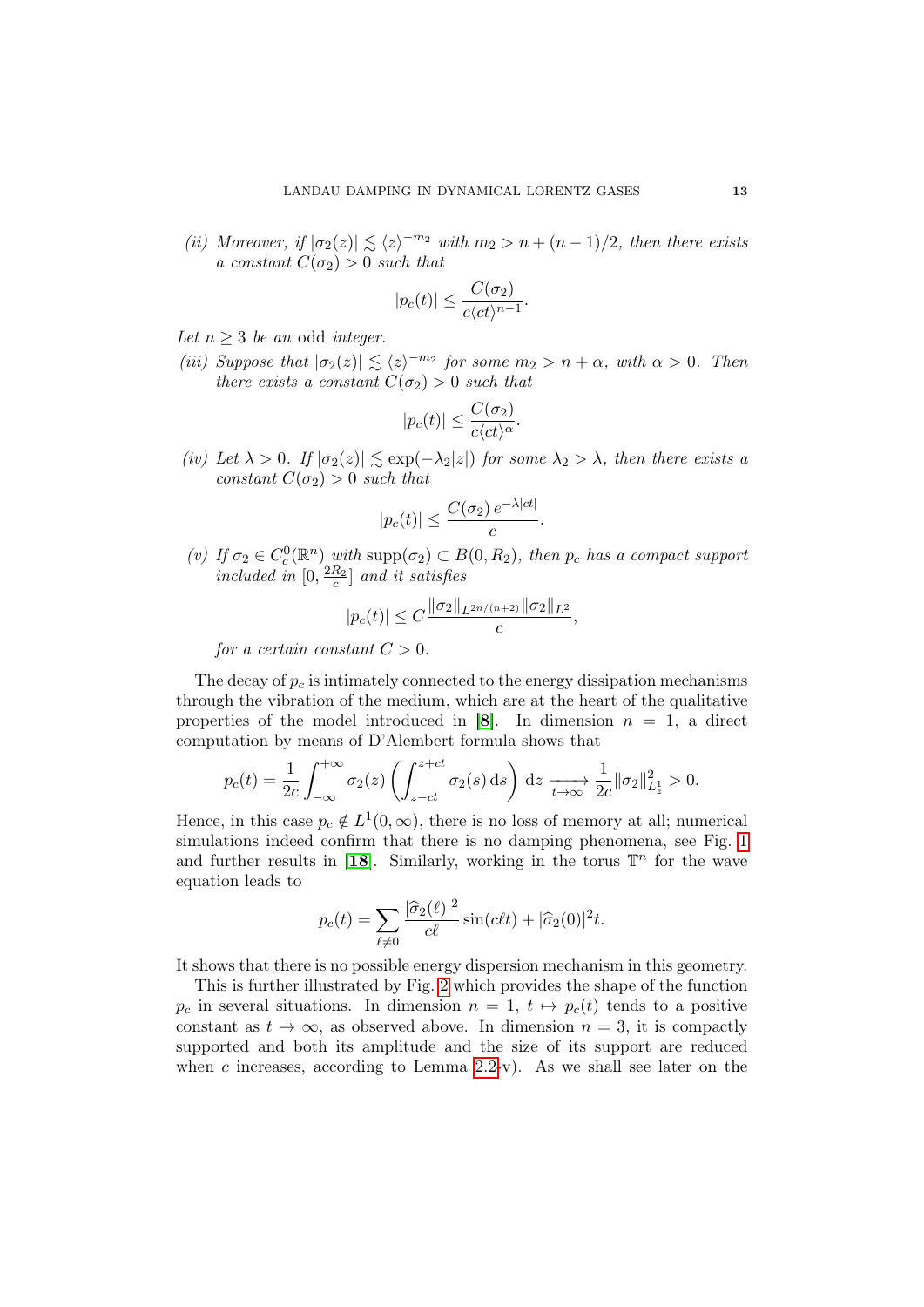*(ii) Moreover, if $|\sigma_2(z)| \lesssim \langle z\rangle^{-m_2}$ with $m_2 > n + (n-1)/2$, then there exists a constant $C(\sigma_2) > 0$ such that*

$$|p_c(t)| \leq \frac{C(\sigma_2)}{c\langle ct\rangle^{n-1}}.$$

*Let $n \geq 3$ be an* odd *integer.*

*(iii) Suppose that $|\sigma_2(z)| \lesssim \langle z\rangle^{-m_2}$ for some $m_2 > n + \alpha$, with $\alpha > 0$. Then there exists a constant $C(\sigma_2) > 0$ such that*

$$|p_c(t)| \leq \frac{C(\sigma_2)}{c\langle ct\rangle^{\alpha}}.$$

*(iv) Let $\lambda > 0$. If $|\sigma_2(z)| \lesssim \exp(-\lambda_2|z|)$ for some $\lambda_2 > \lambda$, then there exists a constant $C(\sigma_2) > 0$ such that*

$$|p_c(t)| \leq \frac{C(\sigma_2)\, e^{-\lambda|ct|}}{c}.$$

*(v) If $\sigma_2 \in C_c^0(\mathbb{R}^n)$ with $\mathrm{supp}(\sigma_2) \subset B(0, R_2)$, then $p_c$ has a compact support included in $[0, \frac{2R_2}{c}]$ and it satisfies*

$$|p_c(t)| \leq C\frac{\|\sigma_2\|_{L^{2n/(n+2)}}\|\sigma_2\|_{L^2}}{c},$$

*for a certain constant $C > 0$.*

The decay of $p_c$ is intimately connected to the energy dissipation mechanisms through the vibration of the medium, which are at the heart of the qualitative properties of the model introduced in [**8**]. In dimension $n = 1$, a direct computation by means of D'Alembert formula shows that

$$p_c(t) = \frac{1}{2c}\int_{-\infty}^{+\infty} \sigma_2(z)\left(\int_{z-ct}^{z+ct} \sigma_2(s)\,\mathrm{d}s\right)\,\mathrm{d}z \xrightarrow[t\to\infty]{} \frac{1}{2c}\|\sigma_2\|_{L^1_z}^2 > 0.$$

Hence, in this case $p_c \notin L^1(0,\infty)$, there is no loss of memory at all; numerical simulations indeed confirm that there is no damping phenomena, see Fig. 1 and further results in [**18**]. Similarly, working in the torus $\mathbb{T}^n$ for the wave equation leads to

$$p_c(t) = \sum_{\ell\neq 0} \frac{|\widehat{\sigma}_2(\ell)|^2}{c\ell}\sin(c\ell t) + |\widehat{\sigma}_2(0)|^2 t.$$

It shows that there is no possible energy dispersion mechanism in this geometry.

This is further illustrated by Fig. 2 which provides the shape of the function $p_c$ in several situations. In dimension $n = 1$, $t \mapsto p_c(t)$ tends to a positive constant as $t \to \infty$, as observed above. In dimension $n = 3$, it is compactly supported and both its amplitude and the size of its support are reduced when $c$ increases, according to Lemma 2.2-v). As we shall see later on the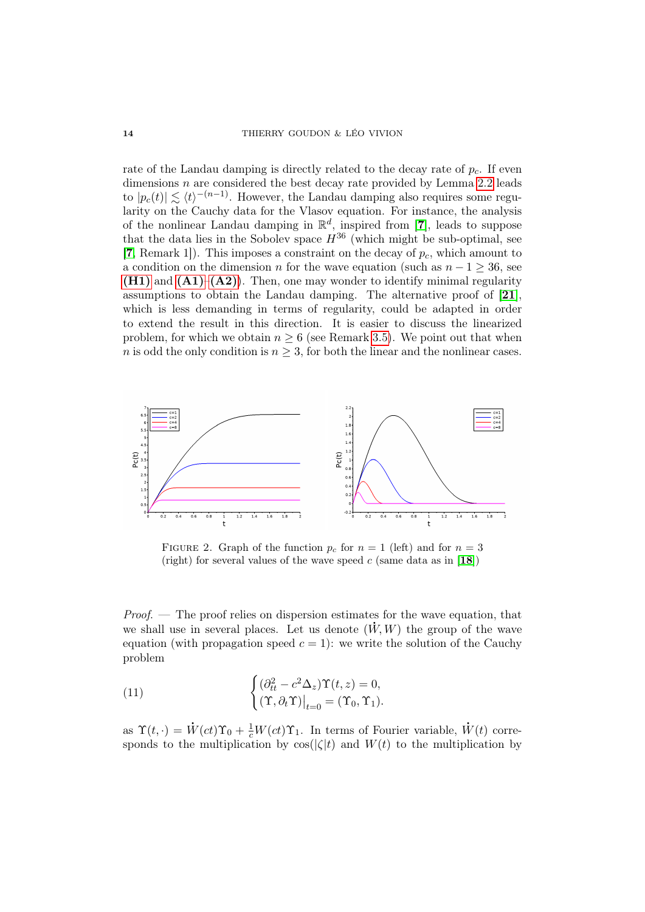rate of the Landau damping is directly related to the decay rate of $p_c$. If even dimensions $n$ are considered the best decay rate provided by Lemma 2.2 leads to $|p_c(t)| \lesssim \langle t \rangle^{-(n-1)}$. However, the Landau damping also requires some regularity on the Cauchy data for the Vlasov equation. For instance, the analysis of the nonlinear Landau damping in $\mathbb{R}^d$, inspired from [7], leads to suppose that the data lies in the Sobolev space $H^{36}$ (which might be sub-optimal, see [7, Remark 1]). This imposes a constraint on the decay of $p_c$, which amount to a condition on the dimension $n$ for the wave equation (such as $n-1 \geq 36$, see **(H1)** and **(A1)**–**(A2)**). Then, one may wonder to identify minimal regularity assumptions to obtain the Landau damping. The alternative proof of [21], which is less demanding in terms of regularity, could be adapted in order to extend the result in this direction. It is easier to discuss the linearized problem, for which we obtain $n \geq 6$ (see Remark 3.5). We point out that when $n$ is odd the only condition is $n \geq 3$, for both the linear and the nonlinear cases.

FIGURE 2. Graph of the function $p_c$ for $n = 1$ (left) and for $n = 3$ (right) for several values of the wave speed $c$ (same data as in [18])

*Proof.* — The proof relies on dispersion estimates for the wave equation, that we shall use in several places. Let us denote $(\dot{W}, W)$ the group of the wave equation (with propagation speed $c = 1$): we write the solution of the Cauchy problem

$$
\begin{cases} (\partial_{tt}^2 - c^2 \Delta_z)\Upsilon(t,z) = 0, \\ (\Upsilon, \partial_t \Upsilon)\big|_{t=0} = (\Upsilon_0, \Upsilon_1). \end{cases} \tag{11}
$$

as $\Upsilon(t,\cdot) = \dot{W}(ct)\Upsilon_0 + \frac{1}{c}W(ct)\Upsilon_1$. In terms of Fourier variable, $\dot{W}(t)$ corresponds to the multiplication by $\cos(|\zeta|t)$ and $W(t)$ to the multiplication by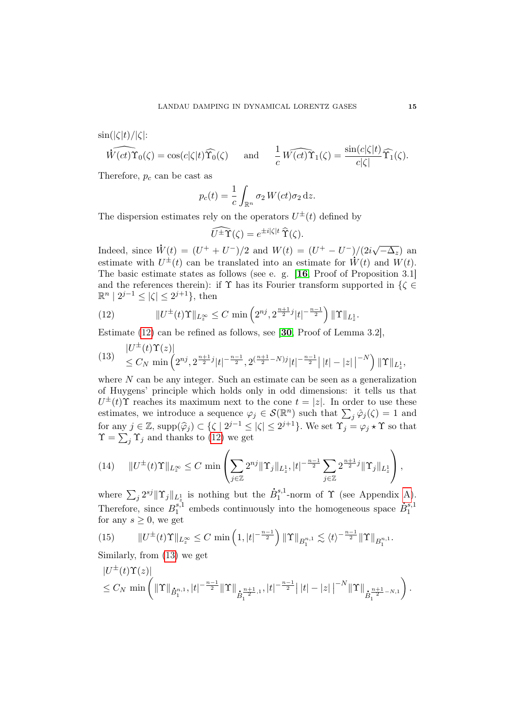$\sin(|\zeta|t)/|\zeta|$:

$$\widehat{\dot W(ct)\Upsilon_0}(\zeta) = \cos(c|\zeta|t)\widehat{\Upsilon}_0(\zeta) \qquad\text{and}\qquad \frac{1}{c}\widehat{W(ct)\Upsilon_1}(\zeta) = \frac{\sin(c|\zeta|t)}{c|\zeta|}\widehat{\Upsilon}_1(\zeta).$$

Therefore, $p_c$ can be cast as

$$p_c(t) = \frac{1}{c}\int_{\mathbb{R}^n} \sigma_2\, W(ct)\sigma_2 \,\mathrm{d}z.$$

The dispersion estimates rely on the operators $U^{\pm}(t)$ defined by

$$\widehat{U^{\pm}\Upsilon}(\zeta) = e^{\pm i|\zeta|t}\,\widehat{\Upsilon}(\zeta).$$

Indeed, since $\dot W(t) = (U^+ + U^-)/2$ and $W(t) = (U^+ - U^-)/(2i\sqrt{-\Delta_z})$ an estimate with $U^{\pm}(t)$ can be translated into an estimate for $\dot W(t)$ and $W(t)$. The basic estimate states as follows (see e. g. [**16**, Proof of Proposition 3.1] and the references therein): if $\Upsilon$ has its Fourier transform supported in $\{\zeta \in \mathbb{R}^n \mid 2^{j-1} \le |\zeta| \le 2^{j+1}\}$, then

$$\|U^{\pm}(t)\Upsilon\|_{L^\infty_z} \le C\,\min\left(2^{nj}, 2^{\frac{n+1}{2}j}|t|^{-\frac{n-1}{2}}\right)\|\Upsilon\|_{L^1_z}. \tag{12}$$

Estimate (12) can be refined as follows, see [**30**, Proof of Lemma 3.2],

$$\begin{aligned}&|U^{\pm}(t)\Upsilon(z)| \\ &\le C_N\,\min\left(2^{nj}, 2^{\frac{n+1}{2}j}|t|^{-\frac{n-1}{2}}, 2^{(\frac{n+1}{2}-N)j}|t|^{-\frac{n-1}{2}}\big|\,|t|-|z|\,\big|^{-N}\right)\|\Upsilon\|_{L^1_z},\end{aligned} \tag{13}$$

where $N$ can be any integer. Such an estimate can be seen as a generalization of Huygens' principle which holds only in odd dimensions: it tells us that $U^{\pm}(t)\Upsilon$ reaches its maximum next to the cone $t = |z|$. In order to use these estimates, we introduce a sequence $\varphi_j \in \mathcal{S}(\mathbb{R}^n)$ such that $\sum_j \hat\varphi_j(\zeta) = 1$ and for any $j \in \mathbb{Z}$, $\mathrm{supp}(\widehat{\varphi}_j) \subset \{\zeta \mid 2^{j-1} \le |\zeta| \le 2^{j+1}\}$. We set $\Upsilon_j = \varphi_j \star \Upsilon$ so that $\Upsilon = \sum_j \Upsilon_j$ and thanks to (12) we get

$$\|U^{\pm}(t)\Upsilon\|_{L^\infty_z} \le C\,\min\left(\sum_{j\in\mathbb{Z}} 2^{nj}\|\Upsilon_j\|_{L^1_z}, |t|^{-\frac{n-1}{2}}\sum_{j\in\mathbb{Z}} 2^{\frac{n+1}{2}j}\|\Upsilon_j\|_{L^1_z}\right), \tag{14}$$

where $\sum_j 2^{sj}\|\Upsilon_j\|_{L^1_z}$ is nothing but the $\dot B^{s,1}_1$-norm of $\Upsilon$ (see Appendix A). Therefore, since $B^{s,1}_1$ embeds continuously into the homogeneous space $\dot B^{s,1}_1$ for any $s \ge 0$, we get

$$\|U^{\pm}(t)\Upsilon\|_{L^\infty_z} \le C\,\min\left(1, |t|^{-\frac{n-1}{2}}\right)\|\Upsilon\|_{B^{n,1}_1} \lesssim \langle t\rangle^{-\frac{n-1}{2}}\|\Upsilon\|_{B^{n,1}_1}. \tag{15}$$

Similarly, from (13) we get

$$\begin{aligned}&|U^{\pm}(t)\Upsilon(z)| \\ &\le C_N\,\min\left(\|\Upsilon\|_{\dot B^{n,1}_1}, |t|^{-\frac{n-1}{2}}\|\Upsilon\|_{\dot B^{\frac{n+1}{2},1}_1}, |t|^{-\frac{n-1}{2}}\big|\,|t|-|z|\,\big|^{-N}\|\Upsilon\|_{\dot B^{\frac{n+1}{2}-N,1}_1}\right).\end{aligned}$$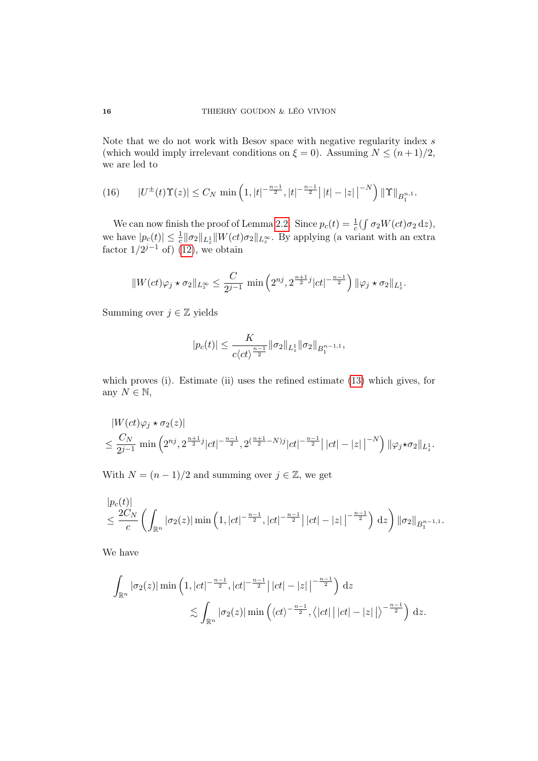Note that we do not work with Besov space with negative regularity index $s$ (which would imply irrelevant conditions on $\xi = 0$). Assuming $N \leq (n+1)/2$, we are led to

$$
|U^{\pm}(t)\Upsilon(z)| \leq C_N \min\left(1, |t|^{-\frac{n-1}{2}}, |t|^{-\frac{n-1}{2}}\big|\,|t|-|z|\,\big|^{-N}\right) \|\Upsilon\|_{B_1^{n,1}}. \tag{16}
$$

We can now finish the proof of Lemma 2.2. Since $p_c(t) = \frac{1}{c}(\int \sigma_2 W(ct)\sigma_2 \,\mathrm{d}z)$, we have $|p_c(t)| \leq \frac{1}{c}\|\sigma_2\|_{L^1_z}\|W(ct)\sigma_2\|_{L^\infty_z}$. By applying (a variant with an extra factor $1/2^{j-1}$ of) (12), we obtain

$$
\|W(ct)\varphi_j \star \sigma_2\|_{L^\infty_z} \leq \frac{C}{2^{j-1}} \min\left(2^{nj}, 2^{\frac{n+1}{2}j}|ct|^{-\frac{n-1}{2}}\right) \|\varphi_j \star \sigma_2\|_{L^1_z}.
$$

Summing over $j \in \mathbb{Z}$ yields

$$
|p_c(t)| \leq \frac{K}{c\langle ct\rangle^{\frac{n-1}{2}}}\|\sigma_2\|_{L^1_z}\|\sigma_2\|_{B_1^{n-1,1}},
$$

which proves (i). Estimate (ii) uses the refined estimate (13) which gives, for any $N \in \mathbb{N}$,

$$
\begin{aligned}
&|W(ct)\varphi_j \star \sigma_2(z)| \\
&\leq \frac{C_N}{2^{j-1}} \min\left(2^{nj}, 2^{\frac{n+1}{2}j}|ct|^{-\frac{n-1}{2}}, 2^{(\frac{n+1}{2}-N)j}|ct|^{-\frac{n-1}{2}}\big|\,|ct|-|z|\,\big|^{-N}\right) \|\varphi_j \star \sigma_2\|_{L^1_z}.
\end{aligned}
$$

With $N = (n-1)/2$ and summing over $j \in \mathbb{Z}$, we get

$$
\begin{aligned}
&|p_c(t)| \\
&\leq \frac{2C_N}{c}\left(\int_{\mathbb{R}^n} |\sigma_2(z)| \min\left(1, |ct|^{-\frac{n-1}{2}}, |ct|^{-\frac{n-1}{2}}\big|\,|ct|-|z|\,\big|^{-\frac{n-1}{2}}\right) \mathrm{d}z\right) \|\sigma_2\|_{B_1^{n-1,1}}.
\end{aligned}
$$

We have

$$
\begin{aligned}
\int_{\mathbb{R}^n} |\sigma_2(z)| \min\left(1, |ct|^{-\frac{n-1}{2}}, |ct|^{-\frac{n-1}{2}}\big|\,|ct|-|z|\,\big|^{-\frac{n-1}{2}}\right) \mathrm{d}z& \\
\lesssim \int_{\mathbb{R}^n} |\sigma_2(z)| \min\left(\langle ct\rangle^{-\frac{n-1}{2}}, \big\langle |ct|\,\big|\,|ct|-|z|\,\big|\big\rangle^{-\frac{n-1}{2}}\right) \mathrm{d}z&.
\end{aligned}
$$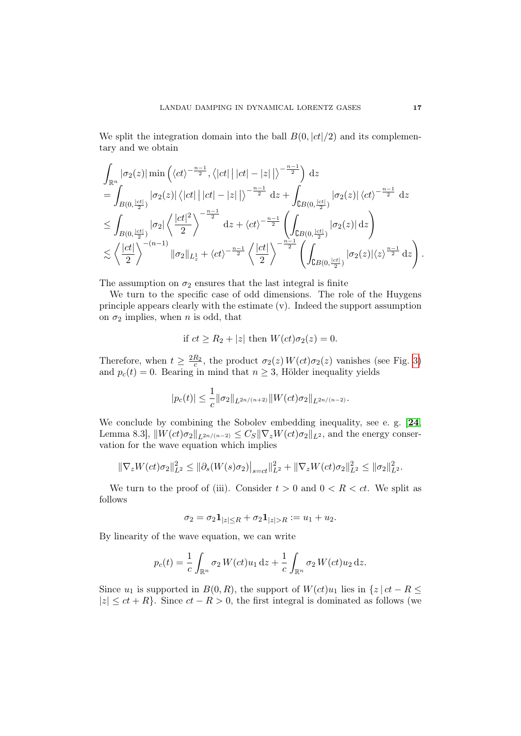We split the integration domain into the ball $B(0,|ct|/2)$ and its complementary and we obtain

$$
\begin{aligned}
&\int_{\mathbb{R}^n} |\sigma_2(z)| \min\left(\langle ct\rangle^{-\frac{n-1}{2}}, \left\langle |ct| \,\big|\, |ct| - |z| \,\big| \right\rangle^{-\frac{n-1}{2}}\right) \, \mathrm{d}z \\
&= \int_{B(0,\frac{|ct|}{2})} |\sigma_2(z)| \left\langle |ct| \,\big|\, |ct| - |z| \,\big| \right\rangle^{-\frac{n-1}{2}} \, \mathrm{d}z + \int_{\complement B(0,\frac{|ct|}{2})} |\sigma_2(z)| \, \langle ct\rangle^{-\frac{n-1}{2}} \, \mathrm{d}z \\
&\leq \int_{B(0,\frac{|ct|}{2})} |\sigma_2| \left\langle \frac{|ct|^2}{2} \right\rangle^{-\frac{n-1}{2}} \, \mathrm{d}z + \langle ct\rangle^{-\frac{n-1}{2}} \left( \int_{\complement B(0,\frac{|ct|}{2})} |\sigma_2(z)| \, \mathrm{d}z \right) \\
&\lesssim \left\langle \frac{|ct|}{2} \right\rangle^{-(n-1)} \|\sigma_2\|_{L^1_z} + \langle ct\rangle^{-\frac{n-1}{2}} \left\langle \frac{|ct|}{2} \right\rangle^{-\frac{n-1}{2}} \left( \int_{\complement B(0,\frac{|ct|}{2})} |\sigma_2(z)| \langle z\rangle^{\frac{n-1}{2}} \, \mathrm{d}z \right).
\end{aligned}
$$

The assumption on $\sigma_2$ ensures that the last integral is finite

We turn to the specific case of odd dimensions. The role of the Huygens principle appears clearly with the estimate (v). Indeed the support assumption on $\sigma_2$ implies, when $n$ is odd, that

$$
\text{if } ct \geq R_2 + |z| \text{ then } W(ct)\sigma_2(z) = 0.
$$

Therefore, when $t \geq \frac{2R_2}{c}$, the product $\sigma_2(z)\, W(ct)\sigma_2(z)$ vanishes (see Fig. 3) and $p_c(t) = 0$. Bearing in mind that $n \geq 3$, Hölder inequality yields

$$
|p_c(t)| \leq \frac{1}{c} \|\sigma_2\|_{L^{2n/(n+2)}} \|W(ct)\sigma_2\|_{L^{2n/(n-2)}}.
$$

We conclude by combining the Sobolev embedding inequality, see e. g. [24, Lemma 8.3], $\|W(ct)\sigma_2\|_{L^{2n/(n-2)}} \leq C_S \|\nabla_z W(ct)\sigma_2\|_{L^2}$, and the energy conservation for the wave equation which implies

$$
\|\nabla_z W(ct)\sigma_2\|_{L^2}^2 \leq \|\partial_s (W(s)\sigma_2)\big|_{s=ct}\|_{L^2}^2 + \|\nabla_z W(ct)\sigma_2\|_{L^2}^2 \leq \|\sigma_2\|_{L^2}^2.
$$

We turn to the proof of (iii). Consider $t > 0$ and $0 < R < ct$. We split as follows

$$
\sigma_2 = \sigma_2 \mathbf{1}_{|z| \leq R} + \sigma_2 \mathbf{1}_{|z| > R} := u_1 + u_2.
$$

By linearity of the wave equation, we can write

$$
p_c(t) = \frac{1}{c} \int_{\mathbb{R}^n} \sigma_2 \, W(ct) u_1 \, \mathrm{d}z + \frac{1}{c} \int_{\mathbb{R}^n} \sigma_2 \, W(ct) u_2 \, \mathrm{d}z.
$$

Since $u_1$ is supported in $B(0,R)$, the support of $W(ct)u_1$ lies in $\{z \,|\, ct - R \leq |z| \leq ct + R\}$. Since $ct - R > 0$, the first integral is dominated as follows (we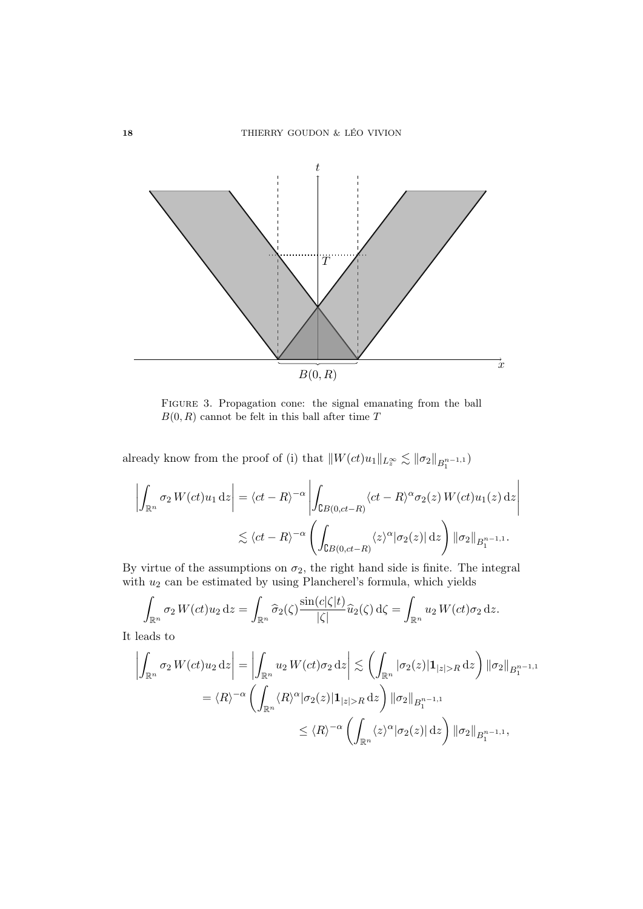FIGURE 3. Propagation cone: the signal emanating from the ball $B(0,R)$ cannot be felt in this ball after time $T$

already know from the proof of (i) that $\|W(ct)u_1\|_{L^\infty_z} \lesssim \|\sigma_2\|_{B_1^{n-1,1}}$)

$$\left|\int_{\mathbb{R}^n} \sigma_2 \, W(ct)u_1 \,\mathrm{d}z\right| = \langle ct-R\rangle^{-\alpha}\left|\int_{\complement B(0,ct-R)} \langle ct-R\rangle^{\alpha}\sigma_2(z)\, W(ct)u_1(z)\,\mathrm{d}z\right|$$
$$\lesssim \langle ct-R\rangle^{-\alpha}\left(\int_{\complement B(0,ct-R)} \langle z\rangle^{\alpha}|\sigma_2(z)|\,\mathrm{d}z\right)\|\sigma_2\|_{B_1^{n-1,1}}.$$

By virtue of the assumptions on $\sigma_2$, the right hand side is finite. The integral with $u_2$ can be estimated by using Plancherel's formula, which yields

$$\int_{\mathbb{R}^n} \sigma_2 \, W(ct)u_2 \,\mathrm{d}z = \int_{\mathbb{R}^n} \widehat{\sigma}_2(\zeta)\frac{\sin(c|\zeta|t)}{|\zeta|}\widehat{u}_2(\zeta)\,\mathrm{d}\zeta = \int_{\mathbb{R}^n} u_2 \, W(ct)\sigma_2\,\mathrm{d}z.$$

It leads to

$$\left|\int_{\mathbb{R}^n} \sigma_2 \, W(ct)u_2 \,\mathrm{d}z\right| = \left|\int_{\mathbb{R}^n} u_2 \, W(ct)\sigma_2 \,\mathrm{d}z\right| \lesssim \left(\int_{\mathbb{R}^n} |\sigma_2(z)|\mathbf{1}_{|z|>R}\,\mathrm{d}z\right)\|\sigma_2\|_{B_1^{n-1,1}}$$
$$= \langle R\rangle^{-\alpha}\left(\int_{\mathbb{R}^n} \langle R\rangle^{\alpha}|\sigma_2(z)|\mathbf{1}_{|z|>R}\,\mathrm{d}z\right)\|\sigma_2\|_{B_1^{n-1,1}}$$
$$\leq \langle R\rangle^{-\alpha}\left(\int_{\mathbb{R}^n} \langle z\rangle^{\alpha}|\sigma_2(z)|\,\mathrm{d}z\right)\|\sigma_2\|_{B_1^{n-1,1}},$$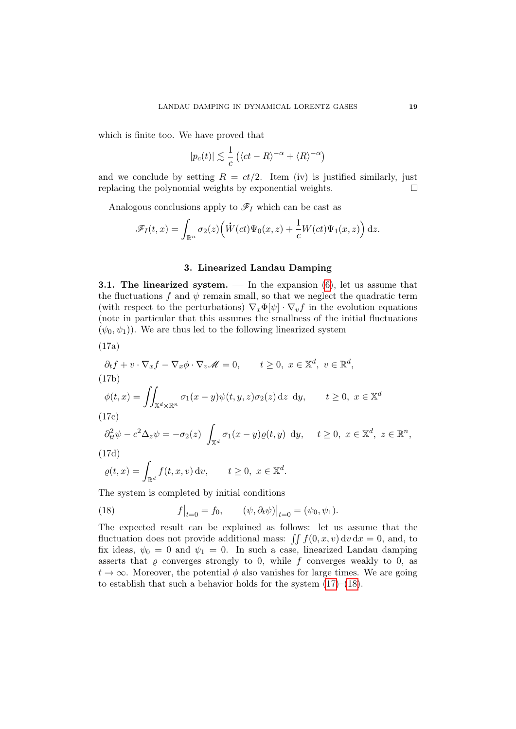which is finite too. We have proved that

$$|p_c(t)| \lesssim \frac{1}{c}\left(\langle ct - R\rangle^{-\alpha} + \langle R\rangle^{-\alpha}\right)$$

and we conclude by setting $R = ct/2$. Item (iv) is justified similarly, just replacing the polynomial weights by exponential weights. ☐

Analogous conclusions apply to $\mathscr{F}_I$ which can be cast as

$$\mathscr{F}_I(t,x) = \int_{\mathbb{R}^n} \sigma_2(z)\Big(\dot{W}(ct)\Psi_0(x,z) + \frac{1}{c}W(ct)\Psi_1(x,z)\Big)\,\mathrm{d}z.$$

## 3. Linearized Landau Damping

**3.1. The linearized system.** — In the expansion (6), let us assume that the fluctuations $f$ and $\psi$ remain small, so that we neglect the quadratic term (with respect to the perturbations) $\nabla_x\Phi[\psi]\cdot\nabla_v f$ in the evolution equations (note in particular that this assumes the smallness of the initial fluctuations $(\psi_0,\psi_1)$). We are thus led to the following linearized system

(17a)

$$\partial_t f + v\cdot\nabla_x f - \nabla_x\phi\cdot\nabla_v \mathscr{M} = 0, \qquad t\geq 0,\ x\in\mathbb{X}^d,\ v\in\mathbb{R}^d,$$

(17b)

$$\phi(t,x) = \iint_{\mathbb{X}^d\times\mathbb{R}^n} \sigma_1(x-y)\psi(t,y,z)\sigma_2(z)\,\mathrm{d}z\ \mathrm{d}y, \qquad t\geq 0,\ x\in\mathbb{X}^d$$

(17c)

$$\partial_{tt}^2\psi - c^2\Delta_z\psi = -\sigma_2(z)\int_{\mathbb{X}^d}\sigma_1(x-y)\varrho(t,y)\ \mathrm{d}y, \qquad t\geq 0,\ x\in\mathbb{X}^d,\ z\in\mathbb{R}^n,$$

(17d)

$$\varrho(t,x) = \int_{\mathbb{R}^d} f(t,x,v)\,\mathrm{d}v, \qquad t\geq 0,\ x\in\mathbb{X}^d.$$

The system is completed by initial conditions

(18)
$$f\big|_{t=0} = f_0, \qquad (\psi,\partial_t\psi)\big|_{t=0} = (\psi_0,\psi_1).$$

The expected result can be explained as follows: let us assume that the fluctuation does not provide additional mass: $\iint f(0,x,v)\,\mathrm{d}v\,\mathrm{d}x = 0$, and, to fix ideas, $\psi_0 = 0$ and $\psi_1 = 0$. In such a case, linearized Landau damping asserts that $\varrho$ converges strongly to 0, while $f$ converges weakly to 0, as $t\to\infty$. Moreover, the potential $\phi$ also vanishes for large times. We are going to establish that such a behavior holds for the system (17)–(18).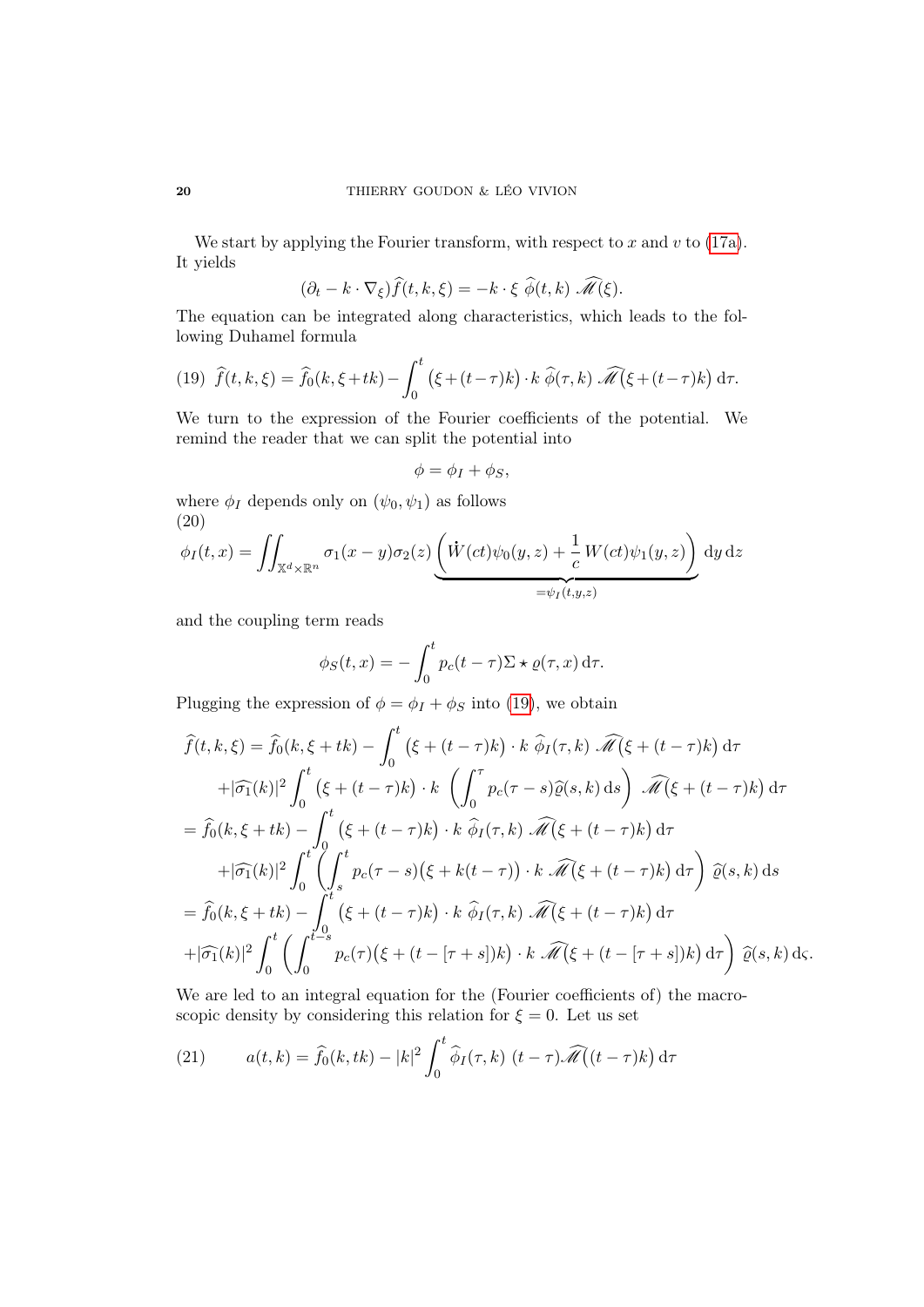We start by applying the Fourier transform, with respect to $x$ and $v$ to (17a). It yields

$$(\partial_t - k\cdot\nabla_\xi)\widehat{f}(t,k,\xi) = -k\cdot\xi\ \widehat{\phi}(t,k)\ \widehat{\mathscr{M}}(\xi).$$

The equation can be integrated along characteristics, which leads to the following Duhamel formula

$$\widehat{f}(t,k,\xi) = \widehat{f}_0(k,\xi+tk) - \int_0^t \big(\xi+(t-\tau)k\big)\cdot k\ \widehat{\phi}(\tau,k)\ \widehat{\mathscr{M}}\big(\xi+(t-\tau)k\big)\,\mathrm{d}\tau. \tag{19}$$

We turn to the expression of the Fourier coefficients of the potential. We remind the reader that we can split the potential into

$$\phi = \phi_I + \phi_S,$$

where $\phi_I$ depends only on $(\psi_0,\psi_1)$ as follows

$$\phi_I(t,x) = \iint_{\mathbb{X}^d\times\mathbb{R}^n} \sigma_1(x-y)\sigma_2(z)\underbrace{\left(\dot{W}(ct)\psi_0(y,z) + \frac{1}{c}\,W(ct)\psi_1(y,z)\right)}_{=\psi_I(t,y,z)}\,\mathrm{d}y\,\mathrm{d}z \tag{20}$$

and the coupling term reads

$$\phi_S(t,x) = -\int_0^t p_c(t-\tau)\Sigma\star\varrho(\tau,x)\,\mathrm{d}\tau.$$

Plugging the expression of $\phi=\phi_I+\phi_S$ into (19), we obtain

$$\begin{aligned}
\widehat{f}(t,k,\xi) &= \widehat{f}_0(k,\xi+tk) - \int_0^t \big(\xi+(t-\tau)k\big)\cdot k\ \widehat{\phi}_I(\tau,k)\ \widehat{\mathscr{M}}\big(\xi+(t-\tau)k\big)\,\mathrm{d}\tau \\
&\quad + |\widehat{\sigma_1}(k)|^2\int_0^t \big(\xi+(t-\tau)k\big)\cdot k\ \left(\int_0^\tau p_c(\tau-s)\widehat{\varrho}(s,k)\,\mathrm{d}s\right)\ \widehat{\mathscr{M}}\big(\xi+(t-\tau)k\big)\,\mathrm{d}\tau \\
&= \widehat{f}_0(k,\xi+tk) - \int_0^t \big(\xi+(t-\tau)k\big)\cdot k\ \widehat{\phi}_I(\tau,k)\ \widehat{\mathscr{M}}\big(\xi+(t-\tau)k\big)\,\mathrm{d}\tau \\
&\quad + |\widehat{\sigma_1}(k)|^2\int_0^t \left(\int_s^t p_c(\tau-s)\big(\xi+k(t-\tau)\big)\cdot k\ \widehat{\mathscr{M}}\big(\xi+(t-\tau)k\big)\,\mathrm{d}\tau\right)\ \widehat{\varrho}(s,k)\,\mathrm{d}s \\
&= \widehat{f}_0(k,\xi+tk) - \int_0^t \big(\xi+(t-\tau)k\big)\cdot k\ \widehat{\phi}_I(\tau,k)\ \widehat{\mathscr{M}}\big(\xi+(t-\tau)k\big)\,\mathrm{d}\tau \\
&\quad + |\widehat{\sigma_1}(k)|^2\int_0^t \left(\int_0^{t-s} p_c(\tau)\big(\xi+(t-[\tau+s])k\big)\cdot k\ \widehat{\mathscr{M}}\big(\xi+(t-[\tau+s])k\big)\,\mathrm{d}\tau\right)\ \widehat{\varrho}(s,k)\,\mathrm{d}\varsigma.
\end{aligned}$$

We are led to an integral equation for the (Fourier coefficients of) the macroscopic density by considering this relation for $\xi=0$. Let us set

$$a(t,k) = \widehat{f}_0(k,tk) - |k|^2\int_0^t \widehat{\phi}_I(\tau,k)\ (t-\tau)\widehat{\mathscr{M}}\big((t-\tau)k\big)\,\mathrm{d}\tau \tag{21}$$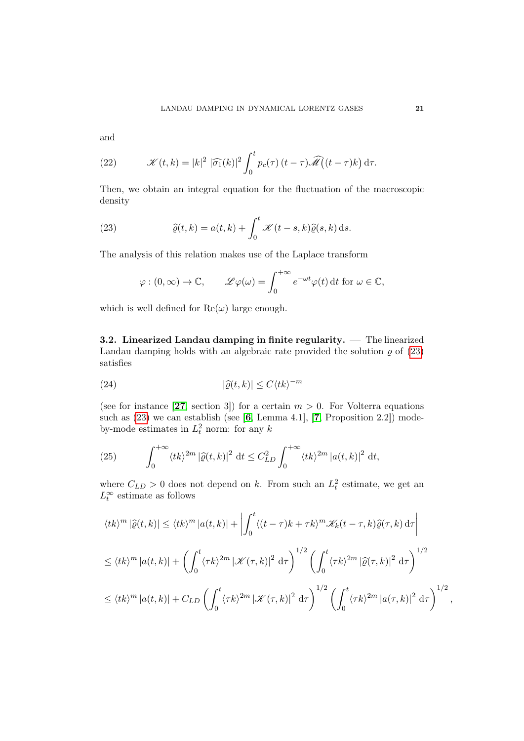and

$$\mathscr{K}(t,k) = |k|^2\, |\widehat{\sigma_1}(k)|^2 \int_0^t p_c(\tau)\,(t-\tau)\widehat{\mathscr{M}}\big((t-\tau)k\big)\,\mathrm{d}\tau. \tag{22}$$

Then, we obtain an integral equation for the fluctuation of the macroscopic density

$$\widehat{\varrho}(t,k) = a(t,k) + \int_0^t \mathscr{K}(t-s,k)\widehat{\varrho}(s,k)\,\mathrm{d}s. \tag{23}$$

The analysis of this relation makes use of the Laplace transform

$$\varphi : (0,\infty) \to \mathbb{C}, \qquad \mathscr{L}\varphi(\omega) = \int_0^{+\infty} e^{-\omega t}\varphi(t)\,\mathrm{d}t \text{ for } \omega \in \mathbb{C},$$

which is well defined for $\mathrm{Re}(\omega)$ large enough.

**3.2. Linearized Landau damping in finite regularity.** — The linearized Landau damping holds with an algebraic rate provided the solution $\varrho$ of (23) satisfies

$$|\widehat{\varrho}(t,k)| \leq C\langle tk\rangle^{-m} \tag{24}$$

(see for instance [**27**, section 3]) for a certain $m > 0$. For Volterra equations such as (23) we can establish (see [**6**, Lemma 4.1], [**7**, Proposition 2.2]) mode-by-mode estimates in $L^2_t$ norm: for any $k$

$$\int_0^{+\infty} \langle tk\rangle^{2m} \left|\widehat{\varrho}(t,k)\right|^2\,\mathrm{d}t \leq C_{LD}^2 \int_0^{+\infty} \langle tk\rangle^{2m} \left|a(t,k)\right|^2\,\mathrm{d}t, \tag{25}$$

where $C_{LD} > 0$ does not depend on $k$. From such an $L^2_t$ estimate, we get an $L^\infty_t$ estimate as follows

$$\begin{aligned}
&\langle tk\rangle^{m} \left|\widehat{\varrho}(t,k)\right| \leq \langle tk\rangle^{m} \left|a(t,k)\right| + \left|\int_0^t \langle (t-\tau)k + \tau k\rangle^{m} \mathscr{K}_k(t-\tau,k)\widehat{\varrho}(\tau,k)\,\mathrm{d}\tau\right| \\
&\leq \langle tk\rangle^{m} \left|a(t,k)\right| + \left(\int_0^t \langle \tau k\rangle^{2m} \left|\mathscr{K}(\tau,k)\right|^2\,\mathrm{d}\tau\right)^{1/2} \left(\int_0^t \langle \tau k\rangle^{2m} \left|\widehat{\varrho}(\tau,k)\right|^2\,\mathrm{d}\tau\right)^{1/2} \\
&\leq \langle tk\rangle^{m} \left|a(t,k)\right| + C_{LD} \left(\int_0^t \langle \tau k\rangle^{2m} \left|\mathscr{K}(\tau,k)\right|^2\,\mathrm{d}\tau\right)^{1/2} \left(\int_0^t \langle \tau k\rangle^{2m} \left|a(\tau,k)\right|^2\,\mathrm{d}\tau\right)^{1/2},
\end{aligned}$$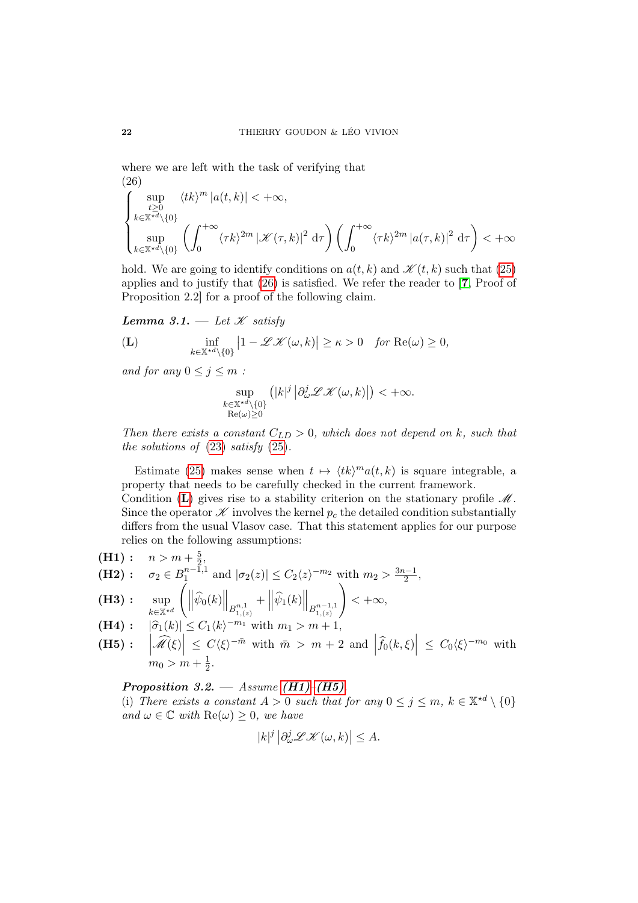where we are left with the task of verifying that

(26)

$$\begin{cases} \sup_{\substack{t\geq 0\\ k\in\mathbb{X}^{\star d}\setminus\{0\}}} \langle tk\rangle^m |a(t,k)| < +\infty, \\ \sup_{k\in\mathbb{X}^{\star d}\setminus\{0\}} \left(\int_0^{+\infty} \langle \tau k\rangle^{2m} |\mathscr{K}(\tau,k)|^2 \, \mathrm{d}\tau\right)\left(\int_0^{+\infty} \langle \tau k\rangle^{2m} |a(\tau,k)|^2 \, \mathrm{d}\tau\right) < +\infty \end{cases}$$

hold. We are going to identify conditions on $a(t,k)$ and $\mathscr{K}(t,k)$ such that (25) applies and to justify that (26) is satisfied. We refer the reader to [7, Proof of Proposition 2.2] for a proof of the following claim.

***Lemma 3.1.*** — *Let $\mathscr{K}$ satisfy*

$$\textbf{(L)} \qquad \inf_{k\in\mathbb{X}^{\star d}\setminus\{0\}} \left|1-\mathscr{L}\mathscr{K}(\omega,k)\right| \geq \kappa > 0 \quad \textit{for } \mathrm{Re}(\omega)\geq 0,$$

*and for any $0\leq j\leq m$ :*

$$\sup_{\substack{k\in\mathbb{X}^{\star d}\setminus\{0\}\\ \mathrm{Re}(\omega)\geq 0}} \left(|k|^j \left|\partial_\omega^j \mathscr{L}\mathscr{K}(\omega,k)\right|\right) < +\infty.$$

*Then there exists a constant $C_{LD}>0$, which does not depend on $k$, such that the solutions of (23) satisfy (25).*

Estimate (25) makes sense when $t\mapsto \langle tk\rangle^m a(t,k)$ is square integrable, a property that needs to be carefully checked in the current framework.
Condition (**L**) gives rise to a stability criterion on the stationary profile $\mathscr{M}$. Since the operator $\mathscr{K}$ involves the kernel $p_c$ the detailed condition substantially differs from the usual Vlasov case. That this statement applies for our purpose relies on the following assumptions:

**(H1) :** $n > m + \frac{5}{2}$,

**(H2) :** $\sigma_2 \in B_1^{n-1,1}$ and $|\sigma_2(z)| \leq C_2\langle z\rangle^{-m_2}$ with $m_2 > \frac{3n-1}{2}$,

**(H3) :** $\displaystyle\sup_{k\in\mathbb{X}^{\star d}} \left(\left\|\widehat{\psi}_0(k)\right\|_{B^{n,1}_{1,(z)}} + \left\|\widehat{\psi}_1(k)\right\|_{B^{n-1,1}_{1,(z)}}\right) < +\infty$,

**(H4) :** $|\widehat{\sigma}_1(k)| \leq C_1\langle k\rangle^{-m_1}$ with $m_1 > m+1$,

**(H5) :** $\left|\widehat{\mathscr{M}}(\xi)\right| \leq C\langle\xi\rangle^{-\bar{m}}$ with $\bar{m} > m+2$ and $\left|\widehat{f}_0(k,\xi)\right| \leq C_0\langle\xi\rangle^{-m_0}$ with $m_0 > m + \frac{1}{2}$.

***Proposition 3.2.*** — *Assume (H1)–(H5).*
(i) *There exists a constant $A>0$ such that for any $0\leq j\leq m$, $k\in\mathbb{X}^{\star d}\setminus\{0\}$ and $\omega\in\mathbb{C}$ with $\mathrm{Re}(\omega)\geq 0$, we have*

$$|k|^j \left|\partial_\omega^j \mathscr{L}\mathscr{K}(\omega,k)\right| \leq A.$$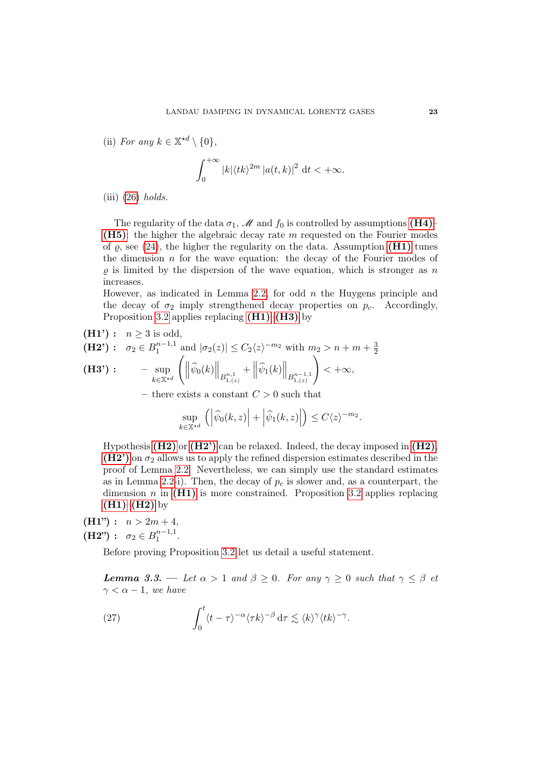(ii) *For any* $k \in \mathbb{X}^{\star d} \setminus \{0\}$,

$$\int_0^{+\infty} |k| \langle tk \rangle^{2m} |a(t,k)|^2 \, \mathrm{d}t < +\infty.$$

(iii) (26) *holds.*

The regularity of the data $\sigma_1$, $\mathscr{M}$ and $f_0$ is controlled by assumptions **(H4)**–**(H5)**; the higher the algebraic decay rate $m$ requested on the Fourier modes of $\varrho$, see (24), the higher the regularity on the data. Assumption **(H1)** tunes the dimension $n$ for the wave equation: the decay of the Fourier modes of $\varrho$ is limited by the dispersion of the wave equation, which is stronger as $n$ increases.
However, as indicated in Lemma 2.2, for odd $n$ the Huygens principle and the decay of $\sigma_2$ imply strengthened decay properties on $p_c$. Accordingly, Proposition 3.2 applies replacing **(H1)**–**(H3)** by

**(H1')** : $n \geq 3$ is odd,

**(H2')** : $\sigma_2 \in B_1^{n-1,1}$ and $|\sigma_2(z)| \leq C_2 \langle z \rangle^{-m_2}$ with $m_2 > n + m + \frac{3}{2}$

**(H3')** :
- $\displaystyle \sup_{k \in \mathbb{X}^{\star d}} \left( \left\| \widehat{\psi}_0(k) \right\|_{B^{n,1}_{1,(z)}} + \left\| \widehat{\psi}_1(k) \right\|_{B^{n-1,1}_{1,(z)}} \right) < +\infty,$
- there exists a constant $C > 0$ such that

$$\sup_{k \in \mathbb{X}^{\star d}} \left( \left| \widehat{\psi}_0(k,z) \right| + \left| \widehat{\psi}_1(k,z) \right| \right) \leq C \langle z \rangle^{-m_2}.$$

Hypothesis **(H2)** or **(H2')** can be relaxed. Indeed, the decay imposed in **(H2)**, **(H2')** on $\sigma_2$ allows us to apply the refined dispersion estimates described in the proof of Lemma 2.2. Nevertheless, we can simply use the standard estimates as in Lemma 2.2-i). Then, the decay of $p_c$ is slower and, as a counterpart, the dimension $n$ in **(H1)** is more constrained. Proposition 3.2 applies replacing **(H1)**–**(H2)** by

**(H1")** : $n > 2m + 4$,

**(H2")** : $\sigma_2 \in B_1^{n-1,1}$.

Before proving Proposition 3.2 let us detail a useful statement.

***Lemma 3.3.*** — *Let* $\alpha > 1$ *and* $\beta \geq 0$. *For any* $\gamma \geq 0$ *such that* $\gamma \leq \beta$ *et* $\gamma < \alpha - 1$, *we have*

$$\int_0^t \langle t - \tau \rangle^{-\alpha} \langle \tau k \rangle^{-\beta} \, \mathrm{d}\tau \lesssim \langle k \rangle^{\gamma} \langle tk \rangle^{-\gamma}. \tag{27}$$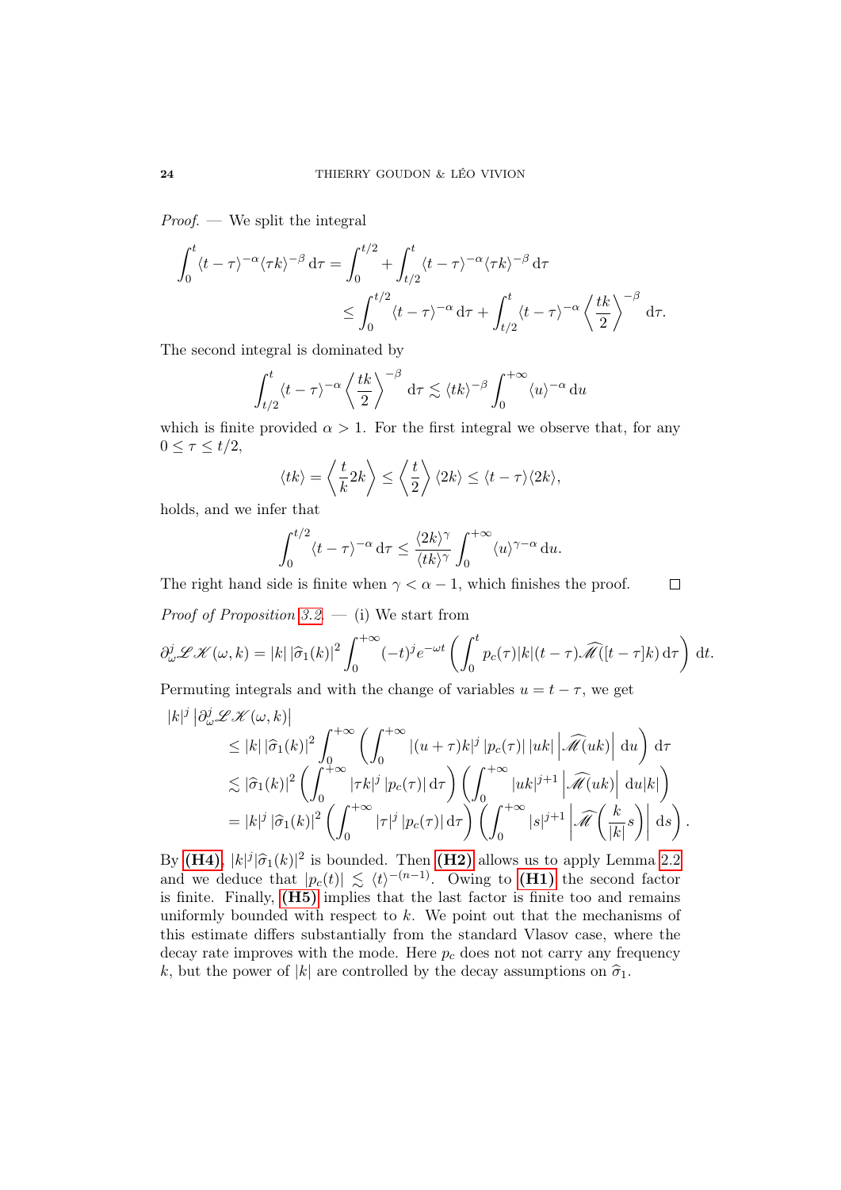*Proof.* — We split the integral

$$\int_0^t \langle t-\tau\rangle^{-\alpha}\langle \tau k\rangle^{-\beta}\,\mathrm{d}\tau = \int_0^{t/2} + \int_{t/2}^t \langle t-\tau\rangle^{-\alpha}\langle \tau k\rangle^{-\beta}\,\mathrm{d}\tau$$
$$\leq \int_0^{t/2}\langle t-\tau\rangle^{-\alpha}\,\mathrm{d}\tau + \int_{t/2}^t \langle t-\tau\rangle^{-\alpha}\left\langle \frac{tk}{2}\right\rangle^{-\beta}\mathrm{d}\tau.$$

The second integral is dominated by

$$\int_{t/2}^t \langle t-\tau\rangle^{-\alpha}\left\langle \frac{tk}{2}\right\rangle^{-\beta}\mathrm{d}\tau \lesssim \langle tk\rangle^{-\beta}\int_0^{+\infty}\langle u\rangle^{-\alpha}\,\mathrm{d}u$$

which is finite provided $\alpha > 1$. For the first integral we observe that, for any $0 \leq \tau \leq t/2$,

$$\langle tk\rangle = \left\langle \frac{t}{k}2k\right\rangle \leq \left\langle \frac{t}{2}\right\rangle\langle 2k\rangle \leq \langle t-\tau\rangle\langle 2k\rangle,$$

holds, and we infer that

$$\int_0^{t/2}\langle t-\tau\rangle^{-\alpha}\,\mathrm{d}\tau \leq \frac{\langle 2k\rangle^{\gamma}}{\langle tk\rangle^{\gamma}}\int_0^{+\infty}\langle u\rangle^{\gamma-\alpha}\,\mathrm{d}u.$$

The right hand side is finite when $\gamma < \alpha - 1$, which finishes the proof. $\square$

*Proof of Proposition 3.2.* — (i) We start from

$$\partial_\omega^j \mathscr{L}\mathscr{K}(\omega,k) = |k|\,|\widehat{\sigma}_1(k)|^2\int_0^{+\infty}(-t)^j e^{-\omega t}\left(\int_0^t p_c(\tau)|k|(t-\tau)\widehat{\mathscr{M}}([t-\tau]k)\,\mathrm{d}\tau\right)\mathrm{d}t.$$

Permuting integrals and with the change of variables $u = t-\tau$, we get

$$\begin{aligned}
&|k|^j\left|\partial_\omega^j \mathscr{L}\mathscr{K}(\omega,k)\right| \\
&\quad\leq |k|\,|\widehat{\sigma}_1(k)|^2\int_0^{+\infty}\left(\int_0^{+\infty}|(u+\tau)k|^j\,|p_c(\tau)|\,|uk|\left|\widehat{\mathscr{M}}(uk)\right|\mathrm{d}u\right)\mathrm{d}\tau \\
&\quad\lesssim |\widehat{\sigma}_1(k)|^2\left(\int_0^{+\infty}|\tau k|^j\,|p_c(\tau)|\,\mathrm{d}\tau\right)\left(\int_0^{+\infty}|uk|^{j+1}\left|\widehat{\mathscr{M}}(uk)\right|\mathrm{d}u|k|\right) \\
&\quad= |k|^j\,|\widehat{\sigma}_1(k)|^2\left(\int_0^{+\infty}|\tau|^j\,|p_c(\tau)|\,\mathrm{d}\tau\right)\left(\int_0^{+\infty}|s|^{j+1}\left|\widehat{\mathscr{M}}\left(\frac{k}{|k|}s\right)\right|\mathrm{d}s\right).
\end{aligned}$$

By **(H4)**, $|k|^j|\widehat{\sigma}_1(k)|^2$ is bounded. Then **(H2)** allows us to apply Lemma 2.2 and we deduce that $|p_c(t)| \lesssim \langle t\rangle^{-(n-1)}$. Owing to **(H1)** the second factor is finite. Finally, **(H5)** implies that the last factor is finite too and remains uniformly bounded with respect to $k$. We point out that the mechanisms of this estimate differs substantially from the standard Vlasov case, where the decay rate improves with the mode. Here $p_c$ does not not carry any frequency $k$, but the power of $|k|$ are controlled by the decay assumptions on $\widehat{\sigma}_1$.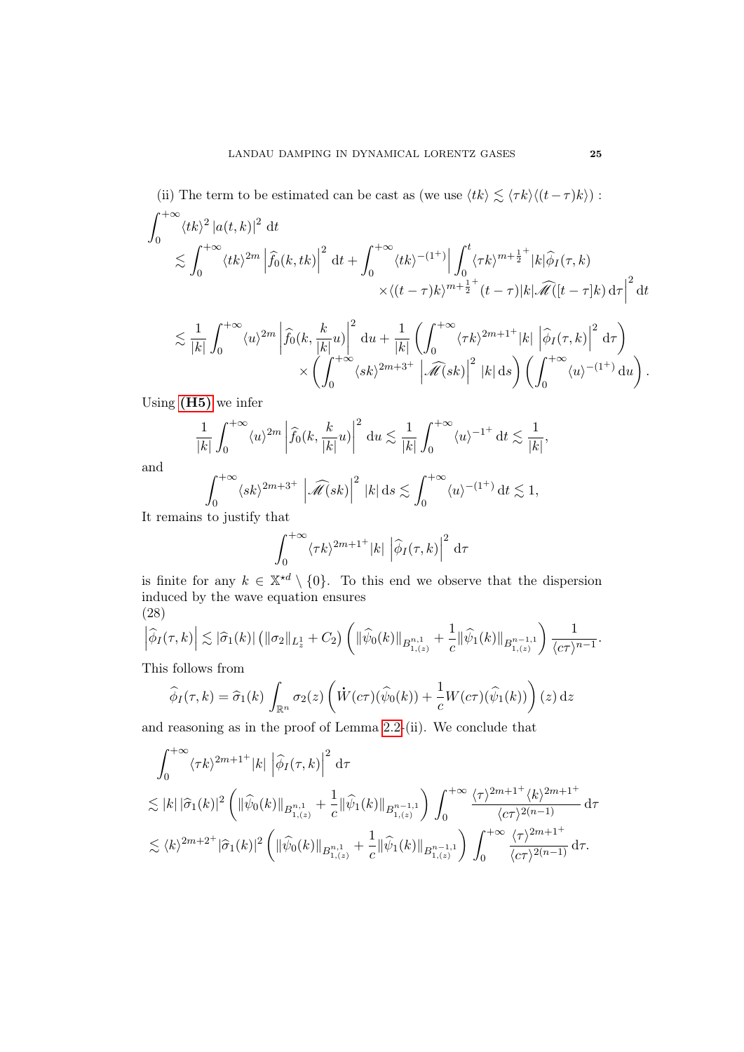(ii) The term to be estimated can be cast as (we use $\langle tk\rangle \lesssim \langle \tau k\rangle\langle (t-\tau)k\rangle)$ :

$$
\begin{aligned}
\int_0^{+\infty} & \langle tk\rangle^2 \left|a(t,k)\right|^2 \,\mathrm{d}t \\
&\lesssim \int_0^{+\infty} \langle tk\rangle^{2m}\left|\widehat{f}_0(k,tk)\right|^2 \,\mathrm{d}t + \int_0^{+\infty}\langle tk\rangle^{-(1^+)}\Big|\int_0^t \langle \tau k\rangle^{m+\frac{1}{2}^+}|k|\widehat{\phi}_I(\tau,k) \\
&\qquad\qquad \times \langle (t-\tau)k\rangle^{m+\frac{1}{2}^+}(t-\tau)|k|\widehat{\mathscr{M}}([t-\tau]k)\,\mathrm{d}\tau\Big|^2 \,\mathrm{d}t \\
&\lesssim \frac{1}{|k|}\int_0^{+\infty}\langle u\rangle^{2m}\left|\widehat{f}_0(k,\frac{k}{|k|}u)\right|^2 \,\mathrm{d}u + \frac{1}{|k|}\left(\int_0^{+\infty}\langle \tau k\rangle^{2m+1^+}|k|\,\left|\widehat{\phi}_I(\tau,k)\right|^2\,\mathrm{d}\tau\right) \\
&\qquad\qquad \times\left(\int_0^{+\infty}\langle sk\rangle^{2m+3^+}\,\left|\widehat{\mathscr{M}}(sk)\right|^2\,|k|\,\mathrm{d}s\right)\left(\int_0^{+\infty}\langle u\rangle^{-(1^+)}\,\mathrm{d}u\right).
\end{aligned}
$$

Using **(H5)** we infer

$$
\frac{1}{|k|}\int_0^{+\infty}\langle u\rangle^{2m}\left|\widehat{f}_0(k,\frac{k}{|k|}u)\right|^2 \,\mathrm{d}u \lesssim \frac{1}{|k|}\int_0^{+\infty}\langle u\rangle^{-1^+}\,\mathrm{d}t \lesssim \frac{1}{|k|},
$$

and

$$
\int_0^{+\infty}\langle sk\rangle^{2m+3^+}\,\left|\widehat{\mathscr{M}}(sk)\right|^2\,|k|\,\mathrm{d}s \lesssim \int_0^{+\infty}\langle u\rangle^{-(1^+)}\,\mathrm{d}t \lesssim 1,
$$

It remains to justify that

$$
\int_0^{+\infty}\langle \tau k\rangle^{2m+1^+}|k|\,\left|\widehat{\phi}_I(\tau,k)\right|^2\,\mathrm{d}\tau
$$

is finite for any $k\in\mathbb{X}^{\star d}\setminus\{0\}$. To this end we observe that the dispersion induced by the wave equation ensures

(28)

$$
\left|\widehat{\phi}_I(\tau,k)\right| \lesssim |\widehat{\sigma}_1(k)|\left(\|\sigma_2\|_{L^1_z}+C_2\right)\left(\|\widehat{\psi}_0(k)\|_{B^{n,1}_{1,(z)}}+\frac{1}{c}\|\widehat{\psi}_1(k)\|_{B^{n-1,1}_{1,(z)}}\right)\frac{1}{\langle c\tau\rangle^{n-1}}.
$$

This follows from

$$
\widehat{\phi}_I(\tau,k) = \widehat{\sigma}_1(k)\int_{\mathbb{R}^n}\sigma_2(z)\left(\dot{W}(c\tau)(\widehat{\psi}_0(k))+\frac{1}{c}W(c\tau)(\widehat{\psi}_1(k))\right)(z)\,\mathrm{d}z
$$

and reasoning as in the proof of Lemma 2.2-(ii). We conclude that

$$
\begin{aligned}
&\int_0^{+\infty}\langle \tau k\rangle^{2m+1^+}|k|\,\left|\widehat{\phi}_I(\tau,k)\right|^2\,\mathrm{d}\tau \\
&\lesssim |k|\,|\widehat{\sigma}_1(k)|^2\left(\|\widehat{\psi}_0(k)\|_{B^{n,1}_{1,(z)}}+\frac{1}{c}\|\widehat{\psi}_1(k)\|_{B^{n-1,1}_{1,(z)}}\right)\int_0^{+\infty}\frac{\langle \tau\rangle^{2m+1^+}\langle k\rangle^{2m+1^+}}{\langle c\tau\rangle^{2(n-1)}}\,\mathrm{d}\tau \\
&\lesssim \langle k\rangle^{2m+2^+}|\widehat{\sigma}_1(k)|^2\left(\|\widehat{\psi}_0(k)\|_{B^{n,1}_{1,(z)}}+\frac{1}{c}\|\widehat{\psi}_1(k)\|_{B^{n-1,1}_{1,(z)}}\right)\int_0^{+\infty}\frac{\langle \tau\rangle^{2m+1^+}}{\langle c\tau\rangle^{2(n-1)}}\,\mathrm{d}\tau.
\end{aligned}
$$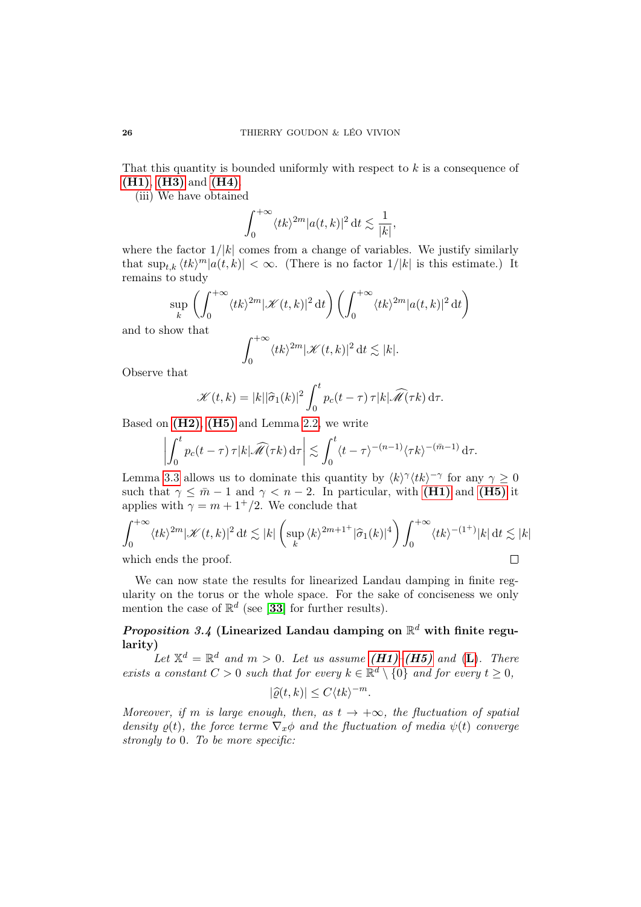That this quantity is bounded uniformly with respect to $k$ is a consequence of **(H1)**, **(H3)** and **(H4)**.

(iii) We have obtained

$$\int_0^{+\infty} \langle tk\rangle^{2m} |a(t,k)|^2 \,\mathrm{d}t \lesssim \frac{1}{|k|},$$

where the factor $1/|k|$ comes from a change of variables. We justify similarly that $\sup_{t,k} \langle tk\rangle^m |a(t,k)| < \infty$. (There is no factor $1/|k|$ is this estimate.) It remains to study

$$\sup_k \left(\int_0^{+\infty} \langle tk\rangle^{2m} |\mathscr{K}(t,k)|^2 \,\mathrm{d}t\right)\left(\int_0^{+\infty} \langle tk\rangle^{2m} |a(t,k)|^2 \,\mathrm{d}t\right)$$

and to show that

$$\int_0^{+\infty} \langle tk\rangle^{2m} |\mathscr{K}(t,k)|^2 \,\mathrm{d}t \lesssim |k|.$$

Observe that

$$\mathscr{K}(t,k) = |k||\widehat{\sigma}_1(k)|^2 \int_0^t p_c(t-\tau)\,\tau|k|\widehat{\mathscr{M}}(\tau k)\,\mathrm{d}\tau.$$

Based on **(H2)**, **(H5)** and Lemma 2.2, we write

$$\left|\int_0^t p_c(t-\tau)\,\tau|k|\widehat{\mathscr{M}}(\tau k)\,\mathrm{d}\tau\right| \lesssim \int_0^t \langle t-\tau\rangle^{-(n-1)} \langle \tau k\rangle^{-(\bar{m}-1)} \,\mathrm{d}\tau.$$

Lemma 3.3 allows us to dominate this quantity by $\langle k\rangle^{\gamma}\langle tk\rangle^{-\gamma}$ for any $\gamma \geq 0$ such that $\gamma \leq \bar{m}-1$ and $\gamma < n-2$. In particular, with **(H1)** and **(H5)** it applies with $\gamma = m + 1^+/2$. We conclude that

$$\int_0^{+\infty} \langle tk\rangle^{2m} |\mathscr{K}(t,k)|^2 \,\mathrm{d}t \lesssim |k| \left(\sup_k \langle k\rangle^{2m+1^+} |\widehat{\sigma}_1(k)|^4\right) \int_0^{+\infty} \langle tk\rangle^{-(1^+)} |k| \,\mathrm{d}t \lesssim |k|$$

which ends the proof. □

We can now state the results for linearized Landau damping in finite regularity on the torus or the whole space. For the sake of conciseness we only mention the case of $\mathbb{R}^d$ (see [33] for further results).

**_Proposition 3.4_ (Linearized Landau damping on $\mathbb{R}^d$ with finite regularity)**

*Let $\mathbb{X}^d = \mathbb{R}^d$ and $m > 0$. Let us assume **(H1)**–**(H5)** and (**L**). There exists a constant $C > 0$ such that for every $k \in \mathbb{R}^d \setminus \{0\}$ and for every $t \geq 0$,*

$$|\widehat{\varrho}(t,k)| \leq C\langle tk\rangle^{-m}.$$

*Moreover, if $m$ is large enough, then, as $t \to +\infty$, the fluctuation of spatial density $\varrho(t)$, the force terme $\nabla_x \phi$ and the fluctuation of media $\psi(t)$ converge strongly to $0$. To be more specific:*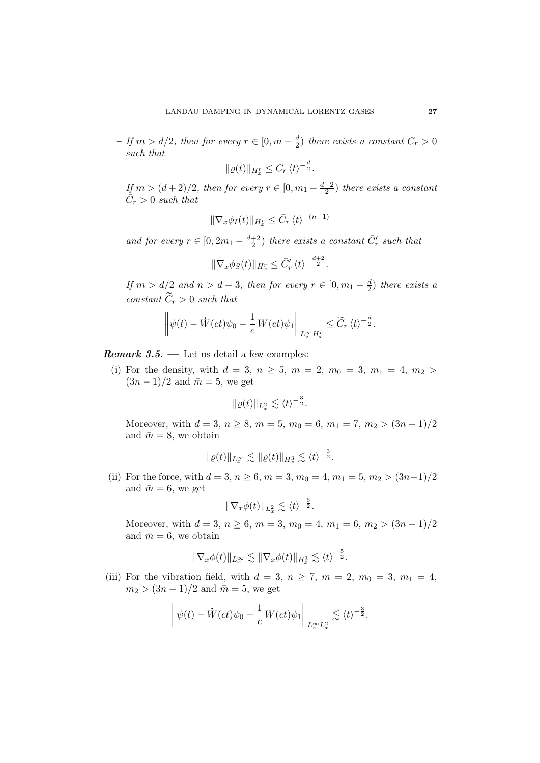– *If $m > d/2$, then for every $r \in [0, m - \frac{d}{2})$ there exists a constant $C_r > 0$ such that*

$$\|\varrho(t)\|_{H^r_x} \leq C_r \langle t \rangle^{-\frac{d}{2}}.$$

– *If $m > (d+2)/2$, then for every $r \in [0, m_1 - \frac{d+2}{2})$ there exists a constant $\bar{C}_r > 0$ such that*

$$\|\nabla_x \phi_I(t)\|_{H^r_x} \leq \bar{C}_r \langle t \rangle^{-(n-1)}$$

*and for every $r \in [0, 2m_1 - \frac{d+2}{2})$ there exists a constant $\bar{C}'_r$ such that*

$$\|\nabla_x \phi_S(t)\|_{H^r_x} \leq \bar{C}'_r \langle t \rangle^{-\frac{d+2}{2}}.$$

– *If $m > d/2$ and $n > d + 3$, then for every $r \in [0, m_1 - \frac{d}{2})$ there exists a constant $\widetilde{C}_r > 0$ such that*

$$\left\| \psi(t) - \dot{W}(ct)\psi_0 - \frac{1}{c} W(ct)\psi_1 \right\|_{L^\infty_z H^r_x} \leq \widetilde{C}_r \langle t \rangle^{-\frac{d}{2}}.$$

***Remark 3.5.*** — Let us detail a few examples:

(i) For the density, with $d = 3$, $n \geq 5$, $m = 2$, $m_0 = 3$, $m_1 = 4$, $m_2 > (3n-1)/2$ and $\bar{m} = 5$, we get

$$\|\varrho(t)\|_{L^2_x} \lesssim \langle t \rangle^{-\frac{3}{2}}.$$

Moreover, with $d = 3$, $n \geq 8$, $m = 5$, $m_0 = 6$, $m_1 = 7$, $m_2 > (3n-1)/2$ and $\bar{m} = 8$, we obtain

$$\|\varrho(t)\|_{L^\infty_x} \lesssim \|\varrho(t)\|_{H^3_x} \lesssim \langle t \rangle^{-\frac{3}{2}}.$$

(ii) For the force, with $d = 3$, $n \geq 6$, $m = 3$, $m_0 = 4$, $m_1 = 5$, $m_2 > (3n-1)/2$ and $\bar{m} = 6$, we get

$$\|\nabla_x \phi(t)\|_{L^2_x} \lesssim \langle t \rangle^{-\frac{5}{2}}.$$

Moreover, with $d = 3$, $n \geq 6$, $m = 3$, $m_0 = 4$, $m_1 = 6$, $m_2 > (3n-1)/2$ and $\bar{m} = 6$, we obtain

$$\|\nabla_x \phi(t)\|_{L^\infty_x} \lesssim \|\nabla_x \phi(t)\|_{H^3_x} \lesssim \langle t \rangle^{-\frac{5}{2}}.$$

(iii) For the vibration field, with $d = 3$, $n \geq 7$, $m = 2$, $m_0 = 3$, $m_1 = 4$, $m_2 > (3n-1)/2$ and $\bar{m} = 5$, we get

$$\left\| \psi(t) - \dot{W}(ct)\psi_0 - \frac{1}{c} W(ct)\psi_1 \right\|_{L^\infty_z L^2_x} \lesssim \langle t \rangle^{-\frac{3}{2}}.$$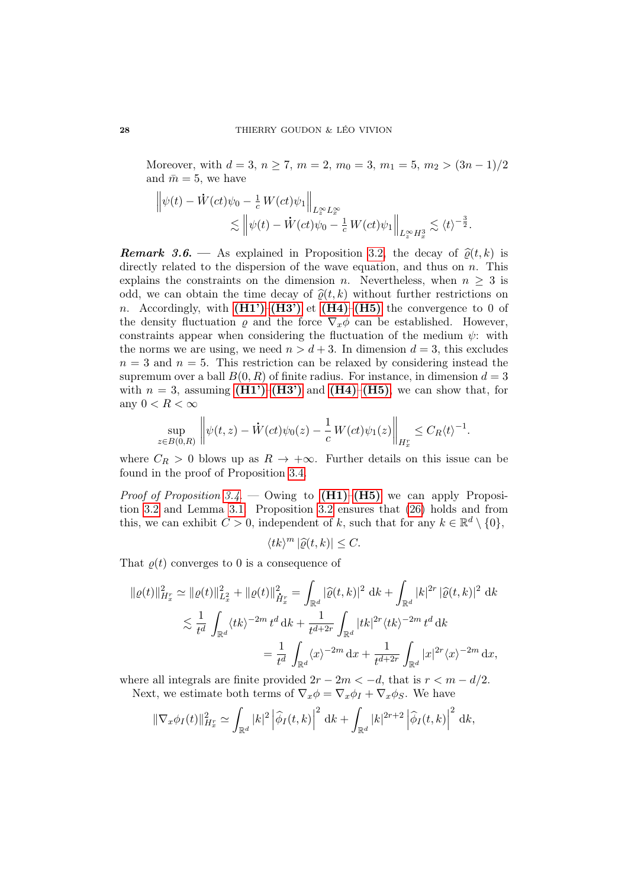Moreover, with $d = 3$, $n \geq 7$, $m = 2$, $m_0 = 3$, $m_1 = 5$, $m_2 > (3n-1)/2$ and $\bar{m} = 5$, we have

$$\left\| \psi(t) - \dot{W}(ct)\psi_0 - \tfrac{1}{c}\, W(ct)\psi_1 \right\|_{L^\infty_z L^\infty_x} \lesssim \left\| \psi(t) - \dot{W}(ct)\psi_0 - \tfrac{1}{c}\, W(ct)\psi_1 \right\|_{L^\infty_z H^3_x} \lesssim \langle t\rangle^{-\frac{3}{2}}.$$

***Remark 3.6.*** — As explained in Proposition 3.2, the decay of $\widehat{\varrho}(t,k)$ is directly related to the dispersion of the wave equation, and thus on $n$. This explains the constraints on the dimension $n$. Nevertheless, when $n \geq 3$ is odd, we can obtain the time decay of $\widehat{\varrho}(t,k)$ without further restrictions on $n$. Accordingly, with **(H1')**–**(H3')** et **(H4)**–**(H5)** the convergence to 0 of the density fluctuation $\varrho$ and the force $\nabla_x \phi$ can be established. However, constraints appear when considering the fluctuation of the medium $\psi$: with the norms we are using, we need $n > d+3$. In dimension $d = 3$, this excludes $n = 3$ and $n = 5$. This restriction can be relaxed by considering instead the supremum over a ball $B(0,R)$ of finite radius. For instance, in dimension $d = 3$ with $n = 3$, assuming **(H1')**–**(H3')** and **(H4)**–**(H5)**, we can show that, for any $0 < R < \infty$

$$\sup_{z \in B(0,R)} \left\| \psi(t,z) - \dot{W}(ct)\psi_0(z) - \frac{1}{c}\, W(ct)\psi_1(z) \right\|_{H^r_x} \leq C_R \langle t\rangle^{-1}.$$

where $C_R > 0$ blows up as $R \to +\infty$. Further details on this issue can be found in the proof of Proposition 3.4.

*Proof of Proposition 3.4.* — Owing to **(H1)**–**(H5)** we can apply Proposition 3.2 and Lemma 3.1. Proposition 3.2 ensures that (26) holds and from this, we can exhibit $C > 0$, independent of $k$, such that for any $k \in \mathbb{R}^d \setminus \{0\}$,

$$\langle tk\rangle^m \, |\widehat{\varrho}(t,k)| \leq C.$$

That $\varrho(t)$ converges to 0 is a consequence of

$$\begin{aligned}
\|\varrho(t)\|^2_{H^r_x} \simeq \|\varrho(t)\|^2_{L^2_x} + \|\varrho(t)\|^2_{\dot{H}^r_x} &= \int_{\mathbb{R}^d} |\widehat{\varrho}(t,k)|^2 \, \mathrm{d}k + \int_{\mathbb{R}^d} |k|^{2r} \, |\widehat{\varrho}(t,k)|^2 \, \mathrm{d}k \\
&\lesssim \frac{1}{t^d} \int_{\mathbb{R}^d} \langle tk\rangle^{-2m} \, t^d \, \mathrm{d}k + \frac{1}{t^{d+2r}} \int_{\mathbb{R}^d} |tk|^{2r} \langle tk\rangle^{-2m} \, t^d \, \mathrm{d}k \\
&= \frac{1}{t^d} \int_{\mathbb{R}^d} \langle x\rangle^{-2m} \, \mathrm{d}x + \frac{1}{t^{d+2r}} \int_{\mathbb{R}^d} |x|^{2r} \langle x\rangle^{-2m} \, \mathrm{d}x,
\end{aligned}$$

where all integrals are finite provided $2r - 2m < -d$, that is $r < m - d/2$.

Next, we estimate both terms of $\nabla_x \phi = \nabla_x \phi_I + \nabla_x \phi_S$. We have

$$\|\nabla_x \phi_I(t)\|^2_{H^r_x} \simeq \int_{\mathbb{R}^d} |k|^2 \left| \widehat{\phi}_I(t,k) \right|^2 \, \mathrm{d}k + \int_{\mathbb{R}^d} |k|^{2r+2} \left| \widehat{\phi}_I(t,k) \right|^2 \, \mathrm{d}k,$$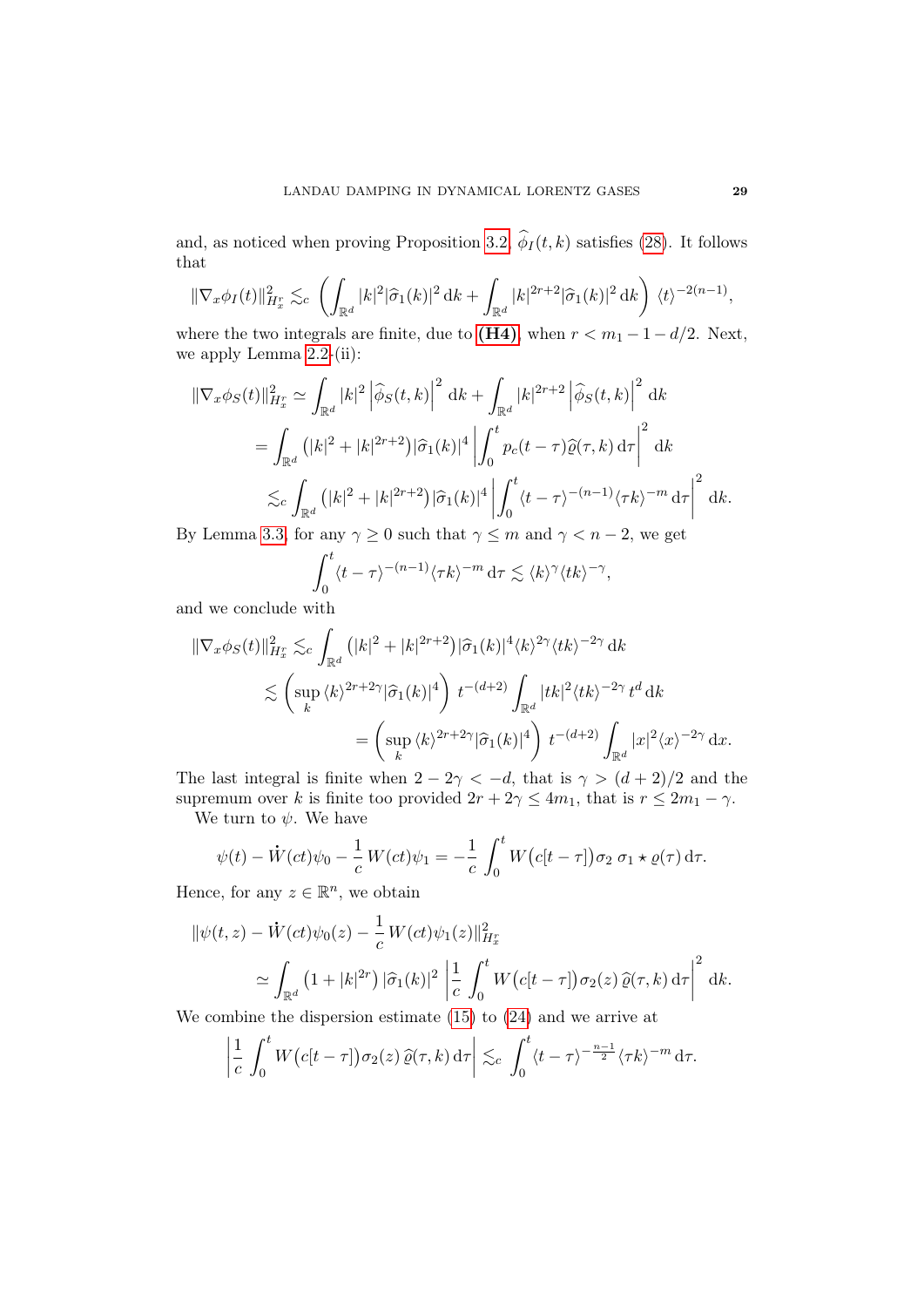and, as noticed when proving Proposition 3.2, $\widehat{\phi}_I(t,k)$ satisfies (28). It follows that

$$\|\nabla_x \phi_I(t)\|_{H^r_x}^2 \lesssim_c \left( \int_{\mathbb{R}^d} |k|^2 |\widehat{\sigma}_1(k)|^2 \, \mathrm{d}k + \int_{\mathbb{R}^d} |k|^{2r+2} |\widehat{\sigma}_1(k)|^2 \, \mathrm{d}k \right) \langle t \rangle^{-2(n-1)},$$

where the two integrals are finite, due to **(H4)**, when $r < m_1 - 1 - d/2$. Next, we apply Lemma 2.2-(ii):

$$\begin{aligned}
\|\nabla_x \phi_S(t)\|_{H^r_x}^2 &\simeq \int_{\mathbb{R}^d} |k|^2 \left| \widehat{\phi}_S(t,k) \right|^2 \mathrm{d}k + \int_{\mathbb{R}^d} |k|^{2r+2} \left| \widehat{\phi}_S(t,k) \right|^2 \mathrm{d}k \\
&= \int_{\mathbb{R}^d} \left( |k|^2 + |k|^{2r+2} \right) |\widehat{\sigma}_1(k)|^4 \left| \int_0^t p_c(t-\tau) \widehat{\varrho}(\tau,k) \, \mathrm{d}\tau \right|^2 \mathrm{d}k \\
&\lesssim_c \int_{\mathbb{R}^d} \left( |k|^2 + |k|^{2r+2} \right) |\widehat{\sigma}_1(k)|^4 \left| \int_0^t \langle t-\tau \rangle^{-(n-1)} \langle \tau k \rangle^{-m} \, \mathrm{d}\tau \right|^2 \mathrm{d}k.
\end{aligned}$$

By Lemma 3.3, for any $\gamma \geq 0$ such that $\gamma \leq m$ and $\gamma < n-2$, we get

$$\int_0^t \langle t-\tau \rangle^{-(n-1)} \langle \tau k \rangle^{-m} \, \mathrm{d}\tau \lesssim \langle k \rangle^{\gamma} \langle t k \rangle^{-\gamma},$$

and we conclude with

$$\begin{aligned}
\|\nabla_x \phi_S(t)\|_{H^r_x}^2 &\lesssim_c \int_{\mathbb{R}^d} \left( |k|^2 + |k|^{2r+2} \right) |\widehat{\sigma}_1(k)|^4 \langle k \rangle^{2\gamma} \langle t k \rangle^{-2\gamma} \, \mathrm{d}k \\
&\lesssim \left( \sup_k \langle k \rangle^{2r+2\gamma} |\widehat{\sigma}_1(k)|^4 \right) t^{-(d+2)} \int_{\mathbb{R}^d} |tk|^2 \langle tk \rangle^{-2\gamma} \, t^d \, \mathrm{d}k \\
&= \left( \sup_k \langle k \rangle^{2r+2\gamma} |\widehat{\sigma}_1(k)|^4 \right) t^{-(d+2)} \int_{\mathbb{R}^d} |x|^2 \langle x \rangle^{-2\gamma} \, \mathrm{d}x.
\end{aligned}$$

The last integral is finite when $2 - 2\gamma < -d$, that is $\gamma > (d+2)/2$ and the supremum over $k$ is finite too provided $2r + 2\gamma \leq 4m_1$, that is $r \leq 2m_1 - \gamma$.

We turn to $\psi$. We have

$$\psi(t) - \dot{W}(ct)\psi_0 - \frac{1}{c} W(ct)\psi_1 = -\frac{1}{c} \int_0^t W\big(c[t-\tau]\big) \sigma_2 \, \sigma_1 \star \varrho(\tau) \, \mathrm{d}\tau.$$

Hence, for any $z \in \mathbb{R}^n$, we obtain

$$\begin{aligned}
&\|\psi(t,z) - \dot{W}(ct)\psi_0(z) - \frac{1}{c} W(ct)\psi_1(z)\|_{H^r_x}^2 \\
&\qquad \simeq \int_{\mathbb{R}^d} \left(1 + |k|^{2r}\right) |\widehat{\sigma}_1(k)|^2 \left| \frac{1}{c} \int_0^t W\big(c[t-\tau]\big) \sigma_2(z) \, \widehat{\varrho}(\tau,k) \, \mathrm{d}\tau \right|^2 \mathrm{d}k.
\end{aligned}$$

We combine the dispersion estimate (15) to (24) and we arrive at

$$\left| \frac{1}{c} \int_0^t W\big(c[t-\tau]\big) \sigma_2(z) \, \widehat{\varrho}(\tau,k) \, \mathrm{d}\tau \right| \lesssim_c \int_0^t \langle t-\tau \rangle^{-\frac{n-1}{2}} \langle \tau k \rangle^{-m} \, \mathrm{d}\tau.$$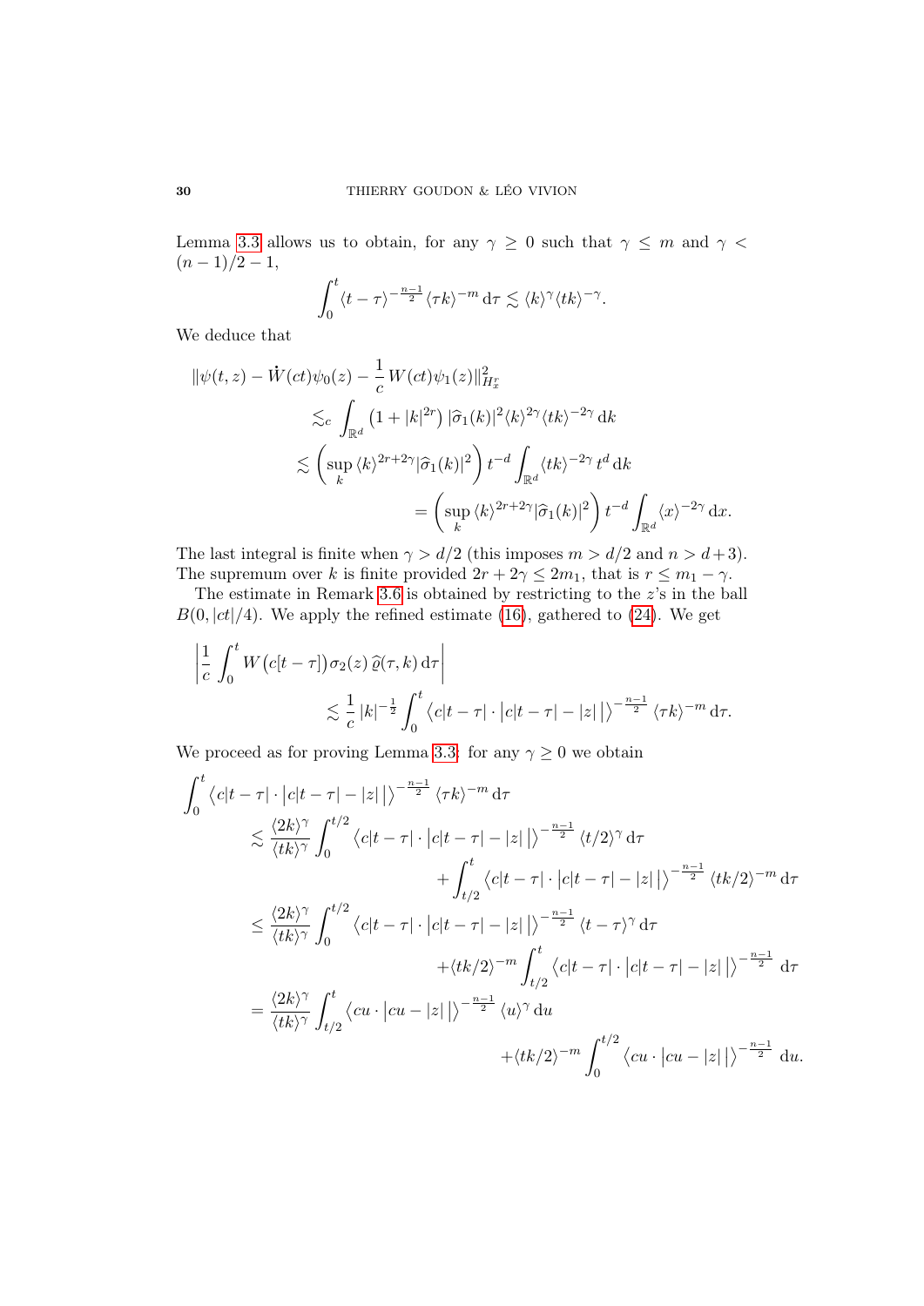Lemma 3.3 allows us to obtain, for any $\gamma \geq 0$ such that $\gamma \leq m$ and $\gamma < (n-1)/2 - 1$,

$$\int_0^t \langle t-\tau\rangle^{-\frac{n-1}{2}} \langle \tau k\rangle^{-m} \,\mathrm{d}\tau \lesssim \langle k\rangle^{\gamma} \langle tk\rangle^{-\gamma}.$$

We deduce that

$$\begin{aligned}
\|\psi(t,z) - \dot{W}(ct)\psi_0(z) - \frac{1}{c}\, W(ct)\psi_1(z)\|^2_{H^r_x} &\\
\lesssim_c \int_{\mathbb{R}^d} \left(1+|k|^{2r}\right) |\widehat{\sigma}_1(k)|^2 \langle k\rangle^{2\gamma} \langle tk\rangle^{-2\gamma} \,\mathrm{d}k &\\
\lesssim \left(\sup_k \langle k\rangle^{2r+2\gamma} |\widehat{\sigma}_1(k)|^2\right) t^{-d} \int_{\mathbb{R}^d} \langle tk\rangle^{-2\gamma}\, t^d \,\mathrm{d}k &\\
= \left(\sup_k \langle k\rangle^{2r+2\gamma} |\widehat{\sigma}_1(k)|^2\right) t^{-d} \int_{\mathbb{R}^d} \langle x\rangle^{-2\gamma} \,\mathrm{d}x.&
\end{aligned}$$

The last integral is finite when $\gamma > d/2$ (this imposes $m > d/2$ and $n > d+3$). The supremum over $k$ is finite provided $2r + 2\gamma \leq 2m_1$, that is $r \leq m_1 - \gamma$.

The estimate in Remark 3.6 is obtained by restricting to the $z$'s in the ball $B(0, |ct|/4)$. We apply the refined estimate (16), gathered to (24). We get

$$\begin{aligned}
\left| \frac{1}{c} \int_0^t W\big(c[t-\tau]\big) \sigma_2(z)\, \widehat{\varrho}(\tau,k) \,\mathrm{d}\tau \right| &\\
\lesssim \frac{1}{c}\, |k|^{-\frac{1}{2}} \int_0^t \left\langle c|t-\tau| \cdot \big|c|t-\tau| - |z|\,\big|\right\rangle^{-\frac{n-1}{2}} \langle \tau k\rangle^{-m} \,\mathrm{d}\tau.&
\end{aligned}$$

We proceed as for proving Lemma 3.3: for any $\gamma \geq 0$ we obtain

$$\begin{aligned}
\int_0^t & \left\langle c|t-\tau| \cdot \big|c|t-\tau| - |z|\,\big|\right\rangle^{-\frac{n-1}{2}} \langle \tau k\rangle^{-m} \,\mathrm{d}\tau \\
&\lesssim \frac{\langle 2k\rangle^{\gamma}}{\langle tk\rangle^{\gamma}} \int_0^{t/2} \left\langle c|t-\tau| \cdot \big|c|t-\tau| - |z|\,\big|\right\rangle^{-\frac{n-1}{2}} \langle t/2\rangle^{\gamma} \,\mathrm{d}\tau \\
&\qquad + \int_{t/2}^t \left\langle c|t-\tau| \cdot \big|c|t-\tau| - |z|\,\big|\right\rangle^{-\frac{n-1}{2}} \langle tk/2\rangle^{-m} \,\mathrm{d}\tau \\
&\leq \frac{\langle 2k\rangle^{\gamma}}{\langle tk\rangle^{\gamma}} \int_0^{t/2} \left\langle c|t-\tau| \cdot \big|c|t-\tau| - |z|\,\big|\right\rangle^{-\frac{n-1}{2}} \langle t-\tau\rangle^{\gamma} \,\mathrm{d}\tau \\
&\qquad + \langle tk/2\rangle^{-m} \int_{t/2}^t \left\langle c|t-\tau| \cdot \big|c|t-\tau| - |z|\,\big|\right\rangle^{-\frac{n-1}{2}} \,\mathrm{d}\tau \\
&= \frac{\langle 2k\rangle^{\gamma}}{\langle tk\rangle^{\gamma}} \int_{t/2}^t \left\langle cu \cdot \big|cu - |z|\,\big|\right\rangle^{-\frac{n-1}{2}} \langle u\rangle^{\gamma} \,\mathrm{d}u \\
&\qquad + \langle tk/2\rangle^{-m} \int_0^{t/2} \left\langle cu \cdot \big|cu - |z|\,\big|\right\rangle^{-\frac{n-1}{2}} \,\mathrm{d}u.
\end{aligned}$$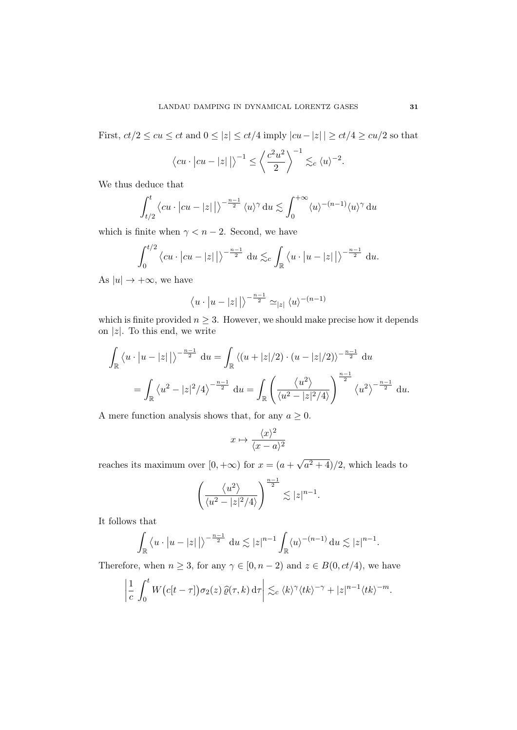First, $ct/2 \le cu \le ct$ and $0 \le |z| \le ct/4$ imply $|cu - |z|\,| \ge ct/4 \ge cu/2$ so that

$$\left\langle cu \cdot \big|cu - |z|\,\big|\right\rangle^{-1} \le \left\langle \frac{c^2u^2}{2} \right\rangle^{-1} \lesssim_c \langle u\rangle^{-2}.$$

We thus deduce that

$$\int_{t/2}^{t} \left\langle cu \cdot \big|cu - |z|\,\big|\right\rangle^{-\frac{n-1}{2}} \langle u\rangle^{\gamma}\,\mathrm{d}u \lesssim \int_0^{+\infty} \langle u\rangle^{-(n-1)}\langle u\rangle^{\gamma}\,\mathrm{d}u$$

which is finite when $\gamma < n-2$. Second, we have

$$\int_0^{t/2} \left\langle cu \cdot \big|cu - |z|\,\big|\right\rangle^{-\frac{n-1}{2}}\,\mathrm{d}u \lesssim_c \int_{\mathbb{R}} \left\langle u \cdot \big|u - |z|\,\big|\right\rangle^{-\frac{n-1}{2}}\,\mathrm{d}u.$$

As $|u| \to +\infty$, we have

$$\left\langle u \cdot \big|u - |z|\,\big|\right\rangle^{-\frac{n-1}{2}} \simeq_{|z|} \langle u\rangle^{-(n-1)}$$

which is finite provided $n \ge 3$. However, we should make precise how it depends on $|z|$. To this end, we write

$$\begin{aligned}
\int_{\mathbb{R}} \left\langle u \cdot \big|u - |z|\,\big|\right\rangle^{-\frac{n-1}{2}}\,\mathrm{d}u &= \int_{\mathbb{R}} \langle (u + |z|/2)\cdot(u - |z|/2)\rangle^{-\frac{n-1}{2}}\,\mathrm{d}u \\
&= \int_{\mathbb{R}} \left\langle u^2 - |z|^2/4\right\rangle^{-\frac{n-1}{2}}\,\mathrm{d}u = \int_{\mathbb{R}} \left( \frac{\langle u^2\rangle}{\langle u^2 - |z|^2/4\rangle}\right)^{\frac{n-1}{2}} \left\langle u^2\right\rangle^{-\frac{n-1}{2}}\,\mathrm{d}u.
\end{aligned}$$

A mere function analysis shows that, for any $a \ge 0$.

$$x \mapsto \frac{\langle x\rangle^2}{\langle x - a\rangle^2}$$

reaches its maximum over $[0, +\infty)$ for $x = (a + \sqrt{a^2+4})/2$, which leads to

$$\left( \frac{\langle u^2\rangle}{\langle u^2 - |z|^2/4\rangle}\right)^{\frac{n-1}{2}} \lesssim |z|^{n-1}.$$

It follows that

$$\int_{\mathbb{R}} \left\langle u \cdot \big|u - |z|\,\big|\right\rangle^{-\frac{n-1}{2}}\,\mathrm{d}u \lesssim |z|^{n-1} \int_{\mathbb{R}} \langle u\rangle^{-(n-1)}\,\mathrm{d}u \lesssim |z|^{n-1}.$$

Therefore, when $n \ge 3$, for any $\gamma \in [0, n-2)$ and $z \in B(0, ct/4)$, we have

$$\left| \frac{1}{c}\int_0^t W\big(c[t-\tau]\big)\sigma_2(z)\,\widehat{\varrho}(\tau,k)\,\mathrm{d}\tau \right| \lesssim_c \langle k\rangle^{\gamma}\langle tk\rangle^{-\gamma} + |z|^{n-1}\langle tk\rangle^{-m}.$$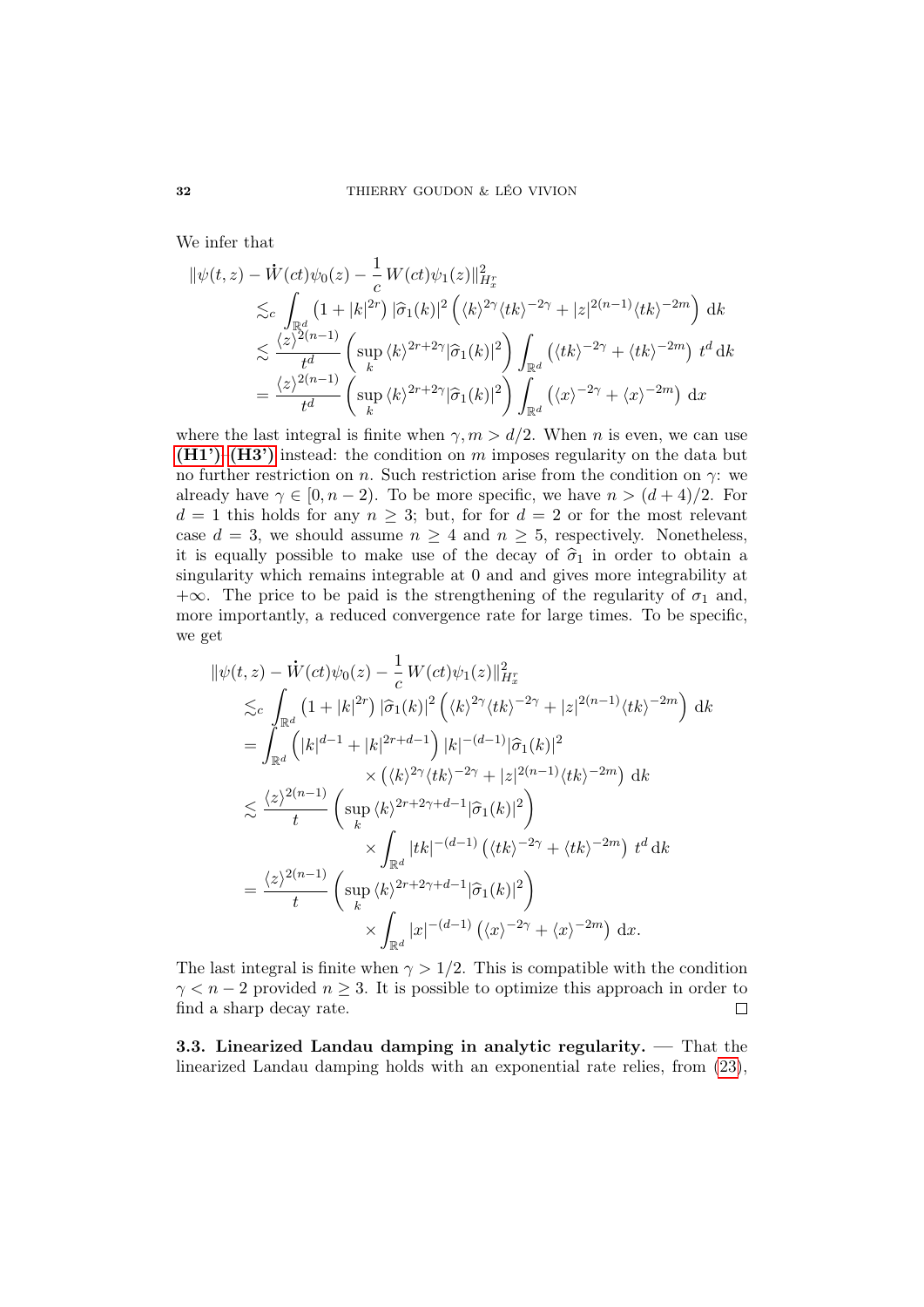We infer that

$$
\begin{aligned}
\|\psi(t,z) - \dot{W}(ct)\psi_0(z) - \frac{1}{c}\,W(ct)\psi_1(z)\|^2_{H^r_x} &\\
\lesssim_c \int_{\mathbb{R}^d} \left(1+|k|^{2r}\right) |\widehat{\sigma}_1(k)|^2 \left(\langle k\rangle^{2\gamma}\langle tk\rangle^{-2\gamma} + |z|^{2(n-1)}\langle tk\rangle^{-2m}\right)\,\mathrm{d}k &\\
\lesssim \frac{\langle z\rangle^{2(n-1)}}{t^d}\left(\sup_k \langle k\rangle^{2r+2\gamma}|\widehat{\sigma}_1(k)|^2\right)\int_{\mathbb{R}^d}\left(\langle tk\rangle^{-2\gamma} + \langle tk\rangle^{-2m}\right) t^d\,\mathrm{d}k &\\
= \frac{\langle z\rangle^{2(n-1)}}{t^d}\left(\sup_k \langle k\rangle^{2r+2\gamma}|\widehat{\sigma}_1(k)|^2\right)\int_{\mathbb{R}^d}\left(\langle x\rangle^{-2\gamma} + \langle x\rangle^{-2m}\right)\mathrm{d}x &
\end{aligned}
$$

where the last integral is finite when $\gamma, m > d/2$. When $n$ is even, we can use **(H1')**–**(H3')** instead: the condition on $m$ imposes regularity on the data but no further restriction on $n$. Such restriction arise from the condition on $\gamma$: we already have $\gamma \in [0, n-2)$. To be more specific, we have $n > (d+4)/2$. For $d = 1$ this holds for any $n \geq 3$; but, for for $d = 2$ or for the most relevant case $d = 3$, we should assume $n \geq 4$ and $n \geq 5$, respectively. Nonetheless, it is equally possible to make use of the decay of $\widehat{\sigma}_1$ in order to obtain a singularity which remains integrable at 0 and and gives more integrability at $+\infty$. The price to be paid is the strengthening of the regularity of $\sigma_1$ and, more importantly, a reduced convergence rate for large times. To be specific, we get

$$
\begin{aligned}
\|\psi(t,z) - \dot{W}(ct)\psi_0(z) - \frac{1}{c}\,W(ct)\psi_1(z)\|^2_{H^r_x} &\\
\lesssim_c \int_{\mathbb{R}^d} \left(1+|k|^{2r}\right) |\widehat{\sigma}_1(k)|^2 \left(\langle k\rangle^{2\gamma}\langle tk\rangle^{-2\gamma} + |z|^{2(n-1)}\langle tk\rangle^{-2m}\right)\,\mathrm{d}k &\\
= \int_{\mathbb{R}^d}\left(|k|^{d-1} + |k|^{2r+d-1}\right)|k|^{-(d-1)}|\widehat{\sigma}_1(k)|^2 &\\
\times\left(\langle k\rangle^{2\gamma}\langle tk\rangle^{-2\gamma} + |z|^{2(n-1)}\langle tk\rangle^{-2m}\right)\mathrm{d}k &\\
\lesssim \frac{\langle z\rangle^{2(n-1)}}{t}\left(\sup_k \langle k\rangle^{2r+2\gamma+d-1}|\widehat{\sigma}_1(k)|^2\right) &\\
\times\int_{\mathbb{R}^d}|tk|^{-(d-1)}\left(\langle tk\rangle^{-2\gamma} + \langle tk\rangle^{-2m}\right) t^d\,\mathrm{d}k &\\
= \frac{\langle z\rangle^{2(n-1)}}{t}\left(\sup_k \langle k\rangle^{2r+2\gamma+d-1}|\widehat{\sigma}_1(k)|^2\right) &\\
\times\int_{\mathbb{R}^d}|x|^{-(d-1)}\left(\langle x\rangle^{-2\gamma} + \langle x\rangle^{-2m}\right)\mathrm{d}x. &
\end{aligned}
$$

The last integral is finite when $\gamma > 1/2$. This is compatible with the condition $\gamma < n-2$ provided $n \geq 3$. It is possible to optimize this approach in order to find a sharp decay rate. □

**3.3. Linearized Landau damping in analytic regularity.** — That the linearized Landau damping holds with an exponential rate relies, from (23),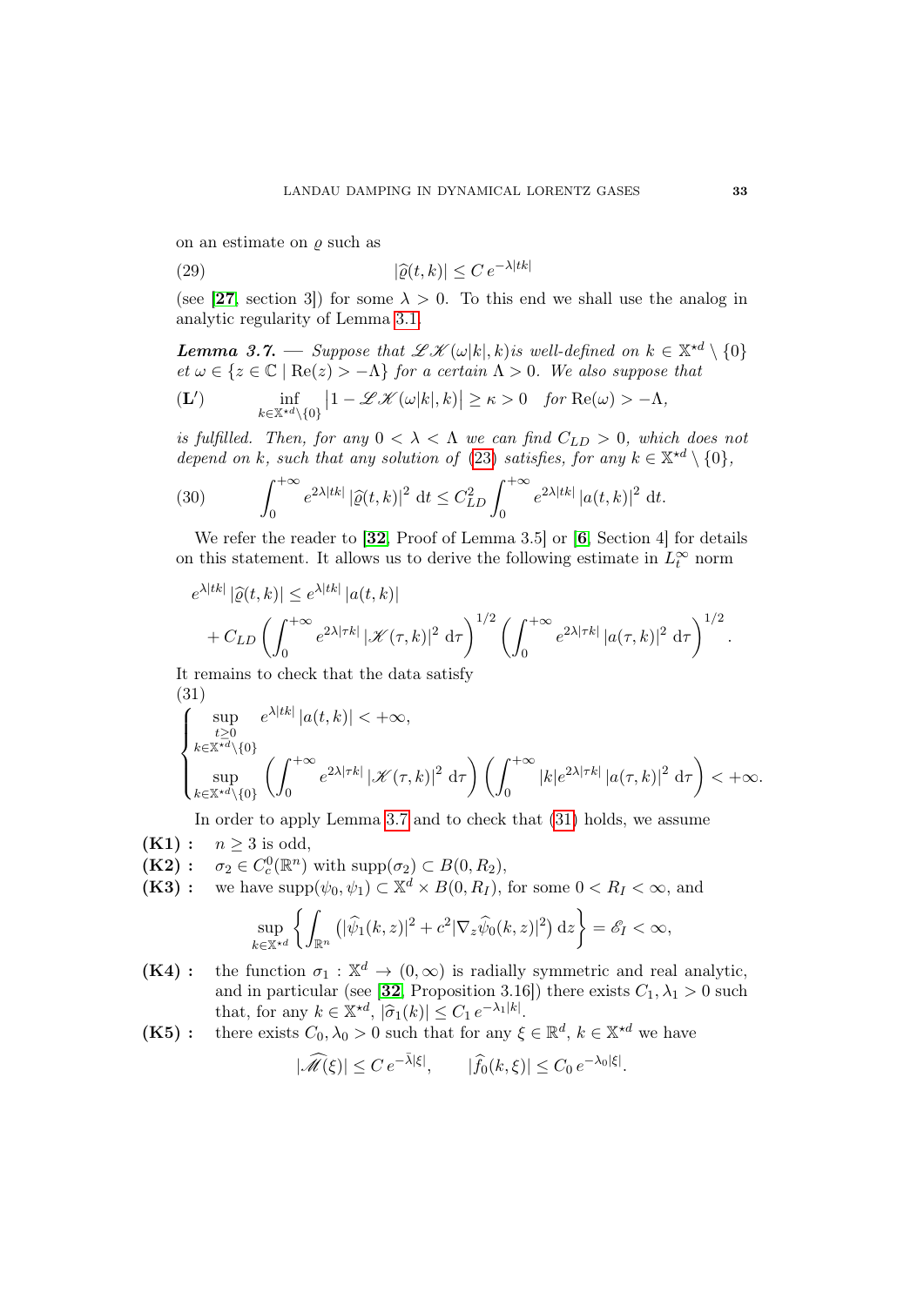on an estimate on $\varrho$ such as

$$|\widehat{\varrho}(t,k)| \leq C\, e^{-\lambda|tk|} \tag{29}$$

(see [27, section 3]) for some $\lambda > 0$. To this end we shall use the analog in analytic regularity of Lemma 3.1.

***Lemma 3.7.*** — *Suppose that $\mathscr{L}\mathscr{K}(\omega|k|,k)$is well-defined on $k \in \mathbb{X}^{\star d} \setminus \{0\}$ et $\omega \in \{z \in \mathbb{C} \mid \mathrm{Re}(z) > -\Lambda\}$ for a certain $\Lambda > 0$. We also suppose that*

$$(\mathbf{L}') \qquad \inf_{k \in \mathbb{X}^{\star d}\setminus\{0\}} \left|1 - \mathscr{L}\mathscr{K}(\omega|k|,k)\right| \geq \kappa > 0 \quad \text{for } \mathrm{Re}(\omega) > -\Lambda,$$

*is fulfilled. Then, for any $0 < \lambda < \Lambda$ we can find $C_{LD} > 0$, which does not depend on $k$, such that any solution of (23) satisfies, for any $k \in \mathbb{X}^{\star d} \setminus \{0\}$,*

$$\int_0^{+\infty} e^{2\lambda|tk|}\, |\widehat{\varrho}(t,k)|^2 \,\mathrm{d}t \leq C_{LD}^2 \int_0^{+\infty} e^{2\lambda|tk|}\, |a(t,k)|^2 \,\mathrm{d}t. \tag{30}$$

We refer the reader to [32, Proof of Lemma 3.5] or [6, Section 4] for details on this statement. It allows us to derive the following estimate in $L^\infty_t$ norm

$$\begin{aligned} e^{\lambda|tk|}\, |\widehat{\varrho}(t,k)| &\leq e^{\lambda|tk|}\, |a(t,k)| \\ &+ C_{LD} \left(\int_0^{+\infty} e^{2\lambda|\tau k|}\, |\mathscr{K}(\tau,k)|^2 \,\mathrm{d}\tau\right)^{1/2} \left(\int_0^{+\infty} e^{2\lambda|\tau k|}\, |a(\tau,k)|^2 \,\mathrm{d}\tau\right)^{1/2}. \end{aligned}$$

It remains to check that the data satisfy

$$\begin{cases} \displaystyle\sup_{\substack{t\geq 0\\ k \in \mathbb{X}^{\star d}\setminus\{0\}}} e^{\lambda|tk|}\, |a(t,k)| < +\infty, \\ \displaystyle\sup_{k \in \mathbb{X}^{\star d}\setminus\{0\}} \left(\int_0^{+\infty} e^{2\lambda|\tau k|}\, |\mathscr{K}(\tau,k)|^2 \,\mathrm{d}\tau\right)\left(\int_0^{+\infty} |k| e^{2\lambda|\tau k|}\, |a(\tau,k)|^2 \,\mathrm{d}\tau\right) < +\infty. \end{cases} \tag{31}$$

In order to apply Lemma 3.7 and to check that (31) holds, we assume

- **(K1) :** $n \geq 3$ is odd,
- **(K2) :** $\sigma_2 \in C_c^0(\mathbb{R}^n)$ with $\mathrm{supp}(\sigma_2) \subset B(0,R_2)$,
- **(K3) :** we have $\mathrm{supp}(\psi_0,\psi_1) \subset \mathbb{X}^d \times B(0,R_I)$, for some $0 < R_I < \infty$, and
$$\sup_{k \in \mathbb{X}^{\star d}} \left\{ \int_{\mathbb{R}^n} \left(|\widehat{\psi}_1(k,z)|^2 + c^2 |\nabla_z \widehat{\psi}_0(k,z)|^2\right) \mathrm{d}z \right\} = \mathscr{E}_I < \infty,$$
- **(K4) :** the function $\sigma_1 : \mathbb{X}^d \to (0,\infty)$ is radially symmetric and real analytic, and in particular (see [32, Proposition 3.16]) there exists $C_1, \lambda_1 > 0$ such that, for any $k \in \mathbb{X}^{\star d}$, $|\widehat{\sigma}_1(k)| \leq C_1\, e^{-\lambda_1 |k|}$.
- **(K5) :** there exists $C_0, \lambda_0 > 0$ such that for any $\xi \in \mathbb{R}^d$, $k \in \mathbb{X}^{\star d}$ we have
$$|\widehat{\mathscr{M}}(\xi)| \leq C\, e^{-\bar{\lambda}|\xi|}, \qquad |\widehat{f}_0(k,\xi)| \leq C_0\, e^{-\lambda_0|\xi|}.$$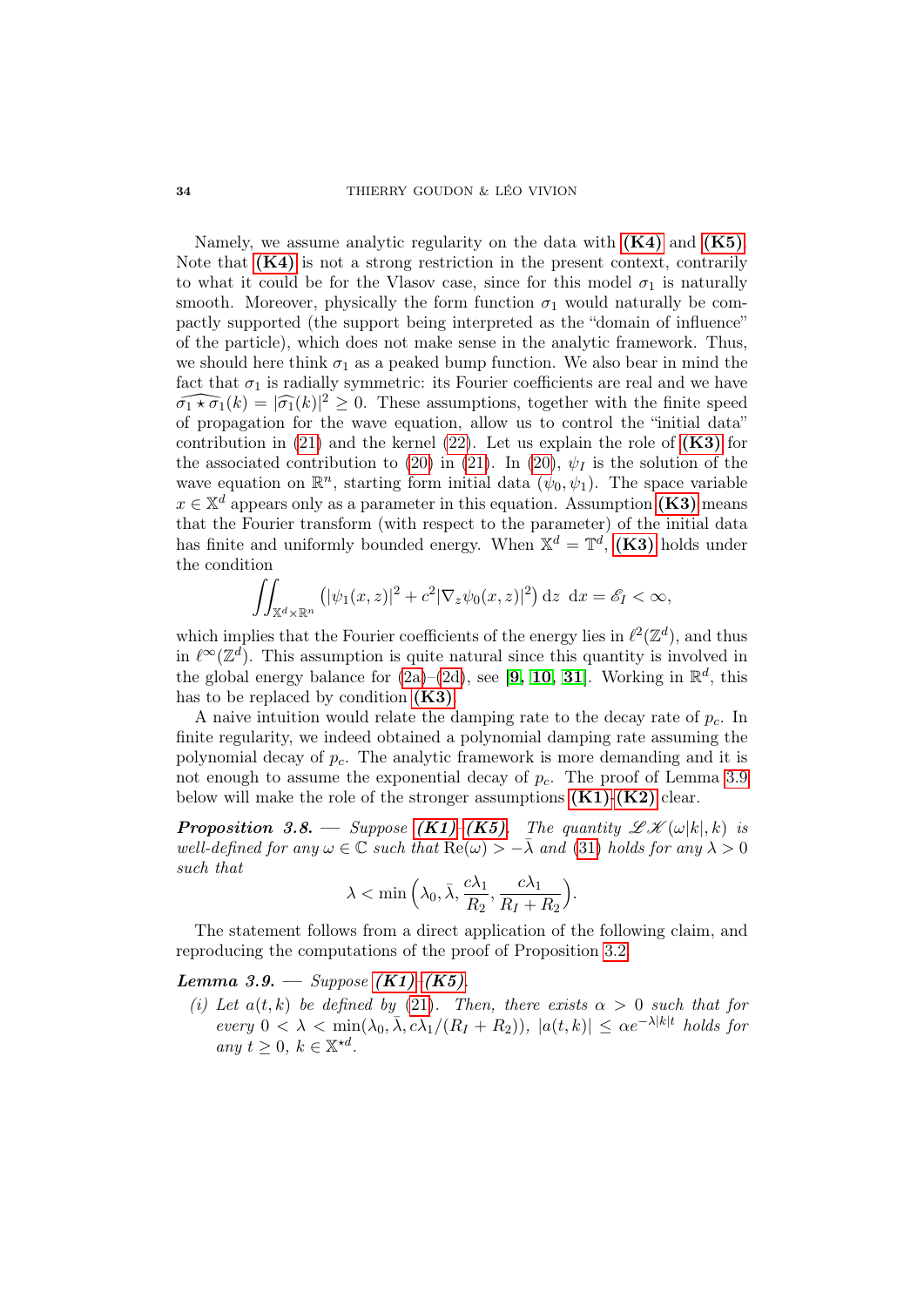Namely, we assume analytic regularity on the data with **(K4)** and **(K5)**. Note that **(K4)** is not a strong restriction in the present context, contrarily to what it could be for the Vlasov case, since for this model $\sigma_1$ is naturally smooth. Moreover, physically the form function $\sigma_1$ would naturally be compactly supported (the support being interpreted as the "domain of influence" of the particle), which does not make sense in the analytic framework. Thus, we should here think $\sigma_1$ as a peaked bump function. We also bear in mind the fact that $\sigma_1$ is radially symmetric: its Fourier coefficients are real and we have $\widehat{\sigma_1 \star \sigma_1}(k) = |\widehat{\sigma_1}(k)|^2 \geq 0$. These assumptions, together with the finite speed of propagation for the wave equation, allow us to control the "initial data" contribution in (21) and the kernel (22). Let us explain the role of **(K3)** for the associated contribution to (20) in (21). In (20), $\psi_I$ is the solution of the wave equation on $\mathbb{R}^n$, starting form initial data $(\psi_0, \psi_1)$. The space variable $x \in \mathbb{X}^d$ appears only as a parameter in this equation. Assumption **(K3)** means that the Fourier transform (with respect to the parameter) of the initial data has finite and uniformly bounded energy. When $\mathbb{X}^d = \mathbb{T}^d$, **(K3)** holds under the condition

$$\iint_{\mathbb{X}^d \times \mathbb{R}^n} \left(|\psi_1(x,z)|^2 + c^2|\nabla_z \psi_0(x,z)|^2\right) \mathrm{d}z \ \mathrm{d}x = \mathscr{E}_I < \infty,$$

which implies that the Fourier coefficients of the energy lies in $\ell^2(\mathbb{Z}^d)$, and thus in $\ell^\infty(\mathbb{Z}^d)$. This assumption is quite natural since this quantity is involved in the global energy balance for (2a)–(2d), see [**9**, **10**, **31**]. Working in $\mathbb{R}^d$, this has to be replaced by condition **(K3)**.

A naive intuition would relate the damping rate to the decay rate of $p_c$. In finite regularity, we indeed obtained a polynomial damping rate assuming the polynomial decay of $p_c$. The analytic framework is more demanding and it is not enough to assume the exponential decay of $p_c$. The proof of Lemma 3.9 below will make the role of the stronger assumptions **(K1)**-**(K2)** clear.

***Proposition 3.8.*** — *Suppose **(K1)**-**(K5)**. The quantity $\mathscr{L}\mathscr{K}(\omega|k|, k)$ is well-defined for any $\omega \in \mathbb{C}$ such that $\mathrm{Re}(\omega) > -\bar{\lambda}$ and (31) holds for any $\lambda > 0$ such that*

$$\lambda < \min\Big(\lambda_0, \bar{\lambda}, \frac{c\lambda_1}{R_2}, \frac{c\lambda_1}{R_I + R_2}\Big).$$

The statement follows from a direct application of the following claim, and reproducing the computations of the proof of Proposition 3.2.

***Lemma 3.9.*** — *Suppose **(K1)**-**(K5)**.*

*(i) Let $a(t,k)$ be defined by (21). Then, there exists $\alpha > 0$ such that for every $0 < \lambda < \min(\lambda_0, \bar{\lambda}, c\lambda_1/(R_I + R_2))$, $|a(t,k)| \leq \alpha e^{-\lambda |k| t}$ holds for any $t \geq 0$, $k \in \mathbb{X}^{\star d}$.*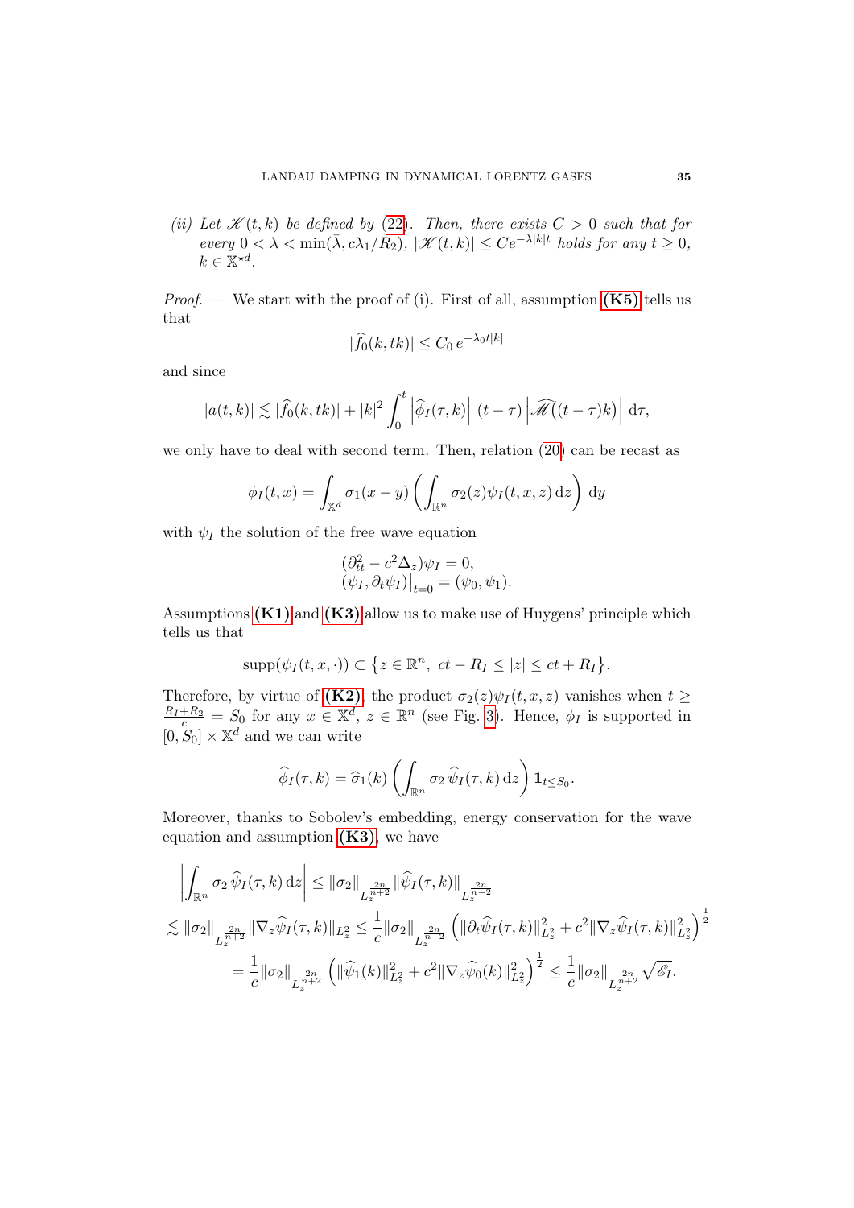*(ii) Let $\mathscr{K}(t,k)$ be defined by (22). Then, there exists $C > 0$ such that for every $0 < \lambda < \min(\bar{\lambda}, c\lambda_1/R_2)$, $|\mathscr{K}(t,k)| \leq Ce^{-\lambda|k|t}$ holds for any $t \geq 0$, $k \in \mathbb{X}^{\star d}$.*

*Proof.* — We start with the proof of (i). First of all, assumption **(K5)** tells us that

$$|\widehat{f}_0(k, tk)| \leq C_0\, e^{-\lambda_0 t|k|}$$

and since

$$|a(t,k)| \lesssim |\widehat{f}_0(k,tk)| + |k|^2 \int_0^t \left|\widehat{\phi}_I(\tau,k)\right| \,(t-\tau)\left|\widehat{\mathscr{M}}\big((t-\tau)k\big)\right| \,\mathrm{d}\tau,$$

we only have to deal with second term. Then, relation (20) can be recast as

$$\phi_I(t,x) = \int_{\mathbb{X}^d} \sigma_1(x-y) \left( \int_{\mathbb{R}^n} \sigma_2(z)\psi_I(t,x,z)\,\mathrm{d}z \right)\,\mathrm{d}y$$

with $\psi_I$ the solution of the free wave equation

$$\begin{aligned}
&(\partial^2_{tt} - c^2\Delta_z)\psi_I = 0,\\
&(\psi_I, \partial_t\psi_I)\big|_{t=0} = (\psi_0, \psi_1).
\end{aligned}$$

Assumptions **(K1)** and **(K3)** allow us to make use of Huygens' principle which tells us that

$$\operatorname{supp}(\psi_I(t,x,\cdot)) \subset \left\{ z \in \mathbb{R}^n,\ ct - R_I \leq |z| \leq ct + R_I \right\}.$$

Therefore, by virtue of **(K2)**, the product $\sigma_2(z)\psi_I(t,x,z)$ vanishes when $t \geq \frac{R_I + R_2}{c} = S_0$ for any $x \in \mathbb{X}^d$, $z \in \mathbb{R}^n$ (see Fig. 3). Hence, $\phi_I$ is supported in $[0, S_0] \times \mathbb{X}^d$ and we can write

$$\widehat{\phi}_I(\tau,k) = \widehat{\sigma}_1(k) \left( \int_{\mathbb{R}^n} \sigma_2\, \widehat{\psi}_I(\tau,k)\,\mathrm{d}z \right) \mathbf{1}_{t \leq S_0}.$$

Moreover, thanks to Sobolev's embedding, energy conservation for the wave equation and assumption **(K3)**, we have

$$\begin{aligned}
&\left| \int_{\mathbb{R}^n} \sigma_2\, \widehat{\psi}_I(\tau,k)\,\mathrm{d}z \right| \leq \|\sigma_2\|_{L_z^{\frac{2n}{n+2}}} \|\widehat{\psi}_I(\tau,k)\|_{L_z^{\frac{2n}{n-2}}} \\
&\lesssim \|\sigma_2\|_{L_z^{\frac{2n}{n+2}}} \|\nabla_z \widehat{\psi}_I(\tau,k)\|_{L_z^2} \leq \frac{1}{c}\|\sigma_2\|_{L_z^{\frac{2n}{n+2}}} \left( \|\partial_t \widehat{\psi}_I(\tau,k)\|^2_{L_z^2} + c^2 \|\nabla_z \widehat{\psi}_I(\tau,k)\|^2_{L_z^2} \right)^{\frac{1}{2}} \\
&\qquad = \frac{1}{c}\|\sigma_2\|_{L_z^{\frac{2n}{n+2}}} \left( \|\widehat{\psi}_1(k)\|^2_{L_z^2} + c^2 \|\nabla_z \widehat{\psi}_0(k)\|^2_{L_z^2} \right)^{\frac{1}{2}} \leq \frac{1}{c}\|\sigma_2\|_{L_z^{\frac{2n}{n+2}}} \sqrt{\mathscr{E}_I}.
\end{aligned}$$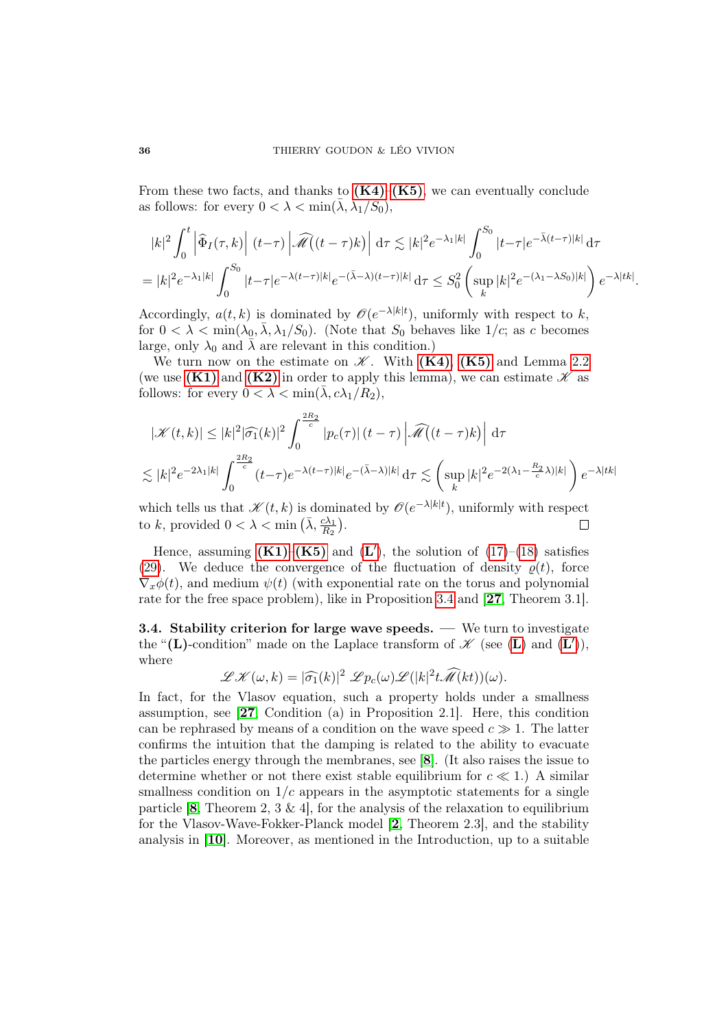From these two facts, and thanks to **(K4)**–**(K5)**, we can eventually conclude as follows: for every $0 < \lambda < \min(\bar\lambda, \lambda_1/S_0)$,

$$|k|^2 \int_0^t \left|\widehat{\Phi}_I(\tau,k)\right| (t-\tau) \left|\widehat{\mathscr{M}}\big((t-\tau)k\big)\right| \,\mathrm{d}\tau \lesssim |k|^2 e^{-\lambda_1|k|} \int_0^{S_0} |t-\tau| e^{-\bar\lambda(t-\tau)|k|} \,\mathrm{d}\tau$$
$$= |k|^2 e^{-\lambda_1|k|} \int_0^{S_0} |t-\tau| e^{-\lambda(t-\tau)|k|} e^{-(\bar\lambda-\lambda)(t-\tau)|k|} \,\mathrm{d}\tau \le S_0^2 \left(\sup_k |k|^2 e^{-(\lambda_1-\lambda S_0)|k|}\right) e^{-\lambda|tk|}.$$

Accordingly, $a(t,k)$ is dominated by $\mathscr{O}(e^{-\lambda|k|t})$, uniformly with respect to $k$, for $0 < \lambda < \min(\lambda_0, \bar\lambda, \lambda_1/S_0)$. (Note that $S_0$ behaves like $1/c$; as $c$ becomes large, only $\lambda_0$ and $\bar\lambda$ are relevant in this condition.)

We turn now on the estimate on $\mathscr{K}$. With **(K4)**, **(K5)** and Lemma 2.2 (we use **(K1)** and **(K2)** in order to apply this lemma), we can estimate $\mathscr{K}$ as follows: for every $0 < \lambda < \min(\bar\lambda, c\lambda_1/R_2)$,

$$|\mathscr{K}(t,k)| \le |k|^2 |\widehat{\sigma_1}(k)|^2 \int_0^{\frac{2R_2}{c}} |p_c(\tau)|\,(t-\tau) \left|\widehat{\mathscr{M}}\big((t-\tau)k\big)\right| \,\mathrm{d}\tau$$
$$\lesssim |k|^2 e^{-2\lambda_1|k|} \int_0^{\frac{2R_2}{c}} (t-\tau) e^{-\lambda(t-\tau)|k|} e^{-(\bar\lambda-\lambda)|k|} \,\mathrm{d}\tau \lesssim \left(\sup_k |k|^2 e^{-2(\lambda_1-\frac{R_2}{c}\lambda)|k|}\right) e^{-\lambda|tk|}$$

which tells us that $\mathscr{K}(t,k)$ is dominated by $\mathscr{O}(e^{-\lambda|k|t})$, uniformly with respect to $k$, provided $0 < \lambda < \min\big(\bar\lambda, \frac{c\lambda_1}{R_2}\big)$. □

Hence, assuming **(K1)**–**(K5)** and (**L**′), the solution of (17)–(18) satisfies (29). We deduce the convergence of the fluctuation of density $\varrho(t)$, force $\nabla_x\phi(t)$, and medium $\psi(t)$ (with exponential rate on the torus and polynomial rate for the free space problem), like in Proposition 3.4 and [**27**, Theorem 3.1].

**3.4. Stability criterion for large wave speeds.** — We turn to investigate the "**(L)**-condition" made on the Laplace transform of $\mathscr{K}$ (see (**L**) and (**L**′)), where

$$\mathscr{L}\mathscr{K}(\omega,k) = |\widehat{\sigma_1}(k)|^2 \;\mathscr{L}p_c(\omega)\mathscr{L}(|k|^2 t.\widehat{\mathscr{M}}(kt))(\omega).$$

In fact, for the Vlasov equation, such a property holds under a smallness assumption, see [**27**, Condition (a) in Proposition 2.1]. Here, this condition can be rephrased by means of a condition on the wave speed $c \gg 1$. The latter confirms the intuition that the damping is related to the ability to evacuate the particles energy through the membranes, see [**8**]. (It also raises the issue to determine whether or not there exist stable equilibrium for $c \ll 1$.) A similar smallness condition on $1/c$ appears in the asymptotic statements for a single particle [**8**, Theorem 2, 3 & 4], for the analysis of the relaxation to equilibrium for the Vlasov-Wave-Fokker-Planck model [**2**, Theorem 2.3], and the stability analysis in [**10**]. Moreover, as mentioned in the Introduction, up to a suitable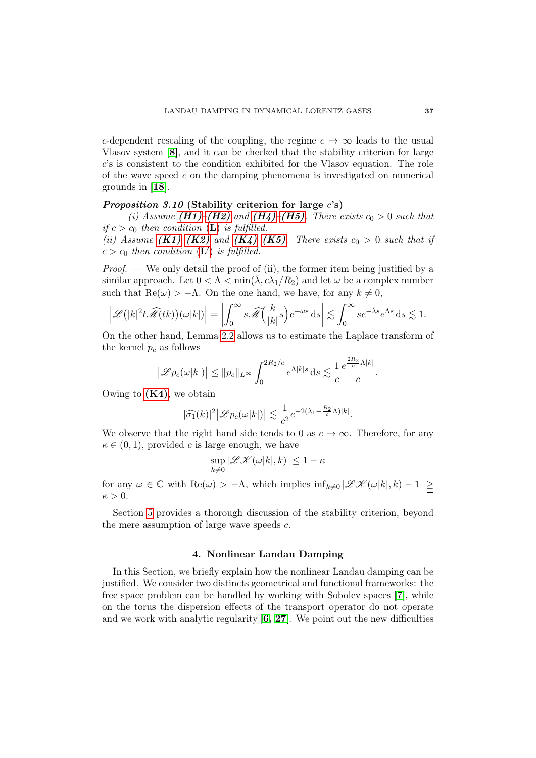$c$-dependent rescaling of the coupling, the regime $c \to \infty$ leads to the usual Vlasov system [8], and it can be checked that the stability criterion for large $c$'s is consistent to the condition exhibited for the Vlasov equation. The role of the wave speed $c$ on the damping phenomena is investigated on numerical grounds in [18].

***Proposition 3.10* (Stability criterion for large $c$'s)**
*(i) Assume **(H1)**–**(H2)** and **(H4)**–**(H5)**. There exists $c_0 > 0$ such that if $c > c_0$ then condition ($\mathbf{L}$) is fulfilled.*
*(ii) Assume **(K1)**–**(K2)** and **(K4)**–**(K5)**. There exists $c_0 > 0$ such that if $c > c_0$ then condition ($\mathbf{L}'$) is fulfilled.*

*Proof.* — We only detail the proof of (ii), the former item being justified by a similar approach. Let $0 < \Lambda < \min(\bar{\lambda}, c\lambda_1/R_2)$ and let $\omega$ be a complex number such that $\mathrm{Re}(\omega) > -\Lambda$. On the one hand, we have, for any $k \neq 0$,

$$\Big|\mathscr{L}\big(|k|^2 t\widehat{\mathscr{M}}(tk)\big)(\omega|k|)\Big| = \Big|\int_0^\infty s\widehat{\mathscr{M}}\Big(\frac{k}{|k|}s\Big)e^{-\omega s}\,\mathrm{d}s\Big| \lesssim \int_0^\infty s e^{-\bar{\lambda}s}e^{\Lambda s}\,\mathrm{d}s \lesssim 1.$$

On the other hand, Lemma 2.2 allows us to estimate the Laplace transform of the kernel $p_c$ as follows

$$\big|\mathscr{L}p_c(\omega|k|)\big| \leq \|p_c\|_{L^\infty}\int_0^{2R_2/c} e^{\Lambda|k|s}\,\mathrm{d}s \lesssim \frac{1}{c}\frac{e^{\frac{2R_2}{c}\Lambda|k|}}{c}.$$

Owing to **(K4)**, we obtain

$$|\widehat{\sigma_1}(k)|^2\big|\mathscr{L}p_c(\omega|k|)\big| \lesssim \frac{1}{c^2}e^{-2(\lambda_1 - \frac{R_2}{c}\Lambda)|k|}.$$

We observe that the right hand side tends to 0 as $c \to \infty$. Therefore, for any $\kappa \in (0,1)$, provided $c$ is large enough, we have

$$\sup_{k\neq 0}|\mathscr{L}\mathscr{K}(\omega|k|,k)| \leq 1-\kappa$$

for any $\omega \in \mathbb{C}$ with $\mathrm{Re}(\omega) > -\Lambda$, which implies $\inf_{k\neq 0}|\mathscr{L}\mathscr{K}(\omega|k|,k) - 1| \geq \kappa > 0$. $\square$

Section 5 provides a thorough discussion of the stability criterion, beyond the mere assumption of large wave speeds $c$.

## 4. Nonlinear Landau Damping

In this Section, we briefly explain how the nonlinear Landau damping can be justified. We consider two distincts geometrical and functional frameworks: the free space problem can be handled by working with Sobolev spaces [7], while on the torus the dispersion effects of the transport operator do not operate and we work with analytic regularity [6, 27]. We point out the new difficulties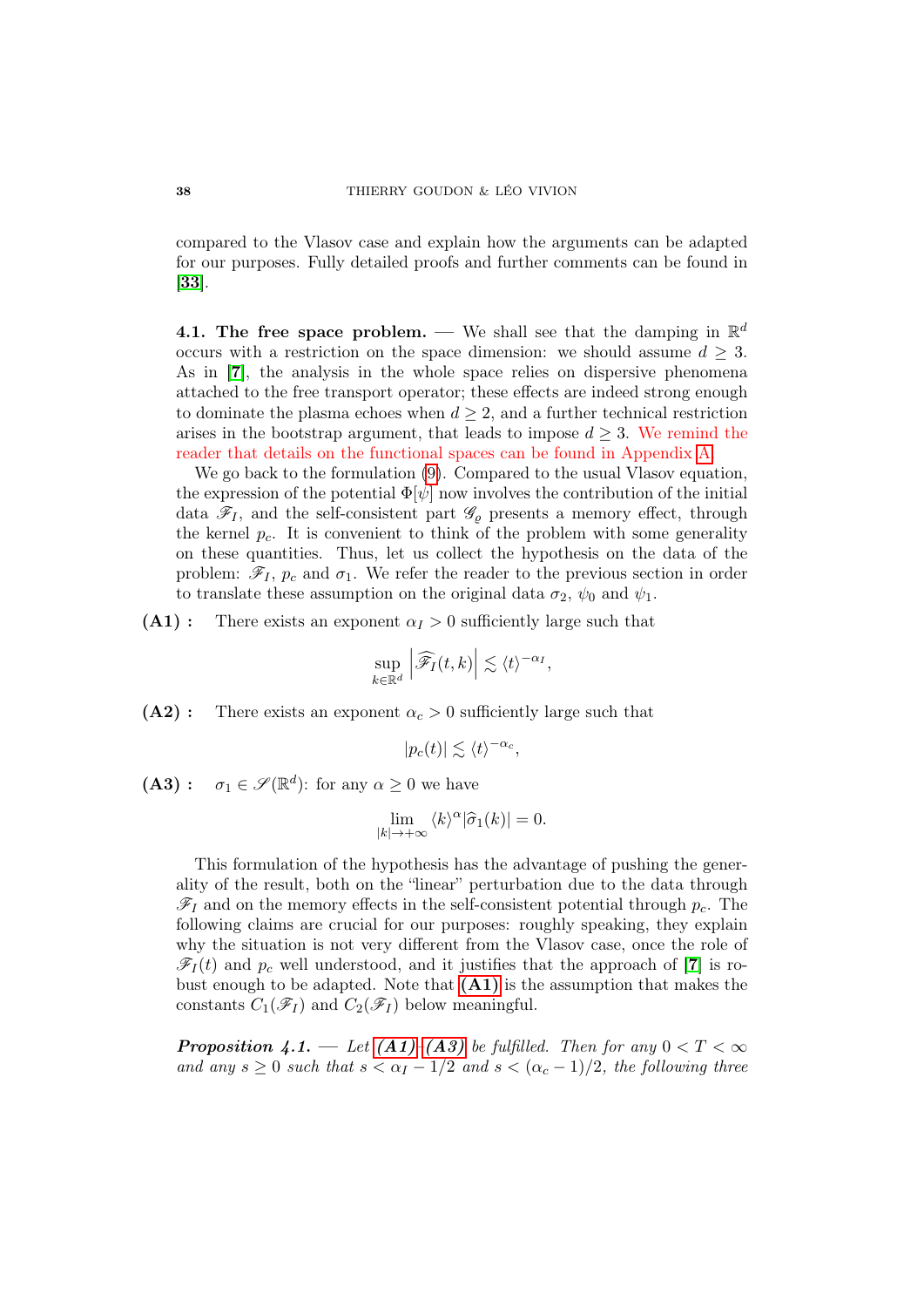compared to the Vlasov case and explain how the arguments can be adapted for our purposes. Fully detailed proofs and further comments can be found in [33].

**4.1. The free space problem.** — We shall see that the damping in $\mathbb{R}^d$ occurs with a restriction on the space dimension: we should assume $d \geq 3$. As in [7], the analysis in the whole space relies on dispersive phenomena attached to the free transport operator; these effects are indeed strong enough to dominate the plasma echoes when $d \geq 2$, and a further technical restriction arises in the bootstrap argument, that leads to impose $d \geq 3$. We remind the reader that details on the functional spaces can be found in Appendix A.

We go back to the formulation (9). Compared to the usual Vlasov equation, the expression of the potential $\Phi[\psi]$ now involves the contribution of the initial data $\mathscr{F}_I$, and the self-consistent part $\mathscr{G}_\varrho$ presents a memory effect, through the kernel $p_c$. It is convenient to think of the problem with some generality on these quantities. Thus, let us collect the hypothesis on the data of the problem: $\mathscr{F}_I$, $p_c$ and $\sigma_1$. We refer the reader to the previous section in order to translate these assumption on the original data $\sigma_2$, $\psi_0$ and $\psi_1$.

**(A1) :** There exists an exponent $\alpha_I > 0$ sufficiently large such that

$$\sup_{k \in \mathbb{R}^d} \left| \widehat{\mathscr{F}_I}(t,k) \right| \lesssim \langle t \rangle^{-\alpha_I},$$

**(A2) :** There exists an exponent $\alpha_c > 0$ sufficiently large such that

$$|p_c(t)| \lesssim \langle t \rangle^{-\alpha_c},$$

**(A3) :** $\sigma_1 \in \mathscr{S}(\mathbb{R}^d)$: for any $\alpha \geq 0$ we have

$$\lim_{|k| \to +\infty} \langle k \rangle^\alpha |\widehat{\sigma}_1(k)| = 0.$$

This formulation of the hypothesis has the advantage of pushing the generality of the result, both on the "linear" perturbation due to the data through $\mathscr{F}_I$ and on the memory effects in the self-consistent potential through $p_c$. The following claims are crucial for our purposes: roughly speaking, they explain why the situation is not very different from the Vlasov case, once the role of $\mathscr{F}_I(t)$ and $p_c$ well understood, and it justifies that the approach of [7] is robust enough to be adapted. Note that **(A1)** is the assumption that makes the constants $C_1(\mathscr{F}_I)$ and $C_2(\mathscr{F}_I)$ below meaningful.

***Proposition 4.1.*** — *Let **(A1)**–**(A3)** be fulfilled. Then for any $0 < T < \infty$ and any $s \geq 0$ such that $s < \alpha_I - 1/2$ and $s < (\alpha_c - 1)/2$, the following three*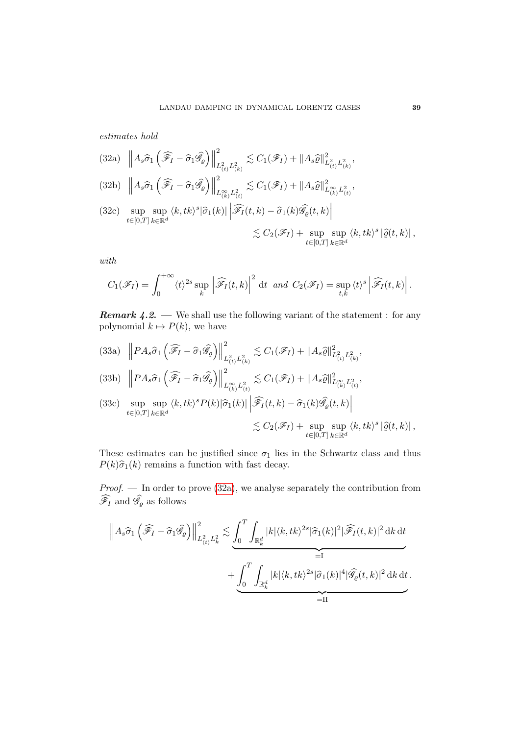*estimates hold*

$$\left\| A_s \widehat{\sigma}_1 \left( \widehat{\mathscr{F}}_I - \widehat{\sigma}_1 \widehat{\mathscr{G}}_\varrho \right) \right\|^2_{L^2_{(t)} L^2_{(k)}} \lesssim C_1(\mathscr{F}_I) + \| A_s \widehat{\varrho} \|^2_{L^2_{(t)} L^2_{(k)}}, \tag{32a}$$

$$\left\| A_s \widehat{\sigma}_1 \left( \widehat{\mathscr{F}}_I - \widehat{\sigma}_1 \widehat{\mathscr{G}}_\varrho \right) \right\|^2_{L^\infty_{(k)} L^2_{(t)}} \lesssim C_1(\mathscr{F}_I) + \| A_s \widehat{\varrho} \|^2_{L^\infty_{(k)} L^2_{(t)}}, \tag{32b}$$

$$\sup_{t\in[0,T]} \sup_{k\in\mathbb{R}^d} \langle k, tk \rangle^s |\widehat{\sigma}_1(k)| \left| \widehat{\mathscr{F}}_I(t,k) - \widehat{\sigma}_1(k) \widehat{\mathscr{G}}_\varrho(t,k) \right| \lesssim C_2(\mathscr{F}_I) + \sup_{t\in[0,T]} \sup_{k\in\mathbb{R}^d} \langle k, tk \rangle^s \left| \widehat{\varrho}(t,k) \right|, \tag{32c}$$

*with*

$$C_1(\mathscr{F}_I) = \int_0^{+\infty} \langle t \rangle^{2s} \sup_k \left| \widehat{\mathscr{F}}_I(t,k) \right|^2 \mathrm{d}t \ \ \textit{and} \ \ C_2(\mathscr{F}_I) = \sup_{t,k} \langle t \rangle^s \left| \widehat{\mathscr{F}}_I(t,k) \right|.$$

***Remark 4.2.*** — We shall use the following variant of the statement : for any polynomial $k \mapsto P(k)$, we have

$$\left\| P A_s \widehat{\sigma}_1 \left( \widehat{\mathscr{F}}_I - \widehat{\sigma}_1 \widehat{\mathscr{G}}_\varrho \right) \right\|^2_{L^2_{(t)} L^2_{(k)}} \lesssim C_1(\mathscr{F}_I) + \| A_s \widehat{\varrho} \|^2_{L^2_{(t)} L^2_{(k)}}, \tag{33a}$$

$$\left\| P A_s \widehat{\sigma}_1 \left( \widehat{\mathscr{F}}_I - \widehat{\sigma}_1 \widehat{\mathscr{G}}_\varrho \right) \right\|^2_{L^\infty_{(k)} L^2_{(t)}} \lesssim C_1(\mathscr{F}_I) + \| A_s \widehat{\varrho} \|^2_{L^\infty_{(k)} L^2_{(t)}}, \tag{33b}$$

$$\sup_{t\in[0,T]} \sup_{k\in\mathbb{R}^d} \langle k, tk \rangle^s P(k) |\widehat{\sigma}_1(k)| \left| \widehat{\mathscr{F}}_I(t,k) - \widehat{\sigma}_1(k) \widehat{\mathscr{G}}_\varrho(t,k) \right| \lesssim C_2(\mathscr{F}_I) + \sup_{t\in[0,T]} \sup_{k\in\mathbb{R}^d} \langle k, tk \rangle^s \left| \widehat{\varrho}(t,k) \right|, \tag{33c}$$

These estimates can be justified since $\sigma_1$ lies in the Schwartz class and thus $P(k)\widehat{\sigma}_1(k)$ remains a function with fast decay.

*Proof.* — In order to prove (32a), we analyse separately the contribution from $\widehat{\mathscr{F}}_I$ and $\widehat{\mathscr{G}}_\varrho$ as follows

$$\left\| A_s \widehat{\sigma}_1 \left( \widehat{\mathscr{F}}_I - \widehat{\sigma}_1 \widehat{\mathscr{G}}_\varrho \right) \right\|^2_{L^2_{(t)} L^2_k} \lesssim \underbrace{\int_0^T \int_{\mathbb{R}^d_k} |k| \langle k, tk \rangle^{2s} |\widehat{\sigma}_1(k)|^2 |\widehat{\mathscr{F}}_I(t,k)|^2 \, \mathrm{d}k \, \mathrm{d}t}_{=\mathrm{I}} + \underbrace{\int_0^T \int_{\mathbb{R}^d_k} |k| \langle k, tk \rangle^{2s} |\widehat{\sigma}_1(k)|^4 |\widehat{\mathscr{G}}_\varrho(t,k)|^2 \, \mathrm{d}k \, \mathrm{d}t}_{=\mathrm{II}}.$$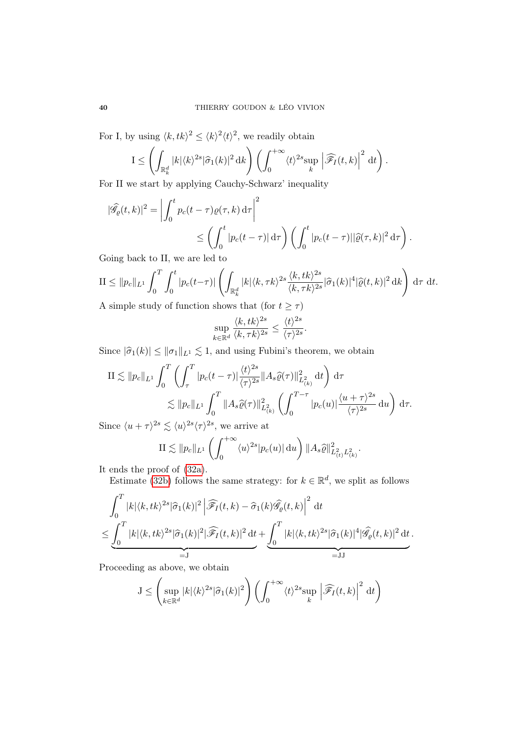For I, by using $\langle k, tk\rangle^2 \leq \langle k\rangle^2\langle t\rangle^2$, we readily obtain

$$\mathrm{I} \leq \left(\int_{\mathbb{R}^d_k} |k|\langle k\rangle^{2s}|\widehat{\sigma}_1(k)|^2\,\mathrm{d}k\right)\left(\int_0^{+\infty}\langle t\rangle^{2s}\sup_k\left|\widehat{\mathscr{F}}_I(t,k)\right|^2\,\mathrm{d}t\right).$$

For II we start by applying Cauchy-Schwarz' inequality

$$\begin{aligned}|\widehat{\mathscr{G}}_\varrho(t,k)|^2 &= \left|\int_0^t p_c(t-\tau)\varrho(\tau,k)\,\mathrm{d}\tau\right|^2 \\ &\leq \left(\int_0^t |p_c(t-\tau)|\,\mathrm{d}\tau\right)\left(\int_0^t |p_c(t-\tau)||\widehat{\varrho}(\tau,k)|^2\,\mathrm{d}\tau\right).\end{aligned}$$

Going back to II, we are led to

$$\mathrm{II} \leq \|p_c\|_{L^1}\int_0^T\int_0^t |p_c(t-\tau)|\left(\int_{\mathbb{R}^d_k}|k|\langle k,\tau k\rangle^{2s}\frac{\langle k,tk\rangle^{2s}}{\langle k,\tau k\rangle^{2s}}|\widehat{\sigma}_1(k)|^4|\widehat{\varrho}(t,k)|^2\,\mathrm{d}k\right)\,\mathrm{d}\tau\,\mathrm{d}t.$$

A simple study of function shows that (for $t \geq \tau$)

$$\sup_{k\in\mathbb{R}^d}\frac{\langle k,tk\rangle^{2s}}{\langle k,\tau k\rangle^{2s}} \leq \frac{\langle t\rangle^{2s}}{\langle \tau\rangle^{2s}}.$$

Since $|\widehat{\sigma}_1(k)| \leq \|\sigma_1\|_{L^1} \lesssim 1$, and using Fubini's theorem, we obtain

$$\begin{aligned}\mathrm{II} &\lesssim \|p_c\|_{L^1}\int_0^T\left(\int_\tau^T |p_c(t-\tau)|\frac{\langle t\rangle^{2s}}{\langle\tau\rangle^{2s}}\|A_s\widehat{\varrho}(\tau)\|^2_{L^2_{(k)}}\,\mathrm{d}t\right)\,\mathrm{d}\tau \\ &\lesssim \|p_c\|_{L^1}\int_0^T\|A_s\widehat{\varrho}(\tau)\|^2_{L^2_{(k)}}\left(\int_0^{T-\tau}|p_c(u)|\frac{\langle u+\tau\rangle^{2s}}{\langle\tau\rangle^{2s}}\,\mathrm{d}u\right)\,\mathrm{d}\tau.\end{aligned}$$

Since $\langle u+\tau\rangle^{2s} \lesssim \langle u\rangle^{2s}\langle\tau\rangle^{2s}$, we arrive at

$$\mathrm{II} \lesssim \|p_c\|_{L^1}\left(\int_0^{+\infty}\langle u\rangle^{2s}|p_c(u)|\,\mathrm{d}u\right)\|A_s\widehat{\varrho}\|^2_{L^2_{(t)}L^2_{(k)}}.$$

It ends the proof of (32a).

Estimate (32b) follows the same strategy: for $k \in \mathbb{R}^d$, we split as follows

$$\begin{aligned}&\int_0^T |k|\langle k,tk\rangle^{2s}|\widehat{\sigma}_1(k)|^2\left|\widehat{\mathscr{F}}_I(t,k) - \widehat{\sigma}_1(k)\widehat{\mathscr{G}}_\varrho(t,k)\right|^2\,\mathrm{d}t \\ &\leq \underbrace{\int_0^T |k|\langle k,tk\rangle^{2s}|\widehat{\sigma}_1(k)|^2|\widehat{\mathscr{F}}_I(t,k)|^2\,\mathrm{d}t}_{=\mathrm{J}} + \underbrace{\int_0^T |k|\langle k,tk\rangle^{2s}|\widehat{\sigma}_1(k)|^4|\widehat{\mathscr{G}}_\varrho(t,k)|^2\,\mathrm{d}t}_{=\mathrm{JJ}}.\end{aligned}$$

Proceeding as above, we obtain

$$\mathrm{J} \leq \left(\sup_{k\in\mathbb{R}^d}|k|\langle k\rangle^{2s}|\widehat{\sigma}_1(k)|^2\right)\left(\int_0^{+\infty}\langle t\rangle^{2s}\sup_k\left|\widehat{\mathscr{F}}_I(t,k)\right|^2\,\mathrm{d}t\right)$$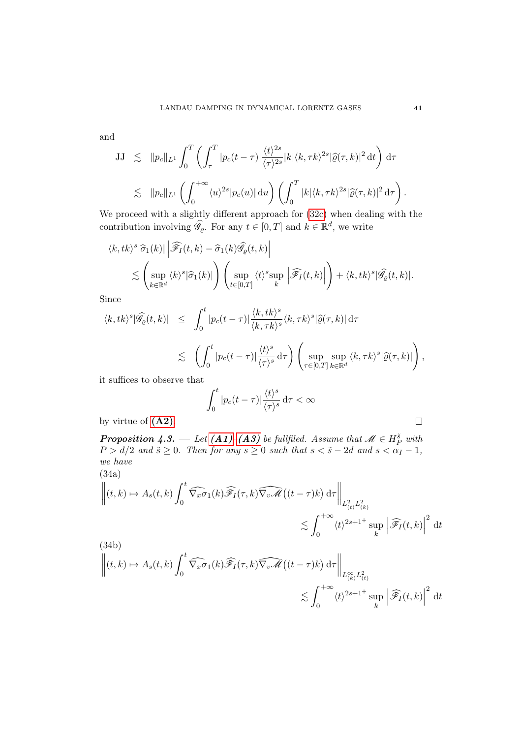and

$$
\begin{aligned}
\mathrm{JJ} &\lesssim \|p_c\|_{L^1} \int_0^T \left( \int_\tau^T |p_c(t-\tau)| \frac{\langle t\rangle^{2s}}{\langle \tau\rangle^{2s}} |k| \langle k, \tau k\rangle^{2s} |\widehat{\varrho}(\tau,k)|^2 \,\mathrm{d}t \right) \mathrm{d}\tau \\
&\lesssim \|p_c\|_{L^1} \left( \int_0^{+\infty} \langle u\rangle^{2s} |p_c(u)| \,\mathrm{d}u \right) \left( \int_0^T |k| \langle k, \tau k\rangle^{2s} |\widehat{\varrho}(\tau,k)|^2 \,\mathrm{d}\tau \right).
\end{aligned}
$$

We proceed with a slightly different approach for (32c) when dealing with the contribution involving $\widehat{\mathscr{G}_\varrho}$. For any $t \in [0,T]$ and $k \in \mathbb{R}^d$, we write

$$
\begin{aligned}
&\langle k, tk\rangle^s |\widehat{\sigma}_1(k)| \left| \widehat{\mathscr{F}_I}(t,k) - \widehat{\sigma}_1(k) \widehat{\mathscr{G}}_\varrho(t,k) \right| \\
&\qquad \lesssim \left( \sup_{k\in\mathbb{R}^d} \langle k\rangle^s |\widehat{\sigma}_1(k)| \right) \left( \sup_{t\in[0,T]} \langle t\rangle^s \sup_k \left| \widehat{\mathscr{F}_I}(t,k) \right| \right) + \langle k, tk\rangle^s |\widehat{\mathscr{G}}_\varrho(t,k)|.
\end{aligned}
$$

Since

$$
\begin{aligned}
\langle k, tk\rangle^s |\widehat{\mathscr{G}}_\varrho(t,k)| &\leq \int_0^t |p_c(t-\tau)| \frac{\langle k, tk\rangle^s}{\langle k, \tau k\rangle^s} \langle k, \tau k\rangle^s |\widehat{\varrho}(\tau,k)| \,\mathrm{d}\tau \\
&\lesssim \left( \int_0^t |p_c(t-\tau)| \frac{\langle t\rangle^s}{\langle \tau\rangle^s} \,\mathrm{d}\tau \right) \left( \sup_{\tau\in[0,T]} \sup_{k\in\mathbb{R}^d} \langle k, \tau k\rangle^s |\widehat{\varrho}(\tau,k)| \right),
\end{aligned}
$$

it suffices to observe that

$$
\int_0^t |p_c(t-\tau)| \frac{\langle t\rangle^s}{\langle \tau\rangle^s} \,\mathrm{d}\tau < \infty
$$

by virtue of **(A2)**. $\square$

***Proposition 4.3.*** — *Let **(A1)**-**(A3)** be fullfiled. Assume that $\mathscr{M} \in H_P^{\tilde{s}}$ with $P > d/2$ and $\tilde{s} \geq 0$. Then for any $s \geq 0$ such that $s < \tilde{s} - 2d$ and $s < \alpha_I - 1$, we have*

(34a)

$$
\left\| (t,k) \mapsto A_s(t,k) \int_0^t \widehat{\nabla_x \sigma_1}(k) \widehat{\mathscr{F}_I}(\tau,k) \widehat{\nabla_v \mathscr{M}}\big((t-\tau)k\big) \,\mathrm{d}\tau \right\|_{L^2_{(t)} L^2_{(k)}} \lesssim \int_0^{+\infty} \langle t\rangle^{2s+1^+} \sup_k \left| \widehat{\mathscr{F}_I}(t,k) \right|^2 \,\mathrm{d}t
$$

(34b)

$$
\left\| (t,k) \mapsto A_s(t,k) \int_0^t \widehat{\nabla_x \sigma_1}(k) \widehat{\mathscr{F}_I}(\tau,k) \widehat{\nabla_v \mathscr{M}}\big((t-\tau)k\big) \,\mathrm{d}\tau \right\|_{L^\infty_{(k)} L^2_{(t)}} \lesssim \int_0^{+\infty} \langle t\rangle^{2s+1^+} \sup_k \left| \widehat{\mathscr{F}_I}(t,k) \right|^2 \,\mathrm{d}t
$$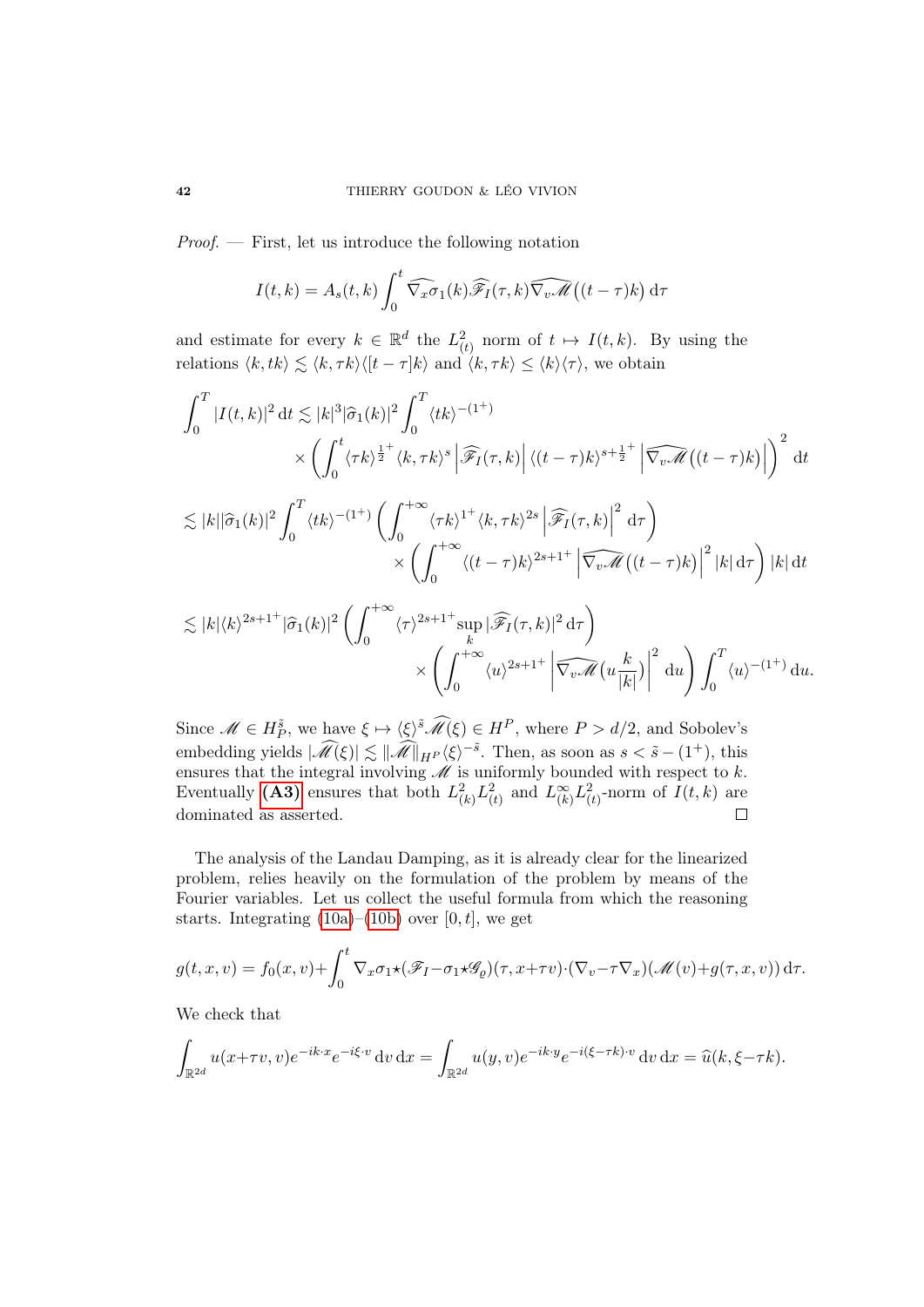*Proof*. — First, let us introduce the following notation

$$I(t,k) = A_s(t,k)\int_0^t \widehat{\nabla_x\sigma_1}(k)\widehat{\mathscr{F}_I}(\tau,k)\widehat{\nabla_v\mathscr{M}}\big((t-\tau)k\big)\,\mathrm{d}\tau$$

and estimate for every $k \in \mathbb{R}^d$ the $L^2_{(t)}$ norm of $t \mapsto I(t,k)$. By using the relations $\langle k, tk\rangle \lesssim \langle k, \tau k\rangle\langle [t-\tau]k\rangle$ and $\langle k, \tau k\rangle \le \langle k\rangle\langle\tau\rangle$, we obtain

$$\int_0^T |I(t,k)|^2\,\mathrm{d}t \lesssim |k|^3|\widehat{\sigma}_1(k)|^2\int_0^T \langle tk\rangle^{-(1^+)} \\ \times\left(\int_0^t \langle \tau k\rangle^{\frac{1}{2}^+}\langle k,\tau k\rangle^s\left|\widehat{\mathscr{F}_I}(\tau,k)\right|\langle (t-\tau)k\rangle^{s+\frac{1}{2}^+}\left|\widehat{\nabla_v\mathscr{M}}\big((t-\tau)k\big)\right|\right)^2\mathrm{d}t$$

$$\lesssim |k||\widehat{\sigma}_1(k)|^2\int_0^T\langle tk\rangle^{-(1^+)}\left(\int_0^{+\infty}\langle\tau k\rangle^{1^+}\langle k,\tau k\rangle^{2s}\left|\widehat{\mathscr{F}_I}(\tau,k)\right|^2\mathrm{d}\tau\right) \\ \times\left(\int_0^{+\infty}\langle (t-\tau)k\rangle^{2s+1^+}\left|\widehat{\nabla_v\mathscr{M}}\big((t-\tau)k\big)\right|^2|k|\,\mathrm{d}\tau\right)|k|\,\mathrm{d}t$$

$$\lesssim |k|\langle k\rangle^{2s+1^+}|\widehat{\sigma}_1(k)|^2\left(\int_0^{+\infty}\langle\tau\rangle^{2s+1^+}\sup_k|\widehat{\mathscr{F}_I}(\tau,k)|^2\,\mathrm{d}\tau\right) \\ \times\left(\int_0^{+\infty}\langle u\rangle^{2s+1^+}\left|\widehat{\nabla_v\mathscr{M}}\big(u\frac{k}{|k|}\big)\right|^2\mathrm{d}u\right)\int_0^T\langle u\rangle^{-(1^+)}\,\mathrm{d}u.$$

Since $\mathscr{M}\in H^{\tilde{s}}_P$, we have $\xi\mapsto\langle\xi\rangle^{\tilde{s}}\widehat{\mathscr{M}}(\xi)\in H^P$, where $P > d/2$, and Sobolev's embedding yields $|\widehat{\mathscr{M}}(\xi)|\lesssim\|\widehat{\mathscr{M}}\|_{H^P}\langle\xi\rangle^{-\tilde{s}}$. Then, as soon as $s < \tilde{s}-(1^+)$, this ensures that the integral involving $\mathscr{M}$ is uniformly bounded with respect to $k$. Eventually **(A3)** ensures that both $L^2_{(k)}L^2_{(t)}$ and $L^\infty_{(k)}L^2_{(t)}$-norm of $I(t,k)$ are dominated as asserted. $\square$

The analysis of the Landau Damping, as it is already clear for the linearized problem, relies heavily on the formulation of the problem by means of the Fourier variables. Let us collect the useful formula from which the reasoning starts. Integrating (10a)–(10b) over $[0,t]$, we get

$$g(t,x,v) = f_0(x,v)+\int_0^t\nabla_x\sigma_1\star(\mathscr{F}_I-\sigma_1\star\mathscr{G}_\varrho)(\tau,x+\tau v)\cdot(\nabla_v-\tau\nabla_x)(\mathscr{M}(v)+g(\tau,x,v))\,\mathrm{d}\tau.$$

We check that

$$\int_{\mathbb{R}^{2d}}u(x+\tau v,v)e^{-ik\cdot x}e^{-i\xi\cdot v}\,\mathrm{d}v\,\mathrm{d}x = \int_{\mathbb{R}^{2d}}u(y,v)e^{-ik\cdot y}e^{-i(\xi-\tau k)\cdot v}\,\mathrm{d}v\,\mathrm{d}x = \widehat{u}(k,\xi-\tau k).$$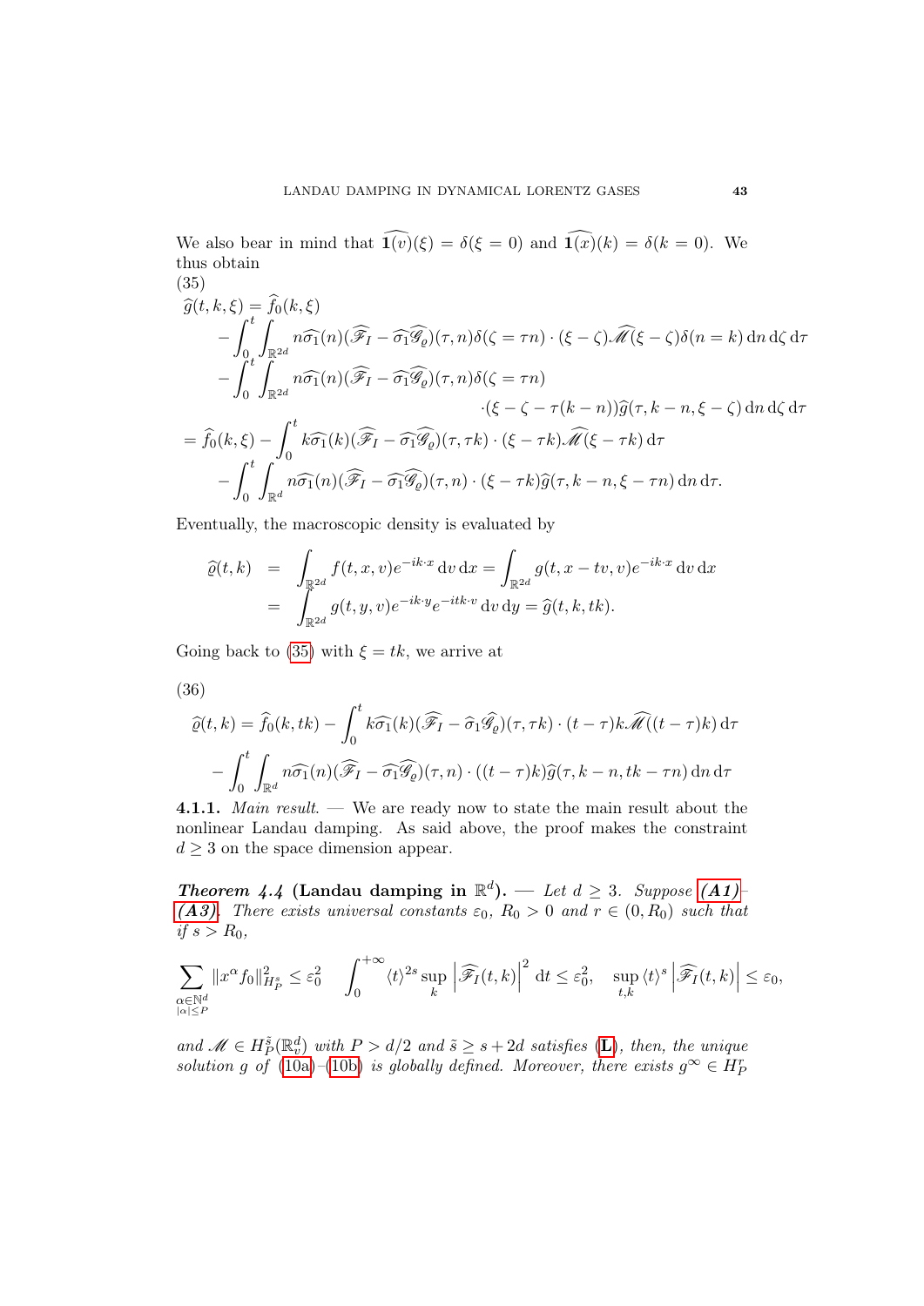We also bear in mind that $\widehat{\mathbf{1}(v)}(\xi) = \delta(\xi = 0)$ and $\widehat{\mathbf{1}(x)}(k) = \delta(k = 0)$. We thus obtain

(35)

$$
\begin{aligned}
\widehat{g}(t,k,\xi) &= \widehat{f}_0(k,\xi) \\
&\quad - \int_0^t \int_{\mathbb{R}^{2d}} n\widehat{\sigma_1}(n)(\widehat{\mathscr{F}_I} - \widehat{\sigma_1}\widehat{\mathscr{G}_\varrho})(\tau,n)\delta(\zeta = \tau n)\cdot(\xi - \zeta)\widehat{\mathscr{M}}(\xi - \zeta)\delta(n = k)\,\mathrm{d}n\,\mathrm{d}\zeta\,\mathrm{d}\tau \\
&\quad - \int_0^t \int_{\mathbb{R}^{2d}} n\widehat{\sigma_1}(n)(\widehat{\mathscr{F}_I} - \widehat{\sigma_1}\widehat{\mathscr{G}_\varrho})(\tau,n)\delta(\zeta = \tau n) \\
&\qquad\qquad\qquad \cdot(\xi - \zeta - \tau(k-n))\widehat{g}(\tau, k-n, \xi - \zeta)\,\mathrm{d}n\,\mathrm{d}\zeta\,\mathrm{d}\tau \\
&= \widehat{f}_0(k,\xi) - \int_0^t k\widehat{\sigma_1}(k)(\widehat{\mathscr{F}_I} - \widehat{\sigma_1}\widehat{\mathscr{G}_\varrho})(\tau,\tau k)\cdot(\xi - \tau k)\widehat{\mathscr{M}}(\xi - \tau k)\,\mathrm{d}\tau \\
&\quad - \int_0^t \int_{\mathbb{R}^d} n\widehat{\sigma_1}(n)(\widehat{\mathscr{F}_I} - \widehat{\sigma_1}\widehat{\mathscr{G}_\varrho})(\tau,n)\cdot(\xi - \tau k)\widehat{g}(\tau, k-n, \xi - \tau n)\,\mathrm{d}n\,\mathrm{d}\tau.
\end{aligned}
$$

Eventually, the macroscopic density is evaluated by

$$
\begin{aligned}
\widehat{\varrho}(t,k) &= \int_{\mathbb{R}^{2d}} f(t,x,v)e^{-ik\cdot x}\,\mathrm{d}v\,\mathrm{d}x = \int_{\mathbb{R}^{2d}} g(t,x-tv,v)e^{-ik\cdot x}\,\mathrm{d}v\,\mathrm{d}x \\
&= \int_{\mathbb{R}^{2d}} g(t,y,v)e^{-ik\cdot y}e^{-itk\cdot v}\,\mathrm{d}v\,\mathrm{d}y = \widehat{g}(t,k,tk).
\end{aligned}
$$

Going back to (35) with $\xi = tk$, we arrive at

(36)

$$
\begin{aligned}
\widehat{\varrho}(t,k) &= \widehat{f}_0(k,tk) - \int_0^t k\widehat{\sigma_1}(k)(\widehat{\mathscr{F}_I} - \widehat{\sigma}_1\widehat{\mathscr{G}}_\varrho)(\tau,\tau k)\cdot(t-\tau)k\widehat{\mathscr{M}}((t-\tau)k)\,\mathrm{d}\tau \\
&\quad - \int_0^t \int_{\mathbb{R}^d} n\widehat{\sigma_1}(n)(\widehat{\mathscr{F}_I} - \widehat{\sigma_1}\widehat{\mathscr{G}_\varrho})(\tau,n)\cdot((t-\tau)k)\widehat{g}(\tau, k-n, tk - \tau n)\,\mathrm{d}n\,\mathrm{d}\tau
\end{aligned}
$$

**4.1.1.** *Main result.* — We are ready now to state the main result about the nonlinear Landau damping. As said above, the proof makes the constraint $d \geq 3$ on the space dimension appear.

***Theorem 4.4* (Landau damping in $\mathbb{R}^d$).** — *Let $d \geq 3$. Suppose **(A1)**–**(A3)**. There exists universal constants $\varepsilon_0$, $R_0 > 0$ and $r \in (0, R_0)$ such that if $s > R_0$,*

$$
\sum_{\substack{\alpha\in\mathbb{N}^d \\ |\alpha|\leq P}} \|x^\alpha f_0\|^2_{H^s_P} \leq \varepsilon_0^2 \quad \int_0^{+\infty} \langle t\rangle^{2s} \sup_k \left|\widehat{\mathscr{F}_I}(t,k)\right|^2 \mathrm{d}t \leq \varepsilon_0^2, \quad \sup_{t,k} \langle t\rangle^s \left|\widehat{\mathscr{F}_I}(t,k)\right| \leq \varepsilon_0,
$$

*and $\mathscr{M} \in H^{\tilde{s}}_P(\mathbb{R}^d_v)$ with $P > d/2$ and $\tilde{s} \geq s + 2d$ satisfies (**L**), then, the unique solution $g$ of (10a)–(10b) is globally defined. Moreover, there exists $g^\infty \in H^r_P$*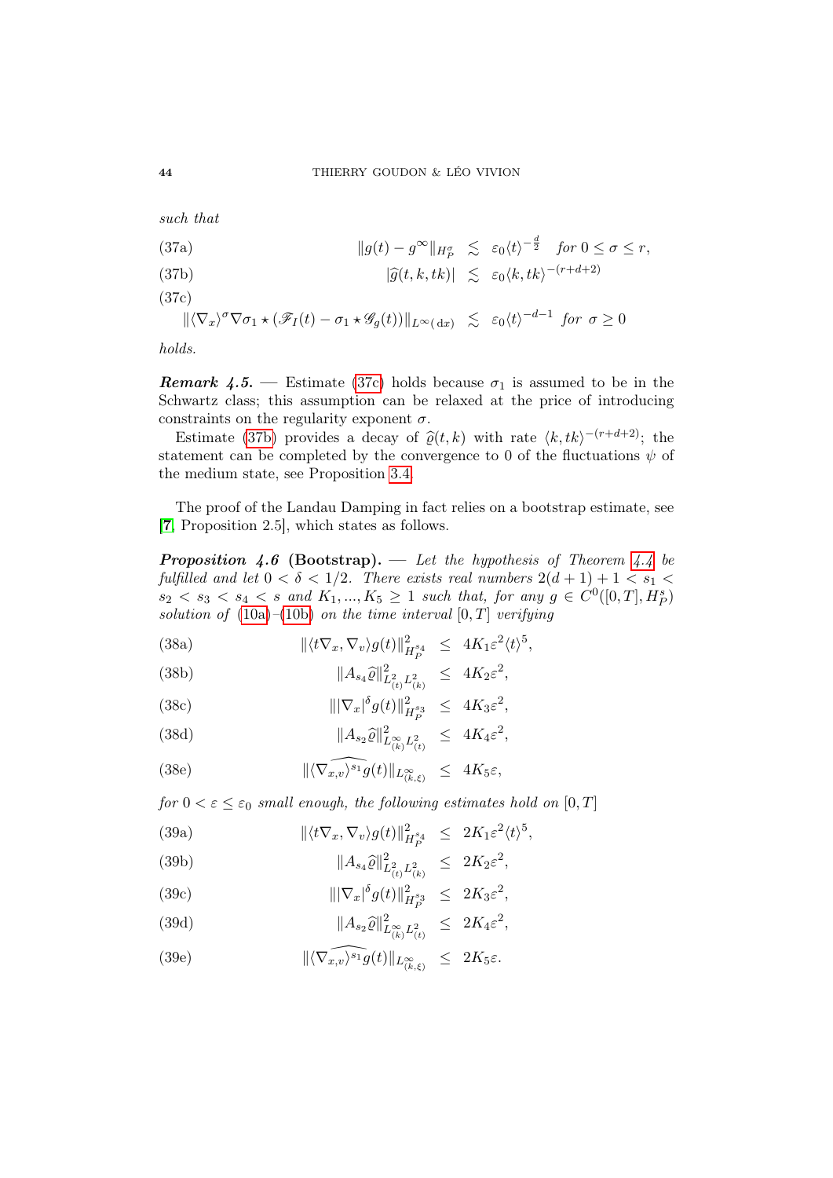*such that*

$$\|g(t) - g^\infty\|_{H^\sigma_P} \lesssim \varepsilon_0 \langle t\rangle^{-\frac{d}{2}} \quad \text{for } 0 \le \sigma \le r, \tag{37a}$$

$$|\widehat{g}(t,k,tk)| \lesssim \varepsilon_0 \langle k, tk\rangle^{-(r+d+2)} \tag{37b}$$

$$\|\langle \nabla_x\rangle^\sigma \nabla\sigma_1 \star (\mathscr{F}_I(t) - \sigma_1 \star \mathscr{G}_g(t))\|_{L^\infty(\,\mathrm{d}x)} \lesssim \varepsilon_0 \langle t\rangle^{-d-1} \quad \text{for } \sigma \ge 0 \tag{37c}$$

*holds.*

***Remark 4.5.*** — Estimate (37c) holds because $\sigma_1$ is assumed to be in the Schwartz class; this assumption can be relaxed at the price of introducing constraints on the regularity exponent $\sigma$.

Estimate (37b) provides a decay of $\widehat{\varrho}(t,k)$ with rate $\langle k, tk\rangle^{-(r+d+2)}$; the statement can be completed by the convergence to 0 of the fluctuations $\psi$ of the medium state, see Proposition 3.4.

The proof of the Landau Damping in fact relies on a bootstrap estimate, see [7, Proposition 2.5], which states as follows.

***Proposition 4.6* (Bootstrap).** — *Let the hypothesis of Theorem 4.4 be fulfilled and let $0 < \delta < 1/2$. There exists real numbers $2(d+1)+1 < s_1 < s_2 < s_3 < s_4 < s$ and $K_1, ..., K_5 \ge 1$ such that, for any $g \in C^0([0,T], H^s_P)$ solution of (10a)–(10b) on the time interval $[0,T]$ verifying*

$$\|\langle t\nabla_x, \nabla_v\rangle g(t)\|^2_{H^{s_4}_P} \le 4K_1\varepsilon^2\langle t\rangle^5, \tag{38a}$$

$$\|A_{s_4}\widehat{\varrho}\|^2_{L^2_{(t)}L^2_{(k)}} \le 4K_2\varepsilon^2, \tag{38b}$$

$$\||\nabla_x|^\delta g(t)\|^2_{H^{s_3}_P} \le 4K_3\varepsilon^2, \tag{38c}$$

$$\|A_{s_2}\widehat{\varrho}\|^2_{L^\infty_{(k)}L^2_{(t)}} \le 4K_4\varepsilon^2, \tag{38d}$$

$$\|\widehat{\langle \nabla_{x,v}\rangle^{s_1} g}(t)\|_{L^\infty_{(k,\xi)}} \le 4K_5\varepsilon, \tag{38e}$$

*for $0 < \varepsilon \le \varepsilon_0$ small enough, the following estimates hold on $[0,T]$*

$$\|\langle t\nabla_x, \nabla_v\rangle g(t)\|^2_{H^{s_4}_P} \le 2K_1\varepsilon^2\langle t\rangle^5, \tag{39a}$$

$$\|A_{s_4}\widehat{\varrho}\|^2_{L^2_{(t)}L^2_{(k)}} \le 2K_2\varepsilon^2, \tag{39b}$$

$$\||\nabla_x|^\delta g(t)\|^2_{H^{s_3}_P} \le 2K_3\varepsilon^2, \tag{39c}$$

$$\|A_{s_2}\widehat{\varrho}\|^2_{L^\infty_{(k)}L^2_{(t)}} \le 2K_4\varepsilon^2, \tag{39d}$$

$$\|\widehat{\langle \nabla_{x,v}\rangle^{s_1} g}(t)\|_{L^\infty_{(k,\xi)}} \le 2K_5\varepsilon. \tag{39e}$$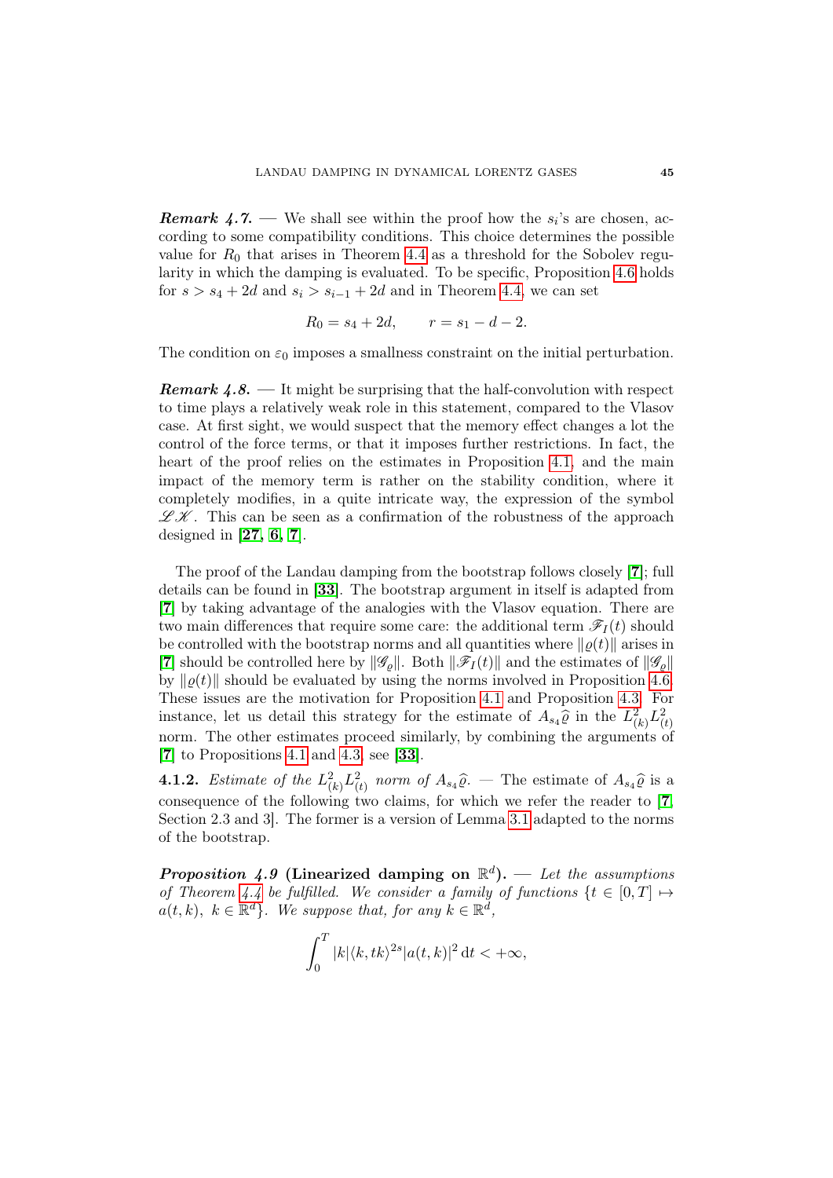***Remark 4.7.*** — We shall see within the proof how the $s_i$'s are chosen, according to some compatibility conditions. This choice determines the possible value for $R_0$ that arises in Theorem 4.4 as a threshold for the Sobolev regularity in which the damping is evaluated. To be specific, Proposition 4.6 holds for $s > s_4 + 2d$ and $s_i > s_{i-1} + 2d$ and in Theorem 4.4, we can set

$$R_0 = s_4 + 2d, \qquad r = s_1 - d - 2.$$

The condition on $\varepsilon_0$ imposes a smallness constraint on the initial perturbation.

***Remark 4.8.*** — It might be surprising that the half-convolution with respect to time plays a relatively weak role in this statement, compared to the Vlasov case. At first sight, we would suspect that the memory effect changes a lot the control of the force terms, or that it imposes further restrictions. In fact, the heart of the proof relies on the estimates in Proposition 4.1, and the main impact of the memory term is rather on the stability condition, where it completely modifies, in a quite intricate way, the expression of the symbol $\mathscr{L}\mathscr{K}$. This can be seen as a confirmation of the robustness of the approach designed in [**27**, **6**, **7**].

The proof of the Landau damping from the bootstrap follows closely [**7**]; full details can be found in [**33**]. The bootstrap argument in itself is adapted from [**7**] by taking advantage of the analogies with the Vlasov equation. There are two main differences that require some care: the additional term $\mathscr{F}_I(t)$ should be controlled with the bootstrap norms and all quantities where $\|\varrho(t)\|$ arises in [**7**] should be controlled here by $\|\mathscr{G}_\varrho\|$. Both $\|\mathscr{F}_I(t)\|$ and the estimates of $\|\mathscr{G}_\varrho\|$ by $\|\varrho(t)\|$ should be evaluated by using the norms involved in Proposition 4.6. These issues are the motivation for Proposition 4.1 and Proposition 4.3. For instance, let us detail this strategy for the estimate of $A_{s_4}\widehat{\varrho}$ in the $L^2_{(k)}L^2_{(t)}$ norm. The other estimates proceed similarly, by combining the arguments of [**7**] to Propositions 4.1 and 4.3, see [**33**].

**4.1.2.** *Estimate of the $L^2_{(k)}L^2_{(t)}$ norm of $A_{s_4}\widehat{\varrho}$.* — The estimate of $A_{s_4}\widehat{\varrho}$ is a consequence of the following two claims, for which we refer the reader to [**7**, Section 2.3 and 3]. The former is a version of Lemma 3.1 adapted to the norms of the bootstrap.

***Proposition 4.9* (Linearized damping on $\mathbb{R}^d$).** — *Let the assumptions of Theorem 4.4 be fulfilled. We consider a family of functions $\{t \in [0,T] \mapsto a(t,k),\ k \in \mathbb{R}^d\}$. We suppose that, for any $k \in \mathbb{R}^d$,*

$$\int_0^T |k|\langle k, tk\rangle^{2s}|a(t,k)|^2 \,\mathrm{d}t < +\infty,$$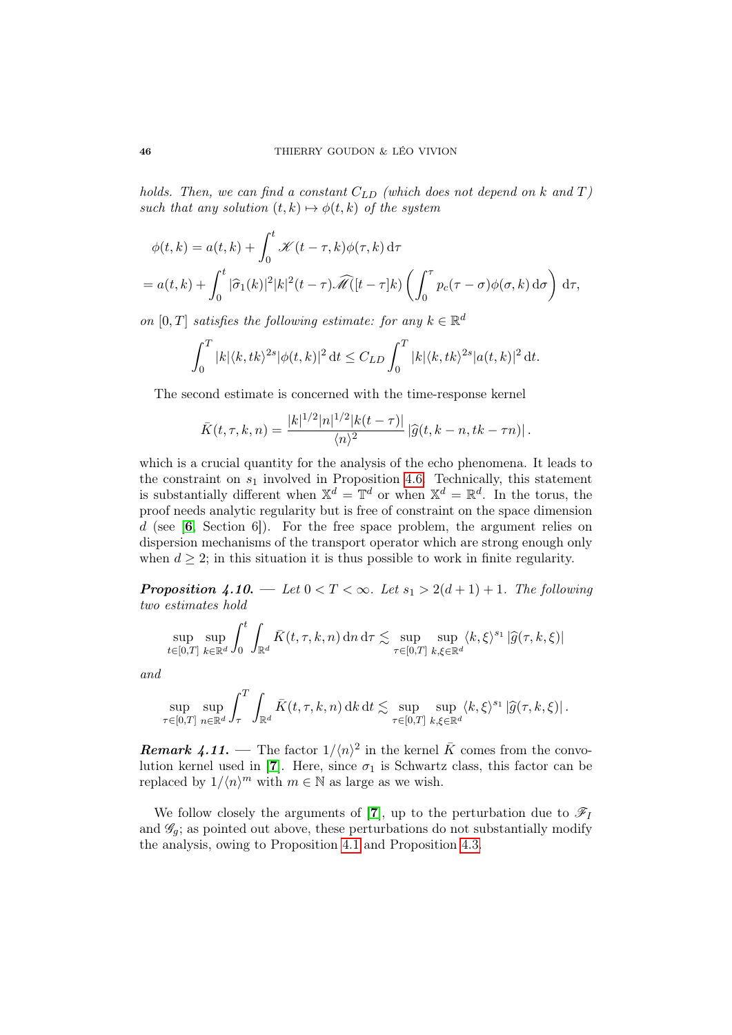*holds. Then, we can find a constant $C_{LD}$ (which does not depend on $k$ and $T$) such that any solution $(t,k) \mapsto \phi(t,k)$ of the system*

$$
\begin{aligned}
&\phi(t,k) = a(t,k) + \int_0^t \mathscr{K}(t-\tau,k)\phi(\tau,k)\,\mathrm{d}\tau \\
&= a(t,k) + \int_0^t |\widehat{\sigma}_1(k)|^2|k|^2(t-\tau)\widehat{\mathscr{M}}([t-\tau]k)\left(\int_0^\tau p_c(\tau-\sigma)\phi(\sigma,k)\,\mathrm{d}\sigma\right)\mathrm{d}\tau,
\end{aligned}
$$

*on $[0,T]$ satisfies the following estimate: for any $k \in \mathbb{R}^d$*

$$
\int_0^T |k|\langle k,tk\rangle^{2s}|\phi(t,k)|^2\,\mathrm{d}t \leq C_{LD}\int_0^T |k|\langle k,tk\rangle^{2s}|a(t,k)|^2\,\mathrm{d}t.
$$

The second estimate is concerned with the time-response kernel

$$
\bar{K}(t,\tau,k,n) = \frac{|k|^{1/2}|n|^{1/2}|k(t-\tau)|}{\langle n\rangle^2}\left|\widehat{g}(t,k-n,tk-\tau n)\right|.
$$

which is a crucial quantity for the analysis of the echo phenomena. It leads to the constraint on $s_1$ involved in Proposition 4.6. Technically, this statement is substantially different when $\mathbb{X}^d = \mathbb{T}^d$ or when $\mathbb{X}^d = \mathbb{R}^d$. In the torus, the proof needs analytic regularity but is free of constraint on the space dimension $d$ (see [**6**, Section 6]). For the free space problem, the argument relies on dispersion mechanisms of the transport operator which are strong enough only when $d \geq 2$; in this situation it is thus possible to work in finite regularity.

***Proposition 4.10.*** — *Let $0 < T < \infty$. Let $s_1 > 2(d+1)+1$. The following two estimates hold*

$$
\sup_{t\in[0,T]}\sup_{k\in\mathbb{R}^d}\int_0^t\int_{\mathbb{R}^d}\bar{K}(t,\tau,k,n)\,\mathrm{d}n\,\mathrm{d}\tau \lesssim \sup_{\tau\in[0,T]}\sup_{k,\xi\in\mathbb{R}^d}\langle k,\xi\rangle^{s_1}\left|\widehat{g}(\tau,k,\xi)\right|
$$

*and*

$$
\sup_{\tau\in[0,T]}\sup_{n\in\mathbb{R}^d}\int_\tau^T\int_{\mathbb{R}^d}\bar{K}(t,\tau,k,n)\,\mathrm{d}k\,\mathrm{d}t \lesssim \sup_{\tau\in[0,T]}\sup_{k,\xi\in\mathbb{R}^d}\langle k,\xi\rangle^{s_1}\left|\widehat{g}(\tau,k,\xi)\right|.
$$

***Remark 4.11.*** — The factor $1/\langle n\rangle^2$ in the kernel $\bar{K}$ comes from the convolution kernel used in [**7**]. Here, since $\sigma_1$ is Schwartz class, this factor can be replaced by $1/\langle n\rangle^m$ with $m \in \mathbb{N}$ as large as we wish.

We follow closely the arguments of [**7**], up to the perturbation due to $\mathscr{F}_I$ and $\mathscr{G}_g$; as pointed out above, these perturbations do not substantially modify the analysis, owing to Proposition 4.1 and Proposition 4.3.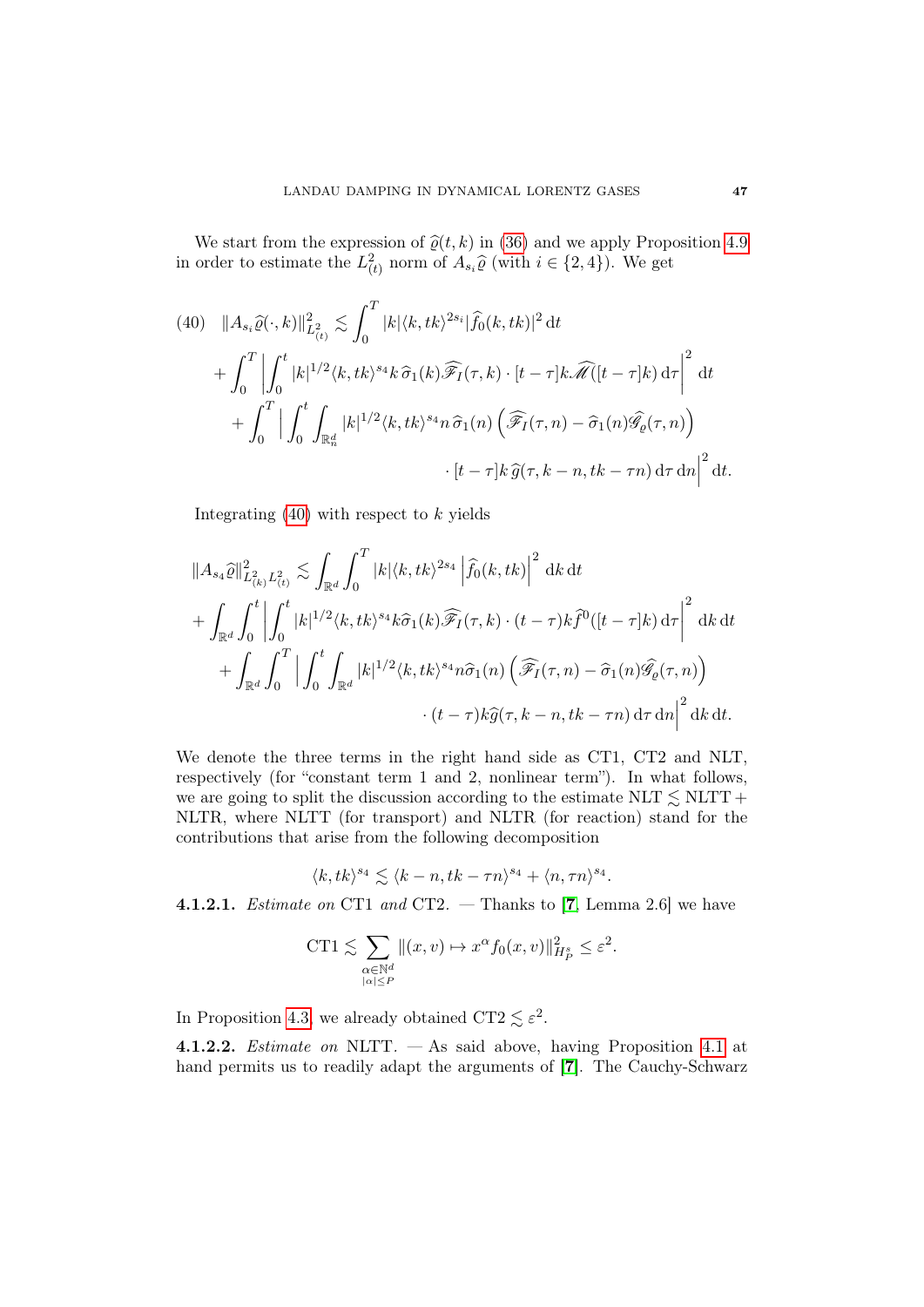We start from the expression of $\widehat{\varrho}(t,k)$ in (36) and we apply Proposition 4.9 in order to estimate the $L^2_{(t)}$ norm of $A_{s_i}\widehat{\varrho}$ (with $i \in \{2,4\}$). We get

$$
\begin{aligned}
(40)\quad \|A_{s_i}\widehat{\varrho}(\cdot,k)\|^2_{L^2_{(t)}} &\lesssim \int_0^T |k|\langle k, tk\rangle^{2s_i} |\widehat{f}_0(k,tk)|^2 \,\mathrm{d}t \\
&+ \int_0^T \left| \int_0^t |k|^{1/2}\langle k, tk\rangle^{s_4} k\, \widehat{\sigma}_1(k)\widehat{\mathscr{F}}_I(\tau,k)\cdot [t-\tau]k\widehat{\mathscr{M}}([t-\tau]k)\,\mathrm{d}\tau\right|^2 \mathrm{d}t \\
&+ \int_0^T \Big| \int_0^t \int_{\mathbb{R}^d_n} |k|^{1/2}\langle k, tk\rangle^{s_4} n\, \widehat{\sigma}_1(n)\left(\widehat{\mathscr{F}}_I(\tau,n) - \widehat{\sigma}_1(n)\widehat{\mathscr{G}}_\varrho(\tau,n)\right) \\
&\qquad\qquad \cdot [t-\tau]k\, \widehat{g}(\tau, k-n, tk-\tau n)\,\mathrm{d}\tau\,\mathrm{d}n\Big|^2 \mathrm{d}t.
\end{aligned}
$$

Integrating (40) with respect to $k$ yields

$$
\begin{aligned}
\|A_{s_4}\widehat{\varrho}\|^2_{L^2_{(k)}L^2_{(t)}} &\lesssim \int_{\mathbb{R}^d}\int_0^T |k|\langle k, tk\rangle^{2s_4}\left|\widehat{f}_0(k,tk)\right|^2 \mathrm{d}k\,\mathrm{d}t \\
&+ \int_{\mathbb{R}^d}\int_0^t \left|\int_0^t |k|^{1/2}\langle k, tk\rangle^{s_4} k\widehat{\sigma}_1(k)\widehat{\mathscr{F}}_I(\tau,k)\cdot (t-\tau)k\widehat{f}^0([t-\tau]k)\,\mathrm{d}\tau\right|^2 \mathrm{d}k\,\mathrm{d}t \\
&+ \int_{\mathbb{R}^d}\int_0^T \Big|\int_0^t \int_{\mathbb{R}^d} |k|^{1/2}\langle k, tk\rangle^{s_4} n\widehat{\sigma}_1(n)\left(\widehat{\mathscr{F}}_I(\tau,n) - \widehat{\sigma}_1(n)\mathscr{G}_\varrho(\tau,n)\right) \\
&\qquad\qquad \cdot (t-\tau)k\widehat{g}(\tau, k-n, tk-\tau n)\,\mathrm{d}\tau\,\mathrm{d}n\Big|^2 \mathrm{d}k\,\mathrm{d}t.
\end{aligned}
$$

We denote the three terms in the right hand side as CT1, CT2 and NLT, respectively (for "constant term 1 and 2, nonlinear term"). In what follows, we are going to split the discussion according to the estimate NLT $\lesssim$ NLTT + NLTR, where NLTT (for transport) and NLTR (for reaction) stand for the contributions that arise from the following decomposition

$$
\langle k, tk\rangle^{s_4} \lesssim \langle k-n, tk-\tau n\rangle^{s_4} + \langle n, \tau n\rangle^{s_4}.
$$

**4.1.2.1.** *Estimate on* CT1 *and* CT2. — Thanks to [7, Lemma 2.6] we have

$$
\mathrm{CT1} \lesssim \sum_{\substack{\alpha\in\mathbb{N}^d\\ |\alpha|\le P}} \|(x,v)\mapsto x^\alpha f_0(x,v)\|^2_{H^s_P} \le \varepsilon^2.
$$

In Proposition 4.3 we already obtained CT2 $\lesssim \varepsilon^2$.

**4.1.2.2.** *Estimate on* NLTT. — As said above, having Proposition 4.1 at hand permits us to readily adapt the arguments of [7]. The Cauchy-Schwarz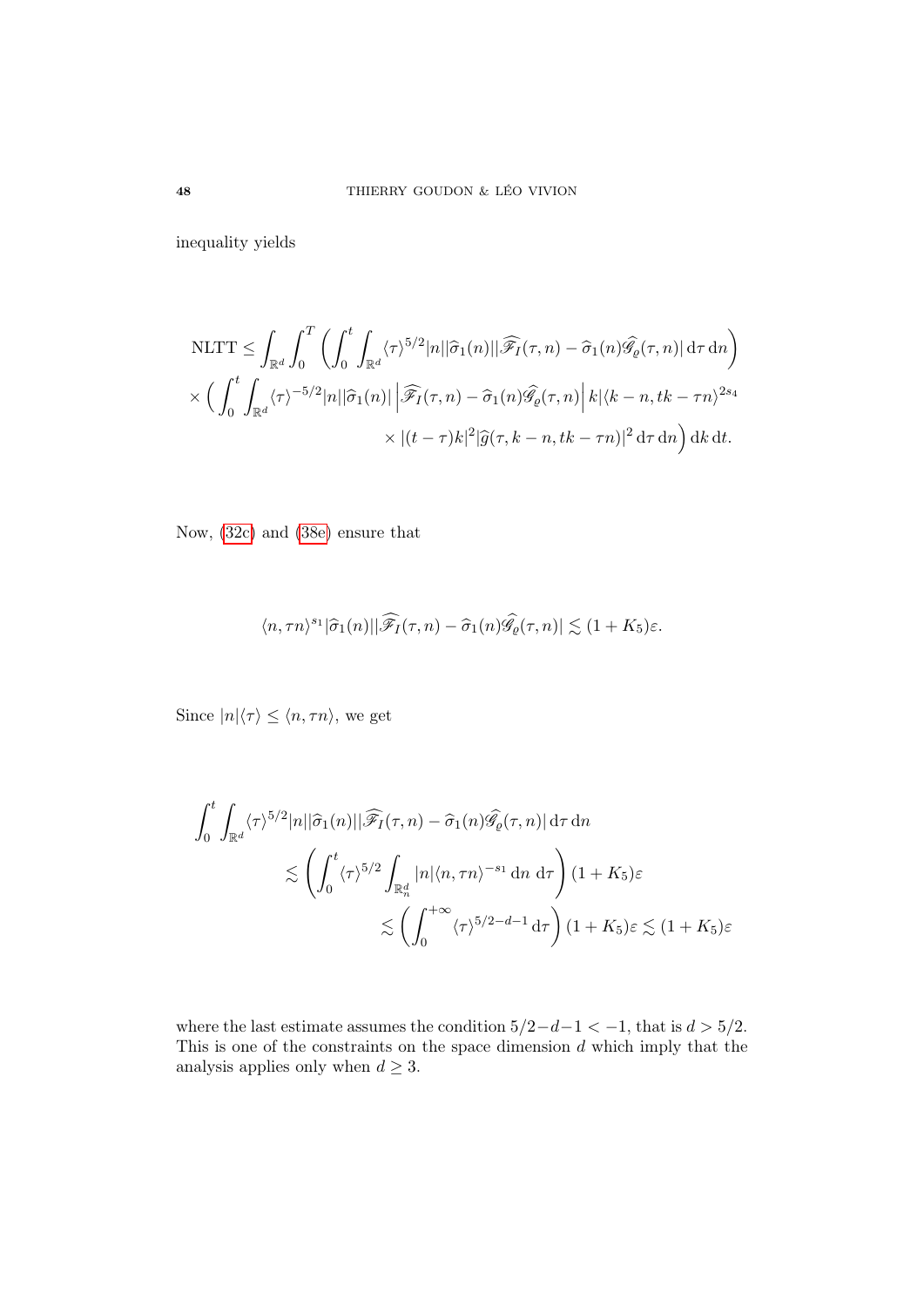inequality yields

$$
\begin{aligned}
\mathrm{NLTT} \leq \int_{\mathbb{R}^d} \int_0^T & \left( \int_0^t \int_{\mathbb{R}^d} \langle \tau \rangle^{5/2} |n| |\widehat{\sigma}_1(n)| |\widehat{\mathscr{F}}_I(\tau, n) - \widehat{\sigma}_1(n) \widehat{\mathscr{G}}_\varrho(\tau, n)| \, \mathrm{d}\tau \, \mathrm{d}n \right) \\
\times \Big( \int_0^t \int_{\mathbb{R}^d} & \langle \tau \rangle^{-5/2} |n| |\widehat{\sigma}_1(n)| \left| \widehat{\mathscr{F}}_I(\tau, n) - \widehat{\sigma}_1(n) \widehat{\mathscr{G}}_\varrho(\tau, n) \right| k |\langle k - n, tk - \tau n \rangle^{2s_4} \\
& \times |(t - \tau) k|^2 |\widehat{g}(\tau, k - n, tk - \tau n)|^2 \, \mathrm{d}\tau \, \mathrm{d}n \Big) \, \mathrm{d}k \, \mathrm{d}t.
\end{aligned}
$$

Now, (32c) and (38e) ensure that

$$
\langle n, \tau n \rangle^{s_1} |\widehat{\sigma}_1(n)| |\widehat{\mathscr{F}}_I(\tau, n) - \widehat{\sigma}_1(n) \widehat{\mathscr{G}}_\varrho(\tau, n)| \lesssim (1 + K_5) \varepsilon.
$$

Since $|n| \langle \tau \rangle \leq \langle n, \tau n \rangle$, we get

$$
\begin{aligned}
\int_0^t \int_{\mathbb{R}^d} & \langle \tau \rangle^{5/2} |n| |\widehat{\sigma}_1(n)| |\widehat{\mathscr{F}}_I(\tau, n) - \widehat{\sigma}_1(n) \widehat{\mathscr{G}}_\varrho(\tau, n)| \, \mathrm{d}\tau \, \mathrm{d}n \\
& \lesssim \left( \int_0^t \langle \tau \rangle^{5/2} \int_{\mathbb{R}^d_n} |n| \langle n, \tau n \rangle^{-s_1} \, \mathrm{d}n \, \mathrm{d}\tau \right) (1 + K_5) \varepsilon \\
& \lesssim \left( \int_0^{+\infty} \langle \tau \rangle^{5/2 - d - 1} \, \mathrm{d}\tau \right) (1 + K_5) \varepsilon \lesssim (1 + K_5) \varepsilon
\end{aligned}
$$

where the last estimate assumes the condition $5/2 - d - 1 < -1$, that is $d > 5/2$. This is one of the constraints on the space dimension $d$ which imply that the analysis applies only when $d \geq 3$.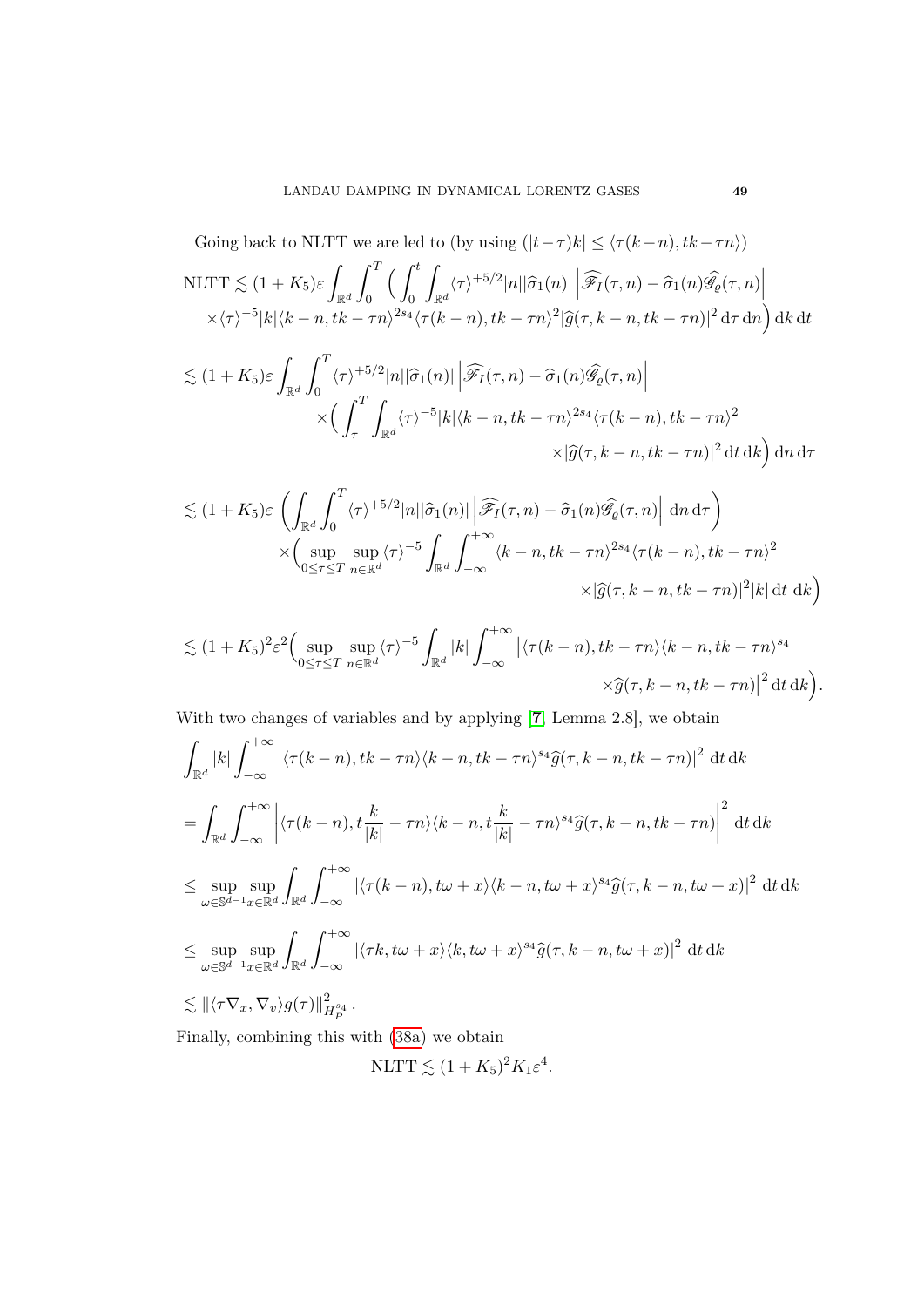Going back to NLTT we are led to (by using $(|t-\tau)k| \le \langle \tau(k-n), tk-\tau n\rangle$)

$$
\begin{aligned}
\mathrm{NLTT} \lesssim (1+K_5)\varepsilon \int_{\mathbb{R}^d}\int_0^T \Big( \int_0^t \int_{\mathbb{R}^d} & \langle \tau\rangle^{+5/2} |n||\widehat{\sigma}_1(n)| \left| \widehat{\mathscr{F}}_I(\tau,n) - \widehat{\sigma}_1(n)\widehat{\mathscr{G}}_\varrho(\tau,n)\right| \\
&\times \langle \tau\rangle^{-5}|k| \langle k-n, tk-\tau n\rangle^{2s_4} \langle \tau(k-n), tk-\tau n\rangle^2 |\widehat{g}(\tau, k-n, tk-\tau n)|^2 \,\mathrm{d}\tau\,\mathrm{d}n\Big)\,\mathrm{d}k\,\mathrm{d}t
\end{aligned}
$$

$$
\begin{aligned}
\lesssim (1+K_5)\varepsilon \int_{\mathbb{R}^d}\int_0^T & \langle \tau\rangle^{+5/2} |n||\widehat{\sigma}_1(n)| \left| \widehat{\mathscr{F}}_I(\tau,n) - \widehat{\sigma}_1(n)\widehat{\mathscr{G}}_\varrho(\tau,n)\right| \\
&\times \Big( \int_\tau^T \int_{\mathbb{R}^d} \langle \tau\rangle^{-5}|k| \langle k-n, tk-\tau n\rangle^{2s_4} \langle \tau(k-n), tk-\tau n\rangle^2 \\
&\qquad\times |\widehat{g}(\tau, k-n, tk-\tau n)|^2 \,\mathrm{d}t\,\mathrm{d}k\Big)\,\mathrm{d}n\,\mathrm{d}\tau
\end{aligned}
$$

$$
\begin{aligned}
\lesssim (1+K_5)\varepsilon & \left( \int_{\mathbb{R}^d}\int_0^T \langle \tau\rangle^{+5/2} |n||\widehat{\sigma}_1(n)| \left| \widehat{\mathscr{F}}_I(\tau,n) - \widehat{\sigma}_1(n)\widehat{\mathscr{G}}_\varrho(\tau,n)\right| \,\mathrm{d}n\,\mathrm{d}\tau\right) \\
&\times \Big( \sup_{0\le\tau\le T}\sup_{n\in\mathbb{R}^d} \langle \tau\rangle^{-5} \int_{\mathbb{R}^d}\int_{-\infty}^{+\infty} \langle k-n, tk-\tau n\rangle^{2s_4} \langle \tau(k-n), tk-\tau n\rangle^2 \\
&\qquad\times |\widehat{g}(\tau, k-n, tk-\tau n)|^2 |k|\,\mathrm{d}t\,\mathrm{d}k\Big)
\end{aligned}
$$

$$
\begin{aligned}
\lesssim (1+K_5)^2\varepsilon^2 \Big( \sup_{0\le\tau\le T}\sup_{n\in\mathbb{R}^d} \langle \tau\rangle^{-5} \int_{\mathbb{R}^d} |k| \int_{-\infty}^{+\infty} & \big| \langle \tau(k-n), tk-\tau n\rangle \langle k-n, tk-\tau n\rangle^{s_4} \\
&\times \widehat{g}(\tau, k-n, tk-\tau n)\big|^2 \,\mathrm{d}t\,\mathrm{d}k\Big).
\end{aligned}
$$

With two changes of variables and by applying [7, Lemma 2.8], we obtain

$$
\begin{aligned}
&\int_{\mathbb{R}^d} |k| \int_{-\infty}^{+\infty} \left| \langle \tau(k-n), tk-\tau n\rangle \langle k-n, tk-\tau n\rangle^{s_4} \widehat{g}(\tau, k-n, tk-\tau n)\right|^2 \,\mathrm{d}t\,\mathrm{d}k \\
&= \int_{\mathbb{R}^d} \int_{-\infty}^{+\infty} \left| \langle \tau(k-n), t\frac{k}{|k|}-\tau n\rangle \langle k-n, t\frac{k}{|k|}-\tau n\rangle^{s_4} \widehat{g}(\tau, k-n, tk-\tau n)\right|^2 \,\mathrm{d}t\,\mathrm{d}k \\
&\le \sup_{\omega\in\mathbb{S}^{d-1}}\sup_{x\in\mathbb{R}^d} \int_{\mathbb{R}^d} \int_{-\infty}^{+\infty} \left| \langle \tau(k-n), t\omega+x\rangle \langle k-n, t\omega+x\rangle^{s_4} \widehat{g}(\tau, k-n, t\omega+x)\right|^2 \,\mathrm{d}t\,\mathrm{d}k \\
&\le \sup_{\omega\in\mathbb{S}^{d-1}}\sup_{x\in\mathbb{R}^d} \int_{\mathbb{R}^d} \int_{-\infty}^{+\infty} \left| \langle \tau k, t\omega+x\rangle \langle k, t\omega+x\rangle^{s_4} \widehat{g}(\tau, k-n, t\omega+x)\right|^2 \,\mathrm{d}t\,\mathrm{d}k \\
&\lesssim \left\| \langle \tau\nabla_x, \nabla_v\rangle g(\tau)\right\|^2_{H^{s_4}_P}.
\end{aligned}
$$

Finally, combining this with (38a) we obtain

$$
\mathrm{NLTT} \lesssim (1+K_5)^2 K_1 \varepsilon^4.
$$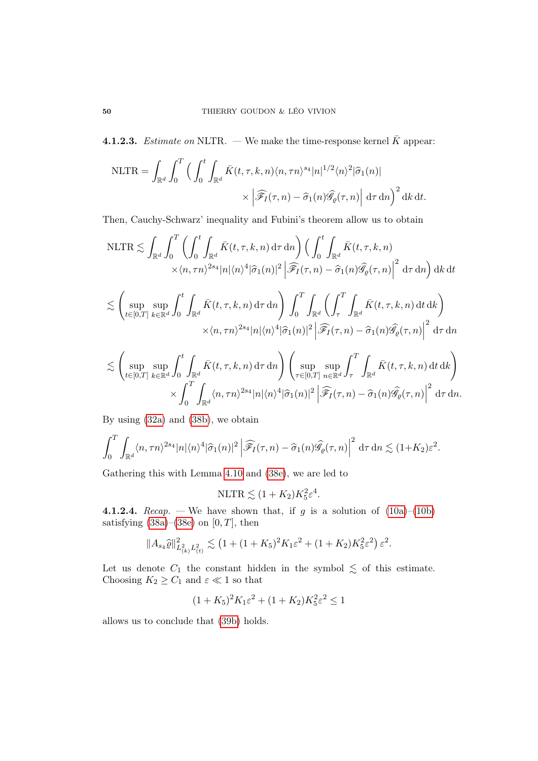**4.1.2.3.** *Estimate on* NLTR. — We make the time-response kernel $\bar{K}$ appear:

$$\mathrm{NLTR} = \int_{\mathbb{R}^d} \int_0^T \Big( \int_0^t \int_{\mathbb{R}^d} \bar{K}(t,\tau,k,n) \langle n, \tau n\rangle^{s_4} |n|^{1/2} \langle n\rangle^2 |\widehat{\sigma}_1(n)| \\ \times \left| \widehat{\mathscr{F}}_I(\tau,n) - \widehat{\sigma}_1(n) \widehat{\mathscr{G}}_\varrho(\tau,n)\right| \,\mathrm{d}\tau \,\mathrm{d}n \Big)^2 \,\mathrm{d}k \,\mathrm{d}t.$$

Then, Cauchy-Schwarz' inequality and Fubini's theorem allow us to obtain

$$\mathrm{NLTR} \lesssim \int_{\mathbb{R}^d} \int_0^T \left( \int_0^t \int_{\mathbb{R}^d} \bar{K}(t,\tau,k,n) \,\mathrm{d}\tau \,\mathrm{d}n \right) \Big( \int_0^t \int_{\mathbb{R}^d} \bar{K}(t,\tau,k,n) \\ \times \langle n, \tau n\rangle^{2s_4} |n| \langle n\rangle^4 |\widehat{\sigma}_1(n)|^2 \left| \widehat{\mathscr{F}}_I(\tau,n) - \widehat{\sigma}_1(n) \widehat{\mathscr{G}}_\varrho(\tau,n)\right|^2 \,\mathrm{d}\tau \,\mathrm{d}n \Big) \,\mathrm{d}k \,\mathrm{d}t$$

$$\lesssim \left( \sup_{t\in[0,T]} \sup_{k\in\mathbb{R}^d} \int_0^t \int_{\mathbb{R}^d} \bar{K}(t,\tau,k,n) \,\mathrm{d}\tau \,\mathrm{d}n \right) \int_0^T \int_{\mathbb{R}^d} \left( \int_\tau^T \int_{\mathbb{R}^d} \bar{K}(t,\tau,k,n) \,\mathrm{d}t \,\mathrm{d}k \right) \\ \times \langle n, \tau n\rangle^{2s_4} |n| \langle n\rangle^4 |\widehat{\sigma}_1(n)|^2 \left| \widehat{\mathscr{F}}_I(\tau,n) - \widehat{\sigma}_1(n) \widehat{\mathscr{G}}_\varrho(\tau,n)\right|^2 \,\mathrm{d}\tau \,\mathrm{d}n$$

$$\lesssim \left( \sup_{t\in[0,T]} \sup_{k\in\mathbb{R}^d} \int_0^t \int_{\mathbb{R}^d} \bar{K}(t,\tau,k,n) \,\mathrm{d}\tau \,\mathrm{d}n \right) \left( \sup_{\tau\in[0,T]} \sup_{n\in\mathbb{R}^d} \int_\tau^T \int_{\mathbb{R}^d} \bar{K}(t,\tau,k,n) \,\mathrm{d}t \,\mathrm{d}k \right) \\ \times \int_0^T \int_{\mathbb{R}^d} \langle n, \tau n\rangle^{2s_4} |n| \langle n\rangle^4 |\widehat{\sigma}_1(n)|^2 \left| \widehat{\mathscr{F}}_I(\tau,n) - \widehat{\sigma}_1(n) \widehat{\mathscr{G}}_\varrho(\tau,n)\right|^2 \,\mathrm{d}\tau \,\mathrm{d}n.$$

By using (32a) and (38b), we obtain

$$\int_0^T \int_{\mathbb{R}^d} \langle n, \tau n\rangle^{2s_4} |n| \langle n\rangle^4 |\widehat{\sigma}_1(n)|^2 \left| \widehat{\mathscr{F}}_I(\tau,n) - \widehat{\sigma}_1(n) \widehat{\mathscr{G}}_\varrho(\tau,n)\right|^2 \,\mathrm{d}\tau \,\mathrm{d}n \lesssim (1+K_2)\varepsilon^2.$$

Gathering this with Lemma 4.10 and (38e), we are led to

$$\mathrm{NLTR} \lesssim (1+K_2) K_5^2 \varepsilon^4.$$

**4.1.2.4.** *Recap.* — We have shown that, if $g$ is a solution of (10a)–(10b) satisfying (38a)–(38e) on $[0,T]$, then

$$\|A_{s_4} \widehat{\varrho}\|^2_{L^2_{(k)} L^2_{(t)}} \lesssim \left(1 + (1+K_5)^2 K_1 \varepsilon^2 + (1+K_2) K_5^2 \varepsilon^2\right) \varepsilon^2.$$

Let us denote $C_1$ the constant hidden in the symbol $\lesssim$ of this estimate. Choosing $K_2 \geq C_1$ and $\varepsilon \ll 1$ so that

$$(1+K_5)^2 K_1 \varepsilon^2 + (1+K_2) K_5^2 \varepsilon^2 \leq 1$$

allows us to conclude that (39b) holds.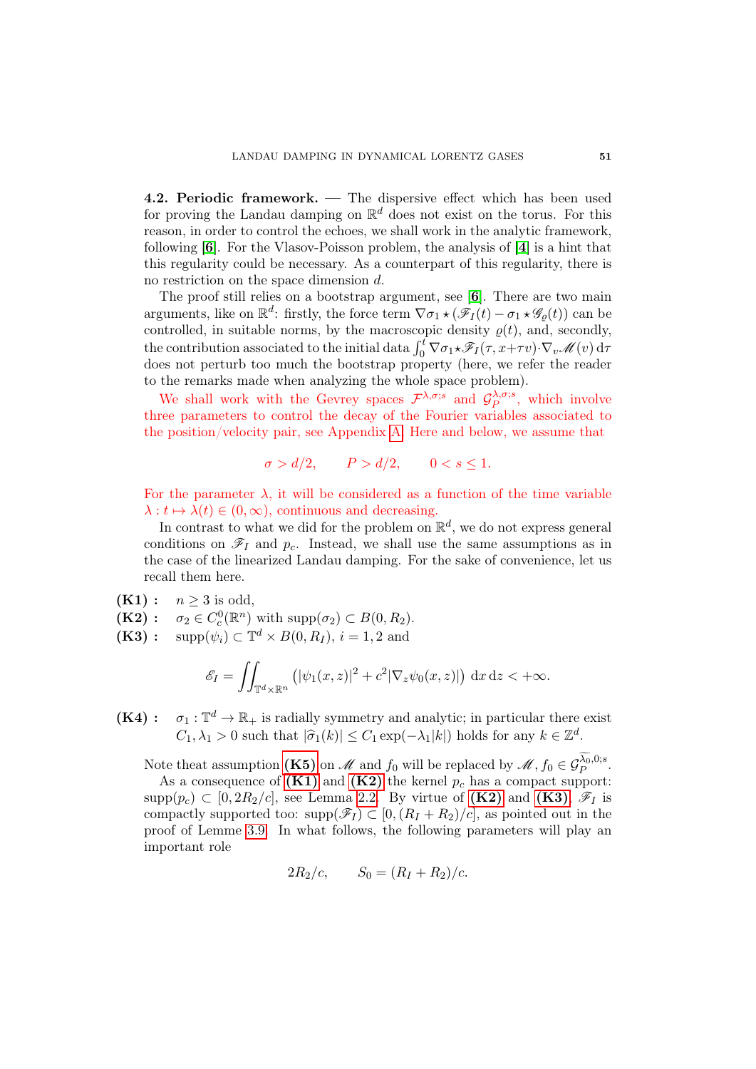**4.2. Periodic framework.** — The dispersive effect which has been used for proving the Landau damping on $\mathbb{R}^d$ does not exist on the torus. For this reason, in order to control the echoes, we shall work in the analytic framework, following [6]. For the Vlasov-Poisson problem, the analysis of [4] is a hint that this regularity could be necessary. As a counterpart of this regularity, there is no restriction on the space dimension $d$.

The proof still relies on a bootstrap argument, see [6]. There are two main arguments, like on $\mathbb{R}^d$: firstly, the force term $\nabla\sigma_1 \star (\mathscr{F}_I(t) - \sigma_1 \star \mathscr{G}_\varrho(t))$ can be controlled, in suitable norms, by the macroscopic density $\varrho(t)$, and, secondly, the contribution associated to the initial data $\int_0^t \nabla\sigma_1 \star \mathscr{F}_I(\tau, x+\tau v)\cdot\nabla_v \mathscr{M}(v)\,\mathrm{d}\tau$ does not perturb too much the bootstrap property (here, we refer the reader to the remarks made when analyzing the whole space problem).

We shall work with the Gevrey spaces $\mathcal{F}^{\lambda,\sigma;s}$ and $\mathcal{G}_P^{\lambda,\sigma;s}$, which involve three parameters to control the decay of the Fourier variables associated to the position/velocity pair, see Appendix A. Here and below, we assume that

$$\sigma > d/2, \qquad P > d/2, \qquad 0 < s \leq 1.$$

For the parameter $\lambda$, it will be considered as a function of the time variable $\lambda : t \mapsto \lambda(t) \in (0, \infty)$, continuous and decreasing.

In contrast to what we did for the problem on $\mathbb{R}^d$, we do not express general conditions on $\mathscr{F}_I$ and $p_c$. Instead, we shall use the same assumptions as in the case of the linearized Landau damping. For the sake of convenience, let us recall them here.

**(K1) :** $n \geq 3$ is odd,

**(K2) :** $\sigma_2 \in C_c^0(\mathbb{R}^n)$ with $\mathrm{supp}(\sigma_2) \subset B(0, R_2)$.

**(K3) :** $\mathrm{supp}(\psi_i) \subset \mathbb{T}^d \times B(0, R_I)$, $i = 1, 2$ and

$$\mathscr{E}_I = \iint_{\mathbb{T}^d\times\mathbb{R}^n} \big(|\psi_1(x,z)|^2 + c^2|\nabla_z\psi_0(x,z)|\big)\,\mathrm{d}x\,\mathrm{d}z < +\infty.$$

**(K4) :** $\sigma_1 : \mathbb{T}^d \to \mathbb{R}_+$ is radially symmetry and analytic; in particular there exist $C_1, \lambda_1 > 0$ such that $|\widehat{\sigma}_1(k)| \leq C_1 \exp(-\lambda_1|k|)$ holds for any $k \in \mathbb{Z}^d$.

Note theat assumption **(K5)** on $\mathscr{M}$ and $f_0$ will be replaced by $\mathscr{M}, f_0 \in \mathcal{G}_P^{\widetilde{\lambda_0},0;s}$.

As a consequence of **(K1)** and **(K2)** the kernel $p_c$ has a compact support: $\mathrm{supp}(p_c) \subset [0, 2R_2/c]$, see Lemma 2.2. By virtue of **(K2)** and **(K3)**, $\mathscr{F}_I$ is compactly supported too: $\mathrm{supp}(\mathscr{F}_I) \subset [0, (R_I + R_2)/c]$, as pointed out in the proof of Lemme 3.9. In what follows, the following parameters will play an important role

$$2R_2/c, \qquad S_0 = (R_I + R_2)/c.$$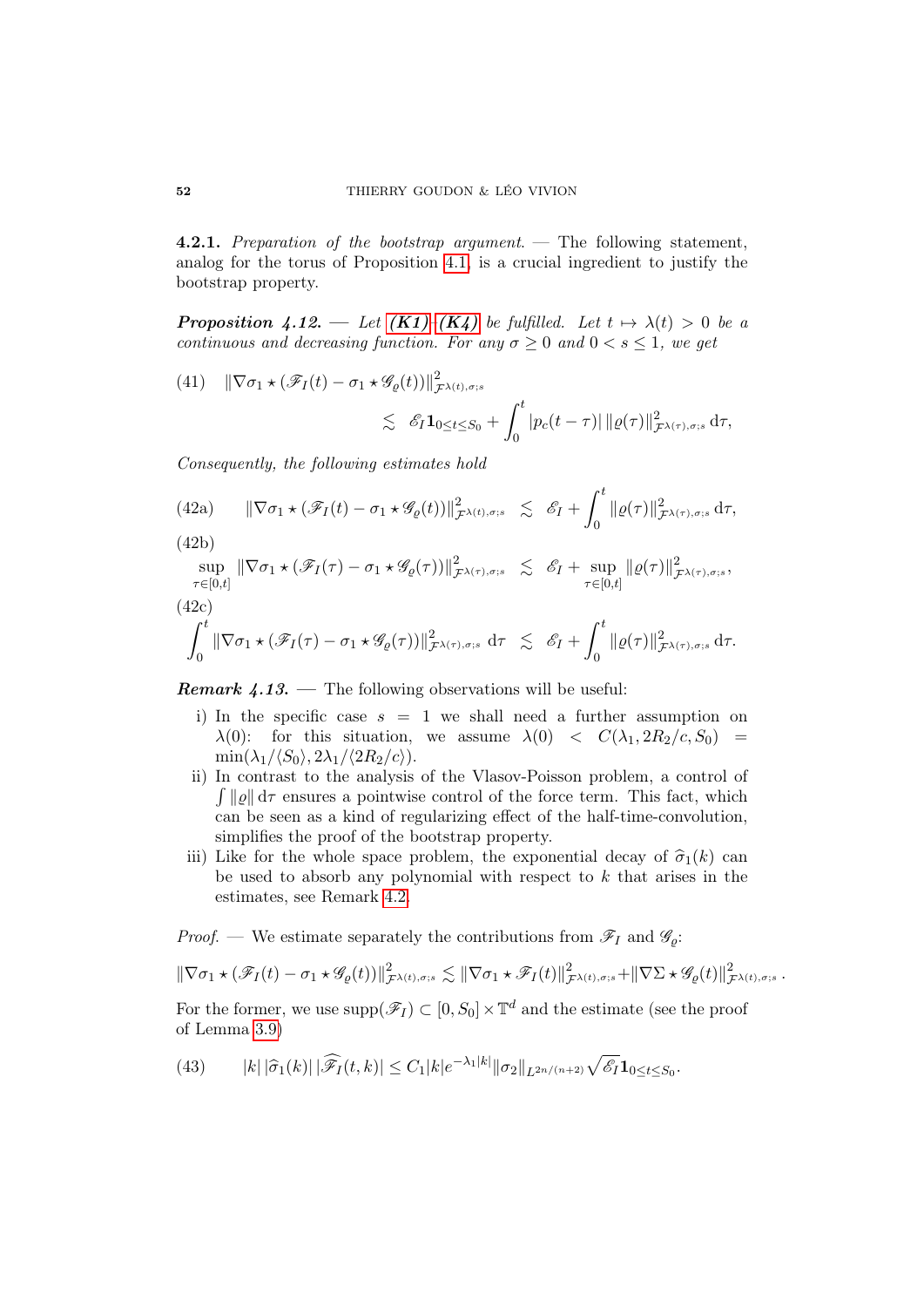**4.2.1.** *Preparation of the bootstrap argument.* — The following statement, analog for the torus of Proposition 4.1, is a crucial ingredient to justify the bootstrap property.

***Proposition 4.12.*** — *Let **(K1)**–**(K4)** be fulfilled. Let $t \mapsto \lambda(t) > 0$ be a continuous and decreasing function. For any $\sigma \geq 0$ and $0 < s \leq 1$, we get*

$$
\begin{aligned}
(41) \quad \|\nabla\sigma_1 \star (\mathscr{F}_I(t) - \sigma_1 \star \mathscr{G}_\varrho(t))\|^2_{\mathcal{F}^{\lambda(t),\sigma;s}} \\
\lesssim \mathscr{E}_I \mathbf{1}_{0\leq t \leq S_0} + \int_0^t |p_c(t-\tau)| \, \|\varrho(\tau)\|^2_{\mathcal{F}^{\lambda(\tau),\sigma;s}} \, \mathrm{d}\tau,
\end{aligned}
$$

*Consequently, the following estimates hold*

$$
\text{(42a)} \qquad \|\nabla\sigma_1 \star (\mathscr{F}_I(t) - \sigma_1 \star \mathscr{G}_\varrho(t))\|^2_{\mathcal{F}^{\lambda(t),\sigma;s}} \lesssim \mathscr{E}_I + \int_0^t \|\varrho(\tau)\|^2_{\mathcal{F}^{\lambda(\tau),\sigma;s}} \, \mathrm{d}\tau,
$$

$$
\text{(42b)} \qquad \sup_{\tau\in[0,t]} \|\nabla\sigma_1 \star (\mathscr{F}_I(\tau) - \sigma_1 \star \mathscr{G}_\varrho(\tau))\|^2_{\mathcal{F}^{\lambda(\tau),\sigma;s}} \lesssim \mathscr{E}_I + \sup_{\tau\in[0,t]} \|\varrho(\tau)\|^2_{\mathcal{F}^{\lambda(\tau),\sigma;s}},
$$

$$
\text{(42c)} \qquad \int_0^t \|\nabla\sigma_1 \star (\mathscr{F}_I(\tau) - \sigma_1 \star \mathscr{G}_\varrho(\tau))\|^2_{\mathcal{F}^{\lambda(\tau),\sigma;s}} \, \mathrm{d}\tau \lesssim \mathscr{E}_I + \int_0^t \|\varrho(\tau)\|^2_{\mathcal{F}^{\lambda(\tau),\sigma;s}} \, \mathrm{d}\tau.
$$

***Remark 4.13.*** — The following observations will be useful:

i) In the specific case $s = 1$ we shall need a further assumption on $\lambda(0)$: for this situation, we assume $\lambda(0) < C(\lambda_1, 2R_2/c, S_0) = \min(\lambda_1/\langle S_0\rangle, 2\lambda_1/\langle 2R_2/c\rangle)$.

ii) In contrast to the analysis of the Vlasov-Poisson problem, a control of $\int \|\varrho\| \, \mathrm{d}\tau$ ensures a pointwise control of the force term. This fact, which can be seen as a kind of regularizing effect of the half-time-convolution, simplifies the proof of the bootstrap property.

iii) Like for the whole space problem, the exponential decay of $\widehat{\sigma}_1(k)$ can be used to absorb any polynomial with respect to $k$ that arises in the estimates, see Remark 4.2.

*Proof.* — We estimate separately the contributions from $\mathscr{F}_I$ and $\mathscr{G}_\varrho$:

$$
\|\nabla\sigma_1 \star (\mathscr{F}_I(t) - \sigma_1 \star \mathscr{G}_\varrho(t))\|^2_{\mathcal{F}^{\lambda(t),\sigma;s}} \lesssim \|\nabla\sigma_1 \star \mathscr{F}_I(t)\|^2_{\mathcal{F}^{\lambda(t),\sigma;s}} + \|\nabla\Sigma \star \mathscr{G}_\varrho(t)\|^2_{\mathcal{F}^{\lambda(t),\sigma;s}} .
$$

For the former, we use $\mathrm{supp}(\mathscr{F}_I) \subset [0, S_0] \times \mathbb{T}^d$ and the estimate (see the proof of Lemma 3.9)

$$
\text{(43)} \qquad |k| \, |\widehat{\sigma}_1(k)| \, |\widehat{\mathscr{F}}_I(t,k)| \leq C_1 |k| e^{-\lambda_1|k|} \|\sigma_2\|_{L^{2n/(n+2)}} \sqrt{\mathscr{E}_I} \mathbf{1}_{0\leq t\leq S_0}.
$$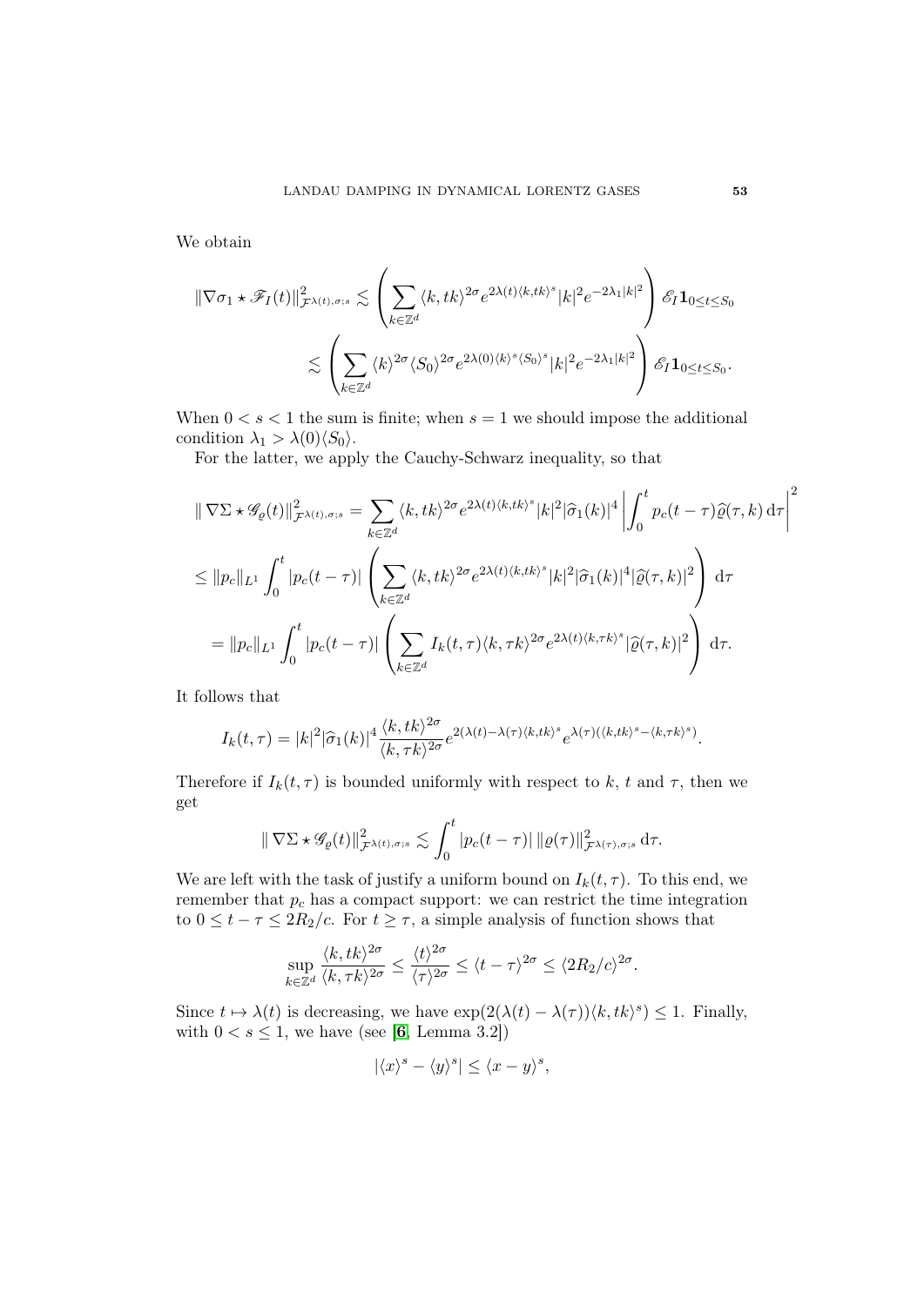We obtain

$$\|\nabla\sigma_1 \star \mathscr{F}_I(t)\|^2_{\mathcal{F}^{\lambda(t),\sigma;s}} \lesssim \left(\sum_{k\in\mathbb{Z}^d} \langle k, tk\rangle^{2\sigma} e^{2\lambda(t)\langle k,tk\rangle^s} |k|^2 e^{-2\lambda_1|k|^2}\right) \mathscr{E}_I \mathbf{1}_{0\le t\le S_0}$$

$$\lesssim \left(\sum_{k\in\mathbb{Z}^d} \langle k\rangle^{2\sigma}\langle S_0\rangle^{2\sigma} e^{2\lambda(0)\langle k\rangle^s\langle S_0\rangle^s} |k|^2 e^{-2\lambda_1|k|^2}\right) \mathscr{E}_I \mathbf{1}_{0\le t\le S_0}.$$

When $0 < s < 1$ the sum is finite; when $s = 1$ we should impose the additional condition $\lambda_1 > \lambda(0)\langle S_0\rangle$.

For the latter, we apply the Cauchy-Schwarz inequality, so that

$$\|\nabla\Sigma \star \mathscr{G}_\varrho(t)\|^2_{\mathcal{F}^{\lambda(t),\sigma;s}} = \sum_{k\in\mathbb{Z}^d} \langle k, tk\rangle^{2\sigma} e^{2\lambda(t)\langle k,tk\rangle^s} |k|^2 |\widehat{\sigma}_1(k)|^4 \left|\int_0^t p_c(t-\tau)\widehat{\varrho}(\tau,k)\,\mathrm{d}\tau\right|^2$$

$$\le \|p_c\|_{L^1} \int_0^t |p_c(t-\tau)| \left(\sum_{k\in\mathbb{Z}^d} \langle k, tk\rangle^{2\sigma} e^{2\lambda(t)\langle k,tk\rangle^s} |k|^2 |\widehat{\sigma}_1(k)|^4 |\widehat{\varrho}(\tau,k)|^2\right)\,\mathrm{d}\tau$$

$$= \|p_c\|_{L^1} \int_0^t |p_c(t-\tau)| \left(\sum_{k\in\mathbb{Z}^d} I_k(t,\tau) \langle k, \tau k\rangle^{2\sigma} e^{2\lambda(t)\langle k,\tau k\rangle^s} |\widehat{\varrho}(\tau,k)|^2\right)\,\mathrm{d}\tau.$$

It follows that

$$I_k(t,\tau) = |k|^2 |\widehat{\sigma}_1(k)|^4 \frac{\langle k, tk\rangle^{2\sigma}}{\langle k, \tau k\rangle^{2\sigma}} e^{2(\lambda(t)-\lambda(\tau)\langle k,tk\rangle^s} e^{\lambda(\tau)(\langle k,tk\rangle^s - \langle k,\tau k\rangle^s)}.$$

Therefore if $I_k(t,\tau)$ is bounded uniformly with respect to $k$, $t$ and $\tau$, then we get

$$\|\nabla\Sigma \star \mathscr{G}_\varrho(t)\|^2_{\mathcal{F}^{\lambda(t),\sigma;s}} \lesssim \int_0^t |p_c(t-\tau)|\, \|\varrho(\tau)\|^2_{\mathcal{F}^{\lambda(\tau),\sigma;s}}\,\mathrm{d}\tau.$$

We are left with the task of justify a uniform bound on $I_k(t,\tau)$. To this end, we remember that $p_c$ has a compact support: we can restrict the time integration to $0 \le t - \tau \le 2R_2/c$. For $t \ge \tau$, a simple analysis of function shows that

$$\sup_{k\in\mathbb{Z}^d} \frac{\langle k, tk\rangle^{2\sigma}}{\langle k, \tau k\rangle^{2\sigma}} \le \frac{\langle t\rangle^{2\sigma}}{\langle \tau\rangle^{2\sigma}} \le \langle t-\tau\rangle^{2\sigma} \le \langle 2R_2/c\rangle^{2\sigma}.$$

Since $t \mapsto \lambda(t)$ is decreasing, we have $\exp(2(\lambda(t) - \lambda(\tau))\langle k, tk\rangle^s) \le 1$. Finally, with $0 < s \le 1$, we have (see [6, Lemma 3.2])

$$|\langle x\rangle^s - \langle y\rangle^s| \le \langle x - y\rangle^s,$$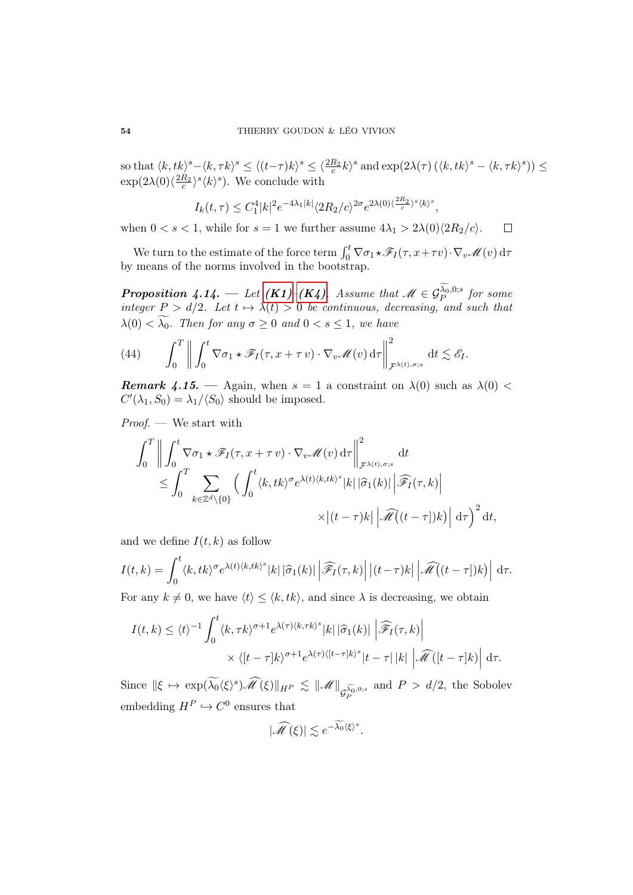so that $\langle k, tk\rangle^s - \langle k, \tau k\rangle^s \leq \langle (t-\tau)k\rangle^s \leq \langle \frac{2R_2}{c} k\rangle^s$ and $\exp(2\lambda(\tau)\left(\langle k, tk\rangle^s - \langle k, \tau k\rangle^s\right)) \leq \exp(2\lambda(0)\langle \frac{2R_2}{c}\rangle^s \langle k\rangle^s)$. We conclude with

$$I_k(t,\tau) \leq C_1^4 |k|^2 e^{-4\lambda_1 |k|} \langle 2R_2/c\rangle^{2\sigma} e^{2\lambda(0)\langle \frac{2R_2}{c}\rangle^s \langle k\rangle^s},$$

when $0 < s < 1$, while for $s = 1$ we further assume $4\lambda_1 > 2\lambda(0)\langle 2R_2/c\rangle$. $\square$

We turn to the estimate of the force term $\int_0^t \nabla\sigma_1 \star \mathscr{F}_I(\tau, x+\tau v)\cdot\nabla_v \mathscr{M}(v)\,\mathrm{d}\tau$ by means of the norms involved in the bootstrap.

***Proposition 4.14.*** — *Let **(K1)**–**(K4)**. Assume that $\mathscr{M} \in \mathcal{G}_P^{\widetilde{\lambda_0},0;s}$ for some integer $P > d/2$. Let $t \mapsto \lambda(t) > 0$ be continuous, decreasing, and such that $\lambda(0) < \widetilde{\lambda_0}$. Then for any $\sigma \geq 0$ and $0 < s \leq 1$, we have*

$$\int_0^T \left\| \int_0^t \nabla\sigma_1 \star \mathscr{F}_I(\tau, x+\tau\, v)\cdot\nabla_v \mathscr{M}(v)\,\mathrm{d}\tau \right\|^2_{\mathcal{F}^{\lambda(t),\sigma;s}} \mathrm{d}t \lesssim \mathscr{E}_I. \tag{44}$$

***Remark 4.15.*** — Again, when $s = 1$ a constraint on $\lambda(0)$ such as $\lambda(0) < C'(\lambda_1, S_0) = \lambda_1/\langle S_0\rangle$ should be imposed.

*Proof.* — We start with

$$\begin{aligned}
\int_0^T \left\| \int_0^t \nabla\sigma_1 \star \mathscr{F}_I(\tau, x+\tau\, v)\cdot\nabla_v \mathscr{M}(v)\,\mathrm{d}\tau \right\|^2_{\mathcal{F}^{\lambda(t),\sigma;s}} \mathrm{d}t \\
\leq \int_0^T \sum_{k\in\mathbb{Z}^d\setminus\{0\}} \Big( \int_0^t \langle k, tk\rangle^\sigma e^{\lambda(t)\langle k,tk\rangle^s} |k|\,|\widehat{\sigma}_1(k)| \left|\widehat{\mathscr{F}_I}(\tau,k)\right| \\
\times \left|(t-\tau)k\right| \left|\widehat{\mathscr{M}}\big((t-\tau])k\big)\right| \mathrm{d}\tau\Big)^2 \mathrm{d}t,
\end{aligned}$$

and we define $I(t,k)$ as follow

$$I(t,k) = \int_0^t \langle k, tk\rangle^\sigma e^{\lambda(t)\langle k,tk\rangle^s} |k|\,|\widehat{\sigma}_1(k)| \left|\widehat{\mathscr{F}_I}(\tau,k)\right| \left|(t-\tau)k\right| \left|\widehat{\mathscr{M}}\big((t-\tau])k\big)\right| \mathrm{d}\tau.$$

For any $k \neq 0$, we have $\langle t\rangle \leq \langle k, tk\rangle$, and since $\lambda$ is decreasing, we obtain

$$\begin{aligned}
I(t,k) \leq \langle t\rangle^{-1} \int_0^t \langle k, \tau k\rangle^{\sigma+1} e^{\lambda(\tau)\langle k,\tau k\rangle^s} |k|\,|\widehat{\sigma}_1(k)| \left|\widehat{\mathscr{F}_I}(\tau,k)\right| \\
\times \langle [t-\tau]k\rangle^{\sigma+1} e^{\lambda(\tau)\langle [t-\tau]k\rangle^s} |t-\tau|\,|k| \left|\widehat{\mathscr{M}}([t-\tau]k)\right| \mathrm{d}\tau.
\end{aligned}$$

Since $\|\xi \mapsto \exp(\widetilde{\lambda_0}\langle\xi\rangle^s)\widehat{\mathscr{M}}(\xi)\|_{H^P} \lesssim \|\mathscr{M}\|_{\mathcal{G}_P^{\widetilde{\lambda_0},0;s}}$ and $P > d/2$, the Sobolev embedding $H^P \hookrightarrow C^0$ ensures that

$$|\widehat{\mathscr{M}}(\xi)| \lesssim e^{-\widetilde{\lambda_0}\langle\xi\rangle^s}.$$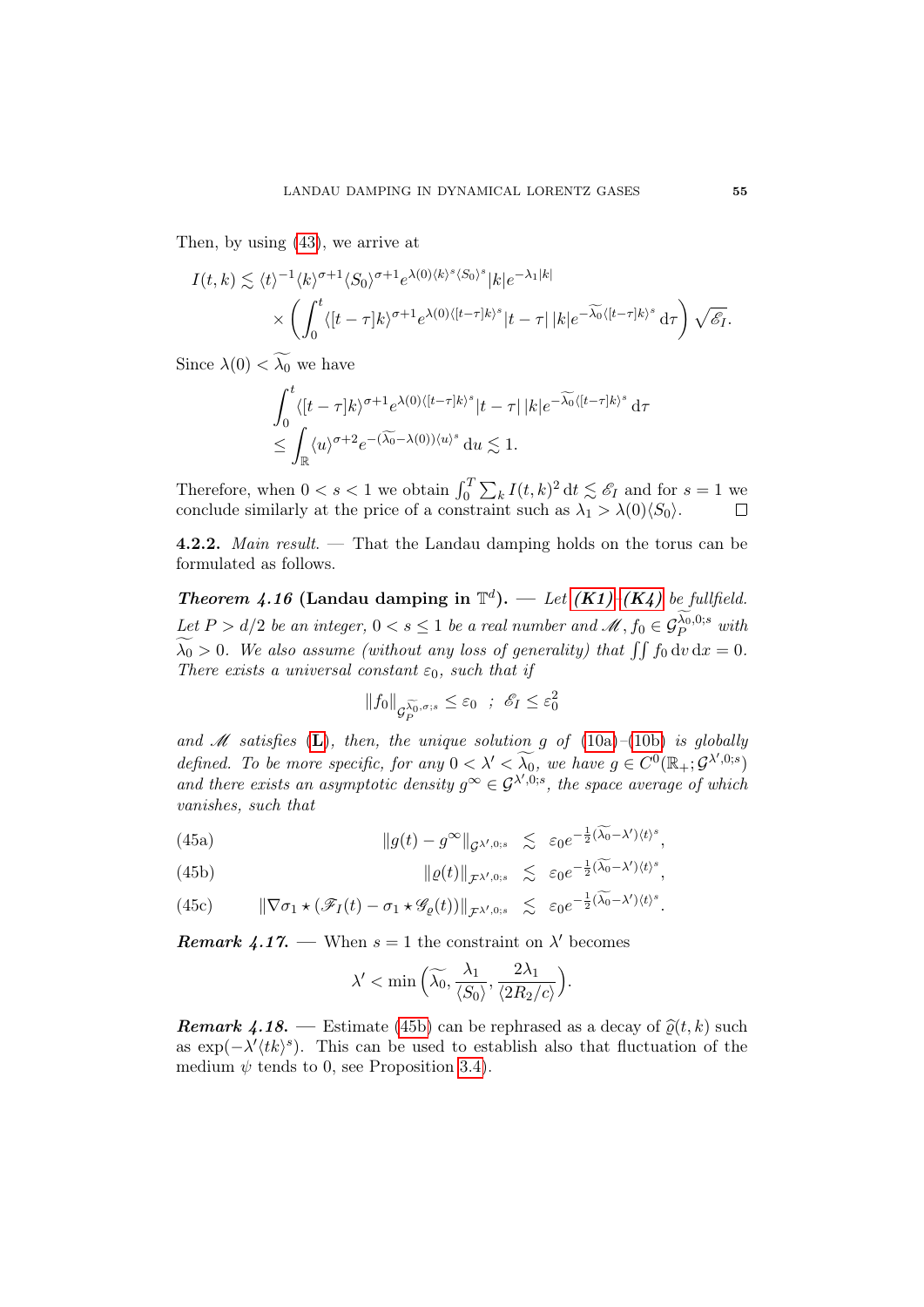Then, by using (43), we arrive at

$$I(t,k) \lesssim \langle t\rangle^{-1}\langle k\rangle^{\sigma+1}\langle S_0\rangle^{\sigma+1}e^{\lambda(0)\langle k\rangle^s\langle S_0\rangle^s}|k|e^{-\lambda_1|k|}$$
$$\times\left(\int_0^t \langle [t-\tau]k\rangle^{\sigma+1}e^{\lambda(0)\langle[t-\tau]k\rangle^s}|t-\tau|\,|k|e^{-\widetilde{\lambda_0}\langle[t-\tau]k\rangle^s}\,\mathrm{d}\tau\right)\sqrt{\mathscr{E}_I}.$$

Since $\lambda(0) < \widetilde{\lambda_0}$ we have

$$\int_0^t \langle [t-\tau]k\rangle^{\sigma+1}e^{\lambda(0)\langle[t-\tau]k\rangle^s}|t-\tau|\,|k|e^{-\widetilde{\lambda_0}\langle[t-\tau]k\rangle^s}\,\mathrm{d}\tau$$
$$\leq \int_{\mathbb{R}} \langle u\rangle^{\sigma+2}e^{-(\widetilde{\lambda_0}-\lambda(0))\langle u\rangle^s}\,\mathrm{d}u \lesssim 1.$$

Therefore, when $0<s<1$ we obtain $\int_0^T\sum_k I(t,k)^2\,\mathrm{d}t \lesssim \mathscr{E}_I$ and for $s=1$ we conclude similarly at the price of a constraint such as $\lambda_1 > \lambda(0)\langle S_0\rangle$. □

**4.2.2.** *Main result.* — That the Landau damping holds on the torus can be formulated as follows.

***Theorem 4.16* (Landau damping in $\mathbb{T}^d$).** — *Let* ***(K1)***–***(K4)*** *be fullfield. Let $P > d/2$ be an integer, $0 < s \leq 1$ be a real number and $\mathscr{M}, f_0 \in \mathcal{G}_P^{\widetilde{\lambda_0},0;s}$ with $\widetilde{\lambda_0} > 0$. We also assume (without any loss of generality) that $\iint f_0\,\mathrm{d}v\,\mathrm{d}x = 0$. There exists a universal constant $\varepsilon_0$, such that if*

$$\|f_0\|_{\mathcal{G}_P^{\widetilde{\lambda_0},\sigma;s}} \leq \varepsilon_0 \quad ; \quad \mathscr{E}_I \leq \varepsilon_0^2$$

*and $\mathscr{M}$ satisfies* (**L**)*, then, the unique solution $g$ of* (10a)–(10b) *is globally defined. To be more specific, for any $0<\lambda'<\widetilde{\lambda_0}$, we have $g \in C^0(\mathbb{R}_+;\mathcal{G}^{\lambda',0;s})$ and there exists an asymptotic density $g^\infty \in \mathcal{G}^{\lambda',0;s}$, the space average of which vanishes, such that*

$$\|g(t)-g^\infty\|_{\mathcal{G}^{\lambda',0;s}} \lesssim \varepsilon_0 e^{-\frac{1}{2}(\widetilde{\lambda_0}-\lambda')\langle t\rangle^s}, \tag{45a}$$

$$\|\varrho(t)\|_{\mathcal{F}^{\lambda',0;s}} \lesssim \varepsilon_0 e^{-\frac{1}{2}(\widetilde{\lambda_0}-\lambda')\langle t\rangle^s}, \tag{45b}$$

$$\|\nabla\sigma_1 \star (\mathscr{F}_I(t)-\sigma_1\star\mathscr{G}_\varrho(t))\|_{\mathcal{F}^{\lambda',0;s}} \lesssim \varepsilon_0 e^{-\frac{1}{2}(\widetilde{\lambda_0}-\lambda')\langle t\rangle^s}. \tag{45c}$$

***Remark 4.17.*** — When $s=1$ the constraint on $\lambda'$ becomes

$$\lambda' < \min\Big(\widetilde{\lambda_0}, \frac{\lambda_1}{\langle S_0\rangle}, \frac{2\lambda_1}{\langle 2R_2/c\rangle}\Big).$$

***Remark 4.18.*** — Estimate (45b) can be rephrased as a decay of $\widehat{\varrho}(t,k)$ such as $\exp(-\lambda'\langle tk\rangle^s)$. This can be used to establish also that fluctuation of the medium $\psi$ tends to 0, see Proposition 3.4).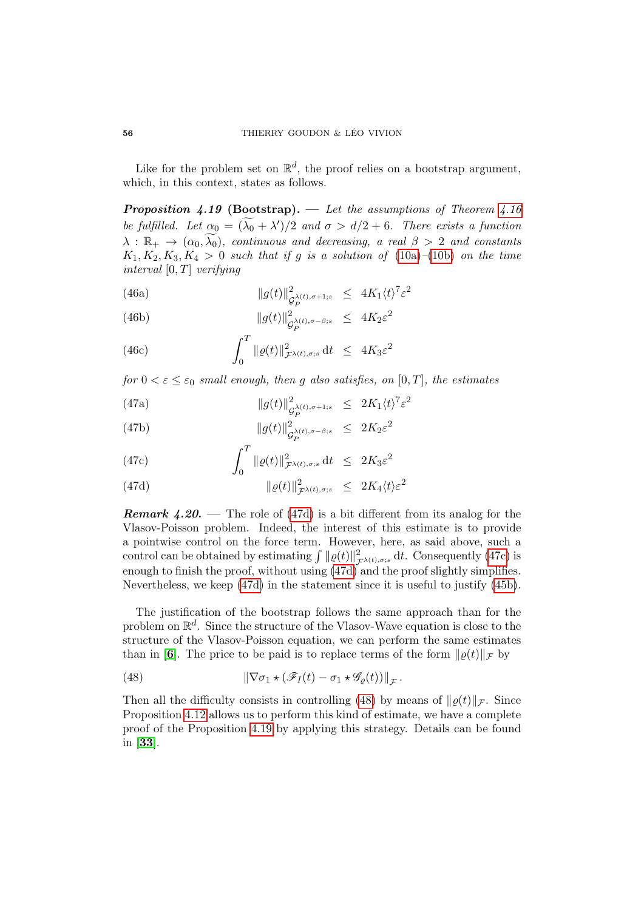Like for the problem set on $\mathbb{R}^d$, the proof relies on a bootstrap argument, which, in this context, states as follows.

***Proposition 4.19* (Bootstrap).** — *Let the assumptions of Theorem 4.16 be fulfilled. Let $\alpha_0 = (\widetilde{\lambda_0} + \lambda')/2$ and $\sigma > d/2 + 6$. There exists a function $\lambda : \mathbb{R}_+ \to (\alpha_0, \widetilde{\lambda_0})$, continuous and decreasing, a real $\beta > 2$ and constants $K_1, K_2, K_3, K_4 > 0$ such that if $g$ is a solution of (10a)–(10b) on the time interval $[0, T]$ verifying*

$$\|g(t)\|^2_{\mathcal{G}_P^{\lambda(t),\sigma+1;s}} \leq 4K_1 \langle t\rangle^7 \varepsilon^2 \tag{46a}$$

$$\|g(t)\|^2_{\mathcal{G}_P^{\lambda(t),\sigma-\beta;s}} \leq 4K_2 \varepsilon^2 \tag{46b}$$

$$\int_0^T \|\varrho(t)\|^2_{\mathcal{F}^{\lambda(t),\sigma;s}} \,\mathrm{d}t \leq 4K_3 \varepsilon^2 \tag{46c}$$

*for $0 < \varepsilon \leq \varepsilon_0$ small enough, then $g$ also satisfies, on $[0, T]$, the estimates*

$$\|g(t)\|^2_{\mathcal{G}_P^{\lambda(t),\sigma+1;s}} \leq 2K_1 \langle t\rangle^7 \varepsilon^2 \tag{47a}$$

$$\|g(t)\|^2_{\mathcal{G}_P^{\lambda(t),\sigma-\beta;s}} \leq 2K_2 \varepsilon^2 \tag{47b}$$

$$\int_0^T \|\varrho(t)\|^2_{\mathcal{F}^{\lambda(t),\sigma;s}} \,\mathrm{d}t \leq 2K_3 \varepsilon^2 \tag{47c}$$

$$\|\varrho(t)\|^2_{\mathcal{F}^{\lambda(t),\sigma;s}} \leq 2K_4 \langle t\rangle \varepsilon^2 \tag{47d}$$

***Remark 4.20.*** — The role of (47d) is a bit different from its analog for the Vlasov-Poisson problem. Indeed, the interest of this estimate is to provide a pointwise control on the force term. However, here, as said above, such a control can be obtained by estimating $\int \|\varrho(t)\|^2_{\mathcal{F}^{\lambda(t),\sigma;s}} \,\mathrm{d}t$. Consequently (47c) is enough to finish the proof, without using (47d) and the proof slightly simplifies. Nevertheless, we keep (47d) in the statement since it is useful to justify (45b).

The justification of the bootstrap follows the same approach than for the problem on $\mathbb{R}^d$. Since the structure of the Vlasov-Wave equation is close to the structure of the Vlasov-Poisson equation, we can perform the same estimates than in [**6**]. The price to be paid is to replace terms of the form $\|\varrho(t)\|_{\mathcal{F}}$ by

$$\|\nabla\sigma_1 \star (\mathscr{F}_I(t) - \sigma_1 \star \mathscr{G}_\varrho(t))\|_{\mathcal{F}}. \tag{48}$$

Then all the difficulty consists in controlling (48) by means of $\|\varrho(t)\|_{\mathcal{F}}$. Since Proposition 4.12 allows us to perform this kind of estimate, we have a complete proof of the Proposition 4.19 by applying this strategy. Details can be found in [**33**].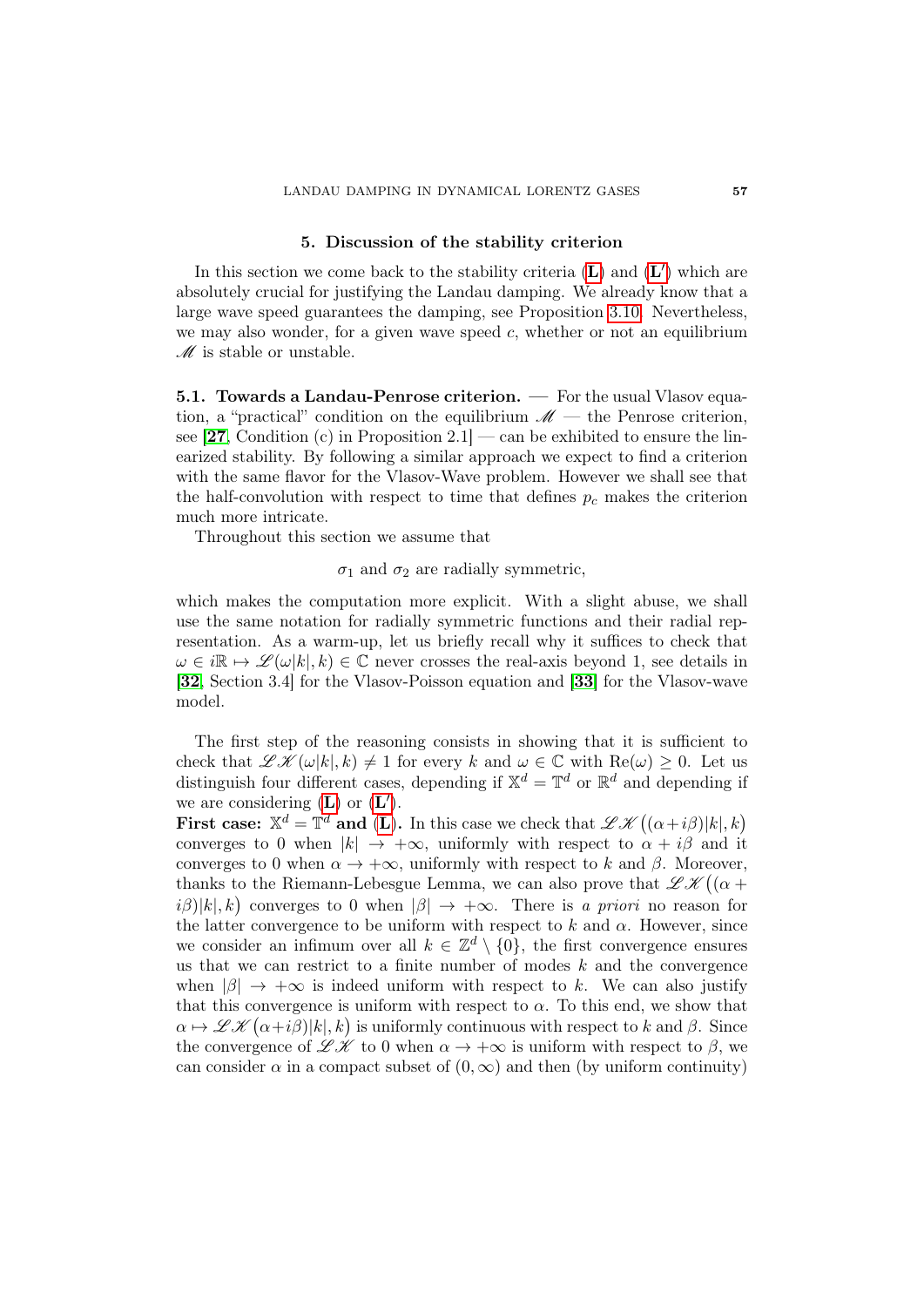## 5. Discussion of the stability criterion

In this section we come back to the stability criteria (**L**) and (**L′**) which are absolutely crucial for justifying the Landau damping. We already know that a large wave speed guarantees the damping, see Proposition 3.10. Nevertheless, we may also wonder, for a given wave speed $c$, whether or not an equilibrium $\mathscr{M}$ is stable or unstable.

**5.1. Towards a Landau-Penrose criterion.** — For the usual Vlasov equation, a "practical" condition on the equilibrium $\mathscr{M}$ — the Penrose criterion, see [**27**, Condition (c) in Proposition 2.1] — can be exhibited to ensure the linearized stability. By following a similar approach we expect to find a criterion with the same flavor for the Vlasov-Wave problem. However we shall see that the half-convolution with respect to time that defines $p_c$ makes the criterion much more intricate.

Throughout this section we assume that

$$\sigma_1 \text{ and } \sigma_2 \text{ are radially symmetric,}$$

which makes the computation more explicit. With a slight abuse, we shall use the same notation for radially symmetric functions and their radial representation. As a warm-up, let us briefly recall why it suffices to check that $\omega \in i\mathbb{R} \mapsto \mathscr{L}(\omega|k|, k) \in \mathbb{C}$ never crosses the real-axis beyond 1, see details in [**32**, Section 3.4] for the Vlasov-Poisson equation and [**33**] for the Vlasov-wave model.

The first step of the reasoning consists in showing that it is sufficient to check that $\mathscr{LK}(\omega|k|, k) \neq 1$ for every $k$ and $\omega \in \mathbb{C}$ with $\mathrm{Re}(\omega) \geq 0$. Let us distinguish four different cases, depending if $\mathbb{X}^d = \mathbb{T}^d$ or $\mathbb{R}^d$ and depending if we are considering (**L**) or (**L′**).

**First case: $\mathbb{X}^d = \mathbb{T}^d$ and (L).** In this case we check that $\mathscr{LK}\big((\alpha+i\beta)|k|, k\big)$ converges to 0 when $|k| \to +\infty$, uniformly with respect to $\alpha + i\beta$ and it converges to 0 when $\alpha \to +\infty$, uniformly with respect to $k$ and $\beta$. Moreover, thanks to the Riemann-Lebesgue Lemma, we can also prove that $\mathscr{LK}\big((\alpha + i\beta)|k|, k\big)$ converges to 0 when $|\beta| \to +\infty$. There is *a priori* no reason for the latter convergence to be uniform with respect to $k$ and $\alpha$. However, since we consider an infimum over all $k \in \mathbb{Z}^d \setminus \{0\}$, the first convergence ensures us that we can restrict to a finite number of modes $k$ and the convergence when $|\beta| \to +\infty$ is indeed uniform with respect to $k$. We can also justify that this convergence is uniform with respect to $\alpha$. To this end, we show that $\alpha \mapsto \mathscr{LK}\big(\alpha+i\beta)|k|, k\big)$ is uniformly continuous with respect to $k$ and $\beta$. Since the convergence of $\mathscr{LK}$ to 0 when $\alpha \to +\infty$ is uniform with respect to $\beta$, we can consider $\alpha$ in a compact subset of $(0, \infty)$ and then (by uniform continuity)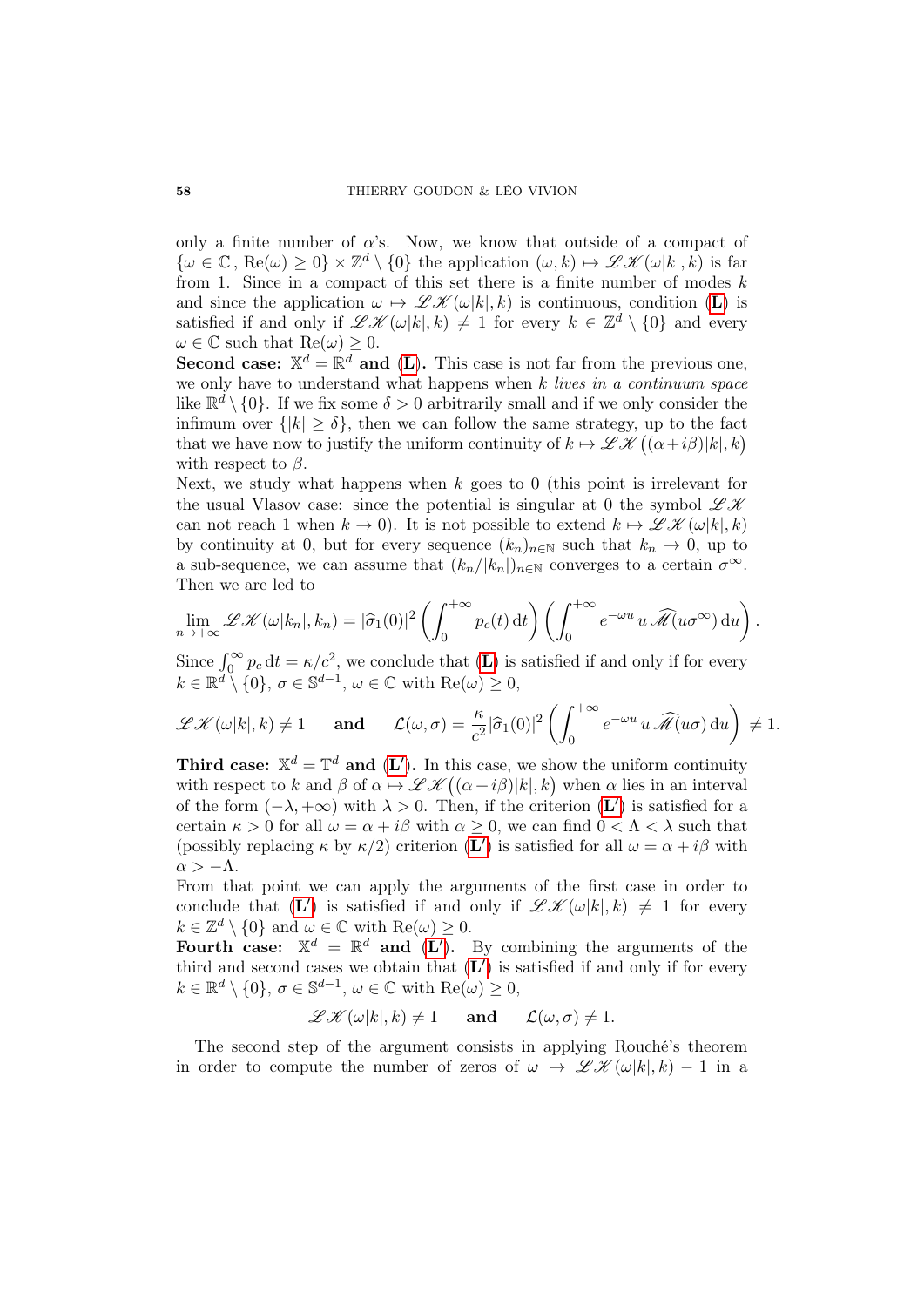only a finite number of $\alpha$'s. Now, we know that outside of a compact of $\{\omega \in \mathbb{C},\, \mathrm{Re}(\omega) \geq 0\} \times \mathbb{Z}^d \setminus \{0\}$ the application $(\omega, k) \mapsto \mathscr{L}\mathscr{K}(\omega|k|, k)$ is far from 1. Since in a compact of this set there is a finite number of modes $k$ and since the application $\omega \mapsto \mathscr{L}\mathscr{K}(\omega|k|, k)$ is continuous, condition (**L**) is satisfied if and only if $\mathscr{L}\mathscr{K}(\omega|k|, k) \neq 1$ for every $k \in \mathbb{Z}^d \setminus \{0\}$ and every $\omega \in \mathbb{C}$ such that $\mathrm{Re}(\omega) \geq 0$.

**Second case: $\mathbb{X}^d = \mathbb{R}^d$ and (L).** This case is not far from the previous one, we only have to understand what happens when $k$ *lives in a continuum space* like $\mathbb{R}^d \setminus \{0\}$. If we fix some $\delta > 0$ arbitrarily small and if we only consider the infimum over $\{|k| \geq \delta\}$, then we can follow the same strategy, up to the fact that we have now to justify the uniform continuity of $k \mapsto \mathscr{L}\mathscr{K}\big((\alpha+i\beta)|k|, k\big)$ with respect to $\beta$.

Next, we study what happens when $k$ goes to 0 (this point is irrelevant for the usual Vlasov case: since the potential is singular at 0 the symbol $\mathscr{L}\mathscr{K}$ can not reach 1 when $k \to 0$). It is not possible to extend $k \mapsto \mathscr{L}\mathscr{K}(\omega|k|, k)$ by continuity at 0, but for every sequence $(k_n)_{n\in\mathbb{N}}$ such that $k_n \to 0$, up to a sub-sequence, we can assume that $(k_n/|k_n|)_{n\in\mathbb{N}}$ converges to a certain $\sigma^\infty$. Then we are led to

$$\lim_{n\to+\infty} \mathscr{L}\mathscr{K}(\omega|k_n|, k_n) = |\widehat{\sigma}_1(0)|^2 \left( \int_0^{+\infty} p_c(t)\, \mathrm{d}t \right) \left( \int_0^{+\infty} e^{-\omega u}\, u\, \widehat{\mathscr{M}}(u\sigma^\infty)\, \mathrm{d}u \right).$$

Since $\int_0^\infty p_c\, \mathrm{d}t = \kappa/c^2$, we conclude that (**L**) is satisfied if and only if for every $k \in \mathbb{R}^d \setminus \{0\}$, $\sigma \in \mathbb{S}^{d-1}$, $\omega \in \mathbb{C}$ with $\mathrm{Re}(\omega) \geq 0$,

$$\mathscr{L}\mathscr{K}(\omega|k|, k) \neq 1 \qquad \textbf{and} \qquad \mathcal{L}(\omega, \sigma) = \frac{\kappa}{c^2} |\widehat{\sigma}_1(0)|^2 \left( \int_0^{+\infty} e^{-\omega u}\, u\, \widehat{\mathscr{M}}(u\sigma)\, \mathrm{d}u \right) \neq 1.$$

**Third case: $\mathbb{X}^d = \mathbb{T}^d$ and (L′).** In this case, we show the uniform continuity with respect to $k$ and $\beta$ of $\alpha \mapsto \mathscr{L}\mathscr{K}\big((\alpha+i\beta)|k|, k\big)$ when $\alpha$ lies in an interval of the form $(-\lambda, +\infty)$ with $\lambda > 0$. Then, if the criterion (**L′**) is satisfied for a certain $\kappa > 0$ for all $\omega = \alpha + i\beta$ with $\alpha \geq 0$, we can find $0 < \Lambda < \lambda$ such that (possibly replacing $\kappa$ by $\kappa/2$) criterion (**L′**) is satisfied for all $\omega = \alpha + i\beta$ with $\alpha > -\Lambda$.

From that point we can apply the arguments of the first case in order to conclude that (**L′**) is satisfied if and only if $\mathscr{L}\mathscr{K}(\omega|k|, k) \neq 1$ for every $k \in \mathbb{Z}^d \setminus \{0\}$ and $\omega \in \mathbb{C}$ with $\mathrm{Re}(\omega) \geq 0$.

**Fourth case: $\mathbb{X}^d = \mathbb{R}^d$ and (L′).** By combining the arguments of the third and second cases we obtain that (**L′**) is satisfied if and only if for every $k \in \mathbb{R}^d \setminus \{0\}$, $\sigma \in \mathbb{S}^{d-1}$, $\omega \in \mathbb{C}$ with $\mathrm{Re}(\omega) \geq 0$,

$$\mathscr{L}\mathscr{K}(\omega|k|, k) \neq 1 \qquad \textbf{and} \qquad \mathcal{L}(\omega, \sigma) \neq 1.$$

The second step of the argument consists in applying Rouché's theorem in order to compute the number of zeros of $\omega \mapsto \mathscr{L}\mathscr{K}(\omega|k|, k) - 1$ in a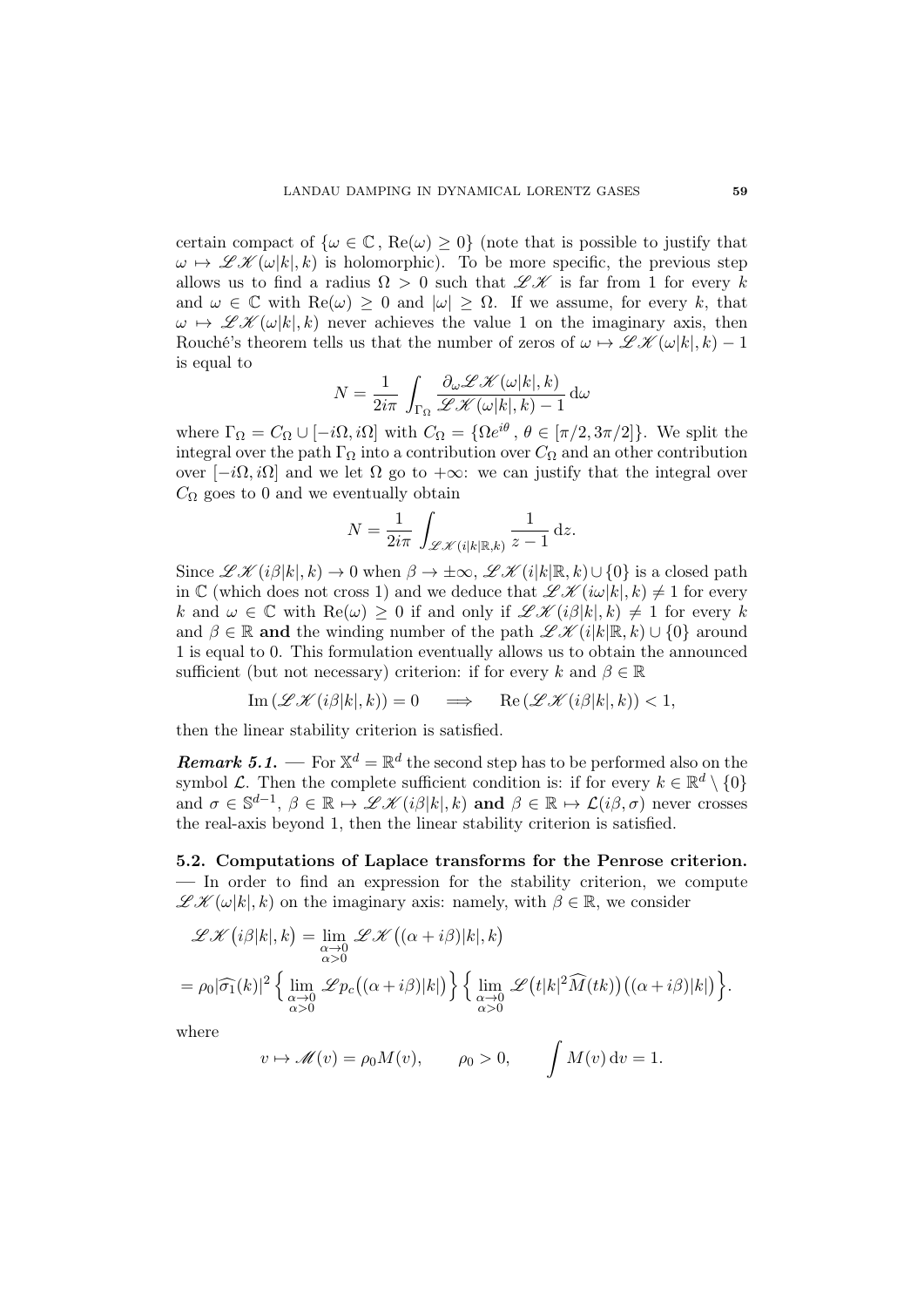certain compact of $\{\omega \in \mathbb{C}\,,\, \mathrm{Re}(\omega) \geq 0\}$ (note that is possible to justify that $\omega \mapsto \mathscr{L}\mathscr{K}(\omega|k|, k)$ is holomorphic). To be more specific, the previous step allows us to find a radius $\Omega > 0$ such that $\mathscr{L}\mathscr{K}$ is far from 1 for every $k$ and $\omega \in \mathbb{C}$ with $\mathrm{Re}(\omega) \geq 0$ and $|\omega| \geq \Omega$. If we assume, for every $k$, that $\omega \mapsto \mathscr{L}\mathscr{K}(\omega|k|, k)$ never achieves the value 1 on the imaginary axis, then Rouché's theorem tells us that the number of zeros of $\omega \mapsto \mathscr{L}\mathscr{K}(\omega|k|, k) - 1$ is equal to

$$N = \frac{1}{2i\pi} \int_{\Gamma_\Omega} \frac{\partial_\omega \mathscr{L}\mathscr{K}(\omega|k|, k)}{\mathscr{L}\mathscr{K}(\omega|k|, k) - 1} \,\mathrm{d}\omega$$

where $\Gamma_\Omega = C_\Omega \cup [-i\Omega, i\Omega]$ with $C_\Omega = \{\Omega e^{i\theta}\,,\, \theta \in [\pi/2, 3\pi/2]\}$. We split the integral over the path $\Gamma_\Omega$ into a contribution over $C_\Omega$ and an other contribution over $[-i\Omega, i\Omega]$ and we let $\Omega$ go to $+\infty$: we can justify that the integral over $C_\Omega$ goes to 0 and we eventually obtain

$$N = \frac{1}{2i\pi} \int_{\mathscr{L}\mathscr{K}(i|k|\mathbb{R}, k)} \frac{1}{z-1} \,\mathrm{d}z.$$

Since $\mathscr{L}\mathscr{K}(i\beta|k|, k) \to 0$ when $\beta \to \pm\infty$, $\mathscr{L}\mathscr{K}(i|k|\mathbb{R}, k) \cup \{0\}$ is a closed path in $\mathbb{C}$ (which does not cross 1) and we deduce that $\mathscr{L}\mathscr{K}(i\omega|k|, k) \neq 1$ for every $k$ and $\omega \in \mathbb{C}$ with $\mathrm{Re}(\omega) \geq 0$ if and only if $\mathscr{L}\mathscr{K}(i\beta|k|, k) \neq 1$ for every $k$ and $\beta \in \mathbb{R}$ **and** the winding number of the path $\mathscr{L}\mathscr{K}(i|k|\mathbb{R}, k) \cup \{0\}$ around 1 is equal to 0. This formulation eventually allows us to obtain the announced sufficient (but not necessary) criterion: if for every $k$ and $\beta \in \mathbb{R}$

$$\mathrm{Im}\left(\mathscr{L}\mathscr{K}(i\beta|k|, k)\right) = 0 \quad \Longrightarrow \quad \mathrm{Re}\left(\mathscr{L}\mathscr{K}(i\beta|k|, k)\right) < 1,$$

then the linear stability criterion is satisfied.

***Remark 5.1.*** — For $\mathbb{X}^d = \mathbb{R}^d$ the second step has to be performed also on the symbol $\mathcal{L}$. Then the complete sufficient condition is: if for every $k \in \mathbb{R}^d \setminus \{0\}$ and $\sigma \in \mathbb{S}^{d-1}$, $\beta \in \mathbb{R} \mapsto \mathscr{L}\mathscr{K}(i\beta|k|, k)$ **and** $\beta \in \mathbb{R} \mapsto \mathcal{L}(i\beta, \sigma)$ never crosses the real-axis beyond 1, then the linear stability criterion is satisfied.

**5.2. Computations of Laplace transforms for the Penrose criterion.** — In order to find an expression for the stability criterion, we compute $\mathscr{L}\mathscr{K}(\omega|k|, k)$ on the imaginary axis: namely, with $\beta \in \mathbb{R}$, we consider

$$\begin{aligned}
&\mathscr{L}\mathscr{K}\big(i\beta|k|, k\big) = \lim_{\substack{\alpha \to 0 \\ \alpha > 0}} \mathscr{L}\mathscr{K}\big((\alpha + i\beta)|k|, k\big) \\
&= \rho_0 |\widehat{\sigma_1}(k)|^2 \Big\{ \lim_{\substack{\alpha \to 0 \\ \alpha > 0}} \mathscr{L}p_c\big((\alpha + i\beta)|k|\big) \Big\} \Big\{ \lim_{\substack{\alpha \to 0 \\ \alpha > 0}} \mathscr{L}\big(t|k|^2 \widehat{M}(tk)\big)\big((\alpha + i\beta)|k|\big) \Big\}.
\end{aligned}$$

where

$$v \mapsto \mathscr{M}(v) = \rho_0 M(v), \qquad \rho_0 > 0, \qquad \int M(v)\,\mathrm{d}v = 1.$$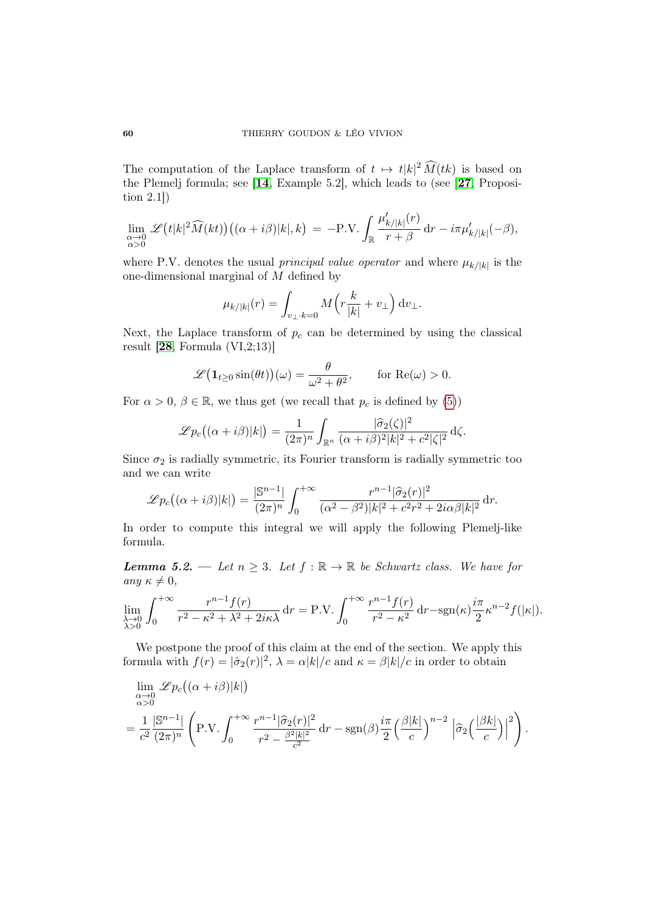The computation of the Laplace transform of $t \mapsto t|k|^2 \widehat{M}(tk)$ is based on the Plemelj formula; see [14, Example 5.2], which leads to (see [27, Proposition 2.1])

$$\lim_{\substack{\alpha \to 0 \\ \alpha > 0}} \mathscr{L}\big(t|k|^2 \widehat{M}(kt)\big)\big((\alpha + i\beta)|k|, k\big) \;=\; -\mathrm{P.V.}\int_{\mathbb{R}} \frac{\mu'_{k/|k|}(r)}{r+\beta}\,\mathrm{d}r - i\pi \mu'_{k/|k|}(-\beta),$$

where P.V. denotes the usual *principal value operator* and where $\mu_{k/|k|}$ is the one-dimensional marginal of $M$ defined by

$$\mu_{k/|k|}(r) = \int_{v_\perp \cdot k = 0} M\Big(r\frac{k}{|k|} + v_\perp\Big)\,\mathrm{d}v_\perp.$$

Next, the Laplace transform of $p_c$ can be determined by using the classical result [28, Formula (VI,2;13)]

$$\mathscr{L}\big(\mathbf{1}_{t\geq 0}\sin(\theta t)\big)(\omega) = \frac{\theta}{\omega^2 + \theta^2}, \qquad \text{for } \mathrm{Re}(\omega) > 0.$$

For $\alpha > 0$, $\beta \in \mathbb{R}$, we thus get (we recall that $p_c$ is defined by (5))

$$\mathscr{L}p_c\big((\alpha + i\beta)|k|\big) = \frac{1}{(2\pi)^n}\int_{\mathbb{R}^n} \frac{|\widehat{\sigma}_2(\zeta)|^2}{(\alpha+i\beta)^2|k|^2 + c^2|\zeta|^2}\,\mathrm{d}\zeta.$$

Since $\sigma_2$ is radially symmetric, its Fourier transform is radially symmetric too and we can write

$$\mathscr{L}p_c\big((\alpha + i\beta)|k|\big) = \frac{|\mathbb{S}^{n-1}|}{(2\pi)^n}\int_0^{+\infty} \frac{r^{n-1}|\widehat{\sigma}_2(r)|^2}{(\alpha^2-\beta^2)|k|^2 + c^2 r^2 + 2i\alpha\beta|k|^2}\,\mathrm{d}r.$$

In order to compute this integral we will apply the following Plemelj-like formula.

**Lemma 5.2.** — *Let $n \geq 3$. Let $f : \mathbb{R} \to \mathbb{R}$ be Schwartz class. We have for any $\kappa \neq 0$,*

$$\lim_{\substack{\lambda \to 0 \\ \lambda > 0}} \int_0^{+\infty} \frac{r^{n-1}f(r)}{r^2 - \kappa^2 + \lambda^2 + 2i\kappa\lambda}\,\mathrm{d}r = \mathrm{P.V.}\int_0^{+\infty} \frac{r^{n-1}f(r)}{r^2-\kappa^2}\,\mathrm{d}r - \mathrm{sgn}(\kappa)\frac{i\pi}{2}\kappa^{n-2}f(|\kappa|).$$

We postpone the proof of this claim at the end of the section. We apply this formula with $f(r) = |\hat{\sigma}_2(r)|^2$, $\lambda = \alpha|k|/c$ and $\kappa = \beta|k|/c$ in order to obtain

$$\begin{aligned}
&\lim_{\substack{\alpha \to 0 \\ \alpha > 0}} \mathscr{L}p_c\big((\alpha + i\beta)|k|\big) \\
&= \frac{1}{c^2}\frac{|\mathbb{S}^{n-1}|}{(2\pi)^n}\left(\mathrm{P.V.}\int_0^{+\infty} \frac{r^{n-1}|\widehat{\sigma}_2(r)|^2}{r^2 - \frac{\beta^2|k|^2}{c^2}}\,\mathrm{d}r - \mathrm{sgn}(\beta)\frac{i\pi}{2}\Big(\frac{\beta|k|}{c}\Big)^{n-2}\Big|\widehat{\sigma}_2\Big(\frac{|\beta k|}{c}\Big)\Big|^2\right).
\end{aligned}$$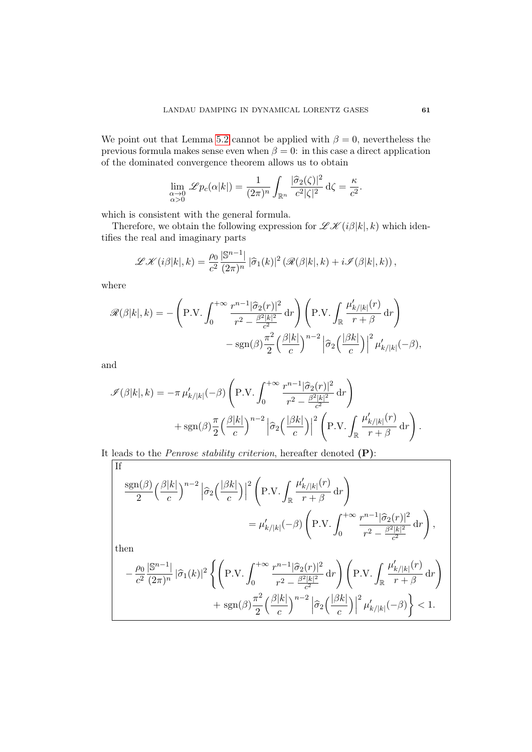We point out that Lemma 5.2 cannot be applied with $\beta = 0$, nevertheless the previous formula makes sense even when $\beta = 0$: in this case a direct application of the dominated convergence theorem allows us to obtain

$$\lim_{\substack{\alpha \to 0 \\ \alpha > 0}} \mathscr{L}p_c(\alpha|k|) = \frac{1}{(2\pi)^n} \int_{\mathbb{R}^n} \frac{|\widehat{\sigma}_2(\zeta)|^2}{c^2|\zeta|^2} \, \mathrm{d}\zeta = \frac{\kappa}{c^2}.$$

which is consistent with the general formula.

Therefore, we obtain the following expression for $\mathscr{L}\mathscr{K}(i\beta|k|, k)$ which identifies the real and imaginary parts

$$\mathscr{L}\mathscr{K}(i\beta|k|, k) = \frac{\rho_0}{c^2} \frac{|\mathbb{S}^{n-1}|}{(2\pi)^n} |\widehat{\sigma}_1(k)|^2 \left( \mathscr{R}(\beta|k|, k) + i\mathscr{I}(\beta|k|, k) \right),$$

where

$$\begin{aligned}
\mathscr{R}(\beta|k|, k) = &- \left( \mathrm{P.V.} \int_0^{+\infty} \frac{r^{n-1}|\widehat{\sigma}_2(r)|^2}{r^2 - \frac{\beta^2|k|^2}{c^2}} \, \mathrm{d}r \right) \left( \mathrm{P.V.} \int_{\mathbb{R}} \frac{\mu'_{k/|k|}(r)}{r + \beta} \, \mathrm{d}r \right) \\
&- \mathrm{sgn}(\beta) \frac{\pi^2}{2} \Big(\frac{\beta|k|}{c}\Big)^{n-2} \left|\widehat{\sigma}_2\Big(\frac{\beta|k|}{c}\Big)\right|^2 \mu'_{k/|k|}(-\beta),
\end{aligned}$$

and

$$\begin{aligned}
\mathscr{I}(\beta|k|, k) = &-\pi \, \mu'_{k/|k|}(-\beta) \left( \mathrm{P.V.} \int_0^{+\infty} \frac{r^{n-1}|\widehat{\sigma}_2(r)|^2}{r^2 - \frac{\beta^2|k|^2}{c^2}} \, \mathrm{d}r \right) \\
&+ \mathrm{sgn}(\beta) \frac{\pi}{2} \Big(\frac{\beta|k|}{c}\Big)^{n-2} \left|\widehat{\sigma}_2\Big(\frac{|\beta k|}{c}\Big)\right|^2 \left( \mathrm{P.V.} \int_{\mathbb{R}} \frac{\mu'_{k/|k|}(r)}{r + \beta} \, \mathrm{d}r \right).
\end{aligned}$$

It leads to the *Penrose stability criterion*, hereafter denoted **(P)**:

If

$$\begin{aligned}
\frac{\mathrm{sgn}(\beta)}{2} \Big(\frac{\beta|k|}{c}\Big)^{n-2} \left|\widehat{\sigma}_2\Big(\frac{|\beta k|}{c}\Big)\right|^2 & \left( \mathrm{P.V.} \int_{\mathbb{R}} \frac{\mu'_{k/|k|}(r)}{r + \beta} \, \mathrm{d}r \right) \\
&= \mu'_{k/|k|}(-\beta) \left( \mathrm{P.V.} \int_0^{+\infty} \frac{r^{n-1}|\widehat{\sigma}_2(r)|^2}{r^2 - \frac{\beta^2|k|^2}{c^2}} \, \mathrm{d}r \right),
\end{aligned}$$

then

$$\begin{aligned}
-\frac{\rho_0}{c^2} \frac{|\mathbb{S}^{n-1}|}{(2\pi)^n} |\widehat{\sigma}_1(k)|^2 \Bigg\{ & \left( \mathrm{P.V.} \int_0^{+\infty} \frac{r^{n-1}|\widehat{\sigma}_2(r)|^2}{r^2 - \frac{\beta^2|k|^2}{c^2}} \, \mathrm{d}r \right) \left( \mathrm{P.V.} \int_{\mathbb{R}} \frac{\mu'_{k/|k|}(r)}{r + \beta} \, \mathrm{d}r \right) \\
&+ \mathrm{sgn}(\beta) \frac{\pi^2}{2} \Big(\frac{\beta|k|}{c}\Big)^{n-2} \left|\widehat{\sigma}_2\Big(\frac{|\beta k|}{c}\Big)\right|^2 \mu'_{k/|k|}(-\beta) \Bigg\} < 1.
\end{aligned}$$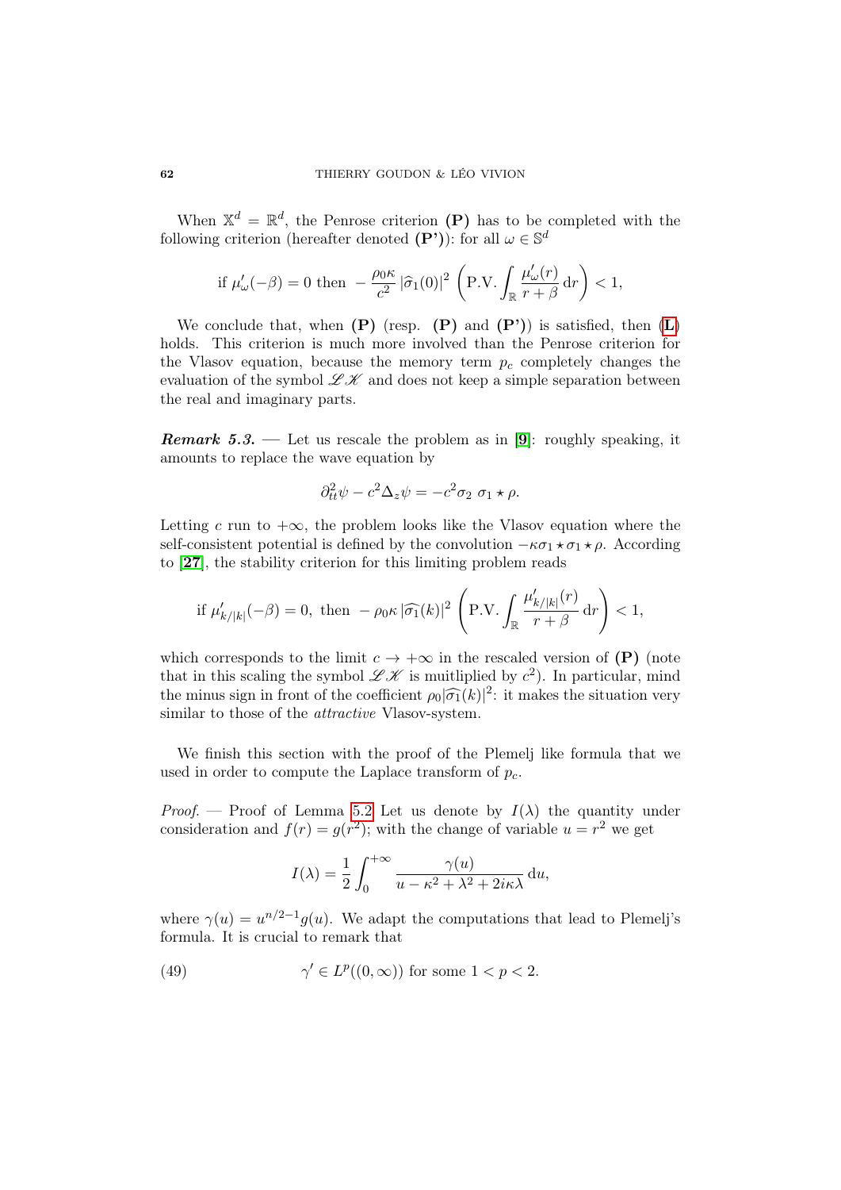When $\mathbb{X}^d = \mathbb{R}^d$, the Penrose criterion **(P)** has to be completed with the following criterion (hereafter denoted **(P')**): for all $\omega \in \mathbb{S}^d$

$$\text{if } \mu'_\omega(-\beta) = 0 \text{ then } -\frac{\rho_0 \kappa}{c^2} \, |\widehat{\sigma}_1(0)|^2 \left( \text{P.V.} \int_{\mathbb{R}} \frac{\mu'_\omega(r)}{r+\beta} \, \mathrm{d}r \right) < 1,$$

We conclude that, when **(P)** (resp. **(P)** and **(P')**) is satisfied, then (**L**) holds. This criterion is much more involved than the Penrose criterion for the Vlasov equation, because the memory term $p_c$ completely changes the evaluation of the symbol $\mathscr{L}\mathscr{K}$ and does not keep a simple separation between the real and imaginary parts.

***Remark 5.3.*** — Let us rescale the problem as in [**9**]: roughly speaking, it amounts to replace the wave equation by

$$\partial^2_{tt}\psi - c^2 \Delta_z \psi = -c^2 \sigma_2 \; \sigma_1 \star \rho.$$

Letting $c$ run to $+\infty$, the problem looks like the Vlasov equation where the self-consistent potential is defined by the convolution $-\kappa \sigma_1 \star \sigma_1 \star \rho$. According to [**27**], the stability criterion for this limiting problem reads

$$\text{if } \mu'_{k/|k|}(-\beta) = 0, \text{ then } -\rho_0 \kappa \, |\widehat{\sigma_1}(k)|^2 \left( \text{P.V.} \int_{\mathbb{R}} \frac{\mu'_{k/|k|}(r)}{r+\beta} \, \mathrm{d}r \right) < 1,$$

which corresponds to the limit $c \to +\infty$ in the rescaled version of **(P)** (note that in this scaling the symbol $\mathscr{L}\mathscr{K}$ is muitliplied by $c^2$). In particular, mind the minus sign in front of the coefficient $\rho_0 |\widehat{\sigma_1}(k)|^2$: it makes the situation very similar to those of the *attractive* Vlasov-system.

We finish this section with the proof of the Plemelj like formula that we used in order to compute the Laplace transform of $p_c$.

*Proof.* — Proof of Lemma 5.2 Let us denote by $I(\lambda)$ the quantity under consideration and $f(r) = g(r^2)$; with the change of variable $u = r^2$ we get

$$I(\lambda) = \frac{1}{2} \int_0^{+\infty} \frac{\gamma(u)}{u - \kappa^2 + \lambda^2 + 2i\kappa\lambda} \, \mathrm{d}u,$$

where $\gamma(u) = u^{n/2-1} g(u)$. We adapt the computations that lead to Plemelj's formula. It is crucial to remark that

$$\gamma' \in L^p((0,\infty)) \text{ for some } 1 < p < 2. \tag{49}$$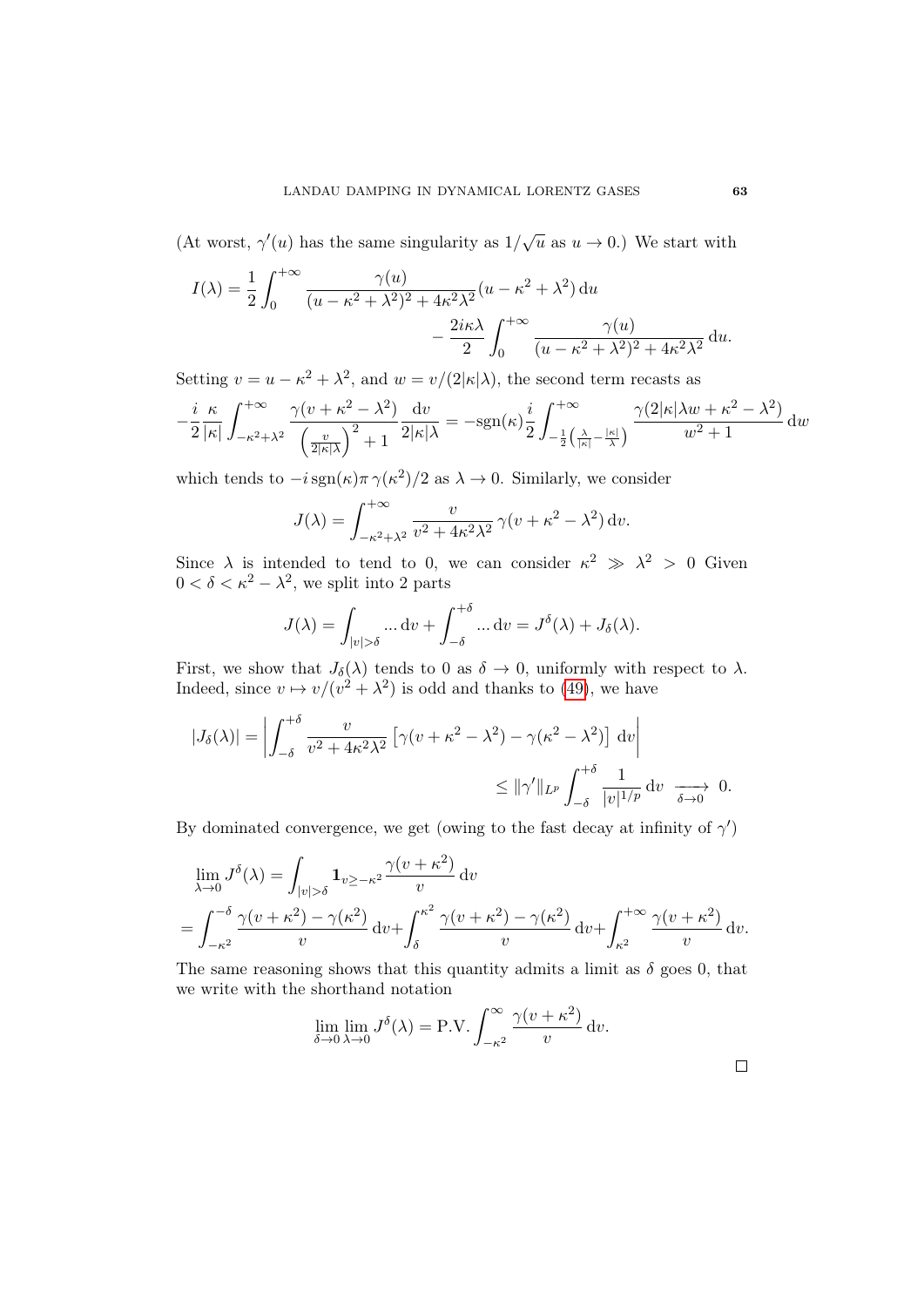(At worst, $\gamma'(u)$ has the same singularity as $1/\sqrt{u}$ as $u \to 0$.) We start with

$$
I(\lambda) = \frac{1}{2} \int_0^{+\infty} \frac{\gamma(u)}{(u - \kappa^2 + \lambda^2)^2 + 4\kappa^2\lambda^2} (u - \kappa^2 + \lambda^2) \,\mathrm{d}u \\
- \frac{2i\kappa\lambda}{2} \int_0^{+\infty} \frac{\gamma(u)}{(u - \kappa^2 + \lambda^2)^2 + 4\kappa^2\lambda^2} \,\mathrm{d}u.
$$

Setting $v = u - \kappa^2 + \lambda^2$, and $w = v/(2|\kappa|\lambda)$, the second term recasts as

$$
-\frac{i}{2} \frac{\kappa}{|\kappa|} \int_{-\kappa^2+\lambda^2}^{+\infty} \frac{\gamma(v + \kappa^2 - \lambda^2)}{\left(\frac{v}{2|\kappa|\lambda}\right)^2 + 1} \frac{\mathrm{d}v}{2|\kappa|\lambda} = -\mathrm{sgn}(\kappa) \frac{i}{2} \int_{-\frac{1}{2}\left(\frac{\lambda}{|\kappa|} - \frac{|\kappa|}{\lambda}\right)}^{+\infty} \frac{\gamma(2|\kappa|\lambda w + \kappa^2 - \lambda^2)}{w^2 + 1} \,\mathrm{d}w
$$

which tends to $-i\,\mathrm{sgn}(\kappa)\pi\,\gamma(\kappa^2)/2$ as $\lambda \to 0$. Similarly, we consider

$$
J(\lambda) = \int_{-\kappa^2+\lambda^2}^{+\infty} \frac{v}{v^2 + 4\kappa^2\lambda^2}\,\gamma(v + \kappa^2 - \lambda^2) \,\mathrm{d}v.
$$

Since $\lambda$ is intended to tend to 0, we can consider $\kappa^2 \gg \lambda^2 > 0$ Given $0 < \delta < \kappa^2 - \lambda^2$, we split into 2 parts

$$
J(\lambda) = \int_{|v|>\delta} \ldots \,\mathrm{d}v + \int_{-\delta}^{+\delta} \ldots \,\mathrm{d}v = J^\delta(\lambda) + J_\delta(\lambda).
$$

First, we show that $J_\delta(\lambda)$ tends to 0 as $\delta \to 0$, uniformly with respect to $\lambda$. Indeed, since $v \mapsto v/(v^2 + \lambda^2)$ is odd and thanks to (49), we have

$$
|J_\delta(\lambda)| = \left| \int_{-\delta}^{+\delta} \frac{v}{v^2 + 4\kappa^2\lambda^2} \left[\gamma(v + \kappa^2 - \lambda^2) - \gamma(\kappa^2 - \lambda^2)\right] \,\mathrm{d}v \right| \\
\leq \|\gamma'\|_{L^p} \int_{-\delta}^{+\delta} \frac{1}{|v|^{1/p}} \,\mathrm{d}v \xrightarrow[\delta \to 0]{} 0.
$$

By dominated convergence, we get (owing to the fast decay at infinity of $\gamma'$)

$$
\lim_{\lambda \to 0} J^\delta(\lambda) = \int_{|v|>\delta} \mathbf{1}_{v \geq -\kappa^2} \frac{\gamma(v + \kappa^2)}{v} \,\mathrm{d}v \\
= \int_{-\kappa^2}^{-\delta} \frac{\gamma(v + \kappa^2) - \gamma(\kappa^2)}{v} \,\mathrm{d}v + \int_{\delta}^{\kappa^2} \frac{\gamma(v + \kappa^2) - \gamma(\kappa^2)}{v} \,\mathrm{d}v + \int_{\kappa^2}^{+\infty} \frac{\gamma(v + \kappa^2)}{v} \,\mathrm{d}v.
$$

The same reasoning shows that this quantity admits a limit as $\delta$ goes 0, that we write with the shorthand notation

$$
\lim_{\delta \to 0} \lim_{\lambda \to 0} J^\delta(\lambda) = \mathrm{P.V.} \int_{-\kappa^2}^{\infty} \frac{\gamma(v + \kappa^2)}{v} \,\mathrm{d}v.
$$

□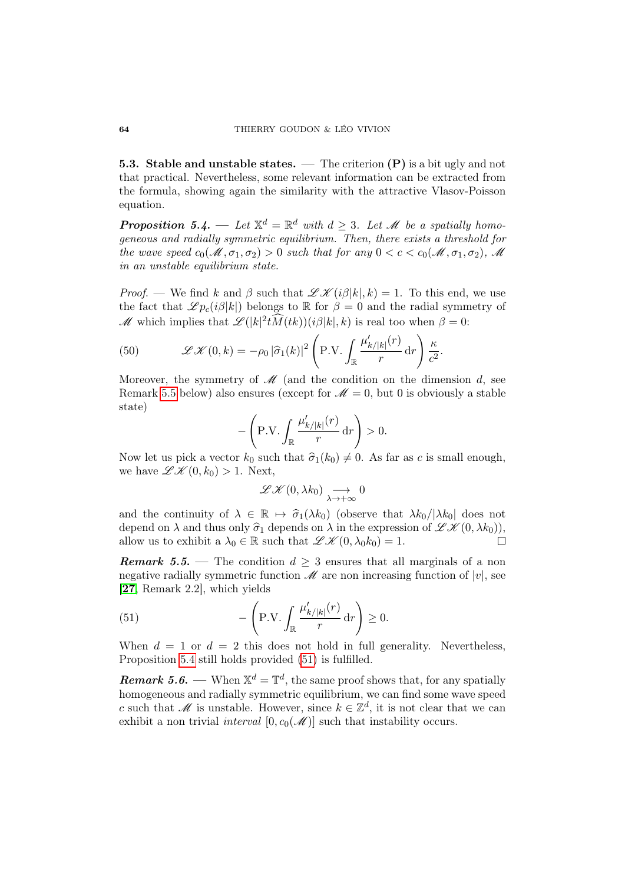**5.3. Stable and unstable states.** — The criterion **(P)** is a bit ugly and not that practical. Nevertheless, some relevant information can be extracted from the formula, showing again the similarity with the attractive Vlasov-Poisson equation.

***Proposition 5.4.*** — *Let $\mathbb{X}^d = \mathbb{R}^d$ with $d \geq 3$. Let $\mathscr{M}$ be a spatially homogeneous and radially symmetric equilibrium. Then, there exists a threshold for the wave speed $c_0(\mathscr{M}, \sigma_1, \sigma_2) > 0$ such that for any $0 < c < c_0(\mathscr{M}, \sigma_1, \sigma_2)$, $\mathscr{M}$ in an unstable equilibrium state.*

*Proof.* — We find $k$ and $\beta$ such that $\mathscr{L}\mathscr{K}(i\beta|k|, k) = 1$. To this end, we use the fact that $\mathscr{L}p_c(i\beta|k|)$ belongs to $\mathbb{R}$ for $\beta = 0$ and the radial symmetry of $\mathscr{M}$ which implies that $\mathscr{L}(|k|^2 t\widehat{M}(tk))(i\beta|k|, k)$ is real too when $\beta = 0$:

$$\mathscr{L}\mathscr{K}(0, k) = -\rho_0\, |\widehat{\sigma}_1(k)|^2 \left( \text{P.V.} \int_{\mathbb{R}} \frac{\mu'_{k/|k|}(r)}{r} \,\mathrm{d}r \right) \frac{\kappa}{c^2}. \tag{50}$$

Moreover, the symmetry of $\mathscr{M}$ (and the condition on the dimension $d$, see Remark 5.5 below) also ensures (except for $\mathscr{M} = 0$, but 0 is obviously a stable state)

$$-\left( \text{P.V.} \int_{\mathbb{R}} \frac{\mu'_{k/|k|}(r)}{r} \,\mathrm{d}r \right) > 0.$$

Now let us pick a vector $k_0$ such that $\widehat{\sigma}_1(k_0) \neq 0$. As far as $c$ is small enough, we have $\mathscr{L}\mathscr{K}(0, k_0) > 1$. Next,

$$\mathscr{L}\mathscr{K}(0, \lambda k_0) \underset{\lambda \to +\infty}{\longrightarrow} 0$$

and the continuity of $\lambda \in \mathbb{R} \mapsto \widehat{\sigma}_1(\lambda k_0)$ (observe that $\lambda k_0 / |\lambda k_0|$ does not depend on $\lambda$ and thus only $\widehat{\sigma}_1$ depends on $\lambda$ in the expression of $\mathscr{L}\mathscr{K}(0, \lambda k_0)$), allow us to exhibit a $\lambda_0 \in \mathbb{R}$ such that $\mathscr{L}\mathscr{K}(0, \lambda_0 k_0) = 1$. $\square$

***Remark 5.5.*** — The condition $d \geq 3$ ensures that all marginals of a non negative radially symmetric function $\mathscr{M}$ are non increasing function of $|v|$, see [**27**, Remark 2.2], which yields

$$-\left( \text{P.V.} \int_{\mathbb{R}} \frac{\mu'_{k/|k|}(r)}{r} \,\mathrm{d}r \right) \geq 0. \tag{51}$$

When $d = 1$ or $d = 2$ this does not hold in full generality. Nevertheless, Proposition 5.4 still holds provided (51) is fulfilled.

***Remark 5.6.*** — When $\mathbb{X}^d = \mathbb{T}^d$, the same proof shows that, for any spatially homogeneous and radially symmetric equilibrium, we can find some wave speed $c$ such that $\mathscr{M}$ is unstable. However, since $k \in \mathbb{Z}^d$, it is not clear that we can exhibit a non trivial *interval* $[0, c_0(\mathscr{M})]$ such that instability occurs.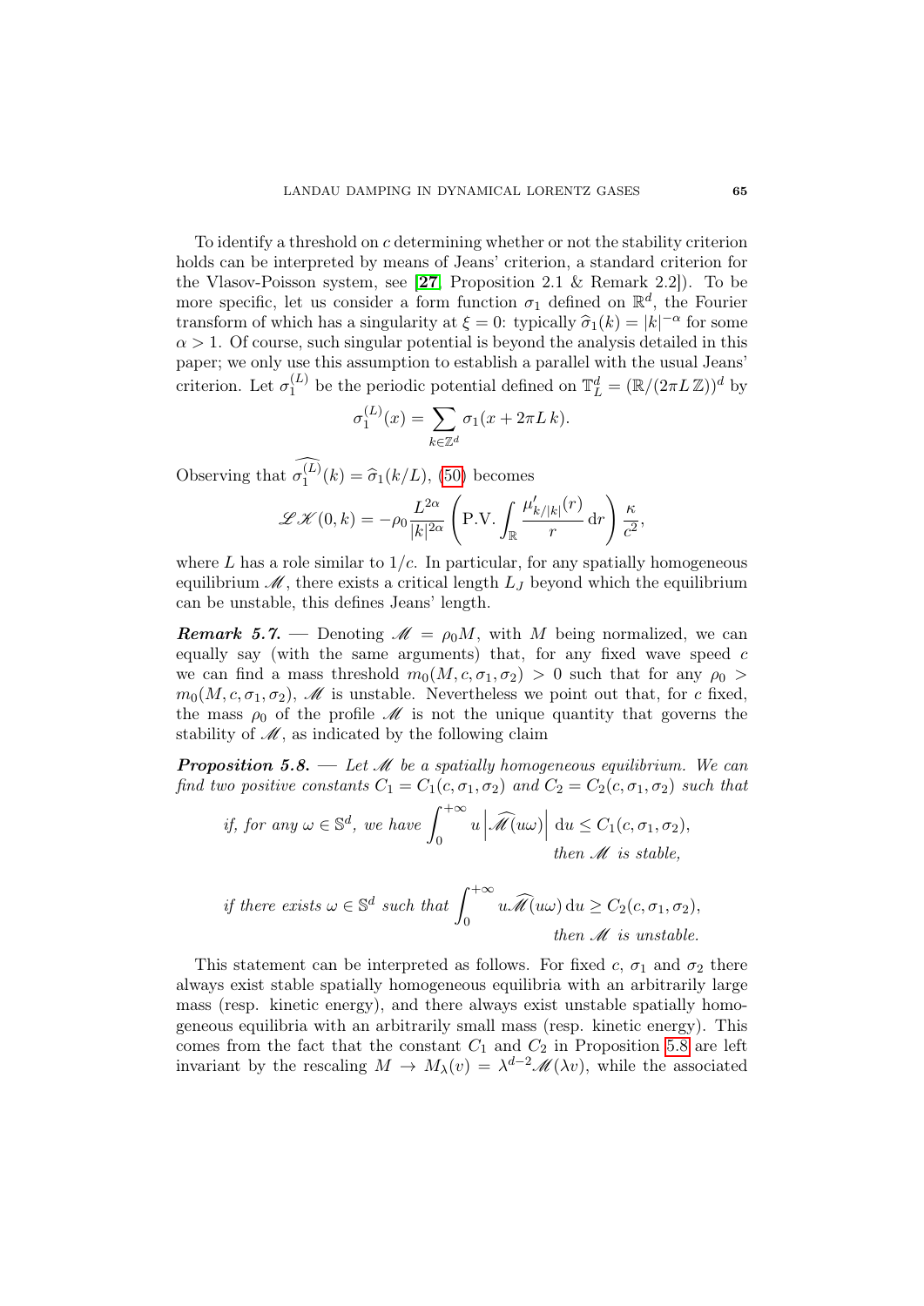To identify a threshold on $c$ determining whether or not the stability criterion holds can be interpreted by means of Jeans' criterion, a standard criterion for the Vlasov-Poisson system, see [**27**, Proposition 2.1 & Remark 2.2]). To be more specific, let us consider a form function $\sigma_1$ defined on $\mathbb{R}^d$, the Fourier transform of which has a singularity at $\xi = 0$: typically $\widehat{\sigma}_1(k) = |k|^{-\alpha}$ for some $\alpha > 1$. Of course, such singular potential is beyond the analysis detailed in this paper; we only use this assumption to establish a parallel with the usual Jeans' criterion. Let $\sigma_1^{(L)}$ be the periodic potential defined on $\mathbb{T}_L^d = (\mathbb{R}/(2\pi L\,\mathbb{Z}))^d$ by

$$\sigma_1^{(L)}(x) = \sum_{k\in\mathbb{Z}^d} \sigma_1(x + 2\pi L\, k).$$

Observing that $\widehat{\sigma_1^{(L)}}(k) = \widehat{\sigma}_1(k/L)$, (50) becomes

$$\mathscr{L}\mathscr{K}(0,k) = -\rho_0 \frac{L^{2\alpha}}{|k|^{2\alpha}} \left( \text{P.V.} \int_{\mathbb{R}} \frac{\mu'_{k/|k|}(r)}{r}\, \mathrm{d}r \right) \frac{\kappa}{c^2},$$

where $L$ has a role similar to $1/c$. In particular, for any spatially homogeneous equilibrium $\mathscr{M}$, there exists a critical length $L_J$ beyond which the equilibrium can be unstable, this defines Jeans' length.

***Remark 5.7.*** — Denoting $\mathscr{M} = \rho_0 M$, with $M$ being normalized, we can equally say (with the same arguments) that, for any fixed wave speed $c$ we can find a mass threshold $m_0(M, c, \sigma_1, \sigma_2) > 0$ such that for any $\rho_0 > m_0(M, c, \sigma_1, \sigma_2)$, $\mathscr{M}$ is unstable. Nevertheless we point out that, for $c$ fixed, the mass $\rho_0$ of the profile $\mathscr{M}$ is not the unique quantity that governs the stability of $\mathscr{M}$, as indicated by the following claim

***Proposition 5.8.*** — *Let $\mathscr{M}$ be a spatially homogeneous equilibrium. We can find two positive constants $C_1 = C_1(c, \sigma_1, \sigma_2)$ and $C_2 = C_2(c, \sigma_1, \sigma_2)$ such that*

$$\text{if, for any } \omega \in \mathbb{S}^d, \text{ we have } \int_0^{+\infty} u \left| \widehat{\mathscr{M}}(u\omega) \right| \mathrm{d}u \leq C_1(c, \sigma_1, \sigma_2), \quad \text{then } \mathscr{M} \text{ is stable,}$$

$$\text{if there exists } \omega \in \mathbb{S}^d \text{ such that } \int_0^{+\infty} u \widehat{\mathscr{M}}(u\omega)\, \mathrm{d}u \geq C_2(c, \sigma_1, \sigma_2), \quad \text{then } \mathscr{M} \text{ is unstable.}$$

This statement can be interpreted as follows. For fixed $c$, $\sigma_1$ and $\sigma_2$ there always exist stable spatially homogeneous equilibria with an arbitrarily large mass (resp. kinetic energy), and there always exist unstable spatially homogeneous equilibria with an arbitrarily small mass (resp. kinetic energy). This comes from the fact that the constant $C_1$ and $C_2$ in Proposition 5.8 are left invariant by the rescaling $M \to M_\lambda(v) = \lambda^{d-2}\mathscr{M}(\lambda v)$, while the associated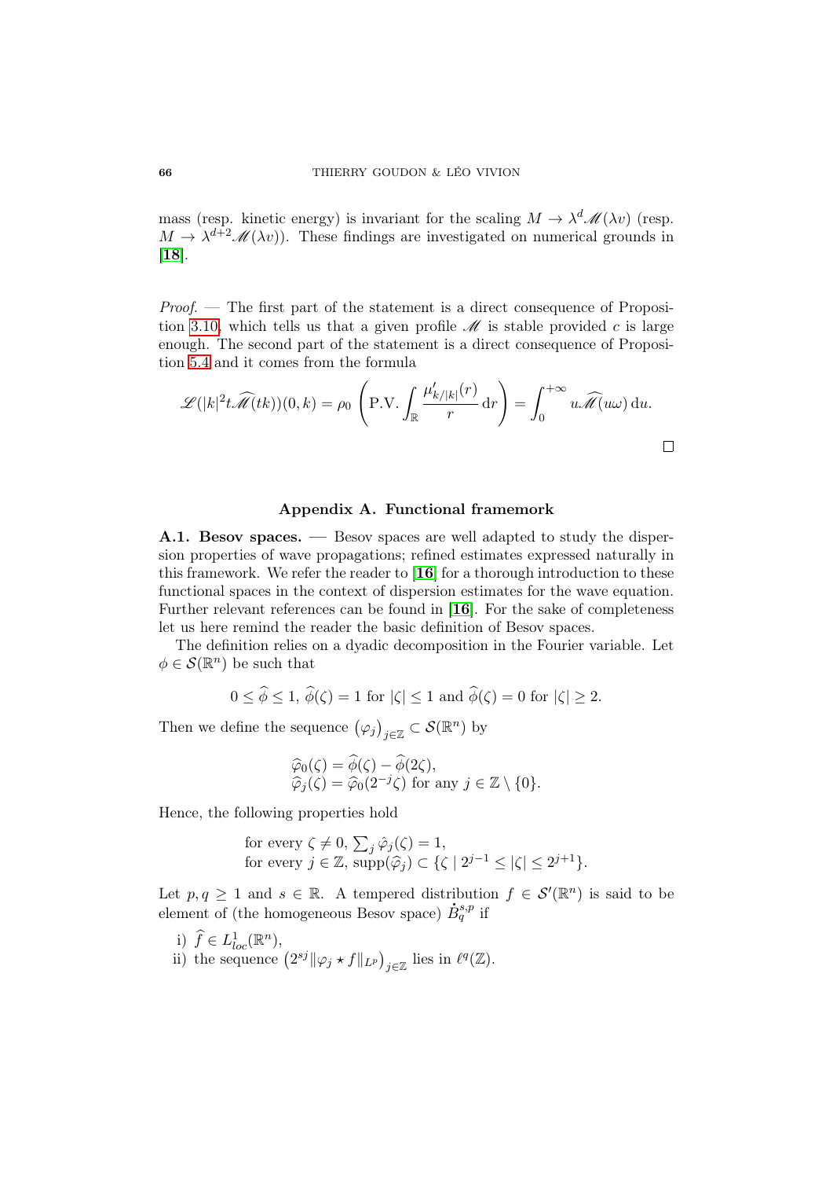mass (resp. kinetic energy) is invariant for the scaling $M \to \lambda^d \mathscr{M}(\lambda v)$ (resp. $M \to \lambda^{d+2} \mathscr{M}(\lambda v)$). These findings are investigated on numerical grounds in [**18**].

*Proof*. — The first part of the statement is a direct consequence of Proposition 3.10, which tells us that a given profile $\mathscr{M}$ is stable provided $c$ is large enough. The second part of the statement is a direct consequence of Proposition 5.4 and it comes from the formula

$$\mathscr{L}(|k|^2 t \widehat{\mathscr{M}}(tk))(0,k) = \rho_0 \left( \text{P.V.} \int_{\mathbb{R}} \frac{\mu'_{k/|k|}(r)}{r} \, \mathrm{d}r \right) = \int_0^{+\infty} u \widehat{\mathscr{M}}(u\omega) \, \mathrm{d}u.$$

□

## Appendix A. Functional framemork

**A.1. Besov spaces.** — Besov spaces are well adapted to study the dispersion properties of wave propagations; refined estimates expressed naturally in this framework. We refer the reader to [**16**] for a thorough introduction to these functional spaces in the context of dispersion estimates for the wave equation. Further relevant references can be found in [**16**]. For the sake of completeness let us here remind the reader the basic definition of Besov spaces.

The definition relies on a dyadic decomposition in the Fourier variable. Let $\phi \in \mathcal{S}(\mathbb{R}^n)$ be such that

$$0 \le \widehat{\phi} \le 1, \ \widehat{\phi}(\zeta) = 1 \text{ for } |\zeta| \le 1 \text{ and } \widehat{\phi}(\zeta) = 0 \text{ for } |\zeta| \ge 2.$$

Then we define the sequence $(\varphi_j)_{j\in\mathbb{Z}} \subset \mathcal{S}(\mathbb{R}^n)$ by

$$\begin{aligned}
&\widehat{\varphi}_0(\zeta) = \widehat{\phi}(\zeta) - \widehat{\phi}(2\zeta), \\
&\widehat{\varphi}_j(\zeta) = \widehat{\varphi}_0(2^{-j}\zeta) \text{ for any } j \in \mathbb{Z} \setminus \{0\}.
\end{aligned}$$

Hence, the following properties hold

$$\begin{aligned}
&\text{for every } \zeta \neq 0, \ \textstyle\sum_j \hat{\varphi}_j(\zeta) = 1, \\
&\text{for every } j \in \mathbb{Z}, \ \mathrm{supp}(\widehat{\varphi}_j) \subset \{\zeta \mid 2^{j-1} \le |\zeta| \le 2^{j+1}\}.
\end{aligned}$$

Let $p, q \ge 1$ and $s \in \mathbb{R}$. A tempered distribution $f \in \mathcal{S}'(\mathbb{R}^n)$ is said to be element of (the homogeneous Besov space) $\dot{B}_q^{s,p}$ if

i) $\widehat{f} \in L^1_{loc}(\mathbb{R}^n)$,
ii) the sequence $\left(2^{sj}\|\varphi_j \star f\|_{L^p}\right)_{j\in\mathbb{Z}}$ lies in $\ell^q(\mathbb{Z})$.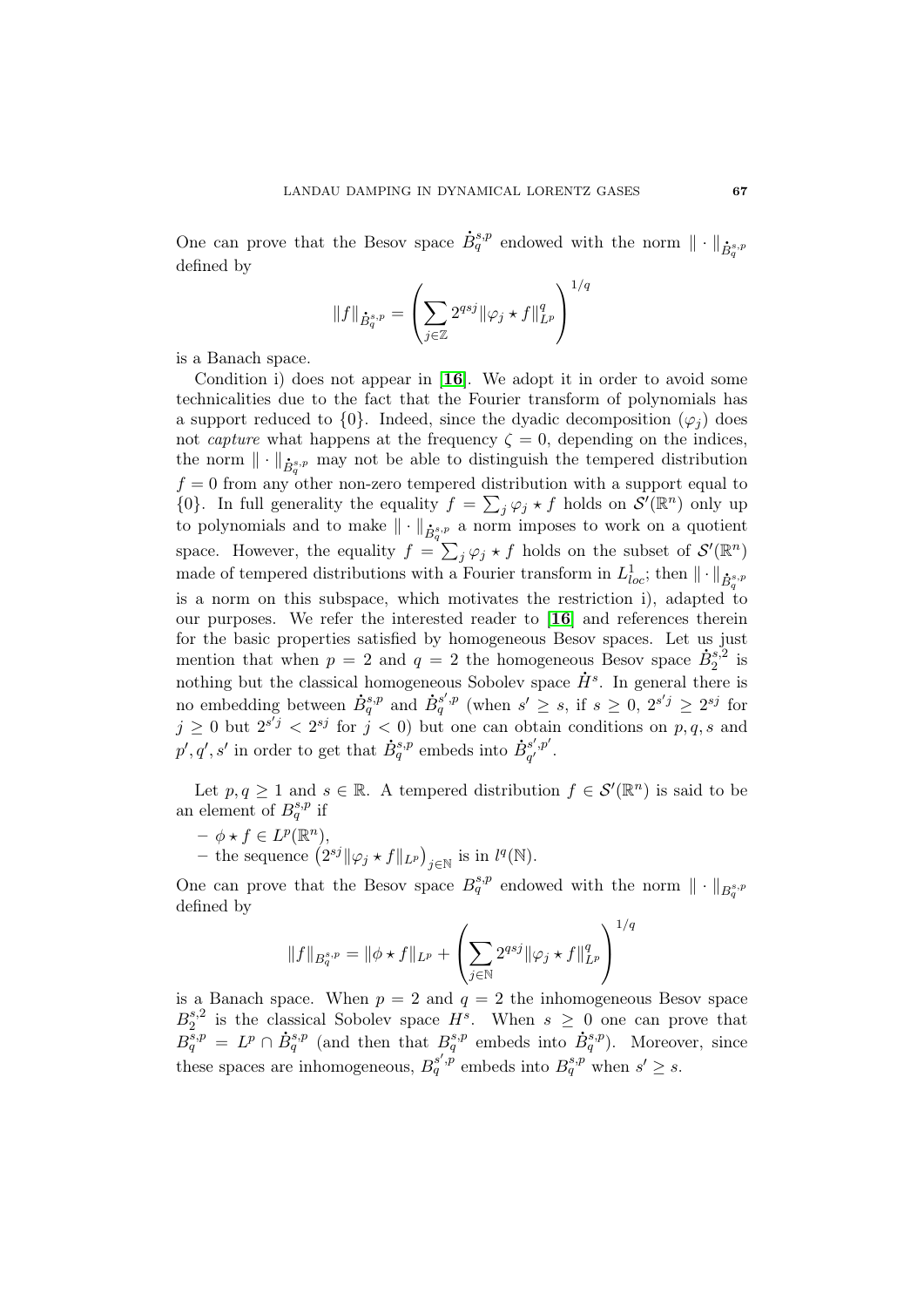One can prove that the Besov space $\dot{B}^{s,p}_q$ endowed with the norm $\|\cdot\|_{\dot{B}^{s,p}_q}$ defined by

$$\|f\|_{\dot{B}^{s,p}_q} = \left( \sum_{j\in\mathbb{Z}} 2^{qsj} \|\varphi_j \star f\|^q_{L^p} \right)^{1/q}$$

is a Banach space.

Condition i) does not appear in [**16**]. We adopt it in order to avoid some technicalities due to the fact that the Fourier transform of polynomials has a support reduced to $\{0\}$. Indeed, since the dyadic decomposition $(\varphi_j)$ does not *capture* what happens at the frequency $\zeta = 0$, depending on the indices, the norm $\|\cdot\|_{\dot{B}^{s,p}_q}$ may not be able to distinguish the tempered distribution $f = 0$ from any other non-zero tempered distribution with a support equal to $\{0\}$. In full generality the equality $f = \sum_j \varphi_j \star f$ holds on $\mathcal{S}'(\mathbb{R}^n)$ only up to polynomials and to make $\|\cdot\|_{\dot{B}^{s,p}_q}$ a norm imposes to work on a quotient space. However, the equality $f = \sum_j \varphi_j \star f$ holds on the subset of $\mathcal{S}'(\mathbb{R}^n)$ made of tempered distributions with a Fourier transform in $L^1_{loc}$; then $\|\cdot\|_{\dot{B}^{s,p}_q}$ is a norm on this subspace, which motivates the restriction i), adapted to our purposes. We refer the interested reader to [**16**] and references therein for the basic properties satisfied by homogeneous Besov spaces. Let us just mention that when $p = 2$ and $q = 2$ the homogeneous Besov space $\dot{B}^{s,2}_2$ is nothing but the classical homogeneous Sobolev space $\dot{H}^s$. In general there is no embedding between $\dot{B}^{s,p}_q$ and $\dot{B}^{s',p}_q$ (when $s' \geq s$, if $s \geq 0$, $2^{s'j} \geq 2^{sj}$ for $j \geq 0$ but $2^{s'j} < 2^{sj}$ for $j < 0$) but one can obtain conditions on $p, q, s$ and $p', q', s'$ in order to get that $\dot{B}^{s,p}_q$ embeds into $\dot{B}^{s',p'}_{q'}$.

Let $p, q \geq 1$ and $s \in \mathbb{R}$. A tempered distribution $f \in \mathcal{S}'(\mathbb{R}^n)$ is said to be an element of $B^{s,p}_q$ if

- $\phi \star f \in L^p(\mathbb{R}^n)$,
- the sequence $\left(2^{sj}\|\varphi_j \star f\|_{L^p}\right)_{j\in\mathbb{N}}$ is in $l^q(\mathbb{N})$.

One can prove that the Besov space $B^{s,p}_q$ endowed with the norm $\|\cdot\|_{B^{s,p}_q}$ defined by

$$\|f\|_{B^{s,p}_q} = \|\phi \star f\|_{L^p} + \left( \sum_{j\in\mathbb{N}} 2^{qsj} \|\varphi_j \star f\|^q_{L^p} \right)^{1/q}$$

is a Banach space. When $p = 2$ and $q = 2$ the inhomogeneous Besov space $B^{s,2}_2$ is the classical Sobolev space $H^s$. When $s \geq 0$ one can prove that $B^{s,p}_q = L^p \cap \dot{B}^{s,p}_q$ (and then that $B^{s,p}_q$ embeds into $\dot{B}^{s,p}_q$). Moreover, since these spaces are inhomogeneous, $B^{s',p}_q$ embeds into $B^{s,p}_q$ when $s' \geq s$.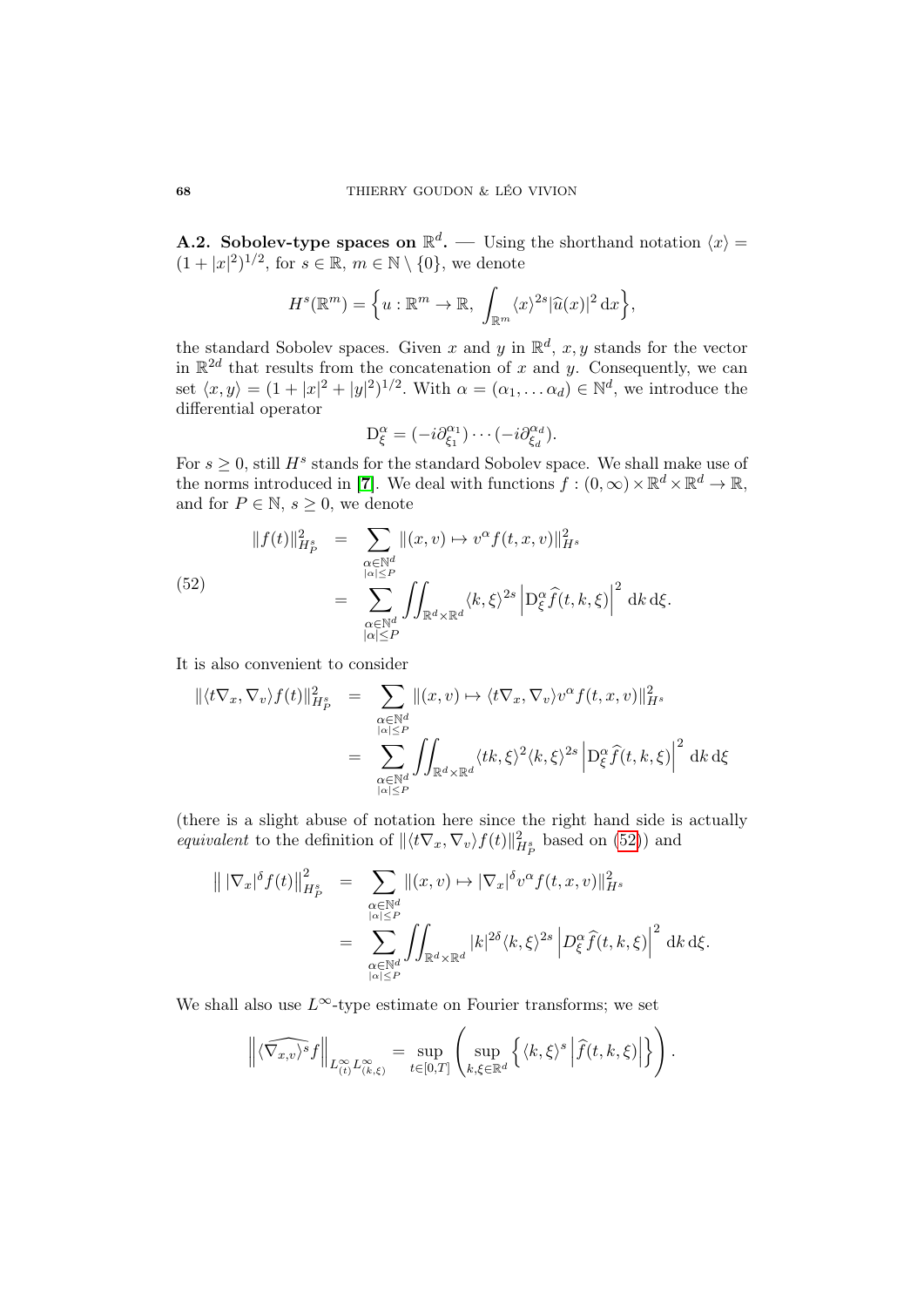**A.2. Sobolev-type spaces on $\mathbb{R}^d$.** — Using the shorthand notation $\langle x\rangle = (1+|x|^2)^{1/2}$, for $s\in\mathbb{R}$, $m\in\mathbb{N}\setminus\{0\}$, we denote

$$H^s(\mathbb{R}^m)=\Big\{u:\mathbb{R}^m\to\mathbb{R},\ \int_{\mathbb{R}^m}\langle x\rangle^{2s}|\widehat{u}(x)|^2\,\mathrm{d}x\Big\},$$

the standard Sobolev spaces. Given $x$ and $y$ in $\mathbb{R}^d$, $x,y$ stands for the vector in $\mathbb{R}^{2d}$ that results from the concatenation of $x$ and $y$. Consequently, we can set $\langle x,y\rangle=(1+|x|^2+|y|^2)^{1/2}$. With $\alpha=(\alpha_1,\dots\alpha_d)\in\mathbb{N}^d$, we introduce the differential operator

$$\mathrm{D}^\alpha_\xi=(-i\partial^{\alpha_1}_{\xi_1})\cdots(-i\partial^{\alpha_d}_{\xi_d}).$$

For $s\geq 0$, still $H^s$ stands for the standard Sobolev space. We shall make use of the norms introduced in [7]. We deal with functions $f:(0,\infty)\times\mathbb{R}^d\times\mathbb{R}^d\to\mathbb{R}$, and for $P\in\mathbb{N}$, $s\geq 0$, we denote

$$\begin{aligned}\|f(t)\|^2_{H^s_P} &= \sum_{\substack{\alpha\in\mathbb{N}^d\\|\alpha|\leq P}}\|(x,v)\mapsto v^\alpha f(t,x,v)\|^2_{H^s}\\ &= \sum_{\substack{\alpha\in\mathbb{N}^d\\|\alpha|\leq P}}\iint_{\mathbb{R}^d\times\mathbb{R}^d}\langle k,\xi\rangle^{2s}\left|\mathrm{D}^\alpha_\xi\widehat{f}(t,k,\xi)\right|^2\,\mathrm{d}k\,\mathrm{d}\xi.\end{aligned}\tag{52}$$

It is also convenient to consider

$$\begin{aligned}\|\langle t\nabla_x,\nabla_v\rangle f(t)\|^2_{H^s_P} &= \sum_{\substack{\alpha\in\mathbb{N}^d\\|\alpha|\leq P}}\|(x,v)\mapsto\langle t\nabla_x,\nabla_v\rangle v^\alpha f(t,x,v)\|^2_{H^s}\\ &= \sum_{\substack{\alpha\in\mathbb{N}^d\\|\alpha|\leq P}}\iint_{\mathbb{R}^d\times\mathbb{R}^d}\langle tk,\xi\rangle^2\langle k,\xi\rangle^{2s}\left|\mathrm{D}^\alpha_\xi\widehat{f}(t,k,\xi)\right|^2\,\mathrm{d}k\,\mathrm{d}\xi\end{aligned}$$

(there is a slight abuse of notation here since the right hand side is actually *equivalent* to the definition of $\|\langle t\nabla_x,\nabla_v\rangle f(t)\|^2_{H^s_P}$ based on (52)) and

$$\begin{aligned}\big\||\nabla_x|^\delta f(t)\big\|^2_{H^s_P} &= \sum_{\substack{\alpha\in\mathbb{N}^d\\|\alpha|\leq P}}\|(x,v)\mapsto|\nabla_x|^\delta v^\alpha f(t,x,v)\|^2_{H^s}\\ &= \sum_{\substack{\alpha\in\mathbb{N}^d\\|\alpha|\leq P}}\iint_{\mathbb{R}^d\times\mathbb{R}^d}|k|^{2\delta}\langle k,\xi\rangle^{2s}\left|D^\alpha_\xi\widehat{f}(t,k,\xi)\right|^2\,\mathrm{d}k\,\mathrm{d}\xi.\end{aligned}$$

We shall also use $L^\infty$-type estimate on Fourier transforms; we set

$$\left\|\widehat{\langle\nabla_{x,v}\rangle^s f}\right\|_{L^\infty_{(t)}L^\infty_{(k,\xi)}}=\sup_{t\in[0,T]}\left(\sup_{k,\xi\in\mathbb{R}^d}\left\{\langle k,\xi\rangle^s\left|\widehat{f}(t,k,\xi)\right|\right\}\right).$$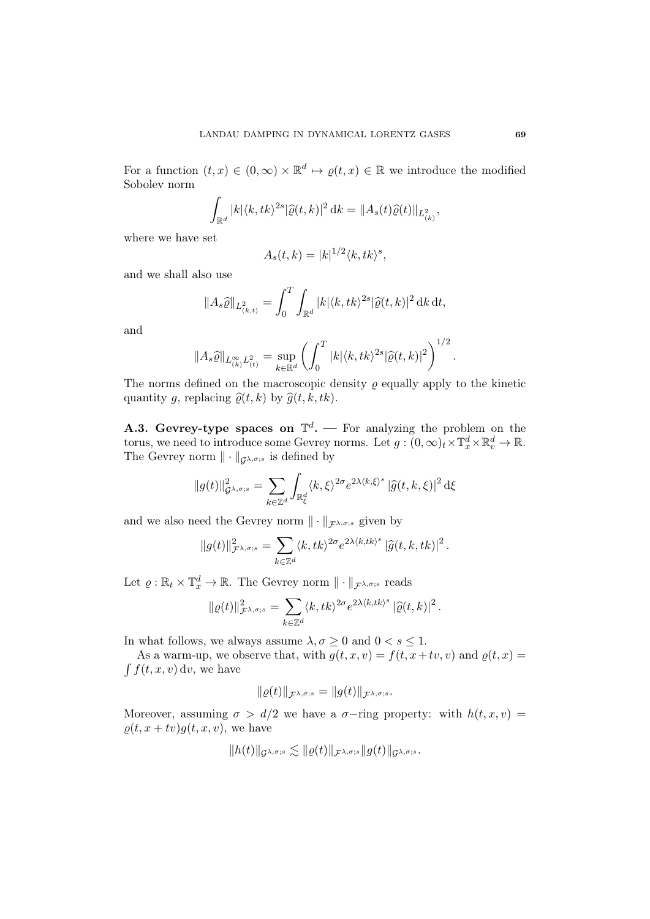For a function $(t,x) \in (0,\infty) \times \mathbb{R}^d \mapsto \varrho(t,x) \in \mathbb{R}$ we introduce the modified Sobolev norm

$$\int_{\mathbb{R}^d} |k| \langle k, tk \rangle^{2s} |\widehat{\varrho}(t,k)|^2 \, \mathrm{d}k = \|A_s(t)\widehat{\varrho}(t)\|_{L^2_{(k)}},$$

where we have set

$$A_s(t,k) = |k|^{1/2} \langle k, tk \rangle^s,$$

and we shall also use

$$\|A_s \widehat{\varrho}\|_{L^2_{(k,t)}} = \int_0^T \int_{\mathbb{R}^d} |k| \langle k, tk \rangle^{2s} |\widehat{\varrho}(t,k)|^2 \, \mathrm{d}k \, \mathrm{d}t,$$

and

$$\|A_s \widehat{\varrho}\|_{L^\infty_{(k)} L^2_{(t)}} = \sup_{k \in \mathbb{R}^d} \left( \int_0^T |k| \langle k, tk \rangle^{2s} |\widehat{\varrho}(t,k)|^2 \right)^{1/2}.$$

The norms defined on the macroscopic density $\varrho$ equally apply to the kinetic quantity $g$, replacing $\widehat{\varrho}(t,k)$ by $\widehat{g}(t,k,tk)$.

**A.3. Gevrey-type spaces on $\mathbb{T}^d$.** — For analyzing the problem on the torus, we need to introduce some Gevrey norms. Let $g : (0,\infty)_t \times \mathbb{T}^d_x \times \mathbb{R}^d_v \to \mathbb{R}$. The Gevrey norm $\| \cdot \|_{\mathcal{G}^{\lambda,\sigma;s}}$ is defined by

$$\|g(t)\|^2_{\mathcal{G}^{\lambda,\sigma;s}} = \sum_{k \in \mathbb{Z}^d} \int_{\mathbb{R}^d_\xi} \langle k, \xi \rangle^{2\sigma} e^{2\lambda \langle k, \xi \rangle^s} \left| \widehat{g}(t,k,\xi) \right|^2 \mathrm{d}\xi$$

and we also need the Gevrey norm $\| \cdot \|_{\mathcal{F}^{\lambda,\sigma;s}}$ given by

$$\|g(t)\|^2_{\mathcal{F}^{\lambda,\sigma;s}} = \sum_{k \in \mathbb{Z}^d} \langle k, tk \rangle^{2\sigma} e^{2\lambda \langle k, tk \rangle^s} \left| \widehat{g}(t,k,tk) \right|^2.$$

Let $\varrho : \mathbb{R}_t \times \mathbb{T}^d_x \to \mathbb{R}$. The Gevrey norm $\| \cdot \|_{\mathcal{F}^{\lambda,\sigma;s}}$ reads

$$\|\varrho(t)\|^2_{\mathcal{F}^{\lambda,\sigma;s}} = \sum_{k \in \mathbb{Z}^d} \langle k, tk \rangle^{2\sigma} e^{2\lambda \langle k, tk \rangle^s} \left| \widehat{\varrho}(t,k) \right|^2.$$

In what follows, we always assume $\lambda, \sigma \geq 0$ and $0 < s \leq 1$.

As a warm-up, we observe that, with $g(t,x,v) = f(t, x+tv, v)$ and $\varrho(t,x) = \int f(t,x,v) \, \mathrm{d}v$, we have

$$\|\varrho(t)\|_{\mathcal{F}^{\lambda,\sigma;s}} = \|g(t)\|_{\mathcal{F}^{\lambda,\sigma;s}}.$$

Moreover, assuming $\sigma > d/2$ we have a $\sigma$−ring property: with $h(t,x,v) = \varrho(t, x+tv) g(t,x,v)$, we have

$$\|h(t)\|_{\mathcal{G}^{\lambda,\sigma;s}} \lesssim \|\varrho(t)\|_{\mathcal{F}^{\lambda,\sigma;s}} \|g(t)\|_{\mathcal{G}^{\lambda,\sigma;s}}.$$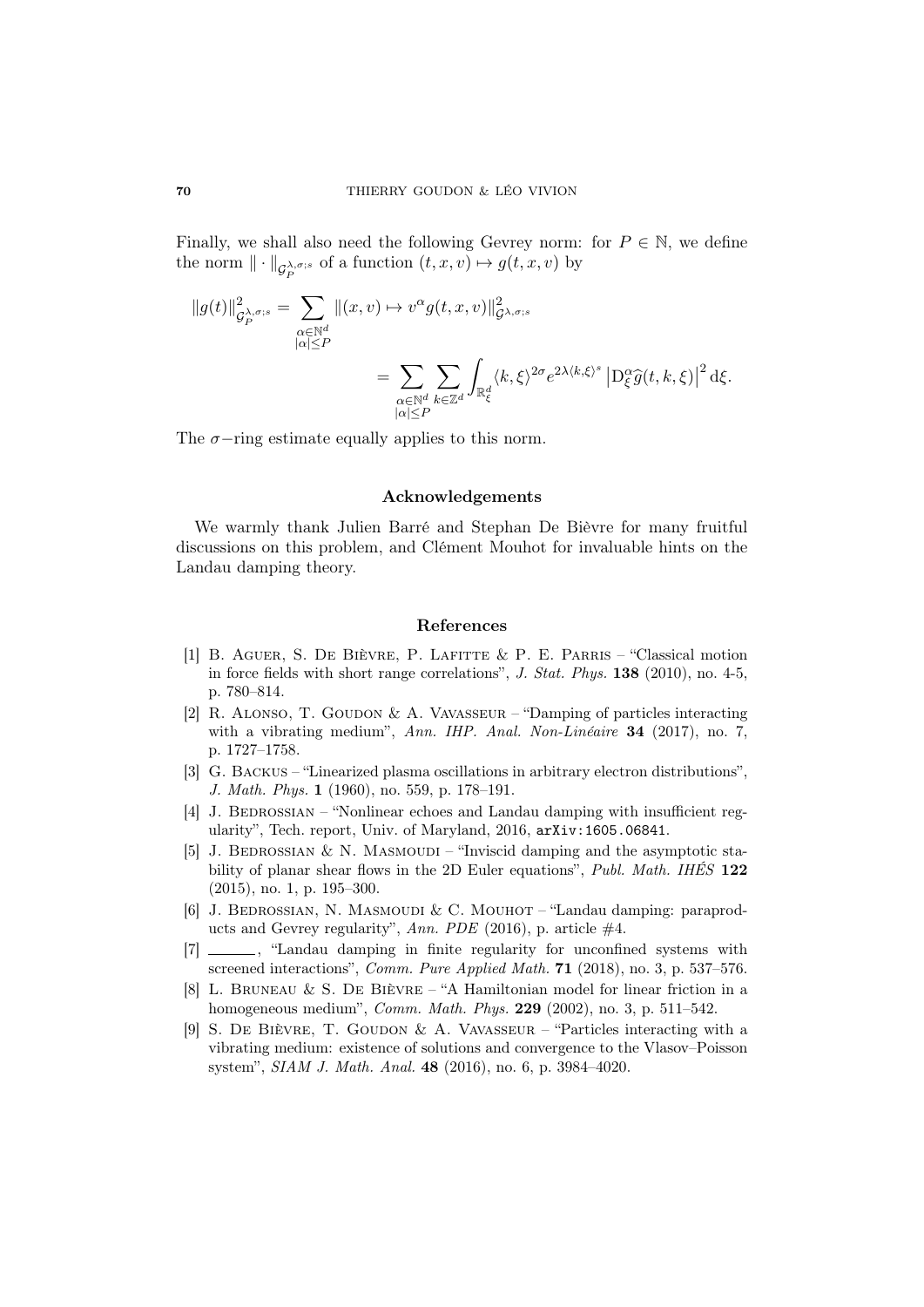Finally, we shall also need the following Gevrey norm: for $P \in \mathbb{N}$, we define the norm $\| \cdot \|_{\mathcal{G}_P^{\lambda,\sigma;s}}$ of a function $(t,x,v) \mapsto g(t,x,v)$ by

$$\|g(t)\|^2_{\mathcal{G}_P^{\lambda,\sigma;s}} = \sum_{\substack{\alpha \in \mathbb{N}^d \\ |\alpha| \leq P}} \|(x,v) \mapsto v^\alpha g(t,x,v)\|^2_{\mathcal{G}^{\lambda,\sigma;s}}$$

$$= \sum_{\substack{\alpha \in \mathbb{N}^d \\ |\alpha| \leq P}} \sum_{k \in \mathbb{Z}^d} \int_{\mathbb{R}^d_\xi} \langle k, \xi \rangle^{2\sigma} e^{2\lambda \langle k, \xi \rangle^s} \left| \mathrm{D}^\alpha_\xi \widehat{g}(t,k,\xi) \right|^2 \mathrm{d}\xi.$$

The $\sigma$−ring estimate equally applies to this norm.

## Acknowledgements

We warmly thank Julien Barré and Stephan De Bièvre for many fruitful discussions on this problem, and Clément Mouhot for invaluable hints on the Landau damping theory.

## References

[1] B. Aguer, S. De Bièvre, P. Lafitte & P. E. Parris – "Classical motion in force fields with short range correlations", *J. Stat. Phys.* **138** (2010), no. 4-5, p. 780–814.

[2] R. Alonso, T. Goudon & A. Vavasseur – "Damping of particles interacting with a vibrating medium", *Ann. IHP. Anal. Non-Linéaire* **34** (2017), no. 7, p. 1727–1758.

[3] G. Backus – "Linearized plasma oscillations in arbitrary electron distributions", *J. Math. Phys.* **1** (1960), no. 559, p. 178–191.

[4] J. Bedrossian – "Nonlinear echoes and Landau damping with insufficient regularity", Tech. report, Univ. of Maryland, 2016, `arXiv:1605.06841`.

[5] J. Bedrossian & N. Masmoudi – "Inviscid damping and the asymptotic stability of planar shear flows in the 2D Euler equations", *Publ. Math. IHÉS* **122** (2015), no. 1, p. 195–300.

[6] J. Bedrossian, N. Masmoudi & C. Mouhot – "Landau damping: paraproducts and Gevrey regularity", *Ann. PDE* (2016), p. article #4.

[7] ______, "Landau damping in finite regularity for unconfined systems with screened interactions", *Comm. Pure Applied Math.* **71** (2018), no. 3, p. 537–576.

[8] L. Bruneau & S. De Bièvre – "A Hamiltonian model for linear friction in a homogeneous medium", *Comm. Math. Phys.* **229** (2002), no. 3, p. 511–542.

[9] S. De Bièvre, T. Goudon & A. Vavasseur – "Particles interacting with a vibrating medium: existence of solutions and convergence to the Vlasov–Poisson system", *SIAM J. Math. Anal.* **48** (2016), no. 6, p. 3984–4020.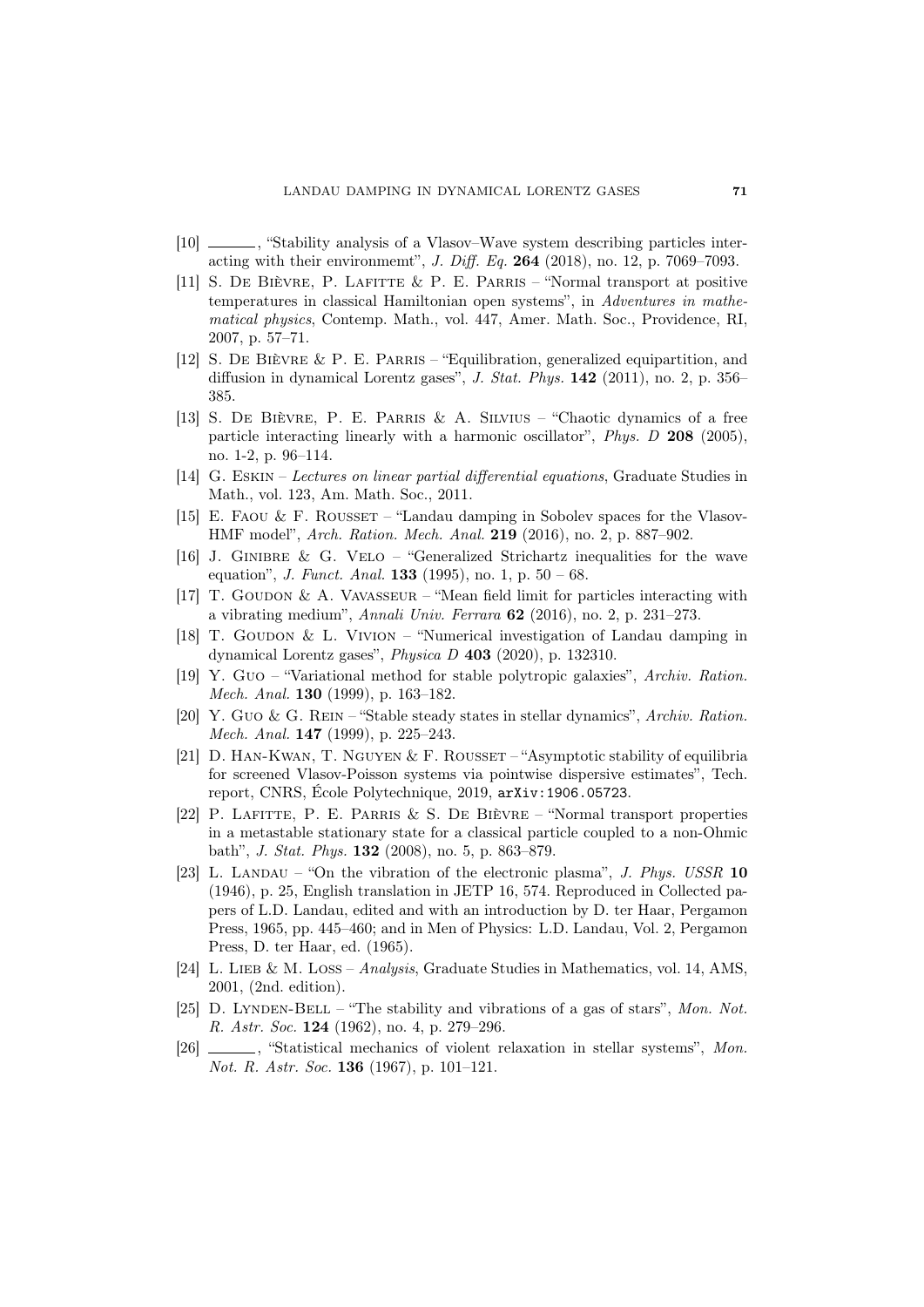[10] ———, "Stability analysis of a Vlasov–Wave system describing particles interacting with their environmemt", *J. Diff. Eq.* **264** (2018), no. 12, p. 7069–7093.

[11] S. De Bièvre, P. Lafitte & P. E. Parris – "Normal transport at positive temperatures in classical Hamiltonian open systems", in *Adventures in mathematical physics*, Contemp. Math., vol. 447, Amer. Math. Soc., Providence, RI, 2007, p. 57–71.

[12] S. De Bièvre & P. E. Parris – "Equilibration, generalized equipartition, and diffusion in dynamical Lorentz gases", *J. Stat. Phys.* **142** (2011), no. 2, p. 356–385.

[13] S. De Bièvre, P. E. Parris & A. Silvius – "Chaotic dynamics of a free particle interacting linearly with a harmonic oscillator", *Phys. D* **208** (2005), no. 1-2, p. 96–114.

[14] G. Eskin – *Lectures on linear partial differential equations*, Graduate Studies in Math., vol. 123, Am. Math. Soc., 2011.

[15] E. Faou & F. Rousset – "Landau damping in Sobolev spaces for the Vlasov-HMF model", *Arch. Ration. Mech. Anal.* **219** (2016), no. 2, p. 887–902.

[16] J. Ginibre & G. Velo – "Generalized Strichartz inequalities for the wave equation", *J. Funct. Anal.* **133** (1995), no. 1, p. 50 – 68.

[17] T. Goudon & A. Vavasseur – "Mean field limit for particles interacting with a vibrating medium", *Annali Univ. Ferrara* **62** (2016), no. 2, p. 231–273.

[18] T. Goudon & L. Vivion – "Numerical investigation of Landau damping in dynamical Lorentz gases", *Physica D* **403** (2020), p. 132310.

[19] Y. Guo – "Variational method for stable polytropic galaxies", *Archiv. Ration. Mech. Anal.* **130** (1999), p. 163–182.

[20] Y. Guo & G. Rein – "Stable steady states in stellar dynamics", *Archiv. Ration. Mech. Anal.* **147** (1999), p. 225–243.

[21] D. Han-Kwan, T. Nguyen & F. Rousset – "Asymptotic stability of equilibria for screened Vlasov-Poisson systems via pointwise dispersive estimates", Tech. report, CNRS, École Polytechnique, 2019, arXiv:1906.05723.

[22] P. Lafitte, P. E. Parris & S. De Bièvre – "Normal transport properties in a metastable stationary state for a classical particle coupled to a non-Ohmic bath", *J. Stat. Phys.* **132** (2008), no. 5, p. 863–879.

[23] L. Landau – "On the vibration of the electronic plasma", *J. Phys. USSR* **10** (1946), p. 25, English translation in JETP 16, 574. Reproduced in Collected papers of L.D. Landau, edited and with an introduction by D. ter Haar, Pergamon Press, 1965, pp. 445–460; and in Men of Physics: L.D. Landau, Vol. 2, Pergamon Press, D. ter Haar, ed. (1965).

[24] L. Lieb & M. Loss – *Analysis*, Graduate Studies in Mathematics, vol. 14, AMS, 2001, (2nd. edition).

[25] D. Lynden-Bell – "The stability and vibrations of a gas of stars", *Mon. Not. R. Astr. Soc.* **124** (1962), no. 4, p. 279–296.

[26] ———, "Statistical mechanics of violent relaxation in stellar systems", *Mon. Not. R. Astr. Soc.* **136** (1967), p. 101–121.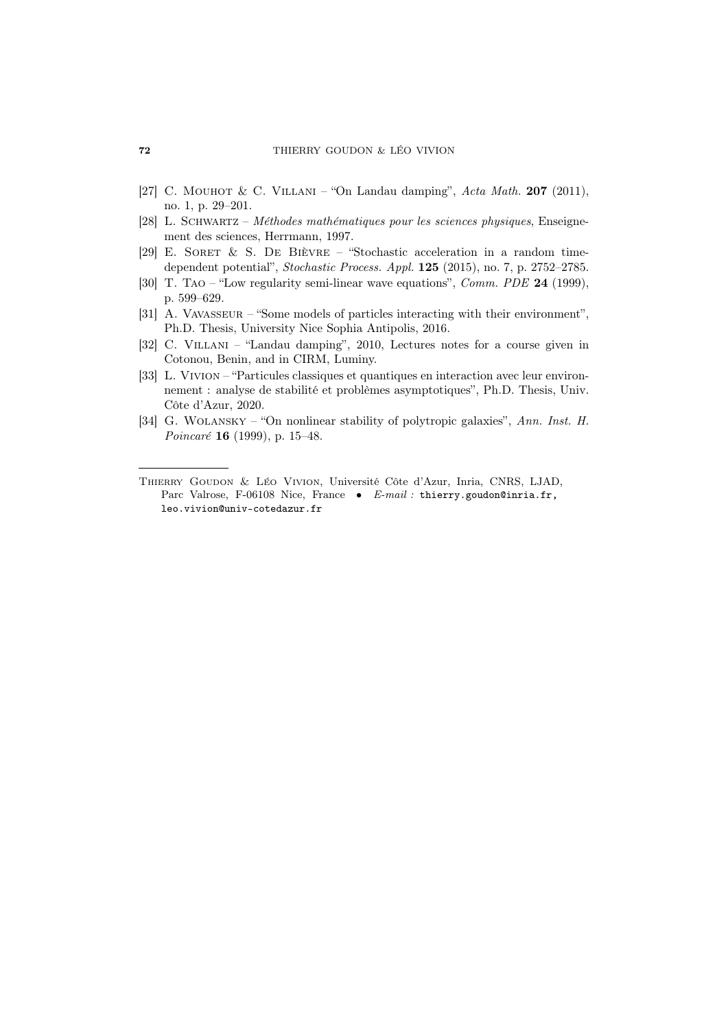[27] C. Mouhot & C. Villani – “On Landau damping”, *Acta Math.* **207** (2011), no. 1, p. 29–201.

[28] L. Schwartz – *Méthodes mathématiques pour les sciences physiques*, Enseignement des sciences, Herrmann, 1997.

[29] E. Soret & S. De Bièvre – “Stochastic acceleration in a random time-dependent potential”, *Stochastic Process. Appl.* **125** (2015), no. 7, p. 2752–2785.

[30] T. Tao – “Low regularity semi-linear wave equations”, *Comm. PDE* **24** (1999), p. 599–629.

[31] A. Vavasseur – “Some models of particles interacting with their environment”, Ph.D. Thesis, University Nice Sophia Antipolis, 2016.

[32] C. Villani – “Landau damping”, 2010, Lectures notes for a course given in Cotonou, Benin, and in CIRM, Luminy.

[33] L. Vivion – “Particules classiques et quantiques en interaction avec leur environnement : analyse de stabilité et problèmes asymptotiques”, Ph.D. Thesis, Univ. Côte d'Azur, 2020.

[34] G. Wolansky – “On nonlinear stability of polytropic galaxies”, *Ann. Inst. H. Poincaré* **16** (1999), p. 15–48.

---

Thierry Goudon & Léo Vivion, Université Côte d'Azur, Inria, CNRS, LJAD, Parc Valrose, F-06108 Nice, France • *E-mail :* thierry.goudon@inria.fr, leo.vivion@univ-cotedazur.fr